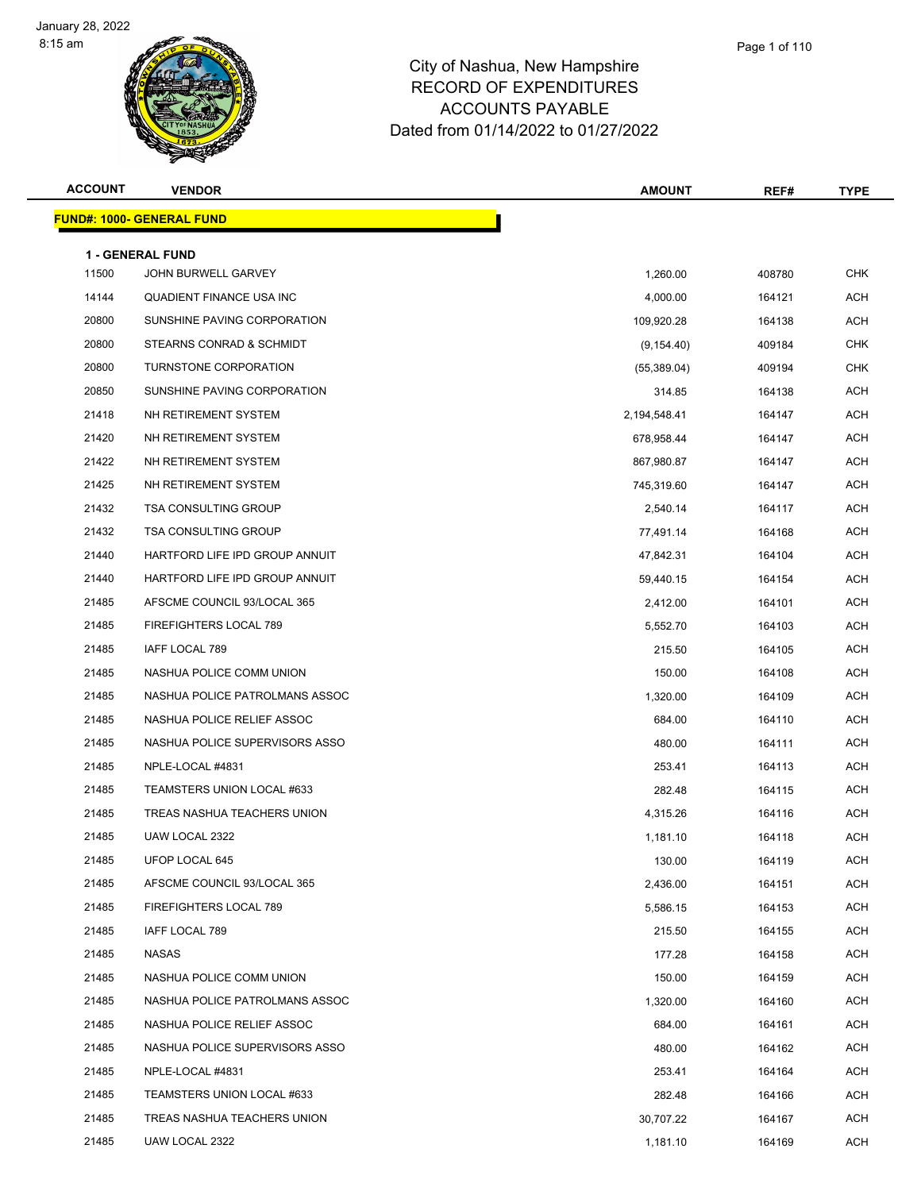# City of Nashua, New Hampshire
## RECORD OF EXPENDITURES
## ACCOUNTS PAYABLE
### Dated from 01/14/2022 to 01/27/2022

| ACCOUNT | VENDOR | AMOUNT | REF# | TYPE |
|---|---|---|---|---|
| **FUND#: 1000- GENERAL FUND** | | | | |
| **1 - GENERAL FUND** | | | | |
| 11500 | JOHN BURWELL GARVEY | 1,260.00 | 408780 | CHK |
| 14144 | QUADIENT FINANCE USA INC | 4,000.00 | 164121 | ACH |
| 20800 | SUNSHINE PAVING CORPORATION | 109,920.28 | 164138 | ACH |
| 20800 | STEARNS CONRAD & SCHMIDT | (9,154.40) | 409184 | CHK |
| 20800 | TURNSTONE CORPORATION | (55,389.04) | 409194 | CHK |
| 20850 | SUNSHINE PAVING CORPORATION | 314.85 | 164138 | ACH |
| 21418 | NH RETIREMENT SYSTEM | 2,194,548.41 | 164147 | ACH |
| 21420 | NH RETIREMENT SYSTEM | 678,958.44 | 164147 | ACH |
| 21422 | NH RETIREMENT SYSTEM | 867,980.87 | 164147 | ACH |
| 21425 | NH RETIREMENT SYSTEM | 745,319.60 | 164147 | ACH |
| 21432 | TSA CONSULTING GROUP | 2,540.14 | 164117 | ACH |
| 21432 | TSA CONSULTING GROUP | 77,491.14 | 164168 | ACH |
| 21440 | HARTFORD LIFE IPD GROUP ANNUIT | 47,842.31 | 164104 | ACH |
| 21440 | HARTFORD LIFE IPD GROUP ANNUIT | 59,440.15 | 164154 | ACH |
| 21485 | AFSCME COUNCIL 93/LOCAL 365 | 2,412.00 | 164101 | ACH |
| 21485 | FIREFIGHTERS LOCAL 789 | 5,552.70 | 164103 | ACH |
| 21485 | IAFF LOCAL 789 | 215.50 | 164105 | ACH |
| 21485 | NASHUA POLICE COMM UNION | 150.00 | 164108 | ACH |
| 21485 | NASHUA POLICE PATROLMANS ASSOC | 1,320.00 | 164109 | ACH |
| 21485 | NASHUA POLICE RELIEF ASSOC | 684.00 | 164110 | ACH |
| 21485 | NASHUA POLICE SUPERVISORS ASSO | 480.00 | 164111 | ACH |
| 21485 | NPLE-LOCAL #4831 | 253.41 | 164113 | ACH |
| 21485 | TEAMSTERS UNION LOCAL #633 | 282.48 | 164115 | ACH |
| 21485 | TREAS NASHUA TEACHERS UNION | 4,315.26 | 164116 | ACH |
| 21485 | UAW LOCAL 2322 | 1,181.10 | 164118 | ACH |
| 21485 | UFOP LOCAL 645 | 130.00 | 164119 | ACH |
| 21485 | AFSCME COUNCIL 93/LOCAL 365 | 2,436.00 | 164151 | ACH |
| 21485 | FIREFIGHTERS LOCAL 789 | 5,586.15 | 164153 | ACH |
| 21485 | IAFF LOCAL 789 | 215.50 | 164155 | ACH |
| 21485 | NASAS | 177.28 | 164158 | ACH |
| 21485 | NASHUA POLICE COMM UNION | 150.00 | 164159 | ACH |
| 21485 | NASHUA POLICE PATROLMANS ASSOC | 1,320.00 | 164160 | ACH |
| 21485 | NASHUA POLICE RELIEF ASSOC | 684.00 | 164161 | ACH |
| 21485 | NASHUA POLICE SUPERVISORS ASSO | 480.00 | 164162 | ACH |
| 21485 | NPLE-LOCAL #4831 | 253.41 | 164164 | ACH |
| 21485 | TEAMSTERS UNION LOCAL #633 | 282.48 | 164166 | ACH |
| 21485 | TREAS NASHUA TEACHERS UNION | 30,707.22 | 164167 | ACH |
| 21485 | UAW LOCAL 2322 | 1,181.10 | 164169 | ACH |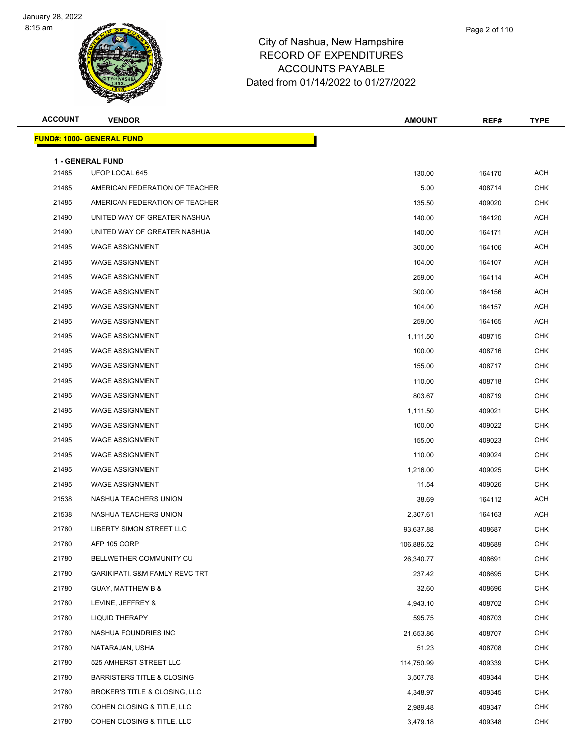# City of Nashua, New Hampshire
## RECORD OF EXPENDITURES
## ACCOUNTS PAYABLE
## Dated from 01/14/2022 to 01/27/2022

| ACCOUNT | VENDOR | AMOUNT | REF# | TYPE |
|---|---|---|---|---|
| **FUND#: 1000- GENERAL FUND** | | | | |
| **1 - GENERAL FUND** | | | | |
| 21485 | UFOP LOCAL 645 | 130.00 | 164170 | ACH |
| 21485 | AMERICAN FEDERATION OF TEACHER | 5.00 | 408714 | CHK |
| 21485 | AMERICAN FEDERATION OF TEACHER | 135.50 | 409020 | CHK |
| 21490 | UNITED WAY OF GREATER NASHUA | 140.00 | 164120 | ACH |
| 21490 | UNITED WAY OF GREATER NASHUA | 140.00 | 164171 | ACH |
| 21495 | WAGE ASSIGNMENT | 300.00 | 164106 | ACH |
| 21495 | WAGE ASSIGNMENT | 104.00 | 164107 | ACH |
| 21495 | WAGE ASSIGNMENT | 259.00 | 164114 | ACH |
| 21495 | WAGE ASSIGNMENT | 300.00 | 164156 | ACH |
| 21495 | WAGE ASSIGNMENT | 104.00 | 164157 | ACH |
| 21495 | WAGE ASSIGNMENT | 259.00 | 164165 | ACH |
| 21495 | WAGE ASSIGNMENT | 1,111.50 | 408715 | CHK |
| 21495 | WAGE ASSIGNMENT | 100.00 | 408716 | CHK |
| 21495 | WAGE ASSIGNMENT | 155.00 | 408717 | CHK |
| 21495 | WAGE ASSIGNMENT | 110.00 | 408718 | CHK |
| 21495 | WAGE ASSIGNMENT | 803.67 | 408719 | CHK |
| 21495 | WAGE ASSIGNMENT | 1,111.50 | 409021 | CHK |
| 21495 | WAGE ASSIGNMENT | 100.00 | 409022 | CHK |
| 21495 | WAGE ASSIGNMENT | 155.00 | 409023 | CHK |
| 21495 | WAGE ASSIGNMENT | 110.00 | 409024 | CHK |
| 21495 | WAGE ASSIGNMENT | 1,216.00 | 409025 | CHK |
| 21495 | WAGE ASSIGNMENT | 11.54 | 409026 | CHK |
| 21538 | NASHUA TEACHERS UNION | 38.69 | 164112 | ACH |
| 21538 | NASHUA TEACHERS UNION | 2,307.61 | 164163 | ACH |
| 21780 | LIBERTY SIMON STREET LLC | 93,637.88 | 408687 | CHK |
| 21780 | AFP 105 CORP | 106,886.52 | 408689 | CHK |
| 21780 | BELLWETHER COMMUNITY CU | 26,340.77 | 408691 | CHK |
| 21780 | GARIKIPATI, S&M FAMLY REVC TRT | 237.42 | 408695 | CHK |
| 21780 | GUAY, MATTHEW B & | 32.60 | 408696 | CHK |
| 21780 | LEVINE, JEFFREY & | 4,943.10 | 408702 | CHK |
| 21780 | LIQUID THERAPY | 595.75 | 408703 | CHK |
| 21780 | NASHUA FOUNDRIES INC | 21,653.86 | 408707 | CHK |
| 21780 | NATARAJAN, USHA | 51.23 | 408708 | CHK |
| 21780 | 525 AMHERST STREET LLC | 114,750.99 | 409339 | CHK |
| 21780 | BARRISTERS TITLE & CLOSING | 3,507.78 | 409344 | CHK |
| 21780 | BROKER'S TITLE & CLOSING, LLC | 4,348.97 | 409345 | CHK |
| 21780 | COHEN CLOSING & TITLE, LLC | 2,989.48 | 409347 | CHK |
| 21780 | COHEN CLOSING & TITLE, LLC | 3,479.18 | 409348 | CHK |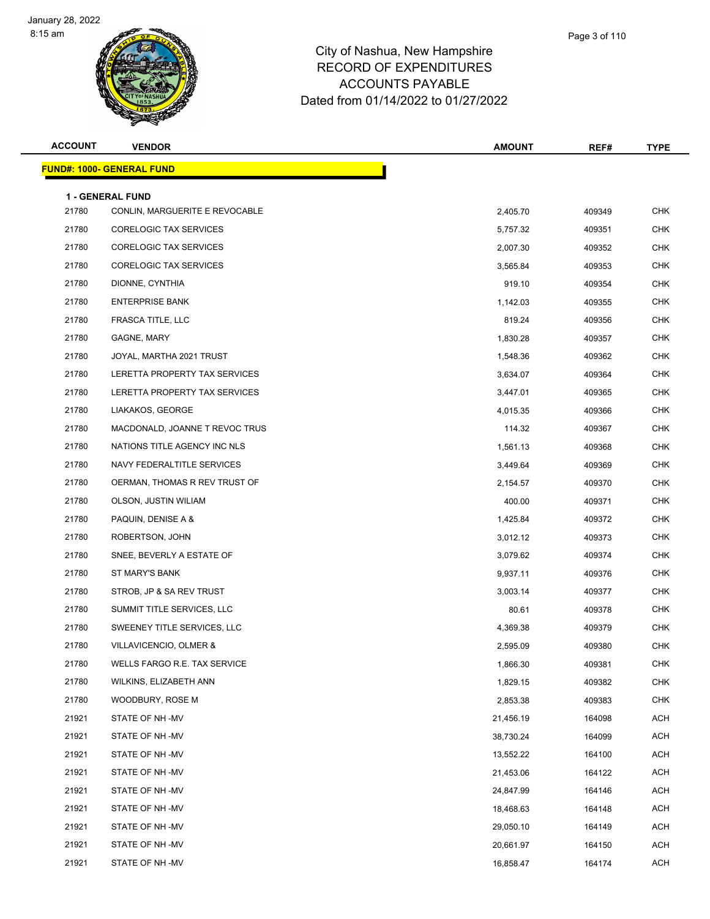# City of Nashua, New Hampshire
## RECORD OF EXPENDITURES
## ACCOUNTS PAYABLE
## Dated from 01/14/2022 to 01/27/2022

January 28, 2022
8:15 am

| ACCOUNT | VENDOR | AMOUNT | REF# | TYPE |
|---|---|---|---|---|
| **FUND#: 1000- GENERAL FUND** | | | | |
| **1 - GENERAL FUND** | | | | |
| 21780 | CONLIN, MARGUERITE E REVOCABLE | 2,405.70 | 409349 | CHK |
| 21780 | CORELOGIC TAX SERVICES | 5,757.32 | 409351 | CHK |
| 21780 | CORELOGIC TAX SERVICES | 2,007.30 | 409352 | CHK |
| 21780 | CORELOGIC TAX SERVICES | 3,565.84 | 409353 | CHK |
| 21780 | DIONNE, CYNTHIA | 919.10 | 409354 | CHK |
| 21780 | ENTERPRISE BANK | 1,142.03 | 409355 | CHK |
| 21780 | FRASCA TITLE, LLC | 819.24 | 409356 | CHK |
| 21780 | GAGNE, MARY | 1,830.28 | 409357 | CHK |
| 21780 | JOYAL, MARTHA 2021 TRUST | 1,548.36 | 409362 | CHK |
| 21780 | LERETTA PROPERTY TAX SERVICES | 3,634.07 | 409364 | CHK |
| 21780 | LERETTA PROPERTY TAX SERVICES | 3,447.01 | 409365 | CHK |
| 21780 | LIAKAKOS, GEORGE | 4,015.35 | 409366 | CHK |
| 21780 | MACDONALD, JOANNE T REVOC TRUS | 114.32 | 409367 | CHK |
| 21780 | NATIONS TITLE AGENCY INC NLS | 1,561.13 | 409368 | CHK |
| 21780 | NAVY FEDERALTITLE SERVICES | 3,449.64 | 409369 | CHK |
| 21780 | OERMAN, THOMAS R REV TRUST OF | 2,154.57 | 409370 | CHK |
| 21780 | OLSON, JUSTIN WILIAM | 400.00 | 409371 | CHK |
| 21780 | PAQUIN, DENISE A & | 1,425.84 | 409372 | CHK |
| 21780 | ROBERTSON, JOHN | 3,012.12 | 409373 | CHK |
| 21780 | SNEE, BEVERLY A ESTATE OF | 3,079.62 | 409374 | CHK |
| 21780 | ST MARY'S BANK | 9,937.11 | 409376 | CHK |
| 21780 | STROB, JP & SA REV TRUST | 3,003.14 | 409377 | CHK |
| 21780 | SUMMIT TITLE SERVICES, LLC | 80.61 | 409378 | CHK |
| 21780 | SWEENEY TITLE SERVICES, LLC | 4,369.38 | 409379 | CHK |
| 21780 | VILLAVICENCIO, OLMER & | 2,595.09 | 409380 | CHK |
| 21780 | WELLS FARGO R.E. TAX SERVICE | 1,866.30 | 409381 | CHK |
| 21780 | WILKINS, ELIZABETH ANN | 1,829.15 | 409382 | CHK |
| 21780 | WOODBURY, ROSE M | 2,853.38 | 409383 | CHK |
| 21921 | STATE OF NH -MV | 21,456.19 | 164098 | ACH |
| 21921 | STATE OF NH -MV | 38,730.24 | 164099 | ACH |
| 21921 | STATE OF NH -MV | 13,552.22 | 164100 | ACH |
| 21921 | STATE OF NH -MV | 21,453.06 | 164122 | ACH |
| 21921 | STATE OF NH -MV | 24,847.99 | 164146 | ACH |
| 21921 | STATE OF NH -MV | 18,468.63 | 164148 | ACH |
| 21921 | STATE OF NH -MV | 29,050.10 | 164149 | ACH |
| 21921 | STATE OF NH -MV | 20,661.97 | 164150 | ACH |
| 21921 | STATE OF NH -MV | 16,858.47 | 164174 | ACH |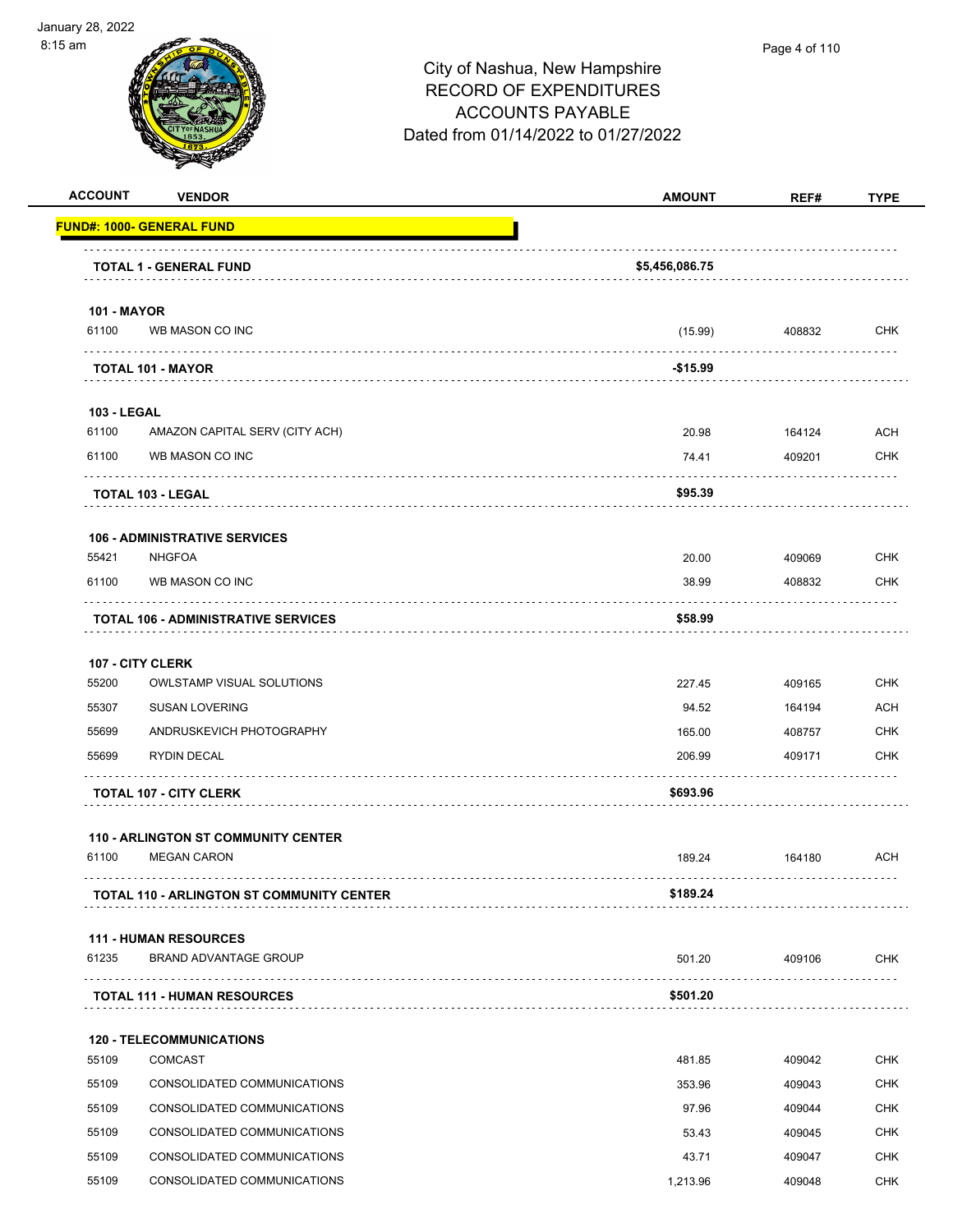# City of Nashua, New Hampshire
## RECORD OF EXPENDITURES
## ACCOUNTS PAYABLE
### Dated from 01/14/2022 to 01/27/2022

| ACCOUNT | VENDOR | AMOUNT | REF# | TYPE |
|---|---|---|---|---|
| **FUND#: 1000- GENERAL FUND** | | | | |
| | **TOTAL 1 - GENERAL FUND** | **$5,456,086.75** | | |
| **101 - MAYOR** | | | | |
| 61100 | WB MASON CO INC | (15.99) | 408832 | CHK |
| | **TOTAL 101 - MAYOR** | **-$15.99** | | |
| **103 - LEGAL** | | | | |
| 61100 | AMAZON CAPITAL SERV (CITY ACH) | 20.98 | 164124 | ACH |
| 61100 | WB MASON CO INC | 74.41 | 409201 | CHK |
| | **TOTAL 103 - LEGAL** | **$95.39** | | |
| **106 - ADMINISTRATIVE SERVICES** | | | | |
| 55421 | NHGFOA | 20.00 | 409069 | CHK |
| 61100 | WB MASON CO INC | 38.99 | 408832 | CHK |
| | **TOTAL 106 - ADMINISTRATIVE SERVICES** | **$58.99** | | |
| **107 - CITY CLERK** | | | | |
| 55200 | OWLSTAMP VISUAL SOLUTIONS | 227.45 | 409165 | CHK |
| 55307 | SUSAN LOVERING | 94.52 | 164194 | ACH |
| 55699 | ANDRUSKEVICH PHOTOGRAPHY | 165.00 | 408757 | CHK |
| 55699 | RYDIN DECAL | 206.99 | 409171 | CHK |
| | **TOTAL 107 - CITY CLERK** | **$693.96** | | |
| **110 - ARLINGTON ST COMMUNITY CENTER** | | | | |
| 61100 | MEGAN CARON | 189.24 | 164180 | ACH |
| | **TOTAL 110 - ARLINGTON ST COMMUNITY CENTER** | **$189.24** | | |
| **111 - HUMAN RESOURCES** | | | | |
| 61235 | BRAND ADVANTAGE GROUP | 501.20 | 409106 | CHK |
| | **TOTAL 111 - HUMAN RESOURCES** | **$501.20** | | |
| **120 - TELECOMMUNICATIONS** | | | | |
| 55109 | COMCAST | 481.85 | 409042 | CHK |
| 55109 | CONSOLIDATED COMMUNICATIONS | 353.96 | 409043 | CHK |
| 55109 | CONSOLIDATED COMMUNICATIONS | 97.96 | 409044 | CHK |
| 55109 | CONSOLIDATED COMMUNICATIONS | 53.43 | 409045 | CHK |
| 55109 | CONSOLIDATED COMMUNICATIONS | 43.71 | 409047 | CHK |
| 55109 | CONSOLIDATED COMMUNICATIONS | 1,213.96 | 409048 | CHK |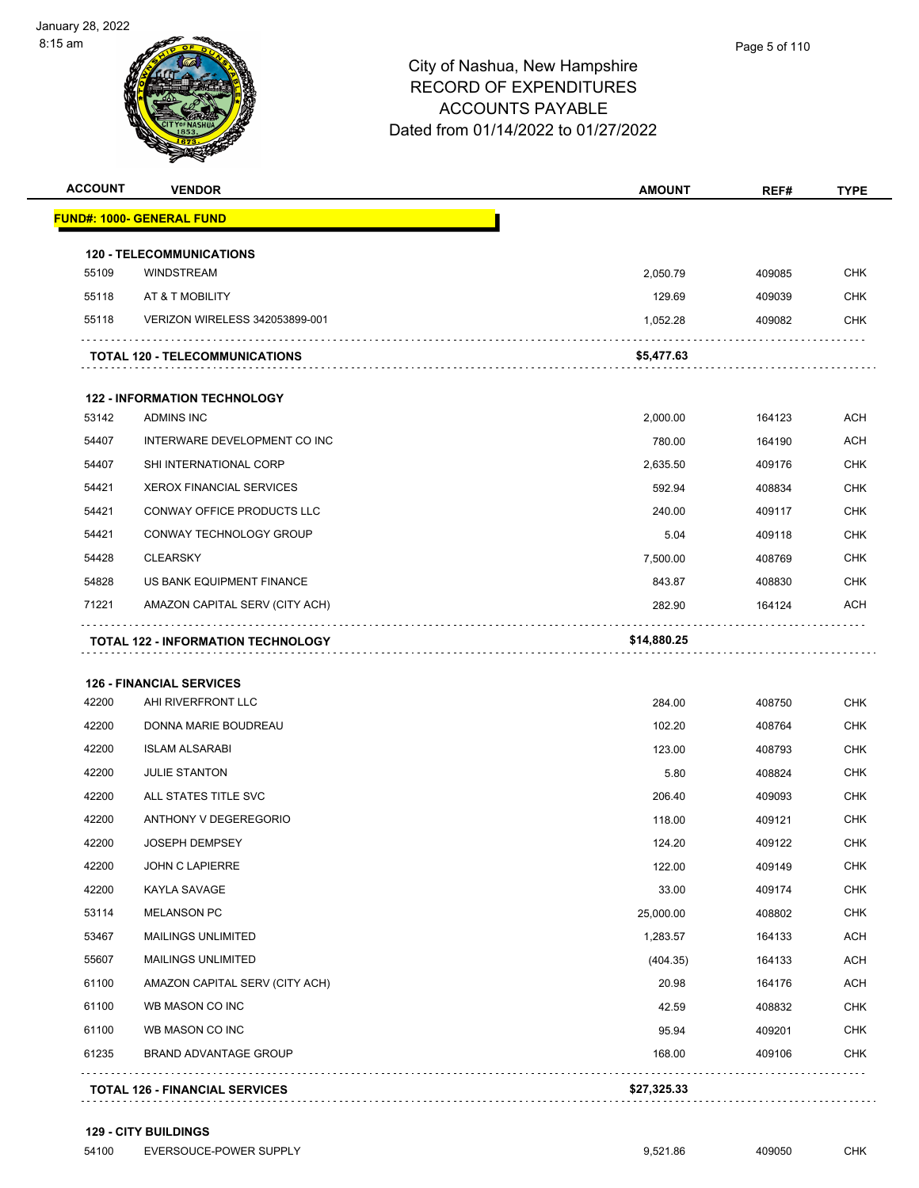# City of Nashua, New Hampshire
## RECORD OF EXPENDITURES
## ACCOUNTS PAYABLE
## Dated from 01/14/2022 to 01/27/2022

| ACCOUNT | VENDOR | AMOUNT | REF# | TYPE |
|---|---|---|---|---|
| **FUND#: 1000- GENERAL FUND** | | | | |
| **120 - TELECOMMUNICATIONS** | | | | |
| 55109 | WINDSTREAM | 2,050.79 | 409085 | CHK |
| 55118 | AT & T MOBILITY | 129.69 | 409039 | CHK |
| 55118 | VERIZON WIRELESS 342053899-001 | 1,052.28 | 409082 | CHK |
| | **TOTAL 120 - TELECOMMUNICATIONS** | **$5,477.63** | | |
| **122 - INFORMATION TECHNOLOGY** | | | | |
| 53142 | ADMINS INC | 2,000.00 | 164123 | ACH |
| 54407 | INTERWARE DEVELOPMENT CO INC | 780.00 | 164190 | ACH |
| 54407 | SHI INTERNATIONAL CORP | 2,635.50 | 409176 | CHK |
| 54421 | XEROX FINANCIAL SERVICES | 592.94 | 408834 | CHK |
| 54421 | CONWAY OFFICE PRODUCTS LLC | 240.00 | 409117 | CHK |
| 54421 | CONWAY TECHNOLOGY GROUP | 5.04 | 409118 | CHK |
| 54428 | CLEARSKY | 7,500.00 | 408769 | CHK |
| 54828 | US BANK EQUIPMENT FINANCE | 843.87 | 408830 | CHK |
| 71221 | AMAZON CAPITAL SERV (CITY ACH) | 282.90 | 164124 | ACH |
| | **TOTAL 122 - INFORMATION TECHNOLOGY** | **$14,880.25** | | |
| **126 - FINANCIAL SERVICES** | | | | |
| 42200 | AHI RIVERFRONT LLC | 284.00 | 408750 | CHK |
| 42200 | DONNA MARIE BOUDREAU | 102.20 | 408764 | CHK |
| 42200 | ISLAM ALSARABI | 123.00 | 408793 | CHK |
| 42200 | JULIE STANTON | 5.80 | 408824 | CHK |
| 42200 | ALL STATES TITLE SVC | 206.40 | 409093 | CHK |
| 42200 | ANTHONY V DEGEREGORIO | 118.00 | 409121 | CHK |
| 42200 | JOSEPH DEMPSEY | 124.20 | 409122 | CHK |
| 42200 | JOHN C LAPIERRE | 122.00 | 409149 | CHK |
| 42200 | KAYLA SAVAGE | 33.00 | 409174 | CHK |
| 53114 | MELANSON PC | 25,000.00 | 408802 | CHK |
| 53467 | MAILINGS UNLIMITED | 1,283.57 | 164133 | ACH |
| 55607 | MAILINGS UNLIMITED | (404.35) | 164133 | ACH |
| 61100 | AMAZON CAPITAL SERV (CITY ACH) | 20.98 | 164176 | ACH |
| 61100 | WB MASON CO INC | 42.59 | 408832 | CHK |
| 61100 | WB MASON CO INC | 95.94 | 409201 | CHK |
| 61235 | BRAND ADVANTAGE GROUP | 168.00 | 409106 | CHK |
| | **TOTAL 126 - FINANCIAL SERVICES** | **$27,325.33** | | |
| **129 - CITY BUILDINGS** | | | | |
| 54100 | EVERSOUCE-POWER SUPPLY | 9,521.86 | 409050 | CHK |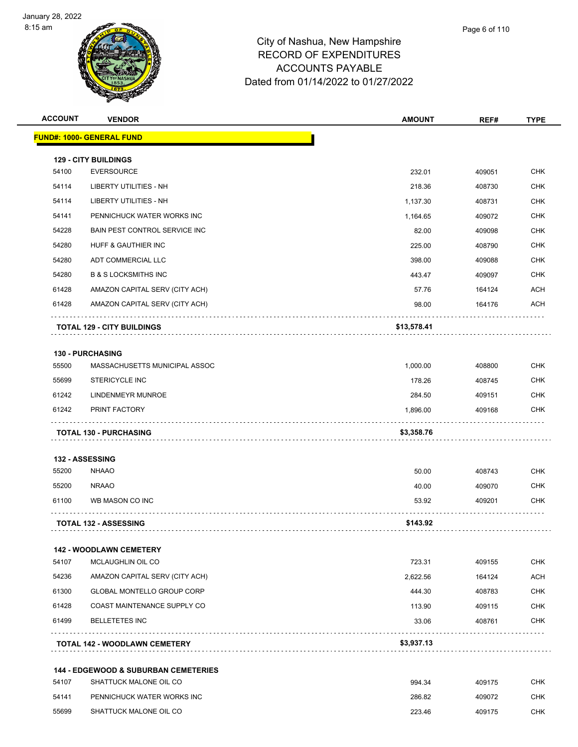# City of Nashua, New Hampshire
## RECORD OF EXPENDITURES
## ACCOUNTS PAYABLE
## Dated from 01/14/2022 to 01/27/2022

January 28, 2022
8:15 am

| ACCOUNT | VENDOR | AMOUNT | REF# | TYPE |
|---|---|---|---|---|
| **FUND#: 1000- GENERAL FUND** | | | | |
| **129 - CITY BUILDINGS** | | | | |
| 54100 | EVERSOURCE | 232.01 | 409051 | CHK |
| 54114 | LIBERTY UTILITIES - NH | 218.36 | 408730 | CHK |
| 54114 | LIBERTY UTILITIES - NH | 1,137.30 | 408731 | CHK |
| 54141 | PENNICHUCK WATER WORKS INC | 1,164.65 | 409072 | CHK |
| 54228 | BAIN PEST CONTROL SERVICE INC | 82.00 | 409098 | CHK |
| 54280 | HUFF & GAUTHIER INC | 225.00 | 408790 | CHK |
| 54280 | ADT COMMERCIAL LLC | 398.00 | 409088 | CHK |
| 54280 | B & S LOCKSMITHS INC | 443.47 | 409097 | CHK |
| 61428 | AMAZON CAPITAL SERV (CITY ACH) | 57.76 | 164124 | ACH |
| 61428 | AMAZON CAPITAL SERV (CITY ACH) | 98.00 | 164176 | ACH |
| | **TOTAL 129 - CITY BUILDINGS** | **$13,578.41** | | |
| **130 - PURCHASING** | | | | |
| 55500 | MASSACHUSETTS MUNICIPAL ASSOC | 1,000.00 | 408800 | CHK |
| 55699 | STERICYCLE INC | 178.26 | 408745 | CHK |
| 61242 | LINDENMEYR MUNROE | 284.50 | 409151 | CHK |
| 61242 | PRINT FACTORY | 1,896.00 | 409168 | CHK |
| | **TOTAL 130 - PURCHASING** | **$3,358.76** | | |
| **132 - ASSESSING** | | | | |
| 55200 | NHAAO | 50.00 | 408743 | CHK |
| 55200 | NRAAO | 40.00 | 409070 | CHK |
| 61100 | WB MASON CO INC | 53.92 | 409201 | CHK |
| | **TOTAL 132 - ASSESSING** | **$143.92** | | |
| **142 - WOODLAWN CEMETERY** | | | | |
| 54107 | MCLAUGHLIN OIL CO | 723.31 | 409155 | CHK |
| 54236 | AMAZON CAPITAL SERV (CITY ACH) | 2,622.56 | 164124 | ACH |
| 61300 | GLOBAL MONTELLO GROUP CORP | 444.30 | 408783 | CHK |
| 61428 | COAST MAINTENANCE SUPPLY CO | 113.90 | 409115 | CHK |
| 61499 | BELLETETES INC | 33.06 | 408761 | CHK |
| | **TOTAL 142 - WOODLAWN CEMETERY** | **$3,937.13** | | |
| **144 - EDGEWOOD & SUBURBAN CEMETERIES** | | | | |
| 54107 | SHATTUCK MALONE OIL CO | 994.34 | 409175 | CHK |
| 54141 | PENNICHUCK WATER WORKS INC | 286.82 | 409072 | CHK |
| 55699 | SHATTUCK MALONE OIL CO | 223.46 | 409175 | CHK |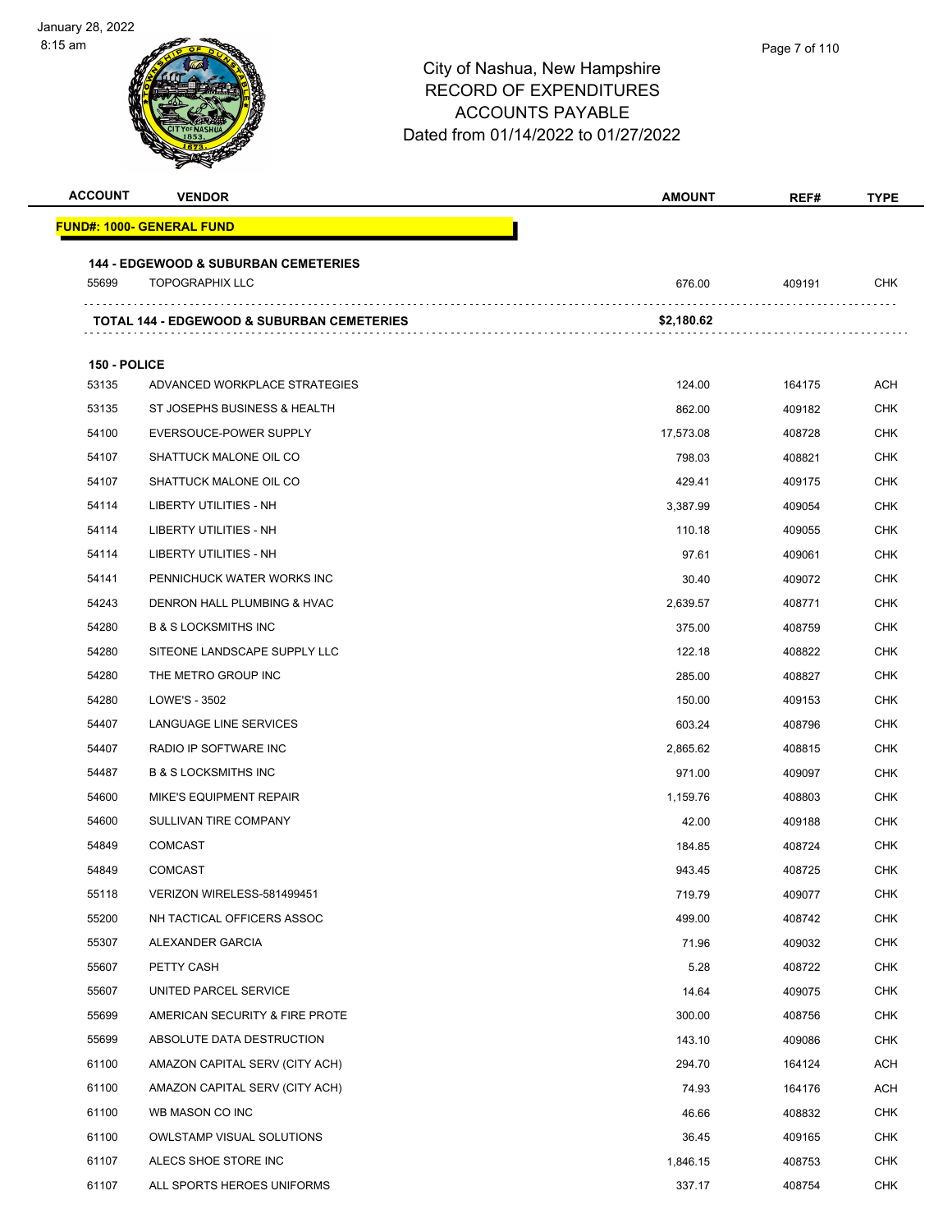# City of Nashua, New Hampshire
## RECORD OF EXPENDITURES
## ACCOUNTS PAYABLE
## Dated from 01/14/2022 to 01/27/2022

| ACCOUNT | VENDOR | AMOUNT | REF# | TYPE |
|---|---|---|---|---|
| **FUND#: 1000- GENERAL FUND** | | | | |
| **144 - EDGEWOOD & SUBURBAN CEMETERIES** | | | | |
| 55699 | TOPOGRAPHIX LLC | 676.00 | 409191 | CHK |
| **TOTAL 144 - EDGEWOOD & SUBURBAN CEMETERIES** | | **$2,180.62** | | |
| **150 - POLICE** | | | | |
| 53135 | ADVANCED WORKPLACE STRATEGIES | 124.00 | 164175 | ACH |
| 53135 | ST JOSEPHS BUSINESS & HEALTH | 862.00 | 409182 | CHK |
| 54100 | EVERSOUCE-POWER SUPPLY | 17,573.08 | 408728 | CHK |
| 54107 | SHATTUCK MALONE OIL CO | 798.03 | 408821 | CHK |
| 54107 | SHATTUCK MALONE OIL CO | 429.41 | 409175 | CHK |
| 54114 | LIBERTY UTILITIES - NH | 3,387.99 | 409054 | CHK |
| 54114 | LIBERTY UTILITIES - NH | 110.18 | 409055 | CHK |
| 54114 | LIBERTY UTILITIES - NH | 97.61 | 409061 | CHK |
| 54141 | PENNICHUCK WATER WORKS INC | 30.40 | 409072 | CHK |
| 54243 | DENRON HALL PLUMBING & HVAC | 2,639.57 | 408771 | CHK |
| 54280 | B & S LOCKSMITHS INC | 375.00 | 408759 | CHK |
| 54280 | SITEONE LANDSCAPE SUPPLY LLC | 122.18 | 408822 | CHK |
| 54280 | THE METRO GROUP INC | 285.00 | 408827 | CHK |
| 54280 | LOWE'S - 3502 | 150.00 | 409153 | CHK |
| 54407 | LANGUAGE LINE SERVICES | 603.24 | 408796 | CHK |
| 54407 | RADIO IP SOFTWARE INC | 2,865.62 | 408815 | CHK |
| 54487 | B & S LOCKSMITHS INC | 971.00 | 409097 | CHK |
| 54600 | MIKE'S EQUIPMENT REPAIR | 1,159.76 | 408803 | CHK |
| 54600 | SULLIVAN TIRE COMPANY | 42.00 | 409188 | CHK |
| 54849 | COMCAST | 184.85 | 408724 | CHK |
| 54849 | COMCAST | 943.45 | 408725 | CHK |
| 55118 | VERIZON WIRELESS-581499451 | 719.79 | 409077 | CHK |
| 55200 | NH TACTICAL OFFICERS ASSOC | 499.00 | 408742 | CHK |
| 55307 | ALEXANDER GARCIA | 71.96 | 409032 | CHK |
| 55607 | PETTY CASH | 5.28 | 408722 | CHK |
| 55607 | UNITED PARCEL SERVICE | 14.64 | 409075 | CHK |
| 55699 | AMERICAN SECURITY & FIRE PROTE | 300.00 | 408756 | CHK |
| 55699 | ABSOLUTE DATA DESTRUCTION | 143.10 | 409086 | CHK |
| 61100 | AMAZON CAPITAL SERV (CITY ACH) | 294.70 | 164124 | ACH |
| 61100 | AMAZON CAPITAL SERV (CITY ACH) | 74.93 | 164176 | ACH |
| 61100 | WB MASON CO INC | 46.66 | 408832 | CHK |
| 61100 | OWLSTAMP VISUAL SOLUTIONS | 36.45 | 409165 | CHK |
| 61107 | ALECS SHOE STORE INC | 1,846.15 | 408753 | CHK |
| 61107 | ALL SPORTS HEROES UNIFORMS | 337.17 | 408754 | CHK |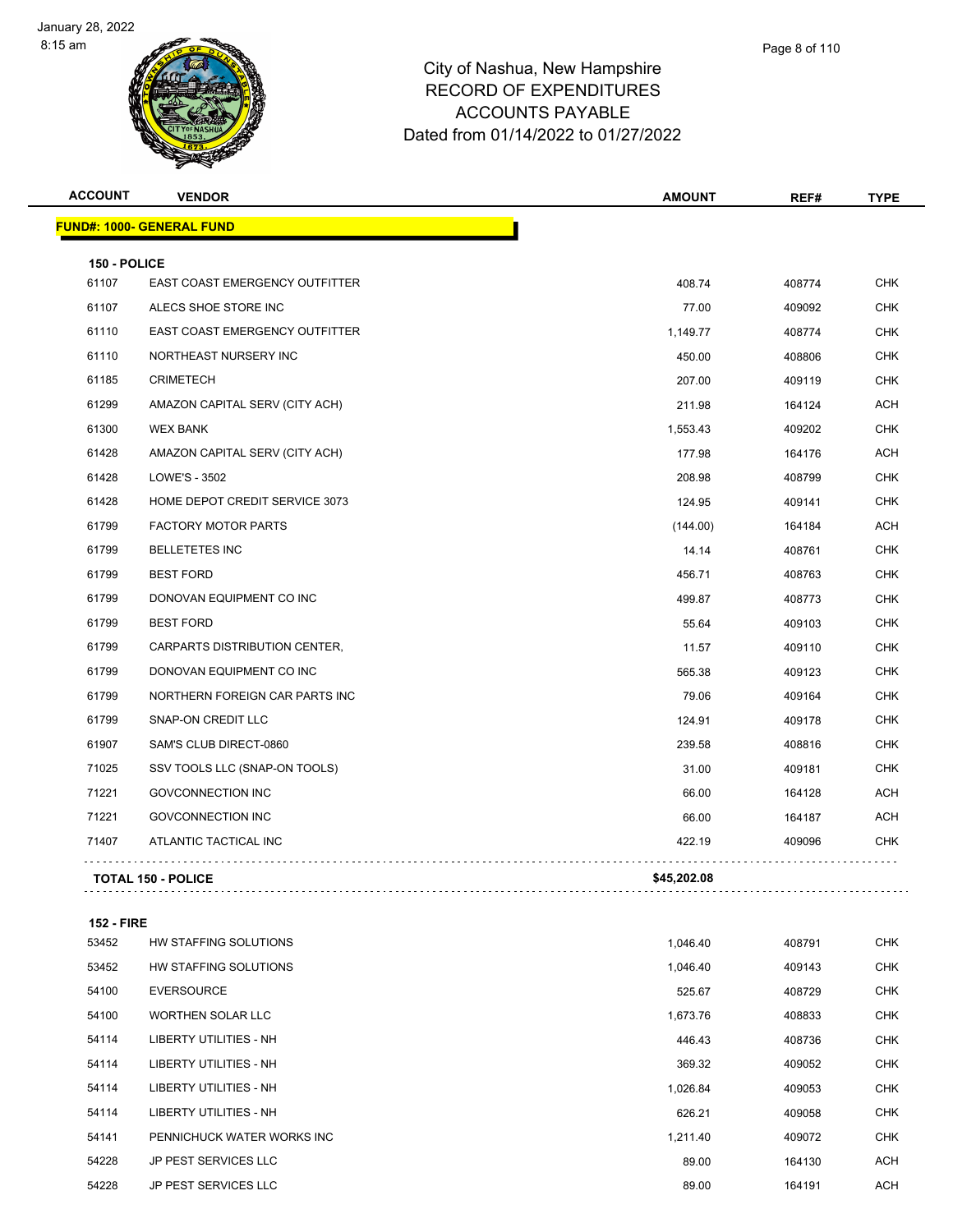# City of Nashua, New Hampshire
## RECORD OF EXPENDITURES
## ACCOUNTS PAYABLE
## Dated from 01/14/2022 to 01/27/2022

| ACCOUNT | VENDOR | AMOUNT | REF# | TYPE |
|---|---|---|---|---|
| **FUND#: 1000- GENERAL FUND** | | | | |
| **150 - POLICE** | | | | |
| 61107 | EAST COAST EMERGENCY OUTFITTER | 408.74 | 408774 | CHK |
| 61107 | ALECS SHOE STORE INC | 77.00 | 409092 | CHK |
| 61110 | EAST COAST EMERGENCY OUTFITTER | 1,149.77 | 408774 | CHK |
| 61110 | NORTHEAST NURSERY INC | 450.00 | 408806 | CHK |
| 61185 | CRIMETECH | 207.00 | 409119 | CHK |
| 61299 | AMAZON CAPITAL SERV (CITY ACH) | 211.98 | 164124 | ACH |
| 61300 | WEX BANK | 1,553.43 | 409202 | CHK |
| 61428 | AMAZON CAPITAL SERV (CITY ACH) | 177.98 | 164176 | ACH |
| 61428 | LOWE'S - 3502 | 208.98 | 408799 | CHK |
| 61428 | HOME DEPOT CREDIT SERVICE 3073 | 124.95 | 409141 | CHK |
| 61799 | FACTORY MOTOR PARTS | (144.00) | 164184 | ACH |
| 61799 | BELLETETES INC | 14.14 | 408761 | CHK |
| 61799 | BEST FORD | 456.71 | 408763 | CHK |
| 61799 | DONOVAN EQUIPMENT CO INC | 499.87 | 408773 | CHK |
| 61799 | BEST FORD | 55.64 | 409103 | CHK |
| 61799 | CARPARTS DISTRIBUTION CENTER, | 11.57 | 409110 | CHK |
| 61799 | DONOVAN EQUIPMENT CO INC | 565.38 | 409123 | CHK |
| 61799 | NORTHERN FOREIGN CAR PARTS INC | 79.06 | 409164 | CHK |
| 61799 | SNAP-ON CREDIT LLC | 124.91 | 409178 | CHK |
| 61907 | SAM'S CLUB DIRECT-0860 | 239.58 | 408816 | CHK |
| 71025 | SSV TOOLS LLC (SNAP-ON TOOLS) | 31.00 | 409181 | CHK |
| 71221 | GOVCONNECTION INC | 66.00 | 164128 | ACH |
| 71221 | GOVCONNECTION INC | 66.00 | 164187 | ACH |
| 71407 | ATLANTIC TACTICAL INC | 422.19 | 409096 | CHK |
| **TOTAL 150 - POLICE** | | **$45,202.08** | | |
| **152 - FIRE** | | | | |
| 53452 | HW STAFFING SOLUTIONS | 1,046.40 | 408791 | CHK |
| 53452 | HW STAFFING SOLUTIONS | 1,046.40 | 409143 | CHK |
| 54100 | EVERSOURCE | 525.67 | 408729 | CHK |
| 54100 | WORTHEN SOLAR LLC | 1,673.76 | 408833 | CHK |
| 54114 | LIBERTY UTILITIES - NH | 446.43 | 408736 | CHK |
| 54114 | LIBERTY UTILITIES - NH | 369.32 | 409052 | CHK |
| 54114 | LIBERTY UTILITIES - NH | 1,026.84 | 409053 | CHK |
| 54114 | LIBERTY UTILITIES - NH | 626.21 | 409058 | CHK |
| 54141 | PENNICHUCK WATER WORKS INC | 1,211.40 | 409072 | CHK |
| 54228 | JP PEST SERVICES LLC | 89.00 | 164130 | ACH |
| 54228 | JP PEST SERVICES LLC | 89.00 | 164191 | ACH |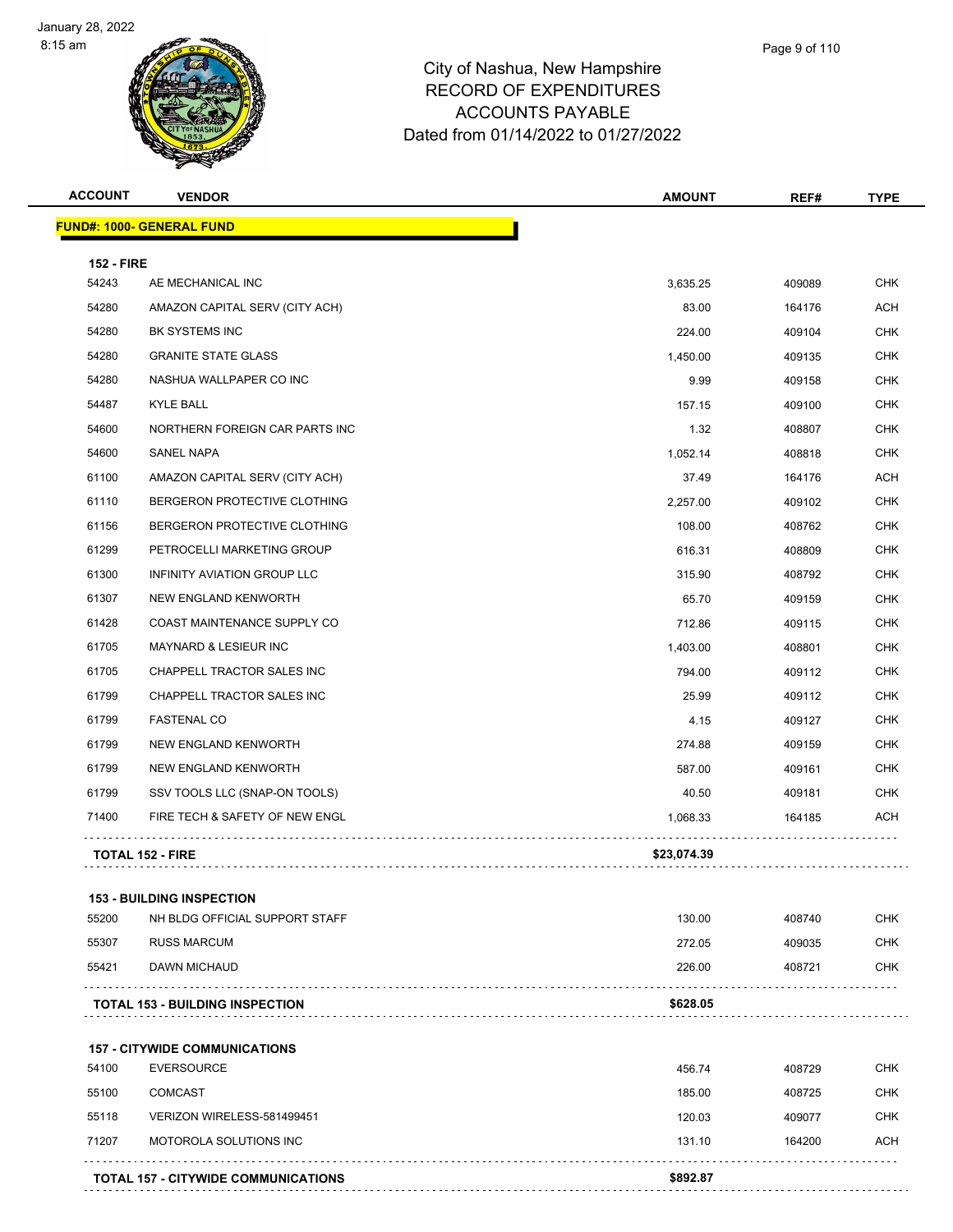# City of Nashua, New Hampshire
## RECORD OF EXPENDITURES
## ACCOUNTS PAYABLE
### Dated from 01/14/2022 to 01/27/2022

January 28, 2022
8:15 am

**FUND#: 1000- GENERAL FUND**

**152 - FIRE**

| ACCOUNT | VENDOR | AMOUNT | REF# | TYPE |
|---|---|---|---|---|
| 54243 | AE MECHANICAL INC | 3,635.25 | 409089 | CHK |
| 54280 | AMAZON CAPITAL SERV (CITY ACH) | 83.00 | 164176 | ACH |
| 54280 | BK SYSTEMS INC | 224.00 | 409104 | CHK |
| 54280 | GRANITE STATE GLASS | 1,450.00 | 409135 | CHK |
| 54280 | NASHUA WALLPAPER CO INC | 9.99 | 409158 | CHK |
| 54487 | KYLE BALL | 157.15 | 409100 | CHK |
| 54600 | NORTHERN FOREIGN CAR PARTS INC | 1.32 | 408807 | CHK |
| 54600 | SANEL NAPA | 1,052.14 | 408818 | CHK |
| 61100 | AMAZON CAPITAL SERV (CITY ACH) | 37.49 | 164176 | ACH |
| 61110 | BERGERON PROTECTIVE CLOTHING | 2,257.00 | 409102 | CHK |
| 61156 | BERGERON PROTECTIVE CLOTHING | 108.00 | 408762 | CHK |
| 61299 | PETROCELLI MARKETING GROUP | 616.31 | 408809 | CHK |
| 61300 | INFINITY AVIATION GROUP LLC | 315.90 | 408792 | CHK |
| 61307 | NEW ENGLAND KENWORTH | 65.70 | 409159 | CHK |
| 61428 | COAST MAINTENANCE SUPPLY CO | 712.86 | 409115 | CHK |
| 61705 | MAYNARD & LESIEUR INC | 1,403.00 | 408801 | CHK |
| 61705 | CHAPPELL TRACTOR SALES INC | 794.00 | 409112 | CHK |
| 61799 | CHAPPELL TRACTOR SALES INC | 25.99 | 409112 | CHK |
| 61799 | FASTENAL CO | 4.15 | 409127 | CHK |
| 61799 | NEW ENGLAND KENWORTH | 274.88 | 409159 | CHK |
| 61799 | NEW ENGLAND KENWORTH | 587.00 | 409161 | CHK |
| 61799 | SSV TOOLS LLC (SNAP-ON TOOLS) | 40.50 | 409181 | CHK |
| 71400 | FIRE TECH & SAFETY OF NEW ENGL | 1,068.33 | 164185 | ACH |
| | **TOTAL 152 - FIRE** | **$23,074.39** | | |

**153 - BUILDING INSPECTION**

| ACCOUNT | VENDOR | AMOUNT | REF# | TYPE |
|---|---|---|---|---|
| 55200 | NH BLDG OFFICIAL SUPPORT STAFF | 130.00 | 408740 | CHK |
| 55307 | RUSS MARCUM | 272.05 | 409035 | CHK |
| 55421 | DAWN MICHAUD | 226.00 | 408721 | CHK |
| | **TOTAL 153 - BUILDING INSPECTION** | **$628.05** | | |

**157 - CITYWIDE COMMUNICATIONS**

| ACCOUNT | VENDOR | AMOUNT | REF# | TYPE |
|---|---|---|---|---|
| 54100 | EVERSOURCE | 456.74 | 408729 | CHK |
| 55100 | COMCAST | 185.00 | 408725 | CHK |
| 55118 | VERIZON WIRELESS-581499451 | 120.03 | 409077 | CHK |
| 71207 | MOTOROLA SOLUTIONS INC | 131.10 | 164200 | ACH |
| | **TOTAL 157 - CITYWIDE COMMUNICATIONS** | **$892.87** | | |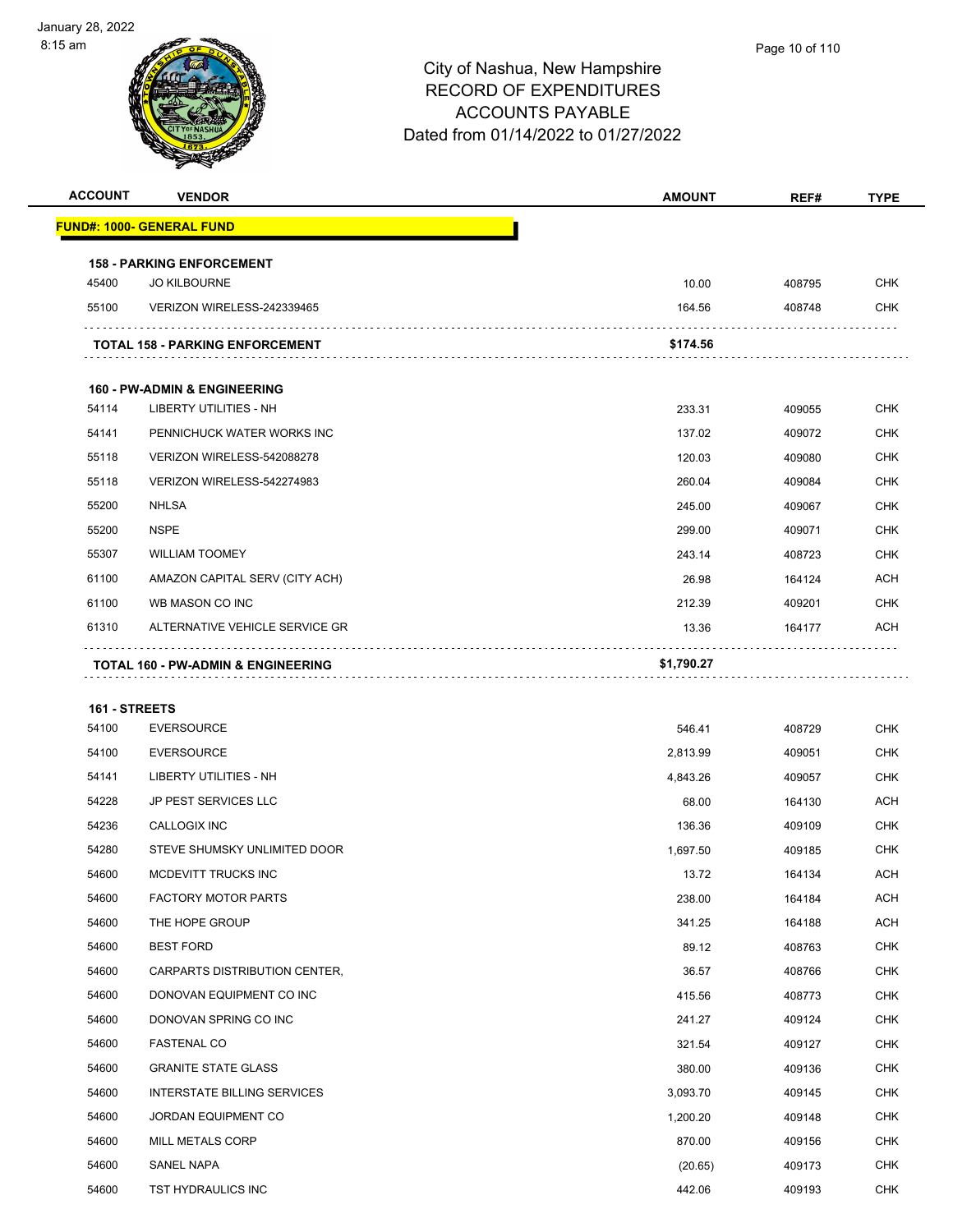# City of Nashua, New Hampshire
## RECORD OF EXPENDITURES
## ACCOUNTS PAYABLE
## Dated from 01/14/2022 to 01/27/2022

| ACCOUNT | VENDOR | AMOUNT | REF# | TYPE |
|---|---|---|---|---|
| **FUND#: 1000- GENERAL FUND** | | | | |
| **158 - PARKING ENFORCEMENT** | | | | |
| 45400 | JO KILBOURNE | 10.00 | 408795 | CHK |
| 55100 | VERIZON WIRELESS-242339465 | 164.56 | 408748 | CHK |
| | **TOTAL 158 - PARKING ENFORCEMENT** | **$174.56** | | |
| **160 - PW-ADMIN & ENGINEERING** | | | | |
| 54114 | LIBERTY UTILITIES - NH | 233.31 | 409055 | CHK |
| 54141 | PENNICHUCK WATER WORKS INC | 137.02 | 409072 | CHK |
| 55118 | VERIZON WIRELESS-542088278 | 120.03 | 409080 | CHK |
| 55118 | VERIZON WIRELESS-542274983 | 260.04 | 409084 | CHK |
| 55200 | NHLSA | 245.00 | 409067 | CHK |
| 55200 | NSPE | 299.00 | 409071 | CHK |
| 55307 | WILLIAM TOOMEY | 243.14 | 408723 | CHK |
| 61100 | AMAZON CAPITAL SERV (CITY ACH) | 26.98 | 164124 | ACH |
| 61100 | WB MASON CO INC | 212.39 | 409201 | CHK |
| 61310 | ALTERNATIVE VEHICLE SERVICE GR | 13.36 | 164177 | ACH |
| | **TOTAL 160 - PW-ADMIN & ENGINEERING** | **$1,790.27** | | |
| **161 - STREETS** | | | | |
| 54100 | EVERSOURCE | 546.41 | 408729 | CHK |
| 54100 | EVERSOURCE | 2,813.99 | 409051 | CHK |
| 54141 | LIBERTY UTILITIES - NH | 4,843.26 | 409057 | CHK |
| 54228 | JP PEST SERVICES LLC | 68.00 | 164130 | ACH |
| 54236 | CALLOGIX INC | 136.36 | 409109 | CHK |
| 54280 | STEVE SHUMSKY UNLIMITED DOOR | 1,697.50 | 409185 | CHK |
| 54600 | MCDEVITT TRUCKS INC | 13.72 | 164134 | ACH |
| 54600 | FACTORY MOTOR PARTS | 238.00 | 164184 | ACH |
| 54600 | THE HOPE GROUP | 341.25 | 164188 | ACH |
| 54600 | BEST FORD | 89.12 | 408763 | CHK |
| 54600 | CARPARTS DISTRIBUTION CENTER, | 36.57 | 408766 | CHK |
| 54600 | DONOVAN EQUIPMENT CO INC | 415.56 | 408773 | CHK |
| 54600 | DONOVAN SPRING CO INC | 241.27 | 409124 | CHK |
| 54600 | FASTENAL CO | 321.54 | 409127 | CHK |
| 54600 | GRANITE STATE GLASS | 380.00 | 409136 | CHK |
| 54600 | INTERSTATE BILLING SERVICES | 3,093.70 | 409145 | CHK |
| 54600 | JORDAN EQUIPMENT CO | 1,200.20 | 409148 | CHK |
| 54600 | MILL METALS CORP | 870.00 | 409156 | CHK |
| 54600 | SANEL NAPA | (20.65) | 409173 | CHK |
| 54600 | TST HYDRAULICS INC | 442.06 | 409193 | CHK |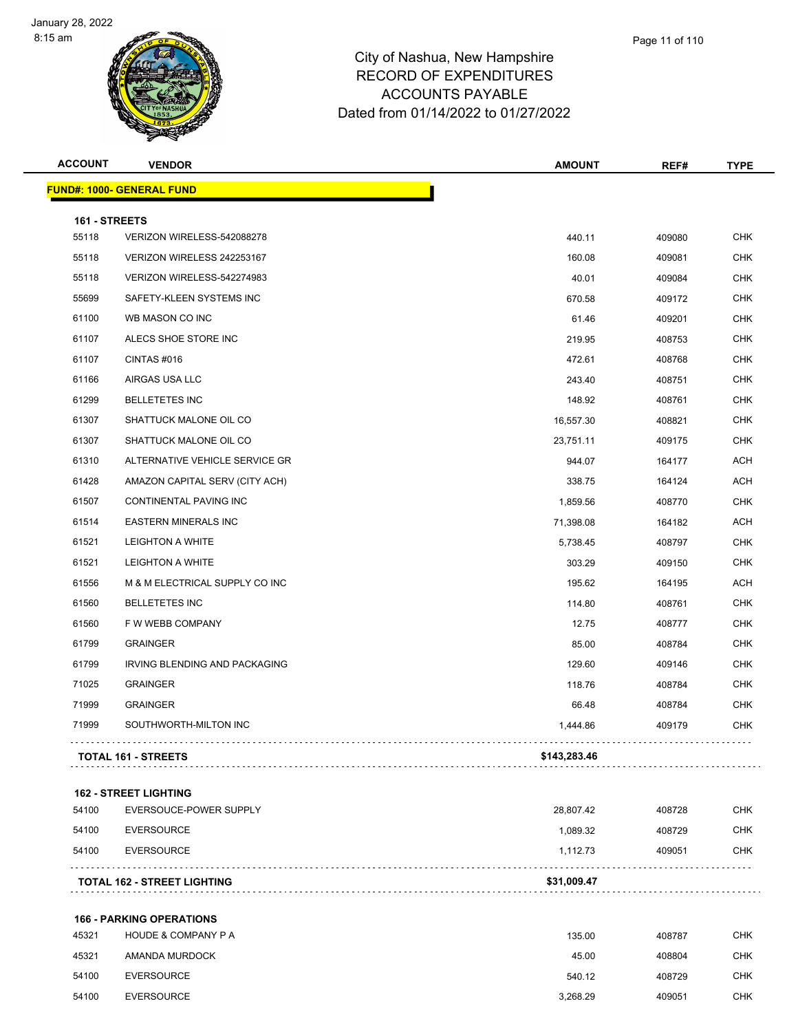City of Nashua, New Hampshire
RECORD OF EXPENDITURES
ACCOUNTS PAYABLE
Dated from 01/14/2022 to 01/27/2022

January 28, 2022
8:15 am

**FUND#: 1000- GENERAL FUND**

**161 - STREETS**

| ACCOUNT | VENDOR | AMOUNT | REF# | TYPE |
|---|---|---|---|---|
| 55118 | VERIZON WIRELESS-542088278 | 440.11 | 409080 | CHK |
| 55118 | VERIZON WIRELESS 242253167 | 160.08 | 409081 | CHK |
| 55118 | VERIZON WIRELESS-542274983 | 40.01 | 409084 | CHK |
| 55699 | SAFETY-KLEEN SYSTEMS INC | 670.58 | 409172 | CHK |
| 61100 | WB MASON CO INC | 61.46 | 409201 | CHK |
| 61107 | ALECS SHOE STORE INC | 219.95 | 408753 | CHK |
| 61107 | CINTAS #016 | 472.61 | 408768 | CHK |
| 61166 | AIRGAS USA LLC | 243.40 | 408751 | CHK |
| 61299 | BELLETETES INC | 148.92 | 408761 | CHK |
| 61307 | SHATTUCK MALONE OIL CO | 16,557.30 | 408821 | CHK |
| 61307 | SHATTUCK MALONE OIL CO | 23,751.11 | 409175 | CHK |
| 61310 | ALTERNATIVE VEHICLE SERVICE GR | 944.07 | 164177 | ACH |
| 61428 | AMAZON CAPITAL SERV (CITY ACH) | 338.75 | 164124 | ACH |
| 61507 | CONTINENTAL PAVING INC | 1,859.56 | 408770 | CHK |
| 61514 | EASTERN MINERALS INC | 71,398.08 | 164182 | ACH |
| 61521 | LEIGHTON A WHITE | 5,738.45 | 408797 | CHK |
| 61521 | LEIGHTON A WHITE | 303.29 | 409150 | CHK |
| 61556 | M & M ELECTRICAL SUPPLY CO INC | 195.62 | 164195 | ACH |
| 61560 | BELLETETES INC | 114.80 | 408761 | CHK |
| 61560 | F W WEBB COMPANY | 12.75 | 408777 | CHK |
| 61799 | GRAINGER | 85.00 | 408784 | CHK |
| 61799 | IRVING BLENDING AND PACKAGING | 129.60 | 409146 | CHK |
| 71025 | GRAINGER | 118.76 | 408784 | CHK |
| 71999 | GRAINGER | 66.48 | 408784 | CHK |
| 71999 | SOUTHWORTH-MILTON INC | 1,444.86 | 409179 | CHK |
| | **TOTAL 161 - STREETS** | **$143,283.46** | | |

**162 - STREET LIGHTING**

| ACCOUNT | VENDOR | AMOUNT | REF# | TYPE |
|---|---|---|---|---|
| 54100 | EVERSOUCE-POWER SUPPLY | 28,807.42 | 408728 | CHK |
| 54100 | EVERSOURCE | 1,089.32 | 408729 | CHK |
| 54100 | EVERSOURCE | 1,112.73 | 409051 | CHK |
| | **TOTAL 162 - STREET LIGHTING** | **$31,009.47** | | |

**166 - PARKING OPERATIONS**

| ACCOUNT | VENDOR | AMOUNT | REF# | TYPE |
|---|---|---|---|---|
| 45321 | HOUDE & COMPANY P A | 135.00 | 408787 | CHK |
| 45321 | AMANDA MURDOCK | 45.00 | 408804 | CHK |
| 54100 | EVERSOURCE | 540.12 | 408729 | CHK |
| 54100 | EVERSOURCE | 3,268.29 | 409051 | CHK |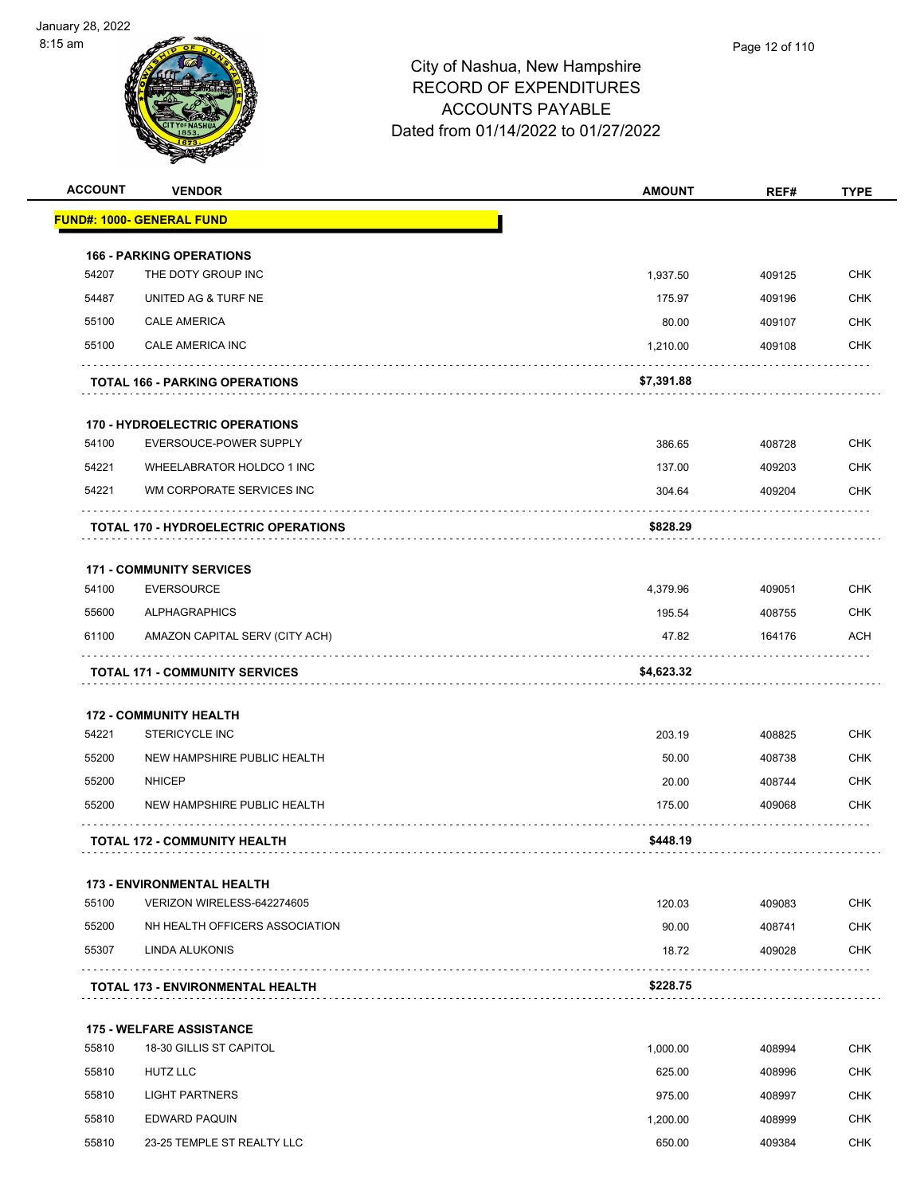# City of Nashua, New Hampshire
## RECORD OF EXPENDITURES
## ACCOUNTS PAYABLE
## Dated from 01/14/2022 to 01/27/2022

| ACCOUNT | VENDOR | AMOUNT | REF# | TYPE |
|---|---|---|---|---|
| **FUND#: 1000- GENERAL FUND** | | | | |
| **166 - PARKING OPERATIONS** | | | | |
| 54207 | THE DOTY GROUP INC | 1,937.50 | 409125 | CHK |
| 54487 | UNITED AG & TURF NE | 175.97 | 409196 | CHK |
| 55100 | CALE AMERICA | 80.00 | 409107 | CHK |
| 55100 | CALE AMERICA INC | 1,210.00 | 409108 | CHK |
| | **TOTAL 166 - PARKING OPERATIONS** | **$7,391.88** | | |
| **170 - HYDROELECTRIC OPERATIONS** | | | | |
| 54100 | EVERSOUCE-POWER SUPPLY | 386.65 | 408728 | CHK |
| 54221 | WHEELABRATOR HOLDCO 1 INC | 137.00 | 409203 | CHK |
| 54221 | WM CORPORATE SERVICES INC | 304.64 | 409204 | CHK |
| | **TOTAL 170 - HYDROELECTRIC OPERATIONS** | **$828.29** | | |
| **171 - COMMUNITY SERVICES** | | | | |
| 54100 | EVERSOURCE | 4,379.96 | 409051 | CHK |
| 55600 | ALPHAGRAPHICS | 195.54 | 408755 | CHK |
| 61100 | AMAZON CAPITAL SERV (CITY ACH) | 47.82 | 164176 | ACH |
| | **TOTAL 171 - COMMUNITY SERVICES** | **$4,623.32** | | |
| **172 - COMMUNITY HEALTH** | | | | |
| 54221 | STERICYCLE INC | 203.19 | 408825 | CHK |
| 55200 | NEW HAMPSHIRE PUBLIC HEALTH | 50.00 | 408738 | CHK |
| 55200 | NHICEP | 20.00 | 408744 | CHK |
| 55200 | NEW HAMPSHIRE PUBLIC HEALTH | 175.00 | 409068 | CHK |
| | **TOTAL 172 - COMMUNITY HEALTH** | **$448.19** | | |
| **173 - ENVIRONMENTAL HEALTH** | | | | |
| 55100 | VERIZON WIRELESS-642274605 | 120.03 | 409083 | CHK |
| 55200 | NH HEALTH OFFICERS ASSOCIATION | 90.00 | 408741 | CHK |
| 55307 | LINDA ALUKONIS | 18.72 | 409028 | CHK |
| | **TOTAL 173 - ENVIRONMENTAL HEALTH** | **$228.75** | | |
| **175 - WELFARE ASSISTANCE** | | | | |
| 55810 | 18-30 GILLIS ST CAPITOL | 1,000.00 | 408994 | CHK |
| 55810 | HUTZ LLC | 625.00 | 408996 | CHK |
| 55810 | LIGHT PARTNERS | 975.00 | 408997 | CHK |
| 55810 | EDWARD PAQUIN | 1,200.00 | 408999 | CHK |
| 55810 | 23-25 TEMPLE ST REALTY LLC | 650.00 | 409384 | CHK |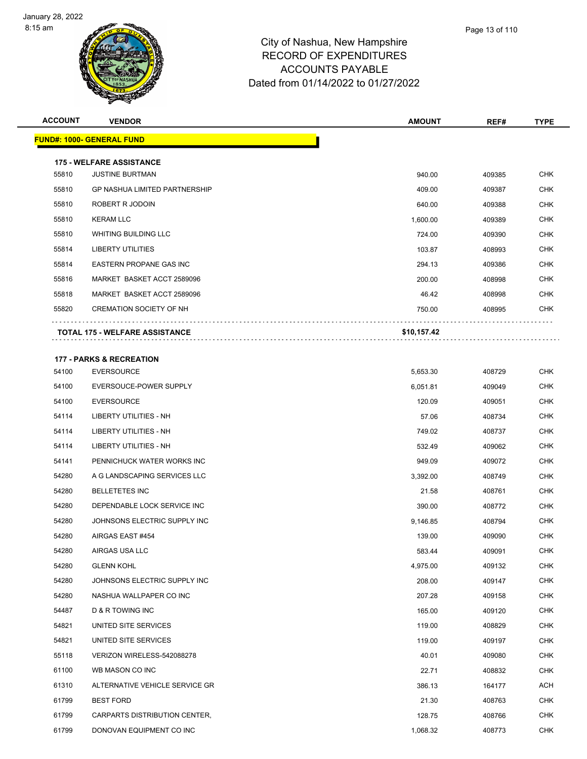# City of Nashua, New Hampshire
## RECORD OF EXPENDITURES
## ACCOUNTS PAYABLE
### Dated from 01/14/2022 to 01/27/2022

| ACCOUNT | VENDOR | AMOUNT | REF# | TYPE |
|---|---|---|---|---|
| **FUND#: 1000- GENERAL FUND** | | | | |
| **175 - WELFARE ASSISTANCE** | | | | |
| 55810 | JUSTINE BURTMAN | 940.00 | 409385 | CHK |
| 55810 | GP NASHUA LIMITED PARTNERSHIP | 409.00 | 409387 | CHK |
| 55810 | ROBERT R JODOIN | 640.00 | 409388 | CHK |
| 55810 | KERAM LLC | 1,600.00 | 409389 | CHK |
| 55810 | WHITING BUILDING LLC | 724.00 | 409390 | CHK |
| 55814 | LIBERTY UTILITIES | 103.87 | 408993 | CHK |
| 55814 | EASTERN PROPANE GAS INC | 294.13 | 409386 | CHK |
| 55816 | MARKET BASKET ACCT 2589096 | 200.00 | 408998 | CHK |
| 55818 | MARKET BASKET ACCT 2589096 | 46.42 | 408998 | CHK |
| 55820 | CREMATION SOCIETY OF NH | 750.00 | 408995 | CHK |
| | **TOTAL 175 - WELFARE ASSISTANCE** | **$10,157.42** | | |
| **177 - PARKS & RECREATION** | | | | |
| 54100 | EVERSOURCE | 5,653.30 | 408729 | CHK |
| 54100 | EVERSOUCE-POWER SUPPLY | 6,051.81 | 409049 | CHK |
| 54100 | EVERSOURCE | 120.09 | 409051 | CHK |
| 54114 | LIBERTY UTILITIES - NH | 57.06 | 408734 | CHK |
| 54114 | LIBERTY UTILITIES - NH | 749.02 | 408737 | CHK |
| 54114 | LIBERTY UTILITIES - NH | 532.49 | 409062 | CHK |
| 54141 | PENNICHUCK WATER WORKS INC | 949.09 | 409072 | CHK |
| 54280 | A G LANDSCAPING SERVICES LLC | 3,392.00 | 408749 | CHK |
| 54280 | BELLETETES INC | 21.58 | 408761 | CHK |
| 54280 | DEPENDABLE LOCK SERVICE INC | 390.00 | 408772 | CHK |
| 54280 | JOHNSONS ELECTRIC SUPPLY INC | 9,146.85 | 408794 | CHK |
| 54280 | AIRGAS EAST #454 | 139.00 | 409090 | CHK |
| 54280 | AIRGAS USA LLC | 583.44 | 409091 | CHK |
| 54280 | GLENN KOHL | 4,975.00 | 409132 | CHK |
| 54280 | JOHNSONS ELECTRIC SUPPLY INC | 208.00 | 409147 | CHK |
| 54280 | NASHUA WALLPAPER CO INC | 207.28 | 409158 | CHK |
| 54487 | D & R TOWING INC | 165.00 | 409120 | CHK |
| 54821 | UNITED SITE SERVICES | 119.00 | 408829 | CHK |
| 54821 | UNITED SITE SERVICES | 119.00 | 409197 | CHK |
| 55118 | VERIZON WIRELESS-542088278 | 40.01 | 409080 | CHK |
| 61100 | WB MASON CO INC | 22.71 | 408832 | CHK |
| 61310 | ALTERNATIVE VEHICLE SERVICE GR | 386.13 | 164177 | ACH |
| 61799 | BEST FORD | 21.30 | 408763 | CHK |
| 61799 | CARPARTS DISTRIBUTION CENTER, | 128.75 | 408766 | CHK |
| 61799 | DONOVAN EQUIPMENT CO INC | 1,068.32 | 408773 | CHK |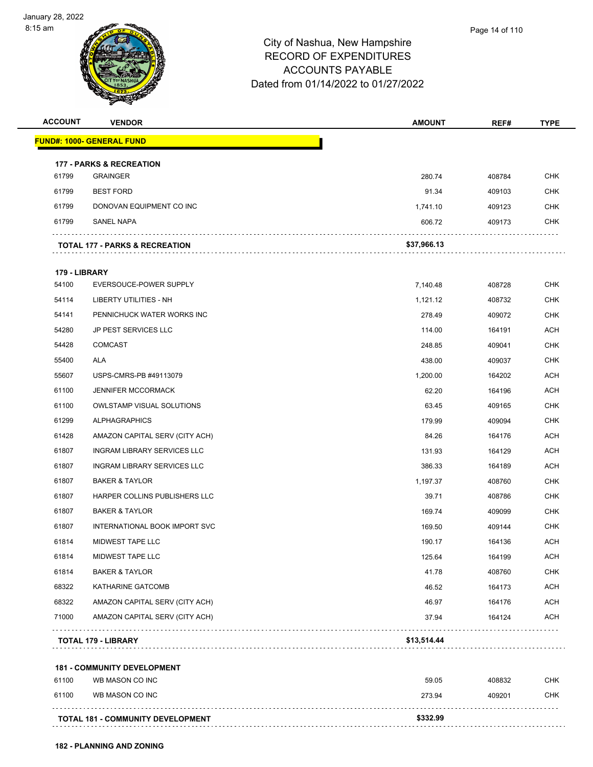City of Nashua, New Hampshire
RECORD OF EXPENDITURES
ACCOUNTS PAYABLE
Dated from 01/14/2022 to 01/27/2022

| ACCOUNT | VENDOR | AMOUNT | REF# | TYPE |
|---|---|---|---|---|
| **FUND#: 1000- GENERAL FUND** | | | | |
| **177 - PARKS & RECREATION** | | | | |
| 61799 | GRAINGER | 280.74 | 408784 | CHK |
| 61799 | BEST FORD | 91.34 | 409103 | CHK |
| 61799 | DONOVAN EQUIPMENT CO INC | 1,741.10 | 409123 | CHK |
| 61799 | SANEL NAPA | 606.72 | 409173 | CHK |
| | **TOTAL 177 - PARKS & RECREATION** | **$37,966.13** | | |
| **179 - LIBRARY** | | | | |
| 54100 | EVERSOUCE-POWER SUPPLY | 7,140.48 | 408728 | CHK |
| 54114 | LIBERTY UTILITIES - NH | 1,121.12 | 408732 | CHK |
| 54141 | PENNICHUCK WATER WORKS INC | 278.49 | 409072 | CHK |
| 54280 | JP PEST SERVICES LLC | 114.00 | 164191 | ACH |
| 54428 | COMCAST | 248.85 | 409041 | CHK |
| 55400 | ALA | 438.00 | 409037 | CHK |
| 55607 | USPS-CMRS-PB #49113079 | 1,200.00 | 164202 | ACH |
| 61100 | JENNIFER MCCORMACK | 62.20 | 164196 | ACH |
| 61100 | OWLSTAMP VISUAL SOLUTIONS | 63.45 | 409165 | CHK |
| 61299 | ALPHAGRAPHICS | 179.99 | 409094 | CHK |
| 61428 | AMAZON CAPITAL SERV (CITY ACH) | 84.26 | 164176 | ACH |
| 61807 | INGRAM LIBRARY SERVICES LLC | 131.93 | 164129 | ACH |
| 61807 | INGRAM LIBRARY SERVICES LLC | 386.33 | 164189 | ACH |
| 61807 | BAKER & TAYLOR | 1,197.37 | 408760 | CHK |
| 61807 | HARPER COLLINS PUBLISHERS LLC | 39.71 | 408786 | CHK |
| 61807 | BAKER & TAYLOR | 169.74 | 409099 | CHK |
| 61807 | INTERNATIONAL BOOK IMPORT SVC | 169.50 | 409144 | CHK |
| 61814 | MIDWEST TAPE LLC | 190.17 | 164136 | ACH |
| 61814 | MIDWEST TAPE LLC | 125.64 | 164199 | ACH |
| 61814 | BAKER & TAYLOR | 41.78 | 408760 | CHK |
| 68322 | KATHARINE GATCOMB | 46.52 | 164173 | ACH |
| 68322 | AMAZON CAPITAL SERV (CITY ACH) | 46.97 | 164176 | ACH |
| 71000 | AMAZON CAPITAL SERV (CITY ACH) | 37.94 | 164124 | ACH |
| | **TOTAL 179 - LIBRARY** | **$13,514.44** | | |
| **181 - COMMUNITY DEVELOPMENT** | | | | |
| 61100 | WB MASON CO INC | 59.05 | 408832 | CHK |
| 61100 | WB MASON CO INC | 273.94 | 409201 | CHK |
| | **TOTAL 181 - COMMUNITY DEVELOPMENT** | **$332.99** | | |
| **182 - PLANNING AND ZONING** | | | | |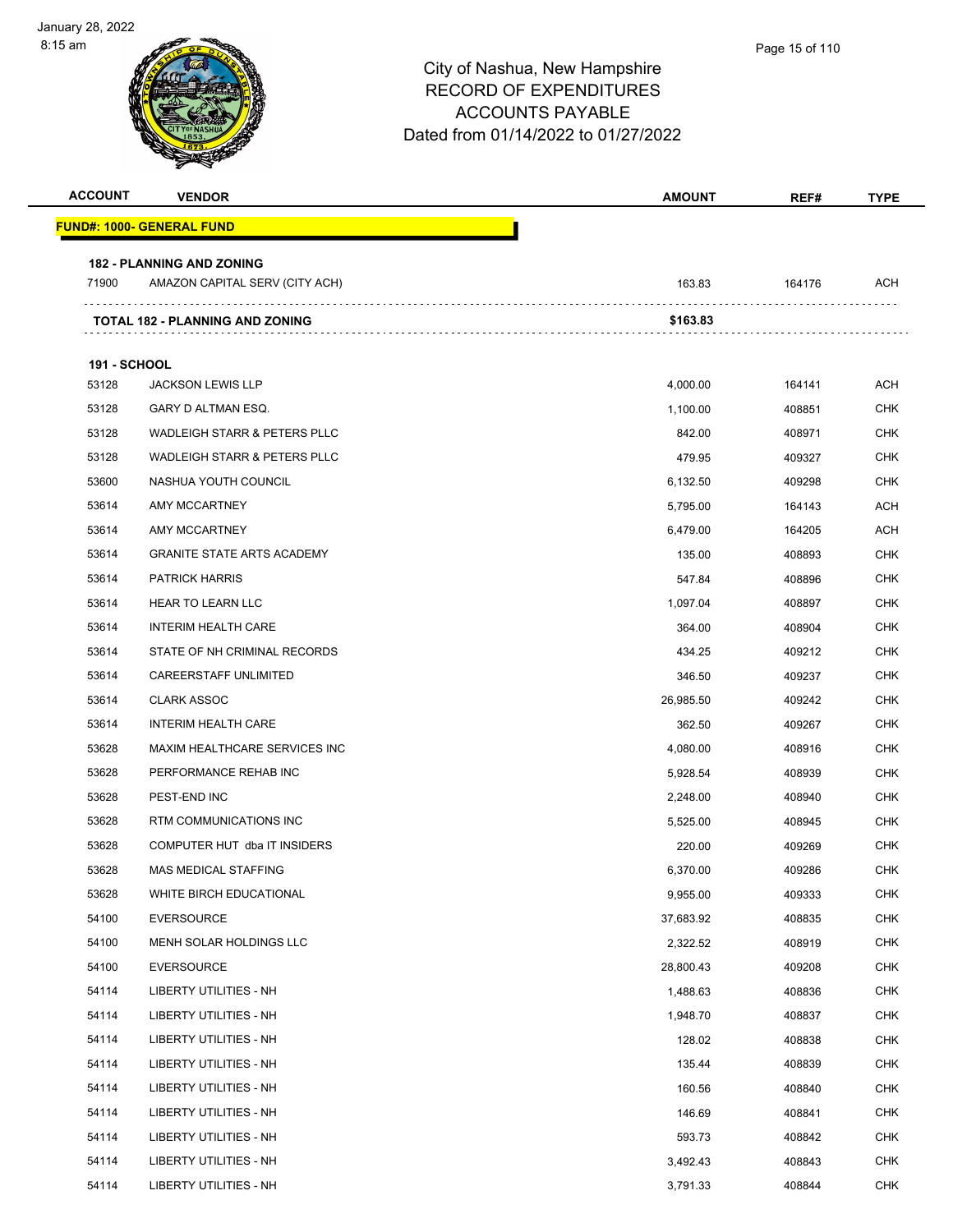# City of Nashua, New Hampshire
## RECORD OF EXPENDITURES
## ACCOUNTS PAYABLE
### Dated from 01/14/2022 to 01/27/2022

| ACCOUNT | VENDOR | AMOUNT | REF# | TYPE |
|---|---|---|---|---|
| **FUND#: 1000- GENERAL FUND** | | | | |
| **182 - PLANNING AND ZONING** | | | | |
| 71900 | AMAZON CAPITAL SERV (CITY ACH) | 163.83 | 164176 | ACH |
| **TOTAL 182 - PLANNING AND ZONING** | | **$163.83** | | |
| **191 - SCHOOL** | | | | |
| 53128 | JACKSON LEWIS LLP | 4,000.00 | 164141 | ACH |
| 53128 | GARY D ALTMAN ESQ. | 1,100.00 | 408851 | CHK |
| 53128 | WADLEIGH STARR & PETERS PLLC | 842.00 | 408971 | CHK |
| 53128 | WADLEIGH STARR & PETERS PLLC | 479.95 | 409327 | CHK |
| 53600 | NASHUA YOUTH COUNCIL | 6,132.50 | 409298 | CHK |
| 53614 | AMY MCCARTNEY | 5,795.00 | 164143 | ACH |
| 53614 | AMY MCCARTNEY | 6,479.00 | 164205 | ACH |
| 53614 | GRANITE STATE ARTS ACADEMY | 135.00 | 408893 | CHK |
| 53614 | PATRICK HARRIS | 547.84 | 408896 | CHK |
| 53614 | HEAR TO LEARN LLC | 1,097.04 | 408897 | CHK |
| 53614 | INTERIM HEALTH CARE | 364.00 | 408904 | CHK |
| 53614 | STATE OF NH CRIMINAL RECORDS | 434.25 | 409212 | CHK |
| 53614 | CAREERSTAFF UNLIMITED | 346.50 | 409237 | CHK |
| 53614 | CLARK ASSOC | 26,985.50 | 409242 | CHK |
| 53614 | INTERIM HEALTH CARE | 362.50 | 409267 | CHK |
| 53628 | MAXIM HEALTHCARE SERVICES INC | 4,080.00 | 408916 | CHK |
| 53628 | PERFORMANCE REHAB INC | 5,928.54 | 408939 | CHK |
| 53628 | PEST-END INC | 2,248.00 | 408940 | CHK |
| 53628 | RTM COMMUNICATIONS INC | 5,525.00 | 408945 | CHK |
| 53628 | COMPUTER HUT dba IT INSIDERS | 220.00 | 409269 | CHK |
| 53628 | MAS MEDICAL STAFFING | 6,370.00 | 409286 | CHK |
| 53628 | WHITE BIRCH EDUCATIONAL | 9,955.00 | 409333 | CHK |
| 54100 | EVERSOURCE | 37,683.92 | 408835 | CHK |
| 54100 | MENH SOLAR HOLDINGS LLC | 2,322.52 | 408919 | CHK |
| 54100 | EVERSOURCE | 28,800.43 | 409208 | CHK |
| 54114 | LIBERTY UTILITIES - NH | 1,488.63 | 408836 | CHK |
| 54114 | LIBERTY UTILITIES - NH | 1,948.70 | 408837 | CHK |
| 54114 | LIBERTY UTILITIES - NH | 128.02 | 408838 | CHK |
| 54114 | LIBERTY UTILITIES - NH | 135.44 | 408839 | CHK |
| 54114 | LIBERTY UTILITIES - NH | 160.56 | 408840 | CHK |
| 54114 | LIBERTY UTILITIES - NH | 146.69 | 408841 | CHK |
| 54114 | LIBERTY UTILITIES - NH | 593.73 | 408842 | CHK |
| 54114 | LIBERTY UTILITIES - NH | 3,492.43 | 408843 | CHK |
| 54114 | LIBERTY UTILITIES - NH | 3,791.33 | 408844 | CHK |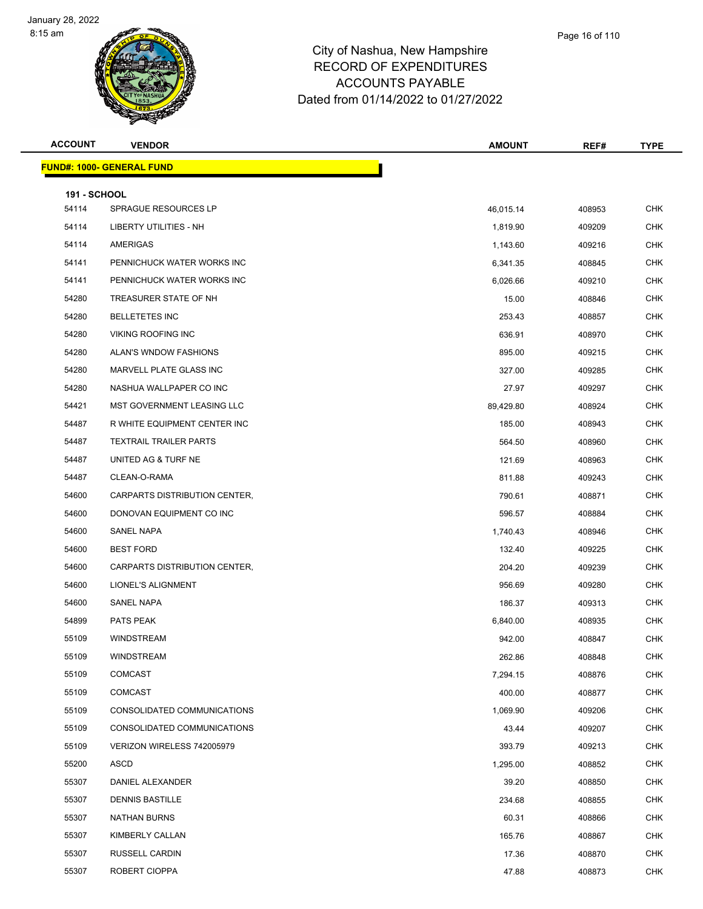# City of Nashua, New Hampshire
## RECORD OF EXPENDITURES
## ACCOUNTS PAYABLE
## Dated from 01/14/2022 to 01/27/2022

| ACCOUNT | VENDOR | AMOUNT | REF# | TYPE |
|---|---|---|---|---|
| **FUND#: 1000- GENERAL FUND** | | | | |
| **191 - SCHOOL** | | | | |
| 54114 | SPRAGUE RESOURCES LP | 46,015.14 | 408953 | CHK |
| 54114 | LIBERTY UTILITIES - NH | 1,819.90 | 409209 | CHK |
| 54114 | AMERIGAS | 1,143.60 | 409216 | CHK |
| 54141 | PENNICHUCK WATER WORKS INC | 6,341.35 | 408845 | CHK |
| 54141 | PENNICHUCK WATER WORKS INC | 6,026.66 | 409210 | CHK |
| 54280 | TREASURER STATE OF NH | 15.00 | 408846 | CHK |
| 54280 | BELLETETES INC | 253.43 | 408857 | CHK |
| 54280 | VIKING ROOFING INC | 636.91 | 408970 | CHK |
| 54280 | ALAN'S WNDOW FASHIONS | 895.00 | 409215 | CHK |
| 54280 | MARVELL PLATE GLASS INC | 327.00 | 409285 | CHK |
| 54280 | NASHUA WALLPAPER CO INC | 27.97 | 409297 | CHK |
| 54421 | MST GOVERNMENT LEASING LLC | 89,429.80 | 408924 | CHK |
| 54487 | R WHITE EQUIPMENT CENTER INC | 185.00 | 408943 | CHK |
| 54487 | TEXTRAIL TRAILER PARTS | 564.50 | 408960 | CHK |
| 54487 | UNITED AG & TURF NE | 121.69 | 408963 | CHK |
| 54487 | CLEAN-O-RAMA | 811.88 | 409243 | CHK |
| 54600 | CARPARTS DISTRIBUTION CENTER, | 790.61 | 408871 | CHK |
| 54600 | DONOVAN EQUIPMENT CO INC | 596.57 | 408884 | CHK |
| 54600 | SANEL NAPA | 1,740.43 | 408946 | CHK |
| 54600 | BEST FORD | 132.40 | 409225 | CHK |
| 54600 | CARPARTS DISTRIBUTION CENTER, | 204.20 | 409239 | CHK |
| 54600 | LIONEL'S ALIGNMENT | 956.69 | 409280 | CHK |
| 54600 | SANEL NAPA | 186.37 | 409313 | CHK |
| 54899 | PATS PEAK | 6,840.00 | 408935 | CHK |
| 55109 | WINDSTREAM | 942.00 | 408847 | CHK |
| 55109 | WINDSTREAM | 262.86 | 408848 | CHK |
| 55109 | COMCAST | 7,294.15 | 408876 | CHK |
| 55109 | COMCAST | 400.00 | 408877 | CHK |
| 55109 | CONSOLIDATED COMMUNICATIONS | 1,069.90 | 409206 | CHK |
| 55109 | CONSOLIDATED COMMUNICATIONS | 43.44 | 409207 | CHK |
| 55109 | VERIZON WIRELESS 742005979 | 393.79 | 409213 | CHK |
| 55200 | ASCD | 1,295.00 | 408852 | CHK |
| 55307 | DANIEL ALEXANDER | 39.20 | 408850 | CHK |
| 55307 | DENNIS BASTILLE | 234.68 | 408855 | CHK |
| 55307 | NATHAN BURNS | 60.31 | 408866 | CHK |
| 55307 | KIMBERLY CALLAN | 165.76 | 408867 | CHK |
| 55307 | RUSSELL CARDIN | 17.36 | 408870 | CHK |
| 55307 | ROBERT CIOPPA | 47.88 | 408873 | CHK |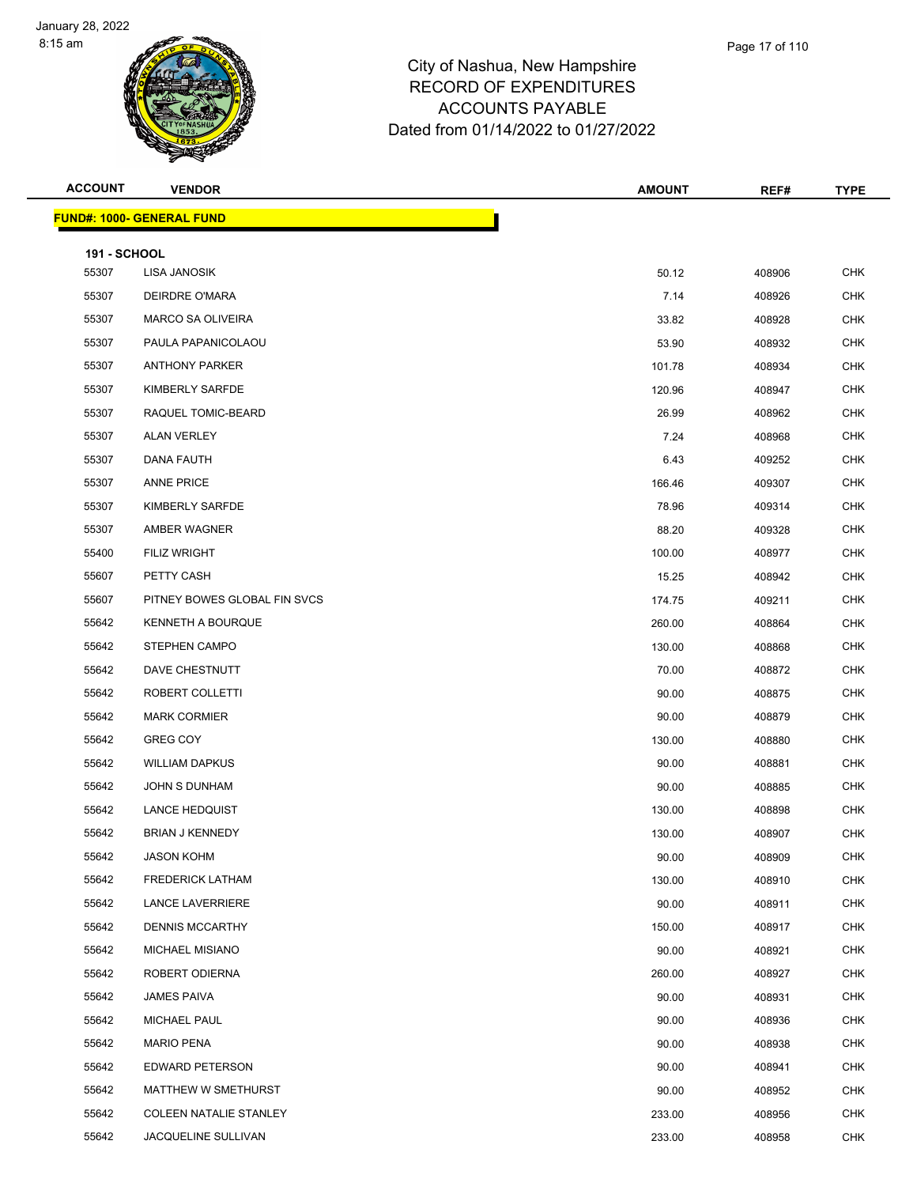City of Nashua, New Hampshire
RECORD OF EXPENDITURES
ACCOUNTS PAYABLE
Dated from 01/14/2022 to 01/27/2022

| ACCOUNT | VENDOR | AMOUNT | REF# | TYPE |
|---|---|---|---|---|
| **FUND#: 1000- GENERAL FUND** | | | | |
| **191 - SCHOOL** | | | | |
| 55307 | LISA JANOSIK | 50.12 | 408906 | CHK |
| 55307 | DEIRDRE O'MARA | 7.14 | 408926 | CHK |
| 55307 | MARCO SA OLIVEIRA | 33.82 | 408928 | CHK |
| 55307 | PAULA PAPANICOLAOU | 53.90 | 408932 | CHK |
| 55307 | ANTHONY PARKER | 101.78 | 408934 | CHK |
| 55307 | KIMBERLY SARFDE | 120.96 | 408947 | CHK |
| 55307 | RAQUEL TOMIC-BEARD | 26.99 | 408962 | CHK |
| 55307 | ALAN VERLEY | 7.24 | 408968 | CHK |
| 55307 | DANA FAUTH | 6.43 | 409252 | CHK |
| 55307 | ANNE PRICE | 166.46 | 409307 | CHK |
| 55307 | KIMBERLY SARFDE | 78.96 | 409314 | CHK |
| 55307 | AMBER WAGNER | 88.20 | 409328 | CHK |
| 55400 | FILIZ WRIGHT | 100.00 | 408977 | CHK |
| 55607 | PETTY CASH | 15.25 | 408942 | CHK |
| 55607 | PITNEY BOWES GLOBAL FIN SVCS | 174.75 | 409211 | CHK |
| 55642 | KENNETH A BOURQUE | 260.00 | 408864 | CHK |
| 55642 | STEPHEN CAMPO | 130.00 | 408868 | CHK |
| 55642 | DAVE CHESTNUTT | 70.00 | 408872 | CHK |
| 55642 | ROBERT COLLETTI | 90.00 | 408875 | CHK |
| 55642 | MARK CORMIER | 90.00 | 408879 | CHK |
| 55642 | GREG COY | 130.00 | 408880 | CHK |
| 55642 | WILLIAM DAPKUS | 90.00 | 408881 | CHK |
| 55642 | JOHN S DUNHAM | 90.00 | 408885 | CHK |
| 55642 | LANCE HEDQUIST | 130.00 | 408898 | CHK |
| 55642 | BRIAN J KENNEDY | 130.00 | 408907 | CHK |
| 55642 | JASON KOHM | 90.00 | 408909 | CHK |
| 55642 | FREDERICK LATHAM | 130.00 | 408910 | CHK |
| 55642 | LANCE LAVERRIERE | 90.00 | 408911 | CHK |
| 55642 | DENNIS MCCARTHY | 150.00 | 408917 | CHK |
| 55642 | MICHAEL MISIANO | 90.00 | 408921 | CHK |
| 55642 | ROBERT ODIERNA | 260.00 | 408927 | CHK |
| 55642 | JAMES PAIVA | 90.00 | 408931 | CHK |
| 55642 | MICHAEL PAUL | 90.00 | 408936 | CHK |
| 55642 | MARIO PENA | 90.00 | 408938 | CHK |
| 55642 | EDWARD PETERSON | 90.00 | 408941 | CHK |
| 55642 | MATTHEW W SMETHURST | 90.00 | 408952 | CHK |
| 55642 | COLEEN NATALIE STANLEY | 233.00 | 408956 | CHK |
| 55642 | JACQUELINE SULLIVAN | 233.00 | 408958 | CHK |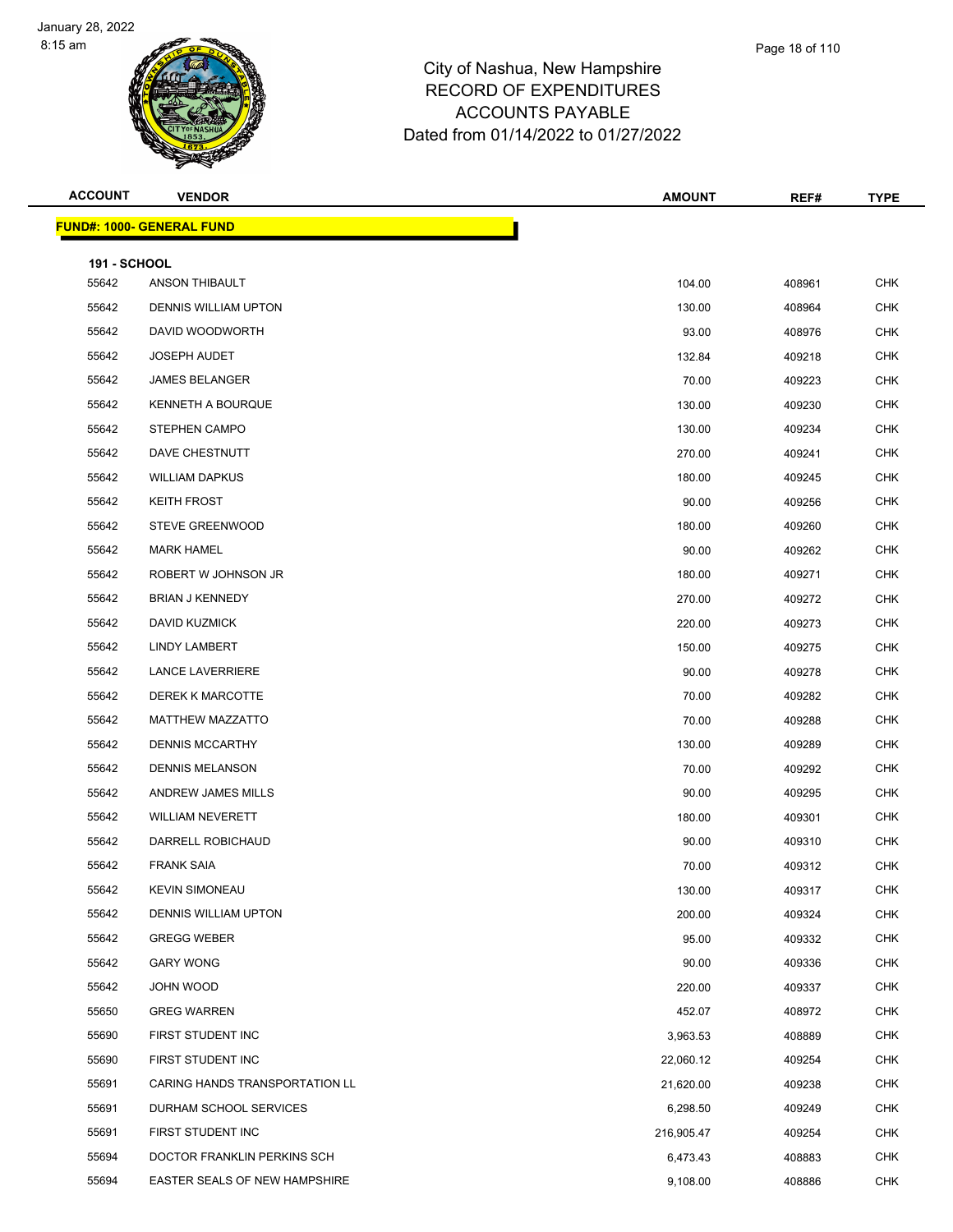# City of Nashua, New Hampshire
## RECORD OF EXPENDITURES
## ACCOUNTS PAYABLE
## Dated from 01/14/2022 to 01/27/2022

| ACCOUNT | VENDOR | AMOUNT | REF# | TYPE |
|---|---|---|---|---|
| **FUND#: 1000- GENERAL FUND** | | | | |
| **191 - SCHOOL** | | | | |
| 55642 | ANSON THIBAULT | 104.00 | 408961 | CHK |
| 55642 | DENNIS WILLIAM UPTON | 130.00 | 408964 | CHK |
| 55642 | DAVID WOODWORTH | 93.00 | 408976 | CHK |
| 55642 | JOSEPH AUDET | 132.84 | 409218 | CHK |
| 55642 | JAMES BELANGER | 70.00 | 409223 | CHK |
| 55642 | KENNETH A BOURQUE | 130.00 | 409230 | CHK |
| 55642 | STEPHEN CAMPO | 130.00 | 409234 | CHK |
| 55642 | DAVE CHESTNUTT | 270.00 | 409241 | CHK |
| 55642 | WILLIAM DAPKUS | 180.00 | 409245 | CHK |
| 55642 | KEITH FROST | 90.00 | 409256 | CHK |
| 55642 | STEVE GREENWOOD | 180.00 | 409260 | CHK |
| 55642 | MARK HAMEL | 90.00 | 409262 | CHK |
| 55642 | ROBERT W JOHNSON JR | 180.00 | 409271 | CHK |
| 55642 | BRIAN J KENNEDY | 270.00 | 409272 | CHK |
| 55642 | DAVID KUZMICK | 220.00 | 409273 | CHK |
| 55642 | LINDY LAMBERT | 150.00 | 409275 | CHK |
| 55642 | LANCE LAVERRIERE | 90.00 | 409278 | CHK |
| 55642 | DEREK K MARCOTTE | 70.00 | 409282 | CHK |
| 55642 | MATTHEW MAZZATTO | 70.00 | 409288 | CHK |
| 55642 | DENNIS MCCARTHY | 130.00 | 409289 | CHK |
| 55642 | DENNIS MELANSON | 70.00 | 409292 | CHK |
| 55642 | ANDREW JAMES MILLS | 90.00 | 409295 | CHK |
| 55642 | WILLIAM NEVERETT | 180.00 | 409301 | CHK |
| 55642 | DARRELL ROBICHAUD | 90.00 | 409310 | CHK |
| 55642 | FRANK SAIA | 70.00 | 409312 | CHK |
| 55642 | KEVIN SIMONEAU | 130.00 | 409317 | CHK |
| 55642 | DENNIS WILLIAM UPTON | 200.00 | 409324 | CHK |
| 55642 | GREGG WEBER | 95.00 | 409332 | CHK |
| 55642 | GARY WONG | 90.00 | 409336 | CHK |
| 55642 | JOHN WOOD | 220.00 | 409337 | CHK |
| 55650 | GREG WARREN | 452.07 | 408972 | CHK |
| 55690 | FIRST STUDENT INC | 3,963.53 | 408889 | CHK |
| 55690 | FIRST STUDENT INC | 22,060.12 | 409254 | CHK |
| 55691 | CARING HANDS TRANSPORTATION LL | 21,620.00 | 409238 | CHK |
| 55691 | DURHAM SCHOOL SERVICES | 6,298.50 | 409249 | CHK |
| 55691 | FIRST STUDENT INC | 216,905.47 | 409254 | CHK |
| 55694 | DOCTOR FRANKLIN PERKINS SCH | 6,473.43 | 408883 | CHK |
| 55694 | EASTER SEALS OF NEW HAMPSHIRE | 9,108.00 | 408886 | CHK |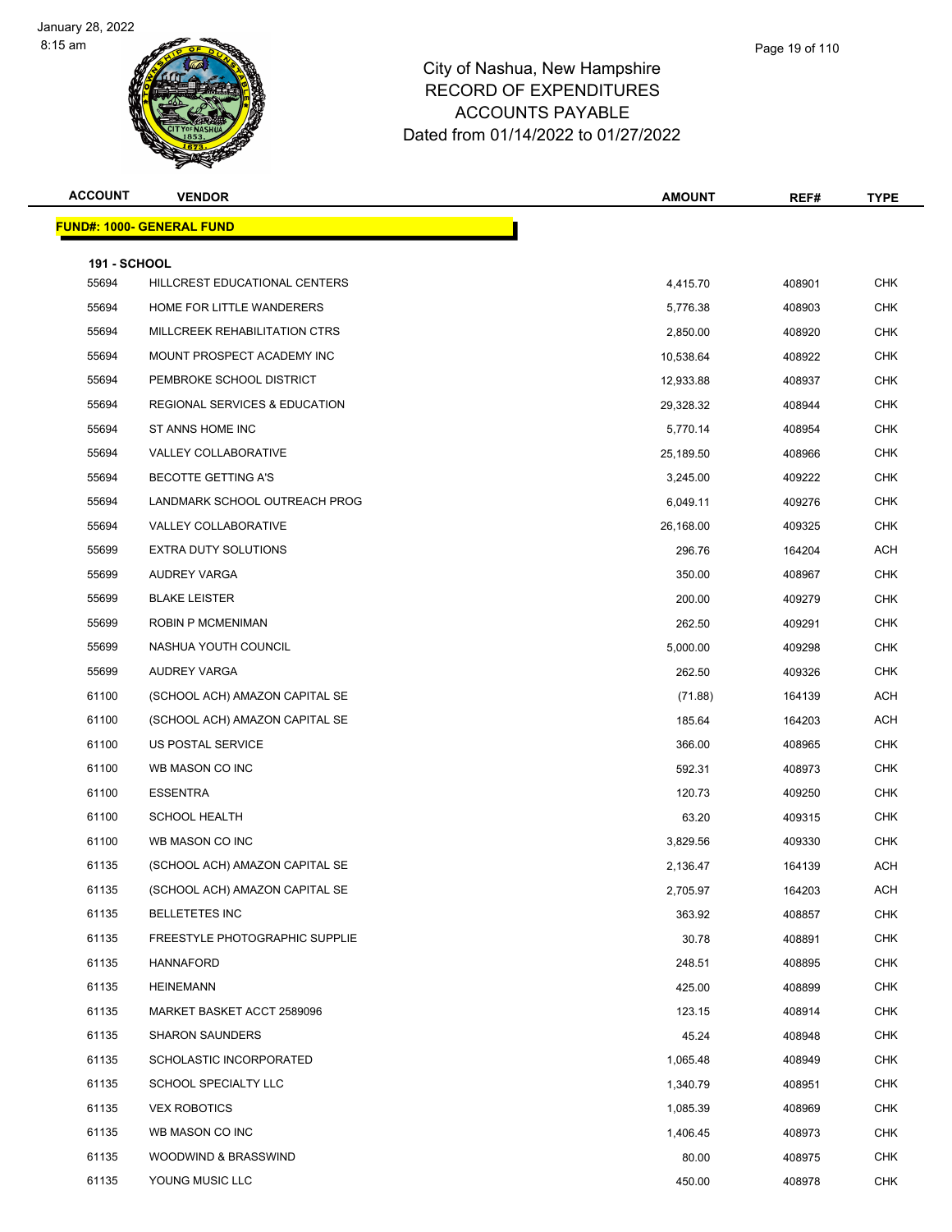# City of Nashua, New Hampshire
## RECORD OF EXPENDITURES
## ACCOUNTS PAYABLE
## Dated from 01/14/2022 to 01/27/2022

| ACCOUNT | VENDOR | AMOUNT | REF# | TYPE |
|---|---|---|---|---|
| **FUND#: 1000- GENERAL FUND** | | | | |
| **191 - SCHOOL** | | | | |
| 55694 | HILLCREST EDUCATIONAL CENTERS | 4,415.70 | 408901 | CHK |
| 55694 | HOME FOR LITTLE WANDERERS | 5,776.38 | 408903 | CHK |
| 55694 | MILLCREEK REHABILITATION CTRS | 2,850.00 | 408920 | CHK |
| 55694 | MOUNT PROSPECT ACADEMY INC | 10,538.64 | 408922 | CHK |
| 55694 | PEMBROKE SCHOOL DISTRICT | 12,933.88 | 408937 | CHK |
| 55694 | REGIONAL SERVICES & EDUCATION | 29,328.32 | 408944 | CHK |
| 55694 | ST ANNS HOME INC | 5,770.14 | 408954 | CHK |
| 55694 | VALLEY COLLABORATIVE | 25,189.50 | 408966 | CHK |
| 55694 | BECOTTE GETTING A'S | 3,245.00 | 409222 | CHK |
| 55694 | LANDMARK SCHOOL OUTREACH PROG | 6,049.11 | 409276 | CHK |
| 55694 | VALLEY COLLABORATIVE | 26,168.00 | 409325 | CHK |
| 55699 | EXTRA DUTY SOLUTIONS | 296.76 | 164204 | ACH |
| 55699 | AUDREY VARGA | 350.00 | 408967 | CHK |
| 55699 | BLAKE LEISTER | 200.00 | 409279 | CHK |
| 55699 | ROBIN P MCMENIMAN | 262.50 | 409291 | CHK |
| 55699 | NASHUA YOUTH COUNCIL | 5,000.00 | 409298 | CHK |
| 55699 | AUDREY VARGA | 262.50 | 409326 | CHK |
| 61100 | (SCHOOL ACH) AMAZON CAPITAL SE | (71.88) | 164139 | ACH |
| 61100 | (SCHOOL ACH) AMAZON CAPITAL SE | 185.64 | 164203 | ACH |
| 61100 | US POSTAL SERVICE | 366.00 | 408965 | CHK |
| 61100 | WB MASON CO INC | 592.31 | 408973 | CHK |
| 61100 | ESSENTRA | 120.73 | 409250 | CHK |
| 61100 | SCHOOL HEALTH | 63.20 | 409315 | CHK |
| 61100 | WB MASON CO INC | 3,829.56 | 409330 | CHK |
| 61135 | (SCHOOL ACH) AMAZON CAPITAL SE | 2,136.47 | 164139 | ACH |
| 61135 | (SCHOOL ACH) AMAZON CAPITAL SE | 2,705.97 | 164203 | ACH |
| 61135 | BELLETETES INC | 363.92 | 408857 | CHK |
| 61135 | FREESTYLE PHOTOGRAPHIC SUPPLIE | 30.78 | 408891 | CHK |
| 61135 | HANNAFORD | 248.51 | 408895 | CHK |
| 61135 | HEINEMANN | 425.00 | 408899 | CHK |
| 61135 | MARKET BASKET ACCT 2589096 | 123.15 | 408914 | CHK |
| 61135 | SHARON SAUNDERS | 45.24 | 408948 | CHK |
| 61135 | SCHOLASTIC INCORPORATED | 1,065.48 | 408949 | CHK |
| 61135 | SCHOOL SPECIALTY LLC | 1,340.79 | 408951 | CHK |
| 61135 | VEX ROBOTICS | 1,085.39 | 408969 | CHK |
| 61135 | WB MASON CO INC | 1,406.45 | 408973 | CHK |
| 61135 | WOODWIND & BRASSWIND | 80.00 | 408975 | CHK |
| 61135 | YOUNG MUSIC LLC | 450.00 | 408978 | CHK |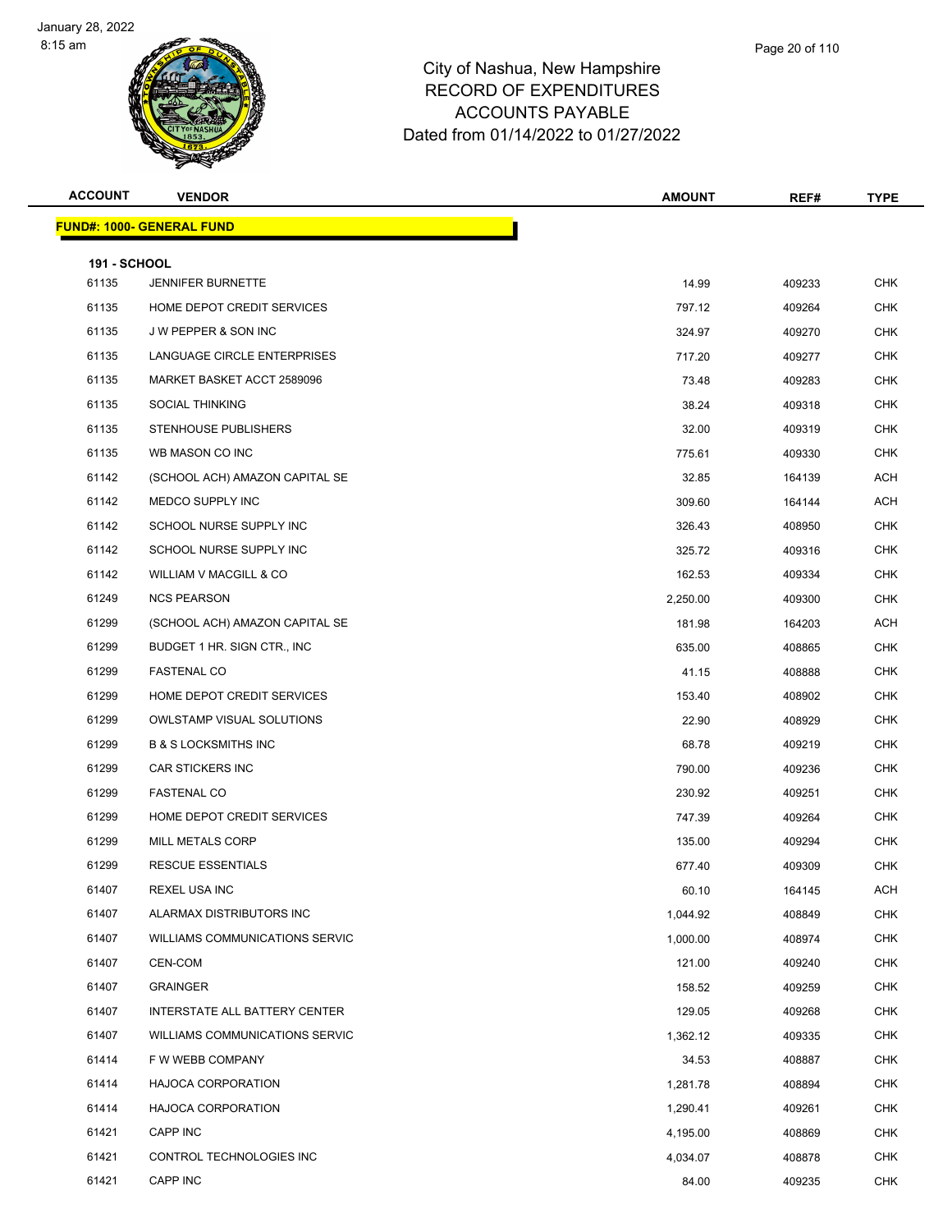# City of Nashua, New Hampshire
## RECORD OF EXPENDITURES
## ACCOUNTS PAYABLE
## Dated from 01/14/2022 to 01/27/2022

January 28, 2022
8:15 am

**FUND#: 1000- GENERAL FUND**

**191 - SCHOOL**

| ACCOUNT | VENDOR | AMOUNT | REF# | TYPE |
|---|---|---|---|---|
| 61135 | JENNIFER BURNETTE | 14.99 | 409233 | CHK |
| 61135 | HOME DEPOT CREDIT SERVICES | 797.12 | 409264 | CHK |
| 61135 | J W PEPPER & SON INC | 324.97 | 409270 | CHK |
| 61135 | LANGUAGE CIRCLE ENTERPRISES | 717.20 | 409277 | CHK |
| 61135 | MARKET BASKET ACCT 2589096 | 73.48 | 409283 | CHK |
| 61135 | SOCIAL THINKING | 38.24 | 409318 | CHK |
| 61135 | STENHOUSE PUBLISHERS | 32.00 | 409319 | CHK |
| 61135 | WB MASON CO INC | 775.61 | 409330 | CHK |
| 61142 | (SCHOOL ACH) AMAZON CAPITAL SE | 32.85 | 164139 | ACH |
| 61142 | MEDCO SUPPLY INC | 309.60 | 164144 | ACH |
| 61142 | SCHOOL NURSE SUPPLY INC | 326.43 | 408950 | CHK |
| 61142 | SCHOOL NURSE SUPPLY INC | 325.72 | 409316 | CHK |
| 61142 | WILLIAM V MACGILL & CO | 162.53 | 409334 | CHK |
| 61249 | NCS PEARSON | 2,250.00 | 409300 | CHK |
| 61299 | (SCHOOL ACH) AMAZON CAPITAL SE | 181.98 | 164203 | ACH |
| 61299 | BUDGET 1 HR. SIGN CTR., INC | 635.00 | 408865 | CHK |
| 61299 | FASTENAL CO | 41.15 | 408888 | CHK |
| 61299 | HOME DEPOT CREDIT SERVICES | 153.40 | 408902 | CHK |
| 61299 | OWLSTAMP VISUAL SOLUTIONS | 22.90 | 408929 | CHK |
| 61299 | B & S LOCKSMITHS INC | 68.78 | 409219 | CHK |
| 61299 | CAR STICKERS INC | 790.00 | 409236 | CHK |
| 61299 | FASTENAL CO | 230.92 | 409251 | CHK |
| 61299 | HOME DEPOT CREDIT SERVICES | 747.39 | 409264 | CHK |
| 61299 | MILL METALS CORP | 135.00 | 409294 | CHK |
| 61299 | RESCUE ESSENTIALS | 677.40 | 409309 | CHK |
| 61407 | REXEL USA INC | 60.10 | 164145 | ACH |
| 61407 | ALARMAX DISTRIBUTORS INC | 1,044.92 | 408849 | CHK |
| 61407 | WILLIAMS COMMUNICATIONS SERVIC | 1,000.00 | 408974 | CHK |
| 61407 | CEN-COM | 121.00 | 409240 | CHK |
| 61407 | GRAINGER | 158.52 | 409259 | CHK |
| 61407 | INTERSTATE ALL BATTERY CENTER | 129.05 | 409268 | CHK |
| 61407 | WILLIAMS COMMUNICATIONS SERVIC | 1,362.12 | 409335 | CHK |
| 61414 | F W WEBB COMPANY | 34.53 | 408887 | CHK |
| 61414 | HAJOCA CORPORATION | 1,281.78 | 408894 | CHK |
| 61414 | HAJOCA CORPORATION | 1,290.41 | 409261 | CHK |
| 61421 | CAPP INC | 4,195.00 | 408869 | CHK |
| 61421 | CONTROL TECHNOLOGIES INC | 4,034.07 | 408878 | CHK |
| 61421 | CAPP INC | 84.00 | 409235 | CHK |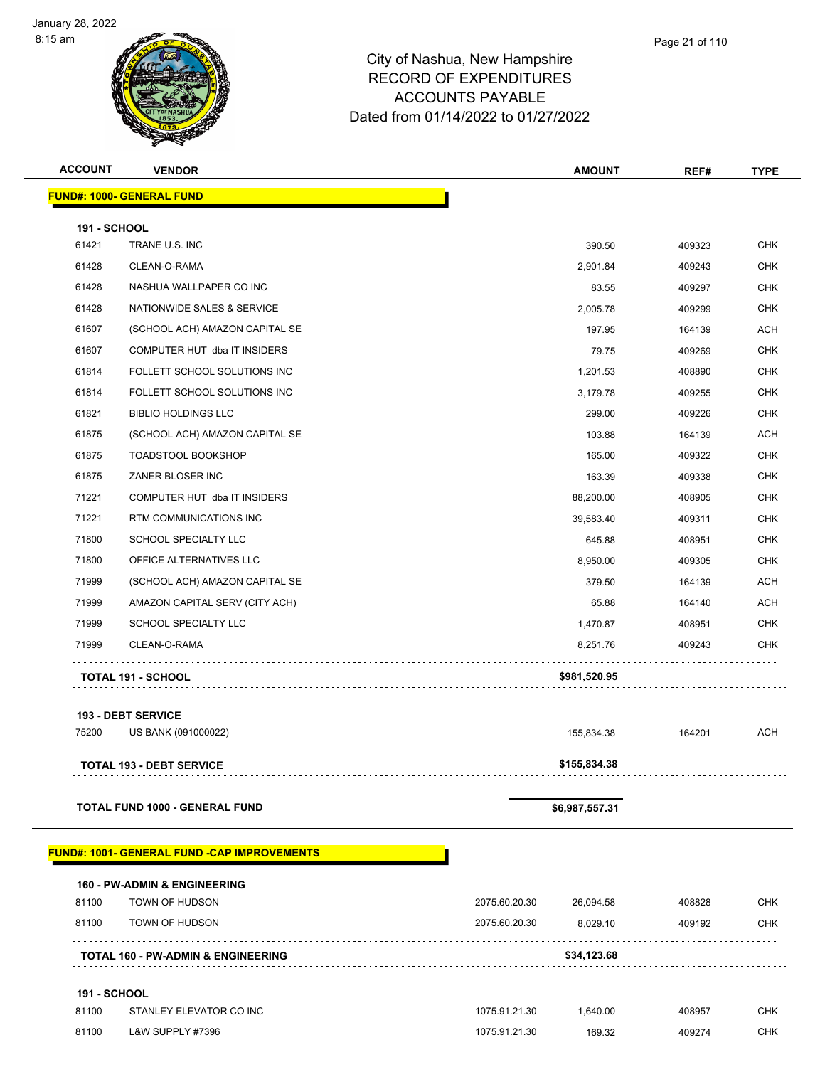City of Nashua, New Hampshire
RECORD OF EXPENDITURES
ACCOUNTS PAYABLE
Dated from 01/14/2022 to 01/27/2022

| ACCOUNT | VENDOR | | AMOUNT | REF# | TYPE |
|---|---|---|---|---|---|
| **FUND#: 1000- GENERAL FUND** | | | | | |
| **191 - SCHOOL** | | | | | |
| 61421 | TRANE U.S. INC | | 390.50 | 409323 | CHK |
| 61428 | CLEAN-O-RAMA | | 2,901.84 | 409243 | CHK |
| 61428 | NASHUA WALLPAPER CO INC | | 83.55 | 409297 | CHK |
| 61428 | NATIONWIDE SALES & SERVICE | | 2,005.78 | 409299 | CHK |
| 61607 | (SCHOOL ACH) AMAZON CAPITAL SE | | 197.95 | 164139 | ACH |
| 61607 | COMPUTER HUT dba IT INSIDERS | | 79.75 | 409269 | CHK |
| 61814 | FOLLETT SCHOOL SOLUTIONS INC | | 1,201.53 | 408890 | CHK |
| 61814 | FOLLETT SCHOOL SOLUTIONS INC | | 3,179.78 | 409255 | CHK |
| 61821 | BIBLIO HOLDINGS LLC | | 299.00 | 409226 | CHK |
| 61875 | (SCHOOL ACH) AMAZON CAPITAL SE | | 103.88 | 164139 | ACH |
| 61875 | TOADSTOOL BOOKSHOP | | 165.00 | 409322 | CHK |
| 61875 | ZANER BLOSER INC | | 163.39 | 409338 | CHK |
| 71221 | COMPUTER HUT dba IT INSIDERS | | 88,200.00 | 408905 | CHK |
| 71221 | RTM COMMUNICATIONS INC | | 39,583.40 | 409311 | CHK |
| 71800 | SCHOOL SPECIALTY LLC | | 645.88 | 408951 | CHK |
| 71800 | OFFICE ALTERNATIVES LLC | | 8,950.00 | 409305 | CHK |
| 71999 | (SCHOOL ACH) AMAZON CAPITAL SE | | 379.50 | 164139 | ACH |
| 71999 | AMAZON CAPITAL SERV (CITY ACH) | | 65.88 | 164140 | ACH |
| 71999 | SCHOOL SPECIALTY LLC | | 1,470.87 | 408951 | CHK |
| 71999 | CLEAN-O-RAMA | | 8,251.76 | 409243 | CHK |
| **TOTAL 191 - SCHOOL** | | | **$981,520.95** | | |
| **193 - DEBT SERVICE** | | | | | |
| 75200 | US BANK (091000022) | | 155,834.38 | 164201 | ACH |
| **TOTAL 193 - DEBT SERVICE** | | | **$155,834.38** | | |
| **TOTAL FUND 1000 - GENERAL FUND** | | | **$6,987,557.31** | | |
| **FUND#: 1001- GENERAL FUND -CAP IMPROVEMENTS** | | | | | |
| **160 - PW-ADMIN & ENGINEERING** | | | | | |
| 81100 | TOWN OF HUDSON | 2075.60.20.30 | 26,094.58 | 408828 | CHK |
| 81100 | TOWN OF HUDSON | 2075.60.20.30 | 8,029.10 | 409192 | CHK |
| **TOTAL 160 - PW-ADMIN & ENGINEERING** | | | **$34,123.68** | | |
| **191 - SCHOOL** | | | | | |
| 81100 | STANLEY ELEVATOR CO INC | 1075.91.21.30 | 1,640.00 | 408957 | CHK |
| 81100 | L&W SUPPLY #7396 | 1075.91.21.30 | 169.32 | 409274 | CHK |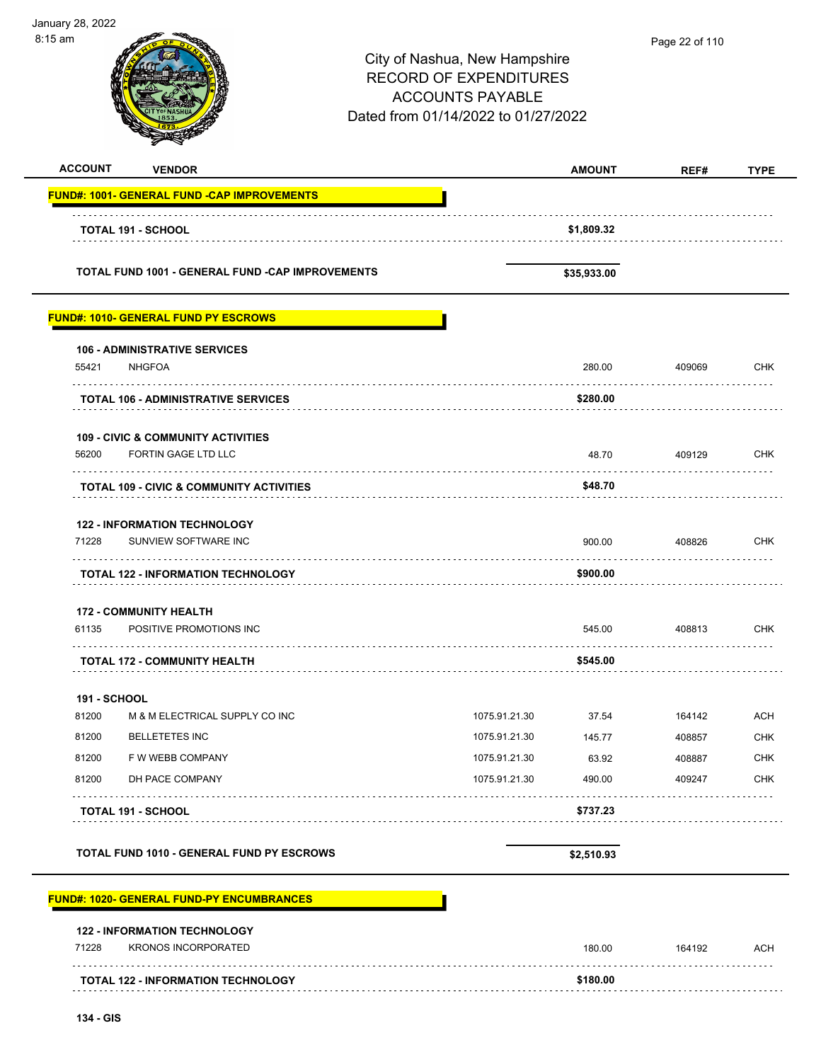City of Nashua, New Hampshire
RECORD OF EXPENDITURES
ACCOUNTS PAYABLE
Dated from 01/14/2022 to 01/27/2022

| ACCOUNT | VENDOR | | AMOUNT | REF# | TYPE |
|---|---|---|---|---|---|
| **FUND#: 1001- GENERAL FUND -CAP IMPROVEMENTS** | | | | | |
| | **TOTAL 191 - SCHOOL** | | **$1,809.32** | | |
| | **TOTAL FUND 1001 - GENERAL FUND -CAP IMPROVEMENTS** | | **$35,933.00** | | |
| **FUND#: 1010- GENERAL FUND PY ESCROWS** | | | | | |
| **106 - ADMINISTRATIVE SERVICES** | | | | | |
| 55421 | NHGFOA | | 280.00 | 409069 | CHK |
| | **TOTAL 106 - ADMINISTRATIVE SERVICES** | | **$280.00** | | |
| **109 - CIVIC & COMMUNITY ACTIVITIES** | | | | | |
| 56200 | FORTIN GAGE LTD LLC | | 48.70 | 409129 | CHK |
| | **TOTAL 109 - CIVIC & COMMUNITY ACTIVITIES** | | **$48.70** | | |
| **122 - INFORMATION TECHNOLOGY** | | | | | |
| 71228 | SUNVIEW SOFTWARE INC | | 900.00 | 408826 | CHK |
| | **TOTAL 122 - INFORMATION TECHNOLOGY** | | **$900.00** | | |
| **172 - COMMUNITY HEALTH** | | | | | |
| 61135 | POSITIVE PROMOTIONS INC | | 545.00 | 408813 | CHK |
| | **TOTAL 172 - COMMUNITY HEALTH** | | **$545.00** | | |
| **191 - SCHOOL** | | | | | |
| 81200 | M & M ELECTRICAL SUPPLY CO INC | 1075.91.21.30 | 37.54 | 164142 | ACH |
| 81200 | BELLETETES INC | 1075.91.21.30 | 145.77 | 408857 | CHK |
| 81200 | F W WEBB COMPANY | 1075.91.21.30 | 63.92 | 408887 | CHK |
| 81200 | DH PACE COMPANY | 1075.91.21.30 | 490.00 | 409247 | CHK |
| | **TOTAL 191 - SCHOOL** | | **$737.23** | | |
| | **TOTAL FUND 1010 - GENERAL FUND PY ESCROWS** | | **$2,510.93** | | |
| **FUND#: 1020- GENERAL FUND-PY ENCUMBRANCES** | | | | | |
| **122 - INFORMATION TECHNOLOGY** | | | | | |
| 71228 | KRONOS INCORPORATED | | 180.00 | 164192 | ACH |
| | **TOTAL 122 - INFORMATION TECHNOLOGY** | | **$180.00** | | |
| **134 - GIS** | | | | | |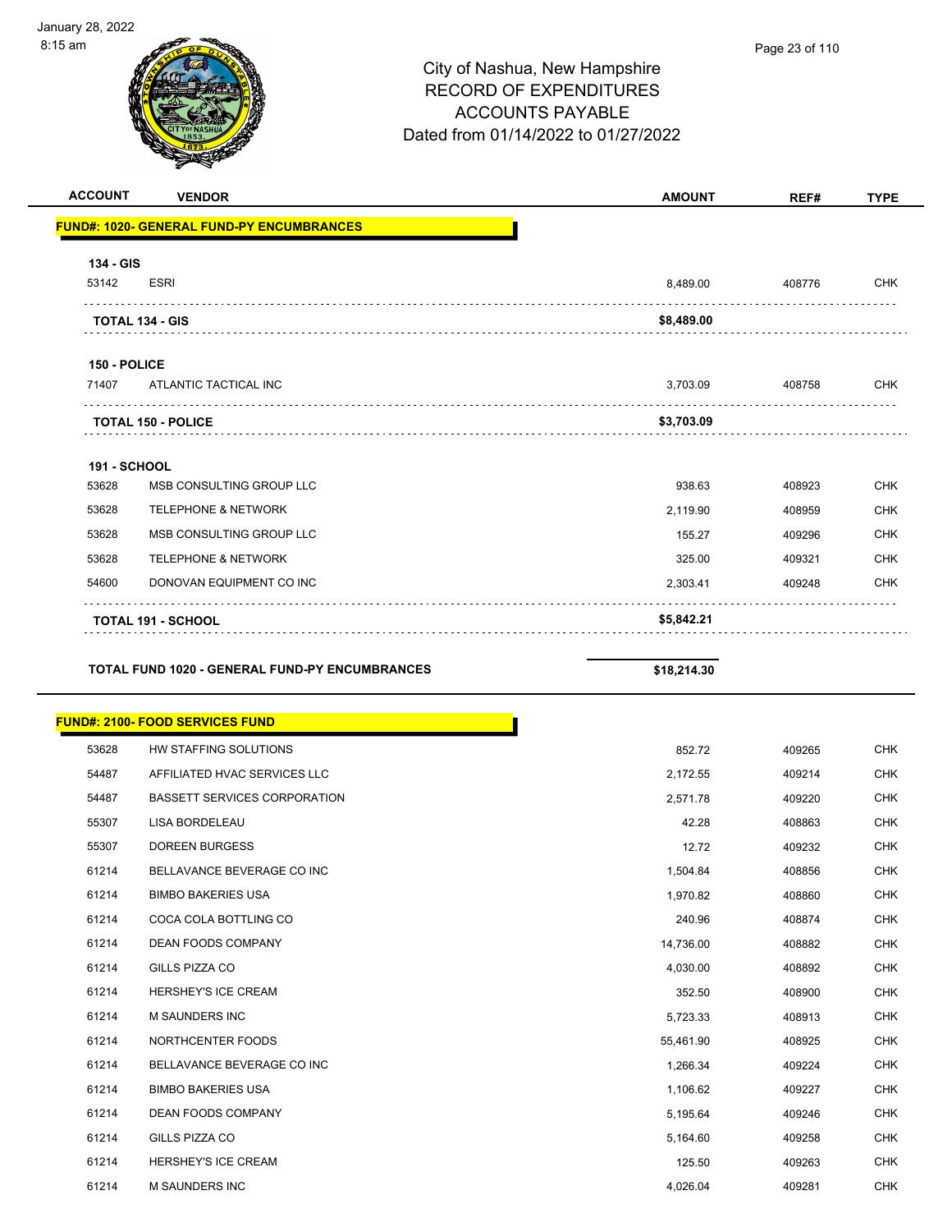City of Nashua, New Hampshire
RECORD OF EXPENDITURES
ACCOUNTS PAYABLE
Dated from 01/14/2022 to 01/27/2022

January 28, 2022
8:15 am

| ACCOUNT | VENDOR | AMOUNT | REF# | TYPE |
|---|---|---|---|---|
| **FUND#: 1020- GENERAL FUND-PY ENCUMBRANCES** | | | | |
| **134 - GIS** | | | | |
| 53142 | ESRI | 8,489.00 | 408776 | CHK |
| **TOTAL 134 - GIS** | | **$8,489.00** | | |
| **150 - POLICE** | | | | |
| 71407 | ATLANTIC TACTICAL INC | 3,703.09 | 408758 | CHK |
| **TOTAL 150 - POLICE** | | **$3,703.09** | | |
| **191 - SCHOOL** | | | | |
| 53628 | MSB CONSULTING GROUP LLC | 938.63 | 408923 | CHK |
| 53628 | TELEPHONE & NETWORK | 2,119.90 | 408959 | CHK |
| 53628 | MSB CONSULTING GROUP LLC | 155.27 | 409296 | CHK |
| 53628 | TELEPHONE & NETWORK | 325.00 | 409321 | CHK |
| 54600 | DONOVAN EQUIPMENT CO INC | 2,303.41 | 409248 | CHK |
| **TOTAL 191 - SCHOOL** | | **$5,842.21** | | |
| **TOTAL FUND 1020 - GENERAL FUND-PY ENCUMBRANCES** | | **$18,214.30** | | |
| **FUND#: 2100- FOOD SERVICES FUND** | | | | |
| 53628 | HW STAFFING SOLUTIONS | 852.72 | 409265 | CHK |
| 54487 | AFFILIATED HVAC SERVICES LLC | 2,172.55 | 409214 | CHK |
| 54487 | BASSETT SERVICES CORPORATION | 2,571.78 | 409220 | CHK |
| 55307 | LISA BORDELEAU | 42.28 | 408863 | CHK |
| 55307 | DOREEN BURGESS | 12.72 | 409232 | CHK |
| 61214 | BELLAVANCE BEVERAGE CO INC | 1,504.84 | 408856 | CHK |
| 61214 | BIMBO BAKERIES USA | 1,970.82 | 408860 | CHK |
| 61214 | COCA COLA BOTTLING CO | 240.96 | 408874 | CHK |
| 61214 | DEAN FOODS COMPANY | 14,736.00 | 408882 | CHK |
| 61214 | GILLS PIZZA CO | 4,030.00 | 408892 | CHK |
| 61214 | HERSHEY'S ICE CREAM | 352.50 | 408900 | CHK |
| 61214 | M SAUNDERS INC | 5,723.33 | 408913 | CHK |
| 61214 | NORTHCENTER FOODS | 55,461.90 | 408925 | CHK |
| 61214 | BELLAVANCE BEVERAGE CO INC | 1,266.34 | 409224 | CHK |
| 61214 | BIMBO BAKERIES USA | 1,106.62 | 409227 | CHK |
| 61214 | DEAN FOODS COMPANY | 5,195.64 | 409246 | CHK |
| 61214 | GILLS PIZZA CO | 5,164.60 | 409258 | CHK |
| 61214 | HERSHEY'S ICE CREAM | 125.50 | 409263 | CHK |
| 61214 | M SAUNDERS INC | 4,026.04 | 409281 | CHK |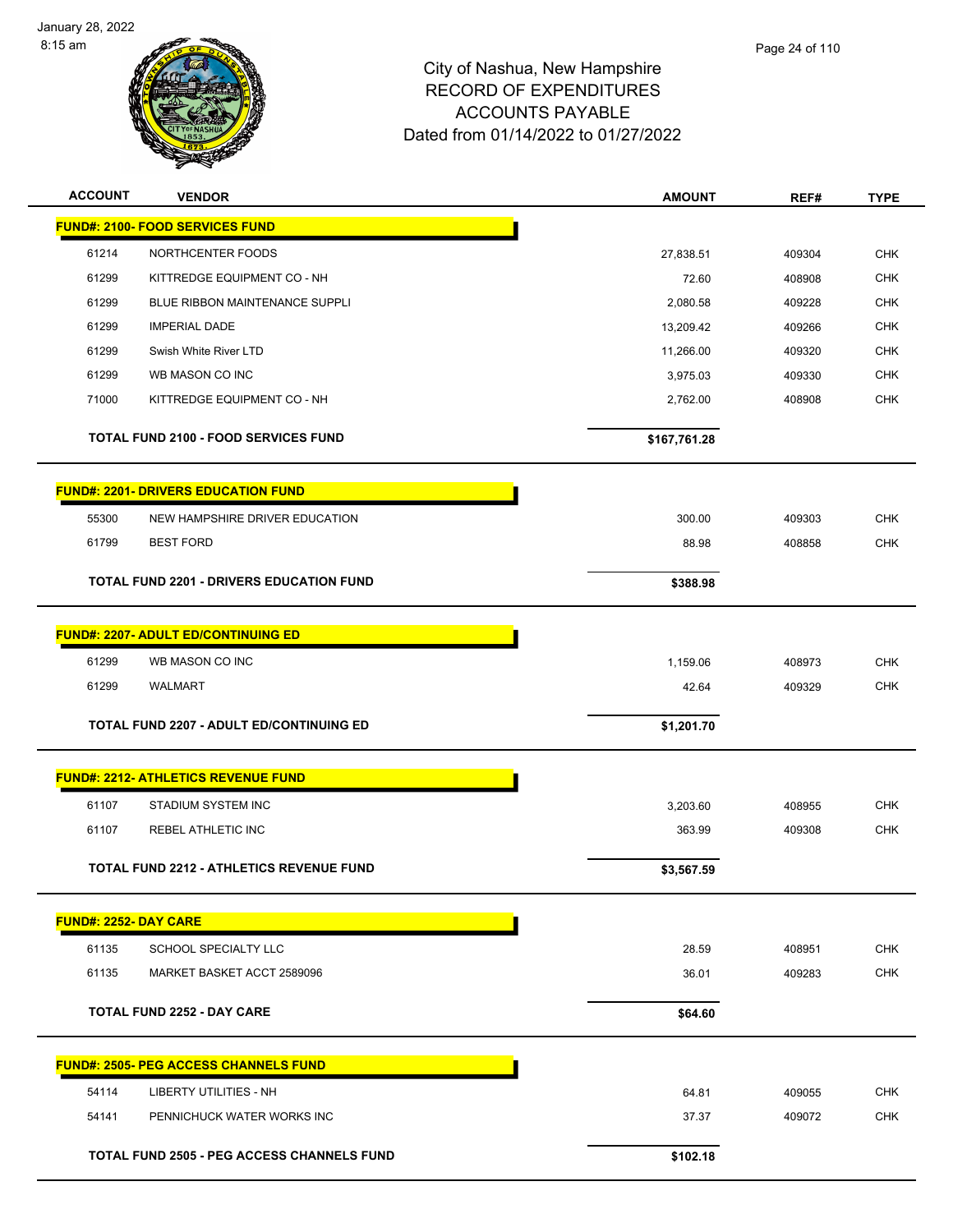City of Nashua, New Hampshire
RECORD OF EXPENDITURES
ACCOUNTS PAYABLE
Dated from 01/14/2022 to 01/27/2022

January 28, 2022
8:15 am

| ACCOUNT | VENDOR | AMOUNT | REF# | TYPE |
|---|---|---|---|---|
| **FUND#: 2100- FOOD SERVICES FUND** | | | | |
| 61214 | NORTHCENTER FOODS | 27,838.51 | 409304 | CHK |
| 61299 | KITTREDGE EQUIPMENT CO - NH | 72.60 | 408908 | CHK |
| 61299 | BLUE RIBBON MAINTENANCE SUPPLI | 2,080.58 | 409228 | CHK |
| 61299 | IMPERIAL DADE | 13,209.42 | 409266 | CHK |
| 61299 | Swish White River LTD | 11,266.00 | 409320 | CHK |
| 61299 | WB MASON CO INC | 3,975.03 | 409330 | CHK |
| 71000 | KITTREDGE EQUIPMENT CO - NH | 2,762.00 | 408908 | CHK |
| **TOTAL FUND 2100 - FOOD SERVICES FUND** | | **$167,761.28** | | |
| **FUND#: 2201- DRIVERS EDUCATION FUND** | | | | |
| 55300 | NEW HAMPSHIRE DRIVER EDUCATION | 300.00 | 409303 | CHK |
| 61799 | BEST FORD | 88.98 | 408858 | CHK |
| **TOTAL FUND 2201 - DRIVERS EDUCATION FUND** | | **$388.98** | | |
| **FUND#: 2207- ADULT ED/CONTINUING ED** | | | | |
| 61299 | WB MASON CO INC | 1,159.06 | 408973 | CHK |
| 61299 | WALMART | 42.64 | 409329 | CHK |
| **TOTAL FUND 2207 - ADULT ED/CONTINUING ED** | | **$1,201.70** | | |
| **FUND#: 2212- ATHLETICS REVENUE FUND** | | | | |
| 61107 | STADIUM SYSTEM INC | 3,203.60 | 408955 | CHK |
| 61107 | REBEL ATHLETIC INC | 363.99 | 409308 | CHK |
| **TOTAL FUND 2212 - ATHLETICS REVENUE FUND** | | **$3,567.59** | | |
| **FUND#: 2252- DAY CARE** | | | | |
| 61135 | SCHOOL SPECIALTY LLC | 28.59 | 408951 | CHK |
| 61135 | MARKET BASKET ACCT 2589096 | 36.01 | 409283 | CHK |
| **TOTAL FUND 2252 - DAY CARE** | | **$64.60** | | |
| **FUND#: 2505- PEG ACCESS CHANNELS FUND** | | | | |
| 54114 | LIBERTY UTILITIES - NH | 64.81 | 409055 | CHK |
| 54141 | PENNICHUCK WATER WORKS INC | 37.37 | 409072 | CHK |
| **TOTAL FUND 2505 - PEG ACCESS CHANNELS FUND** | | **$102.18** | | |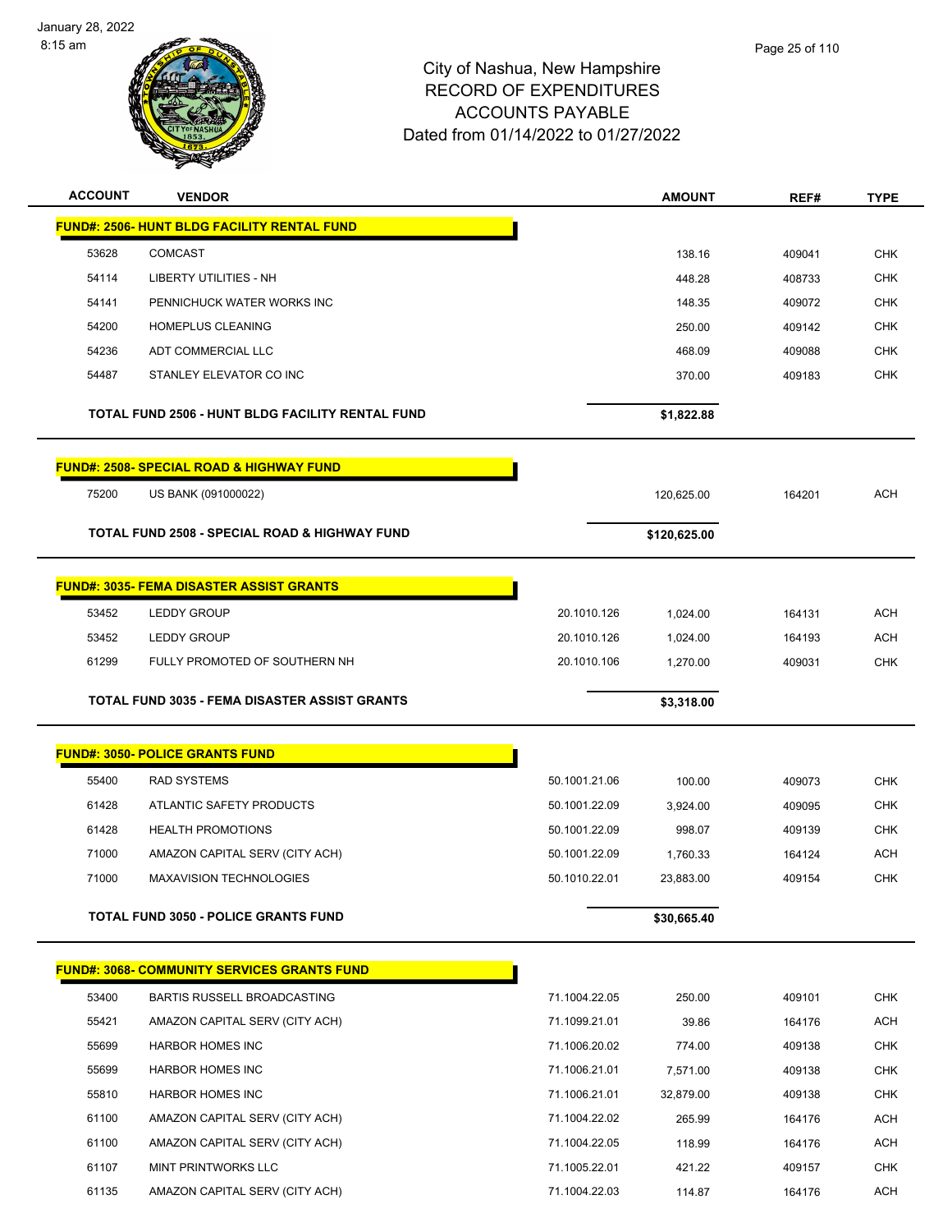# City of Nashua, New Hampshire
## RECORD OF EXPENDITURES
## ACCOUNTS PAYABLE
## Dated from 01/14/2022 to 01/27/2022

| ACCOUNT | VENDOR | | AMOUNT | REF# | TYPE |
|---|---|---|---|---|---|
| **FUND#: 2506- HUNT BLDG FACILITY RENTAL FUND** | | | | | |
| 53628 | COMCAST | | 138.16 | 409041 | CHK |
| 54114 | LIBERTY UTILITIES - NH | | 448.28 | 408733 | CHK |
| 54141 | PENNICHUCK WATER WORKS INC | | 148.35 | 409072 | CHK |
| 54200 | HOMEPLUS CLEANING | | 250.00 | 409142 | CHK |
| 54236 | ADT COMMERCIAL LLC | | 468.09 | 409088 | CHK |
| 54487 | STANLEY ELEVATOR CO INC | | 370.00 | 409183 | CHK |
| **TOTAL FUND 2506 - HUNT BLDG FACILITY RENTAL FUND** | | | **$1,822.88** | | |
| **FUND#: 2508- SPECIAL ROAD & HIGHWAY FUND** | | | | | |
| 75200 | US BANK (091000022) | | 120,625.00 | 164201 | ACH |
| **TOTAL FUND 2508 - SPECIAL ROAD & HIGHWAY FUND** | | | **$120,625.00** | | |
| **FUND#: 3035- FEMA DISASTER ASSIST GRANTS** | | | | | |
| 53452 | LEDDY GROUP | 20.1010.126 | 1,024.00 | 164131 | ACH |
| 53452 | LEDDY GROUP | 20.1010.126 | 1,024.00 | 164193 | ACH |
| 61299 | FULLY PROMOTED OF SOUTHERN NH | 20.1010.106 | 1,270.00 | 409031 | CHK |
| **TOTAL FUND 3035 - FEMA DISASTER ASSIST GRANTS** | | | **$3,318.00** | | |
| **FUND#: 3050- POLICE GRANTS FUND** | | | | | |
| 55400 | RAD SYSTEMS | 50.1001.21.06 | 100.00 | 409073 | CHK |
| 61428 | ATLANTIC SAFETY PRODUCTS | 50.1001.22.09 | 3,924.00 | 409095 | CHK |
| 61428 | HEALTH PROMOTIONS | 50.1001.22.09 | 998.07 | 409139 | CHK |
| 71000 | AMAZON CAPITAL SERV (CITY ACH) | 50.1001.22.09 | 1,760.33 | 164124 | ACH |
| 71000 | MAXAVISION TECHNOLOGIES | 50.1010.22.01 | 23,883.00 | 409154 | CHK |
| **TOTAL FUND 3050 - POLICE GRANTS FUND** | | | **$30,665.40** | | |
| **FUND#: 3068- COMMUNITY SERVICES GRANTS FUND** | | | | | |
| 53400 | BARTIS RUSSELL BROADCASTING | 71.1004.22.05 | 250.00 | 409101 | CHK |
| 55421 | AMAZON CAPITAL SERV (CITY ACH) | 71.1099.21.01 | 39.86 | 164176 | ACH |
| 55699 | HARBOR HOMES INC | 71.1006.20.02 | 774.00 | 409138 | CHK |
| 55699 | HARBOR HOMES INC | 71.1006.21.01 | 7,571.00 | 409138 | CHK |
| 55810 | HARBOR HOMES INC | 71.1006.21.01 | 32,879.00 | 409138 | CHK |
| 61100 | AMAZON CAPITAL SERV (CITY ACH) | 71.1004.22.02 | 265.99 | 164176 | ACH |
| 61100 | AMAZON CAPITAL SERV (CITY ACH) | 71.1004.22.05 | 118.99 | 164176 | ACH |
| 61107 | MINT PRINTWORKS LLC | 71.1005.22.01 | 421.22 | 409157 | CHK |
| 61135 | AMAZON CAPITAL SERV (CITY ACH) | 71.1004.22.03 | 114.87 | 164176 | ACH |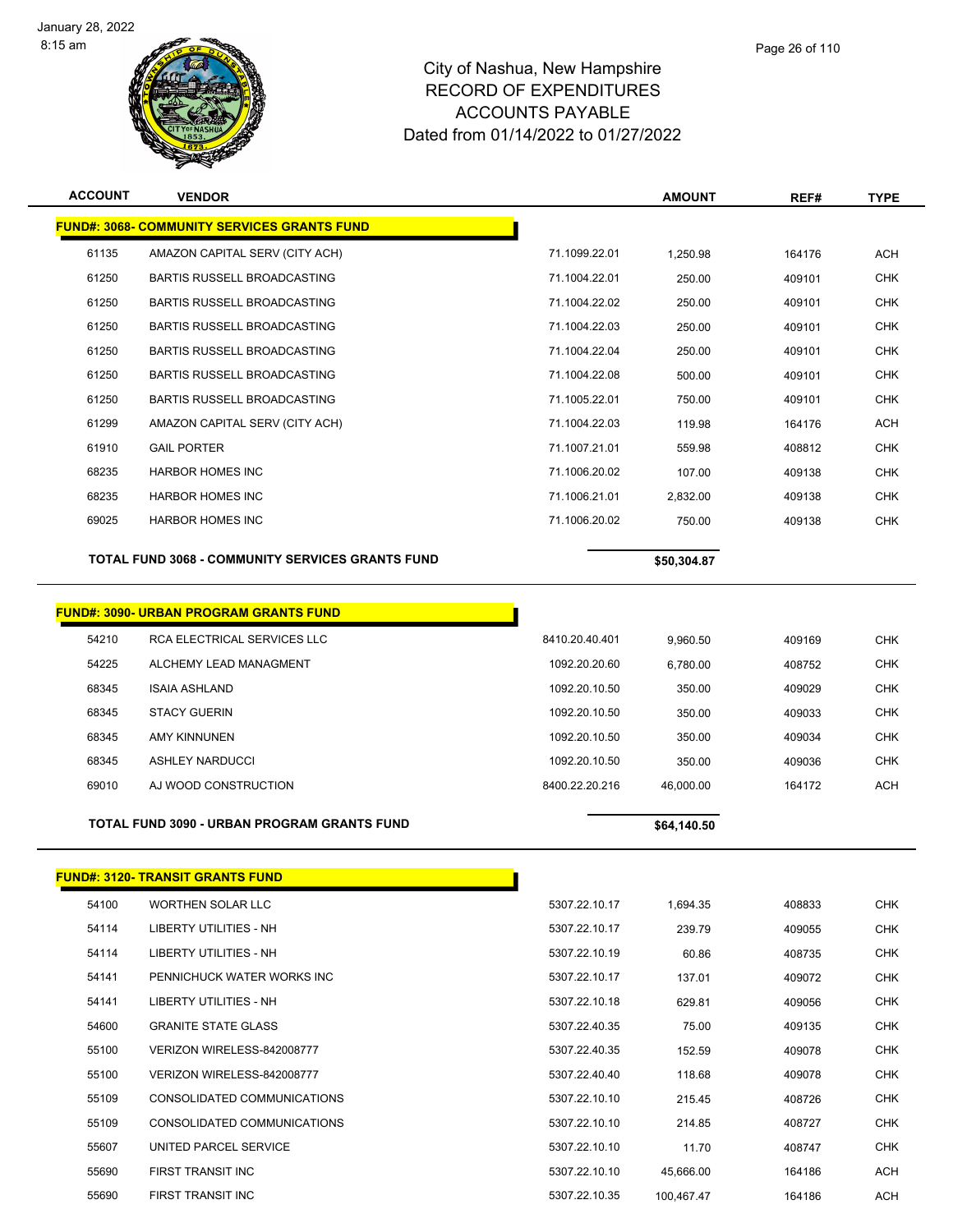# City of Nashua, New Hampshire
## RECORD OF EXPENDITURES
## ACCOUNTS PAYABLE
## Dated from 01/14/2022 to 01/27/2022

| ACCOUNT | VENDOR | | AMOUNT | REF# | TYPE |
|---|---|---|---|---|---|
| **FUND#: 3068- COMMUNITY SERVICES GRANTS FUND** | | | | | |
| 61135 | AMAZON CAPITAL SERV (CITY ACH) | 71.1099.22.01 | 1,250.98 | 164176 | ACH |
| 61250 | BARTIS RUSSELL BROADCASTING | 71.1004.22.01 | 250.00 | 409101 | CHK |
| 61250 | BARTIS RUSSELL BROADCASTING | 71.1004.22.02 | 250.00 | 409101 | CHK |
| 61250 | BARTIS RUSSELL BROADCASTING | 71.1004.22.03 | 250.00 | 409101 | CHK |
| 61250 | BARTIS RUSSELL BROADCASTING | 71.1004.22.04 | 250.00 | 409101 | CHK |
| 61250 | BARTIS RUSSELL BROADCASTING | 71.1004.22.08 | 500.00 | 409101 | CHK |
| 61250 | BARTIS RUSSELL BROADCASTING | 71.1005.22.01 | 750.00 | 409101 | CHK |
| 61299 | AMAZON CAPITAL SERV (CITY ACH) | 71.1004.22.03 | 119.98 | 164176 | ACH |
| 61910 | GAIL PORTER | 71.1007.21.01 | 559.98 | 408812 | CHK |
| 68235 | HARBOR HOMES INC | 71.1006.20.02 | 107.00 | 409138 | CHK |
| 68235 | HARBOR HOMES INC | 71.1006.21.01 | 2,832.00 | 409138 | CHK |
| 69025 | HARBOR HOMES INC | 71.1006.20.02 | 750.00 | 409138 | CHK |
| **TOTAL FUND 3068 - COMMUNITY SERVICES GRANTS FUND** | | | **$50,304.87** | | |

| ACCOUNT | VENDOR | | AMOUNT | REF# | TYPE |
|---|---|---|---|---|---|
| **FUND#: 3090- URBAN PROGRAM GRANTS FUND** | | | | | |
| 54210 | RCA ELECTRICAL SERVICES LLC | 8410.20.40.401 | 9,960.50 | 409169 | CHK |
| 54225 | ALCHEMY LEAD MANAGMENT | 1092.20.20.60 | 6,780.00 | 408752 | CHK |
| 68345 | ISAIA ASHLAND | 1092.20.10.50 | 350.00 | 409029 | CHK |
| 68345 | STACY GUERIN | 1092.20.10.50 | 350.00 | 409033 | CHK |
| 68345 | AMY KINNUNEN | 1092.20.10.50 | 350.00 | 409034 | CHK |
| 68345 | ASHLEY NARDUCCI | 1092.20.10.50 | 350.00 | 409036 | CHK |
| 69010 | AJ WOOD CONSTRUCTION | 8400.22.20.216 | 46,000.00 | 164172 | ACH |
| **TOTAL FUND 3090 - URBAN PROGRAM GRANTS FUND** | | | **$64,140.50** | | |

| ACCOUNT | VENDOR | | AMOUNT | REF# | TYPE |
|---|---|---|---|---|---|
| **FUND#: 3120- TRANSIT GRANTS FUND** | | | | | |
| 54100 | WORTHEN SOLAR LLC | 5307.22.10.17 | 1,694.35 | 408833 | CHK |
| 54114 | LIBERTY UTILITIES - NH | 5307.22.10.17 | 239.79 | 409055 | CHK |
| 54114 | LIBERTY UTILITIES - NH | 5307.22.10.19 | 60.86 | 408735 | CHK |
| 54141 | PENNICHUCK WATER WORKS INC | 5307.22.10.17 | 137.01 | 409072 | CHK |
| 54141 | LIBERTY UTILITIES - NH | 5307.22.10.18 | 629.81 | 409056 | CHK |
| 54600 | GRANITE STATE GLASS | 5307.22.40.35 | 75.00 | 409135 | CHK |
| 55100 | VERIZON WIRELESS-842008777 | 5307.22.40.35 | 152.59 | 409078 | CHK |
| 55100 | VERIZON WIRELESS-842008777 | 5307.22.40.40 | 118.68 | 409078 | CHK |
| 55109 | CONSOLIDATED COMMUNICATIONS | 5307.22.10.10 | 215.45 | 408726 | CHK |
| 55109 | CONSOLIDATED COMMUNICATIONS | 5307.22.10.10 | 214.85 | 408727 | CHK |
| 55607 | UNITED PARCEL SERVICE | 5307.22.10.10 | 11.70 | 408747 | CHK |
| 55690 | FIRST TRANSIT INC | 5307.22.10.10 | 45,666.00 | 164186 | ACH |
| 55690 | FIRST TRANSIT INC | 5307.22.10.35 | 100,467.47 | 164186 | ACH |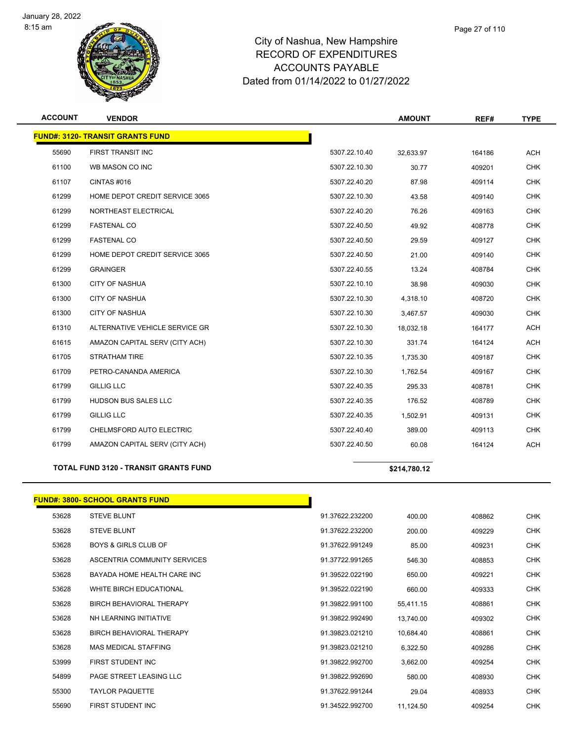# City of Nashua, New Hampshire
## RECORD OF EXPENDITURES
## ACCOUNTS PAYABLE
## Dated from 01/14/2022 to 01/27/2022

| ACCOUNT | VENDOR | | AMOUNT | REF# | TYPE |
|---|---|---|---|---|---|
| **FUND#: 3120- TRANSIT GRANTS FUND** | | | | | |
| 55690 | FIRST TRANSIT INC | 5307.22.10.40 | 32,633.97 | 164186 | ACH |
| 61100 | WB MASON CO INC | 5307.22.10.30 | 30.77 | 409201 | CHK |
| 61107 | CINTAS #016 | 5307.22.40.20 | 87.98 | 409114 | CHK |
| 61299 | HOME DEPOT CREDIT SERVICE 3065 | 5307.22.10.30 | 43.58 | 409140 | CHK |
| 61299 | NORTHEAST ELECTRICAL | 5307.22.40.20 | 76.26 | 409163 | CHK |
| 61299 | FASTENAL CO | 5307.22.40.50 | 49.92 | 408778 | CHK |
| 61299 | FASTENAL CO | 5307.22.40.50 | 29.59 | 409127 | CHK |
| 61299 | HOME DEPOT CREDIT SERVICE 3065 | 5307.22.40.50 | 21.00 | 409140 | CHK |
| 61299 | GRAINGER | 5307.22.40.55 | 13.24 | 408784 | CHK |
| 61300 | CITY OF NASHUA | 5307.22.10.10 | 38.98 | 409030 | CHK |
| 61300 | CITY OF NASHUA | 5307.22.10.30 | 4,318.10 | 408720 | CHK |
| 61300 | CITY OF NASHUA | 5307.22.10.30 | 3,467.57 | 409030 | CHK |
| 61310 | ALTERNATIVE VEHICLE SERVICE GR | 5307.22.10.30 | 18,032.18 | 164177 | ACH |
| 61615 | AMAZON CAPITAL SERV (CITY ACH) | 5307.22.10.30 | 331.74 | 164124 | ACH |
| 61705 | STRATHAM TIRE | 5307.22.10.35 | 1,735.30 | 409187 | CHK |
| 61709 | PETRO-CANANDA AMERICA | 5307.22.10.30 | 1,762.54 | 409167 | CHK |
| 61799 | GILLIG LLC | 5307.22.40.35 | 295.33 | 408781 | CHK |
| 61799 | HUDSON BUS SALES LLC | 5307.22.40.35 | 176.52 | 408789 | CHK |
| 61799 | GILLIG LLC | 5307.22.40.35 | 1,502.91 | 409131 | CHK |
| 61799 | CHELMSFORD AUTO ELECTRIC | 5307.22.40.40 | 389.00 | 409113 | CHK |
| 61799 | AMAZON CAPITAL SERV (CITY ACH) | 5307.22.40.50 | 60.08 | 164124 | ACH |
| **TOTAL FUND 3120 - TRANSIT GRANTS FUND** | | | **$214,780.12** | | |

| ACCOUNT | VENDOR | | AMOUNT | REF# | TYPE |
|---|---|---|---|---|---|
| **FUND#: 3800- SCHOOL GRANTS FUND** | | | | | |
| 53628 | STEVE BLUNT | 91.37622.232200 | 400.00 | 408862 | CHK |
| 53628 | STEVE BLUNT | 91.37622.232200 | 200.00 | 409229 | CHK |
| 53628 | BOYS & GIRLS CLUB OF | 91.37622.991249 | 85.00 | 409231 | CHK |
| 53628 | ASCENTRIA COMMUNITY SERVICES | 91.37722.991265 | 546.30 | 408853 | CHK |
| 53628 | BAYADA HOME HEALTH CARE INC | 91.39522.022190 | 650.00 | 409221 | CHK |
| 53628 | WHITE BIRCH EDUCATIONAL | 91.39522.022190 | 660.00 | 409333 | CHK |
| 53628 | BIRCH BEHAVIORAL THERAPY | 91.39822.991100 | 55,411.15 | 408861 | CHK |
| 53628 | NH LEARNING INITIATIVE | 91.39822.992490 | 13,740.00 | 409302 | CHK |
| 53628 | BIRCH BEHAVIORAL THERAPY | 91.39823.021210 | 10,684.40 | 408861 | CHK |
| 53628 | MAS MEDICAL STAFFING | 91.39823.021210 | 6,322.50 | 409286 | CHK |
| 53999 | FIRST STUDENT INC | 91.39822.992700 | 3,662.00 | 409254 | CHK |
| 54899 | PAGE STREET LEASING LLC | 91.39822.992690 | 580.00 | 408930 | CHK |
| 55300 | TAYLOR PAQUETTE | 91.37622.991244 | 29.04 | 408933 | CHK |
| 55690 | FIRST STUDENT INC | 91.34522.992700 | 11,124.50 | 409254 | CHK |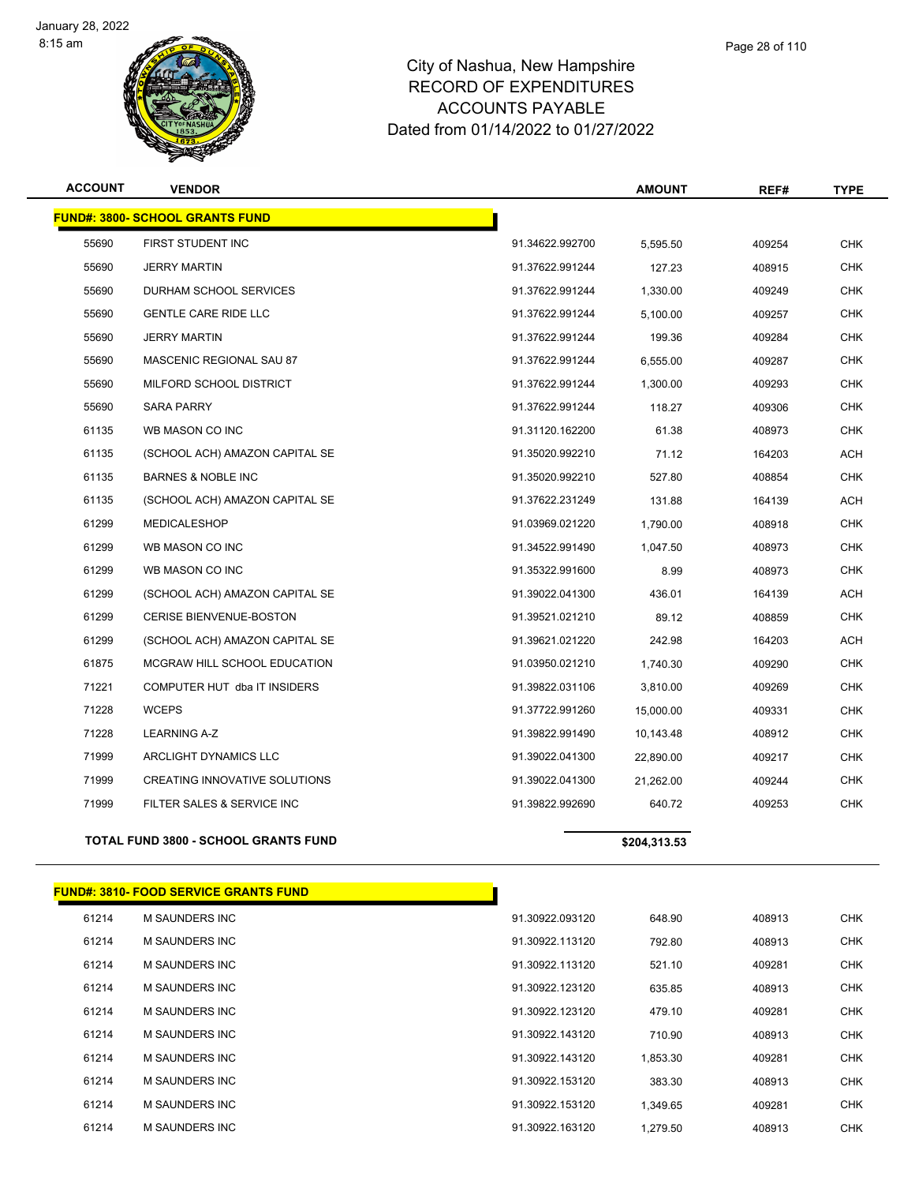City of Nashua, New Hampshire
RECORD OF EXPENDITURES
ACCOUNTS PAYABLE
Dated from 01/14/2022 to 01/27/2022

| ACCOUNT | VENDOR | | AMOUNT | REF# | TYPE |
|---|---|---|---|---|---|
| **FUND#: 3800- SCHOOL GRANTS FUND** | | | | | |
| 55690 | FIRST STUDENT INC | 91.34622.992700 | 5,595.50 | 409254 | CHK |
| 55690 | JERRY MARTIN | 91.37622.991244 | 127.23 | 408915 | CHK |
| 55690 | DURHAM SCHOOL SERVICES | 91.37622.991244 | 1,330.00 | 409249 | CHK |
| 55690 | GENTLE CARE RIDE LLC | 91.37622.991244 | 5,100.00 | 409257 | CHK |
| 55690 | JERRY MARTIN | 91.37622.991244 | 199.36 | 409284 | CHK |
| 55690 | MASCENIC REGIONAL SAU 87 | 91.37622.991244 | 6,555.00 | 409287 | CHK |
| 55690 | MILFORD SCHOOL DISTRICT | 91.37622.991244 | 1,300.00 | 409293 | CHK |
| 55690 | SARA PARRY | 91.37622.991244 | 118.27 | 409306 | CHK |
| 61135 | WB MASON CO INC | 91.31120.162200 | 61.38 | 408973 | CHK |
| 61135 | (SCHOOL ACH) AMAZON CAPITAL SE | 91.35020.992210 | 71.12 | 164203 | ACH |
| 61135 | BARNES & NOBLE INC | 91.35020.992210 | 527.80 | 408854 | CHK |
| 61135 | (SCHOOL ACH) AMAZON CAPITAL SE | 91.37622.231249 | 131.88 | 164139 | ACH |
| 61299 | MEDICALESHOP | 91.03969.021220 | 1,790.00 | 408918 | CHK |
| 61299 | WB MASON CO INC | 91.34522.991490 | 1,047.50 | 408973 | CHK |
| 61299 | WB MASON CO INC | 91.35322.991600 | 8.99 | 408973 | CHK |
| 61299 | (SCHOOL ACH) AMAZON CAPITAL SE | 91.39022.041300 | 436.01 | 164139 | ACH |
| 61299 | CERISE BIENVENUE-BOSTON | 91.39521.021210 | 89.12 | 408859 | CHK |
| 61299 | (SCHOOL ACH) AMAZON CAPITAL SE | 91.39621.021220 | 242.98 | 164203 | ACH |
| 61875 | MCGRAW HILL SCHOOL EDUCATION | 91.03950.021210 | 1,740.30 | 409290 | CHK |
| 71221 | COMPUTER HUT dba IT INSIDERS | 91.39822.031106 | 3,810.00 | 409269 | CHK |
| 71228 | WCEPS | 91.37722.991260 | 15,000.00 | 409331 | CHK |
| 71228 | LEARNING A-Z | 91.39822.991490 | 10,143.48 | 408912 | CHK |
| 71999 | ARCLIGHT DYNAMICS LLC | 91.39022.041300 | 22,890.00 | 409217 | CHK |
| 71999 | CREATING INNOVATIVE SOLUTIONS | 91.39022.041300 | 21,262.00 | 409244 | CHK |
| 71999 | FILTER SALES & SERVICE INC | 91.39822.992690 | 640.72 | 409253 | CHK |
| **TOTAL FUND 3800 - SCHOOL GRANTS FUND** | | | **$204,313.53** | | |
| **FUND#: 3810- FOOD SERVICE GRANTS FUND** | | | | | |
| 61214 | M SAUNDERS INC | 91.30922.093120 | 648.90 | 408913 | CHK |
| 61214 | M SAUNDERS INC | 91.30922.113120 | 792.80 | 408913 | CHK |
| 61214 | M SAUNDERS INC | 91.30922.113120 | 521.10 | 409281 | CHK |
| 61214 | M SAUNDERS INC | 91.30922.123120 | 635.85 | 408913 | CHK |
| 61214 | M SAUNDERS INC | 91.30922.123120 | 479.10 | 409281 | CHK |
| 61214 | M SAUNDERS INC | 91.30922.143120 | 710.90 | 408913 | CHK |
| 61214 | M SAUNDERS INC | 91.30922.143120 | 1,853.30 | 409281 | CHK |
| 61214 | M SAUNDERS INC | 91.30922.153120 | 383.30 | 408913 | CHK |
| 61214 | M SAUNDERS INC | 91.30922.153120 | 1,349.65 | 409281 | CHK |
| 61214 | M SAUNDERS INC | 91.30922.163120 | 1,279.50 | 408913 | CHK |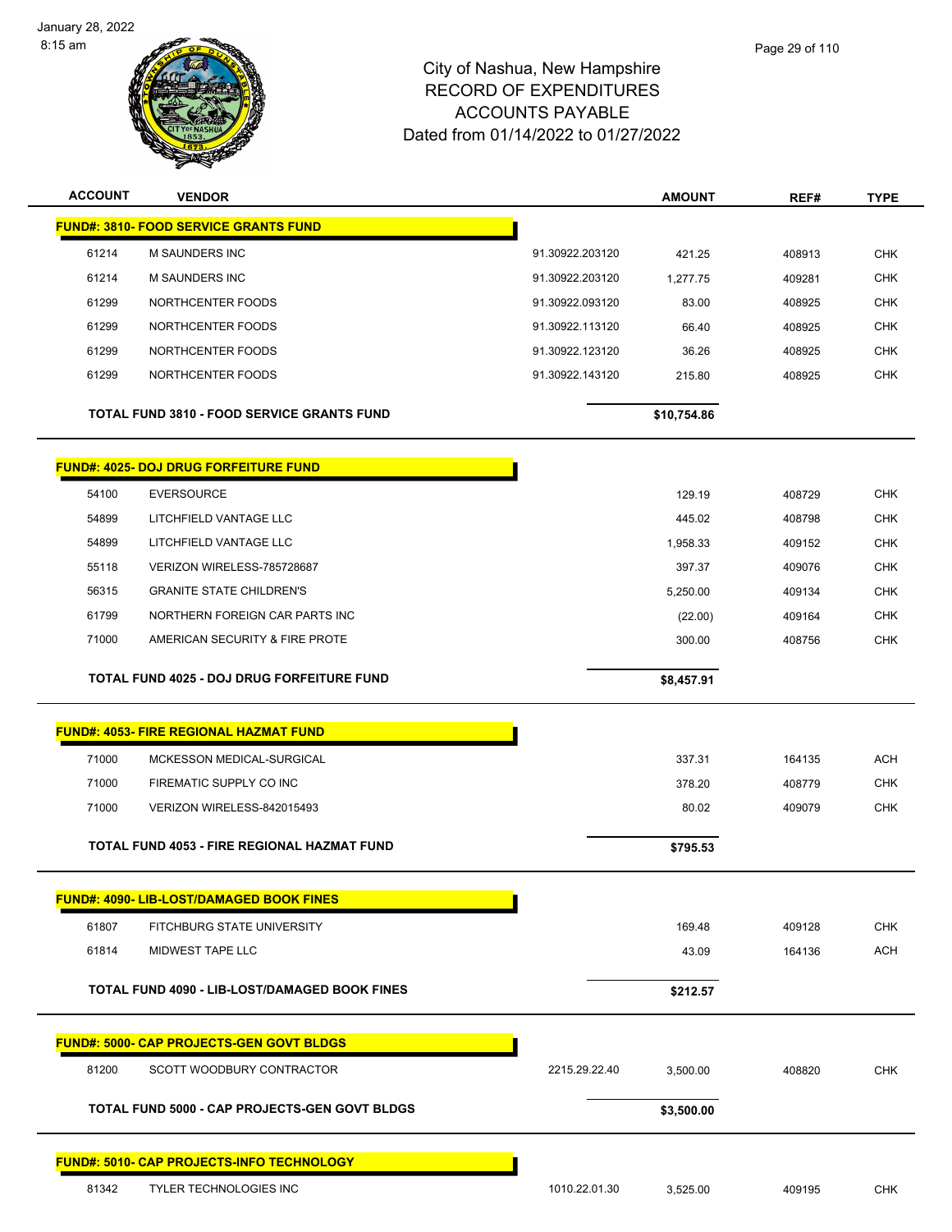City of Nashua, New Hampshire
RECORD OF EXPENDITURES
ACCOUNTS PAYABLE
Dated from 01/14/2022 to 01/27/2022

| ACCOUNT | VENDOR | | AMOUNT | REF# | TYPE |
|---|---|---|---|---|---|
| **FUND#: 3810- FOOD SERVICE GRANTS FUND** | | | | | |
| 61214 | M SAUNDERS INC | 91.30922.203120 | 421.25 | 408913 | CHK |
| 61214 | M SAUNDERS INC | 91.30922.203120 | 1,277.75 | 409281 | CHK |
| 61299 | NORTHCENTER FOODS | 91.30922.093120 | 83.00 | 408925 | CHK |
| 61299 | NORTHCENTER FOODS | 91.30922.113120 | 66.40 | 408925 | CHK |
| 61299 | NORTHCENTER FOODS | 91.30922.123120 | 36.26 | 408925 | CHK |
| 61299 | NORTHCENTER FOODS | 91.30922.143120 | 215.80 | 408925 | CHK |
| **TOTAL FUND 3810 - FOOD SERVICE GRANTS FUND** | | | **$10,754.86** | | |
| **FUND#: 4025- DOJ DRUG FORFEITURE FUND** | | | | | |
| 54100 | EVERSOURCE | | 129.19 | 408729 | CHK |
| 54899 | LITCHFIELD VANTAGE LLC | | 445.02 | 408798 | CHK |
| 54899 | LITCHFIELD VANTAGE LLC | | 1,958.33 | 409152 | CHK |
| 55118 | VERIZON WIRELESS-785728687 | | 397.37 | 409076 | CHK |
| 56315 | GRANITE STATE CHILDREN'S | | 5,250.00 | 409134 | CHK |
| 61799 | NORTHERN FOREIGN CAR PARTS INC | | (22.00) | 409164 | CHK |
| 71000 | AMERICAN SECURITY & FIRE PROTE | | 300.00 | 408756 | CHK |
| **TOTAL FUND 4025 - DOJ DRUG FORFEITURE FUND** | | | **$8,457.91** | | |
| **FUND#: 4053- FIRE REGIONAL HAZMAT FUND** | | | | | |
| 71000 | MCKESSON MEDICAL-SURGICAL | | 337.31 | 164135 | ACH |
| 71000 | FIREMATIC SUPPLY CO INC | | 378.20 | 408779 | CHK |
| 71000 | VERIZON WIRELESS-842015493 | | 80.02 | 409079 | CHK |
| **TOTAL FUND 4053 - FIRE REGIONAL HAZMAT FUND** | | | **$795.53** | | |
| **FUND#: 4090- LIB-LOST/DAMAGED BOOK FINES** | | | | | |
| 61807 | FITCHBURG STATE UNIVERSITY | | 169.48 | 409128 | CHK |
| 61814 | MIDWEST TAPE LLC | | 43.09 | 164136 | ACH |
| **TOTAL FUND 4090 - LIB-LOST/DAMAGED BOOK FINES** | | | **$212.57** | | |
| **FUND#: 5000- CAP PROJECTS-GEN GOVT BLDGS** | | | | | |
| 81200 | SCOTT WOODBURY CONTRACTOR | 2215.29.22.40 | 3,500.00 | 408820 | CHK |
| **TOTAL FUND 5000 - CAP PROJECTS-GEN GOVT BLDGS** | | | **$3,500.00** | | |
| **FUND#: 5010- CAP PROJECTS-INFO TECHNOLOGY** | | | | | |
| 81342 | TYLER TECHNOLOGIES INC | 1010.22.01.30 | 3,525.00 | 409195 | CHK |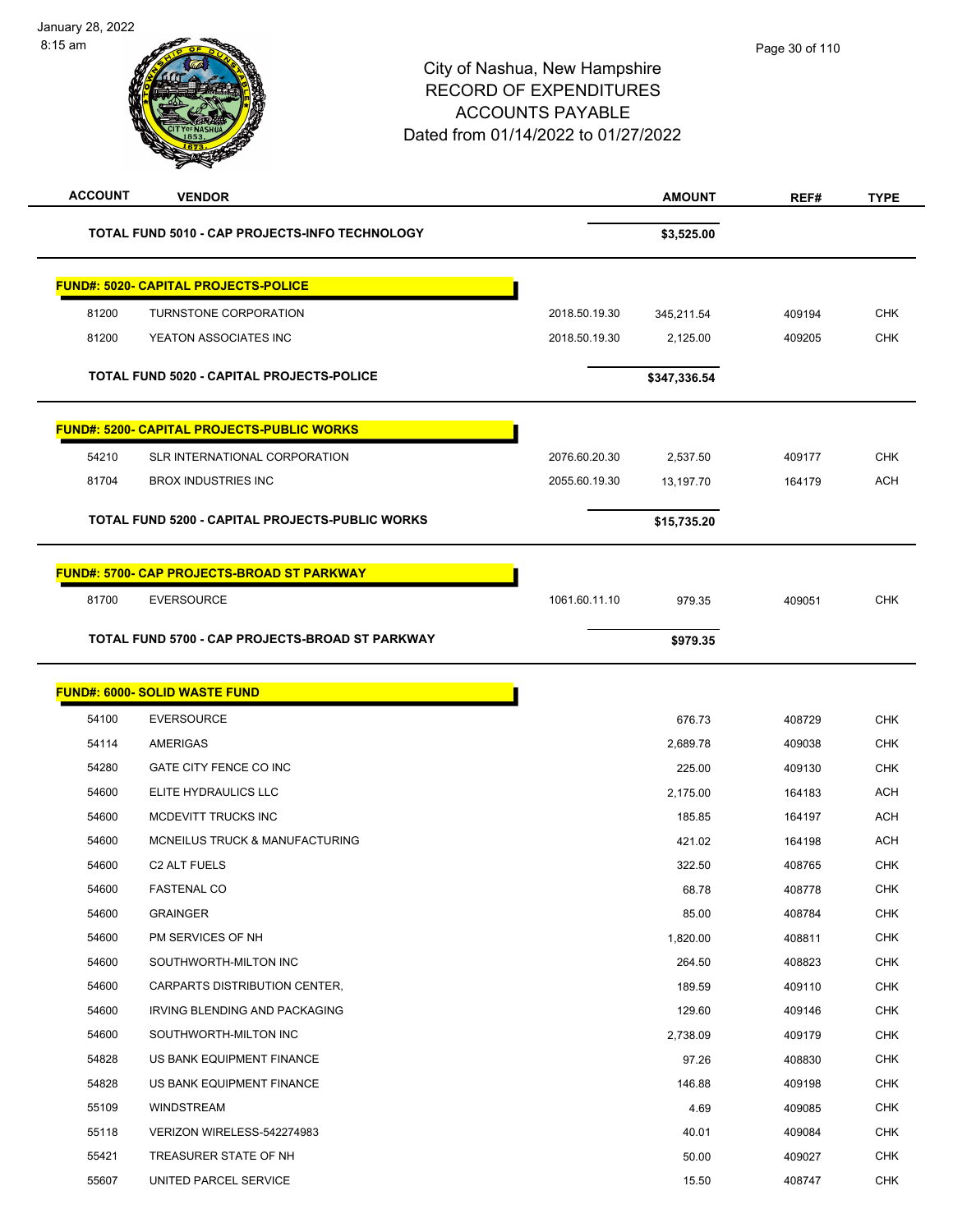City of Nashua, New Hampshire
RECORD OF EXPENDITURES
ACCOUNTS PAYABLE
Dated from 01/14/2022 to 01/27/2022

| ACCOUNT | VENDOR | | AMOUNT | REF# | TYPE |
|---|---|---|---|---|---|
| | **TOTAL FUND 5010 - CAP PROJECTS-INFO TECHNOLOGY** | | **$3,525.00** | | |
| | **FUND#: 5020- CAPITAL PROJECTS-POLICE** | | | | |
| 81200 | TURNSTONE CORPORATION | 2018.50.19.30 | 345,211.54 | 409194 | CHK |
| 81200 | YEATON ASSOCIATES INC | 2018.50.19.30 | 2,125.00 | 409205 | CHK |
| | **TOTAL FUND 5020 - CAPITAL PROJECTS-POLICE** | | **$347,336.54** | | |
| | **FUND#: 5200- CAPITAL PROJECTS-PUBLIC WORKS** | | | | |
| 54210 | SLR INTERNATIONAL CORPORATION | 2076.60.20.30 | 2,537.50 | 409177 | CHK |
| 81704 | BROX INDUSTRIES INC | 2055.60.19.30 | 13,197.70 | 164179 | ACH |
| | **TOTAL FUND 5200 - CAPITAL PROJECTS-PUBLIC WORKS** | | **$15,735.20** | | |
| | **FUND#: 5700- CAP PROJECTS-BROAD ST PARKWAY** | | | | |
| 81700 | EVERSOURCE | 1061.60.11.10 | 979.35 | 409051 | CHK |
| | **TOTAL FUND 5700 - CAP PROJECTS-BROAD ST PARKWAY** | | **$979.35** | | |
| | **FUND#: 6000- SOLID WASTE FUND** | | | | |
| 54100 | EVERSOURCE | | 676.73 | 408729 | CHK |
| 54114 | AMERIGAS | | 2,689.78 | 409038 | CHK |
| 54280 | GATE CITY FENCE CO INC | | 225.00 | 409130 | CHK |
| 54600 | ELITE HYDRAULICS LLC | | 2,175.00 | 164183 | ACH |
| 54600 | MCDEVITT TRUCKS INC | | 185.85 | 164197 | ACH |
| 54600 | MCNEILUS TRUCK & MANUFACTURING | | 421.02 | 164198 | ACH |
| 54600 | C2 ALT FUELS | | 322.50 | 408765 | CHK |
| 54600 | FASTENAL CO | | 68.78 | 408778 | CHK |
| 54600 | GRAINGER | | 85.00 | 408784 | CHK |
| 54600 | PM SERVICES OF NH | | 1,820.00 | 408811 | CHK |
| 54600 | SOUTHWORTH-MILTON INC | | 264.50 | 408823 | CHK |
| 54600 | CARPARTS DISTRIBUTION CENTER, | | 189.59 | 409110 | CHK |
| 54600 | IRVING BLENDING AND PACKAGING | | 129.60 | 409146 | CHK |
| 54600 | SOUTHWORTH-MILTON INC | | 2,738.09 | 409179 | CHK |
| 54828 | US BANK EQUIPMENT FINANCE | | 97.26 | 408830 | CHK |
| 54828 | US BANK EQUIPMENT FINANCE | | 146.88 | 409198 | CHK |
| 55109 | WINDSTREAM | | 4.69 | 409085 | CHK |
| 55118 | VERIZON WIRELESS-542274983 | | 40.01 | 409084 | CHK |
| 55421 | TREASURER STATE OF NH | | 50.00 | 409027 | CHK |
| 55607 | UNITED PARCEL SERVICE | | 15.50 | 408747 | CHK |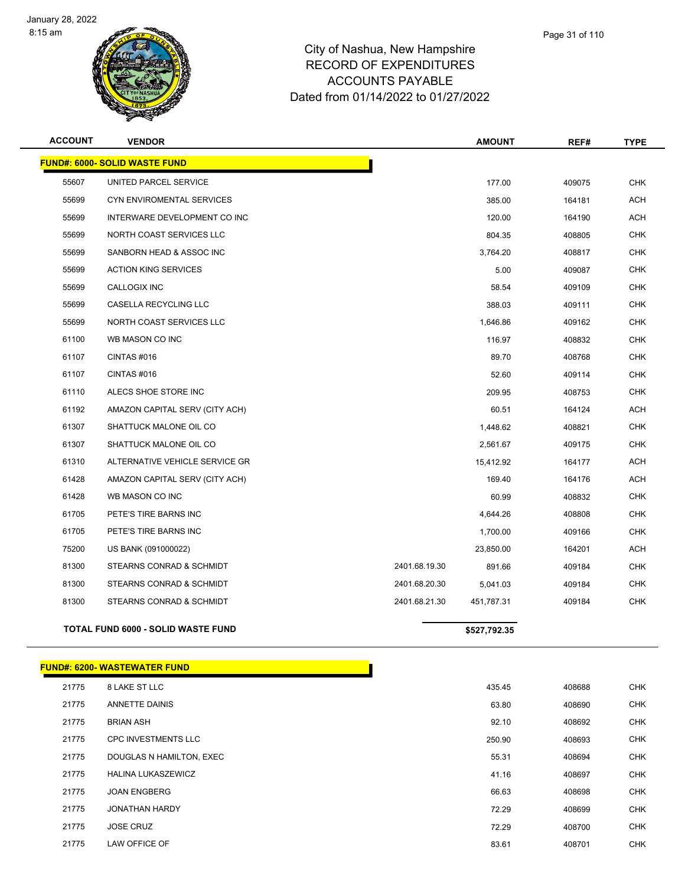City of Nashua, New Hampshire
RECORD OF EXPENDITURES
ACCOUNTS PAYABLE
Dated from 01/14/2022 to 01/27/2022

| ACCOUNT | VENDOR | | AMOUNT | REF# | TYPE |
|---|---|---|---|---|---|
| **FUND#: 6000- SOLID WASTE FUND** | | | | | |
| 55607 | UNITED PARCEL SERVICE | | 177.00 | 409075 | CHK |
| 55699 | CYN ENVIROMENTAL SERVICES | | 385.00 | 164181 | ACH |
| 55699 | INTERWARE DEVELOPMENT CO INC | | 120.00 | 164190 | ACH |
| 55699 | NORTH COAST SERVICES LLC | | 804.35 | 408805 | CHK |
| 55699 | SANBORN HEAD & ASSOC INC | | 3,764.20 | 408817 | CHK |
| 55699 | ACTION KING SERVICES | | 5.00 | 409087 | CHK |
| 55699 | CALLOGIX INC | | 58.54 | 409109 | CHK |
| 55699 | CASELLA RECYCLING LLC | | 388.03 | 409111 | CHK |
| 55699 | NORTH COAST SERVICES LLC | | 1,646.86 | 409162 | CHK |
| 61100 | WB MASON CO INC | | 116.97 | 408832 | CHK |
| 61107 | CINTAS #016 | | 89.70 | 408768 | CHK |
| 61107 | CINTAS #016 | | 52.60 | 409114 | CHK |
| 61110 | ALECS SHOE STORE INC | | 209.95 | 408753 | CHK |
| 61192 | AMAZON CAPITAL SERV (CITY ACH) | | 60.51 | 164124 | ACH |
| 61307 | SHATTUCK MALONE OIL CO | | 1,448.62 | 408821 | CHK |
| 61307 | SHATTUCK MALONE OIL CO | | 2,561.67 | 409175 | CHK |
| 61310 | ALTERNATIVE VEHICLE SERVICE GR | | 15,412.92 | 164177 | ACH |
| 61428 | AMAZON CAPITAL SERV (CITY ACH) | | 169.40 | 164176 | ACH |
| 61428 | WB MASON CO INC | | 60.99 | 408832 | CHK |
| 61705 | PETE'S TIRE BARNS INC | | 4,644.26 | 408808 | CHK |
| 61705 | PETE'S TIRE BARNS INC | | 1,700.00 | 409166 | CHK |
| 75200 | US BANK (091000022) | | 23,850.00 | 164201 | ACH |
| 81300 | STEARNS CONRAD & SCHMIDT | 2401.68.19.30 | 891.66 | 409184 | CHK |
| 81300 | STEARNS CONRAD & SCHMIDT | 2401.68.20.30 | 5,041.03 | 409184 | CHK |
| 81300 | STEARNS CONRAD & SCHMIDT | 2401.68.21.30 | 451,787.31 | 409184 | CHK |
| **TOTAL FUND 6000 - SOLID WASTE FUND** | | | **$527,792.35** | | |

| ACCOUNT | VENDOR | AMOUNT | REF# | TYPE |
|---|---|---|---|---|
| **FUND#: 6200- WASTEWATER FUND** | | | | |
| 21775 | 8 LAKE ST LLC | 435.45 | 408688 | CHK |
| 21775 | ANNETTE DAINIS | 63.80 | 408690 | CHK |
| 21775 | BRIAN ASH | 92.10 | 408692 | CHK |
| 21775 | CPC INVESTMENTS LLC | 250.90 | 408693 | CHK |
| 21775 | DOUGLAS N HAMILTON, EXEC | 55.31 | 408694 | CHK |
| 21775 | HALINA LUKASZEWICZ | 41.16 | 408697 | CHK |
| 21775 | JOAN ENGBERG | 66.63 | 408698 | CHK |
| 21775 | JONATHAN HARDY | 72.29 | 408699 | CHK |
| 21775 | JOSE CRUZ | 72.29 | 408700 | CHK |
| 21775 | LAW OFFICE OF | 83.61 | 408701 | CHK |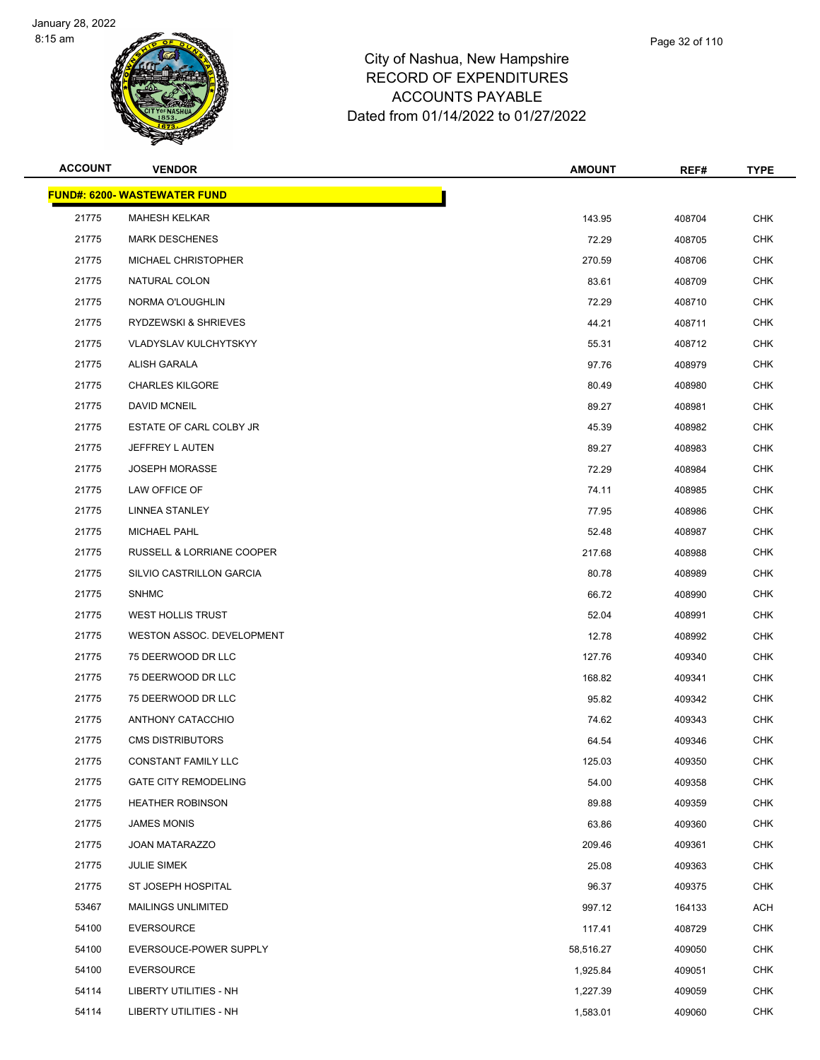# City of Nashua, New Hampshire
# RECORD OF EXPENDITURES
# ACCOUNTS PAYABLE
# Dated from 01/14/2022 to 01/27/2022

| ACCOUNT | VENDOR | AMOUNT | REF# | TYPE |
|---|---|---|---|---|
| **FUND#: 6200- WASTEWATER FUND** | | | | |
| 21775 | MAHESH KELKAR | 143.95 | 408704 | CHK |
| 21775 | MARK DESCHENES | 72.29 | 408705 | CHK |
| 21775 | MICHAEL CHRISTOPHER | 270.59 | 408706 | CHK |
| 21775 | NATURAL COLON | 83.61 | 408709 | CHK |
| 21775 | NORMA O'LOUGHLIN | 72.29 | 408710 | CHK |
| 21775 | RYDZEWSKI & SHRIEVES | 44.21 | 408711 | CHK |
| 21775 | VLADYSLAV KULCHYTSKYY | 55.31 | 408712 | CHK |
| 21775 | ALISH GARALA | 97.76 | 408979 | CHK |
| 21775 | CHARLES KILGORE | 80.49 | 408980 | CHK |
| 21775 | DAVID MCNEIL | 89.27 | 408981 | CHK |
| 21775 | ESTATE OF CARL COLBY JR | 45.39 | 408982 | CHK |
| 21775 | JEFFREY L AUTEN | 89.27 | 408983 | CHK |
| 21775 | JOSEPH MORASSE | 72.29 | 408984 | CHK |
| 21775 | LAW OFFICE OF | 74.11 | 408985 | CHK |
| 21775 | LINNEA STANLEY | 77.95 | 408986 | CHK |
| 21775 | MICHAEL PAHL | 52.48 | 408987 | CHK |
| 21775 | RUSSELL & LORRIANE COOPER | 217.68 | 408988 | CHK |
| 21775 | SILVIO CASTRILLON GARCIA | 80.78 | 408989 | CHK |
| 21775 | SNHMC | 66.72 | 408990 | CHK |
| 21775 | WEST HOLLIS TRUST | 52.04 | 408991 | CHK |
| 21775 | WESTON ASSOC. DEVELOPMENT | 12.78 | 408992 | CHK |
| 21775 | 75 DEERWOOD DR LLC | 127.76 | 409340 | CHK |
| 21775 | 75 DEERWOOD DR LLC | 168.82 | 409341 | CHK |
| 21775 | 75 DEERWOOD DR LLC | 95.82 | 409342 | CHK |
| 21775 | ANTHONY CATACCHIO | 74.62 | 409343 | CHK |
| 21775 | CMS DISTRIBUTORS | 64.54 | 409346 | CHK |
| 21775 | CONSTANT FAMILY LLC | 125.03 | 409350 | CHK |
| 21775 | GATE CITY REMODELING | 54.00 | 409358 | CHK |
| 21775 | HEATHER ROBINSON | 89.88 | 409359 | CHK |
| 21775 | JAMES MONIS | 63.86 | 409360 | CHK |
| 21775 | JOAN MATARAZZO | 209.46 | 409361 | CHK |
| 21775 | JULIE SIMEK | 25.08 | 409363 | CHK |
| 21775 | ST JOSEPH HOSPITAL | 96.37 | 409375 | CHK |
| 53467 | MAILINGS UNLIMITED | 997.12 | 164133 | ACH |
| 54100 | EVERSOURCE | 117.41 | 408729 | CHK |
| 54100 | EVERSOUCE-POWER SUPPLY | 58,516.27 | 409050 | CHK |
| 54100 | EVERSOURCE | 1,925.84 | 409051 | CHK |
| 54114 | LIBERTY UTILITIES - NH | 1,227.39 | 409059 | CHK |
| 54114 | LIBERTY UTILITIES - NH | 1,583.01 | 409060 | CHK |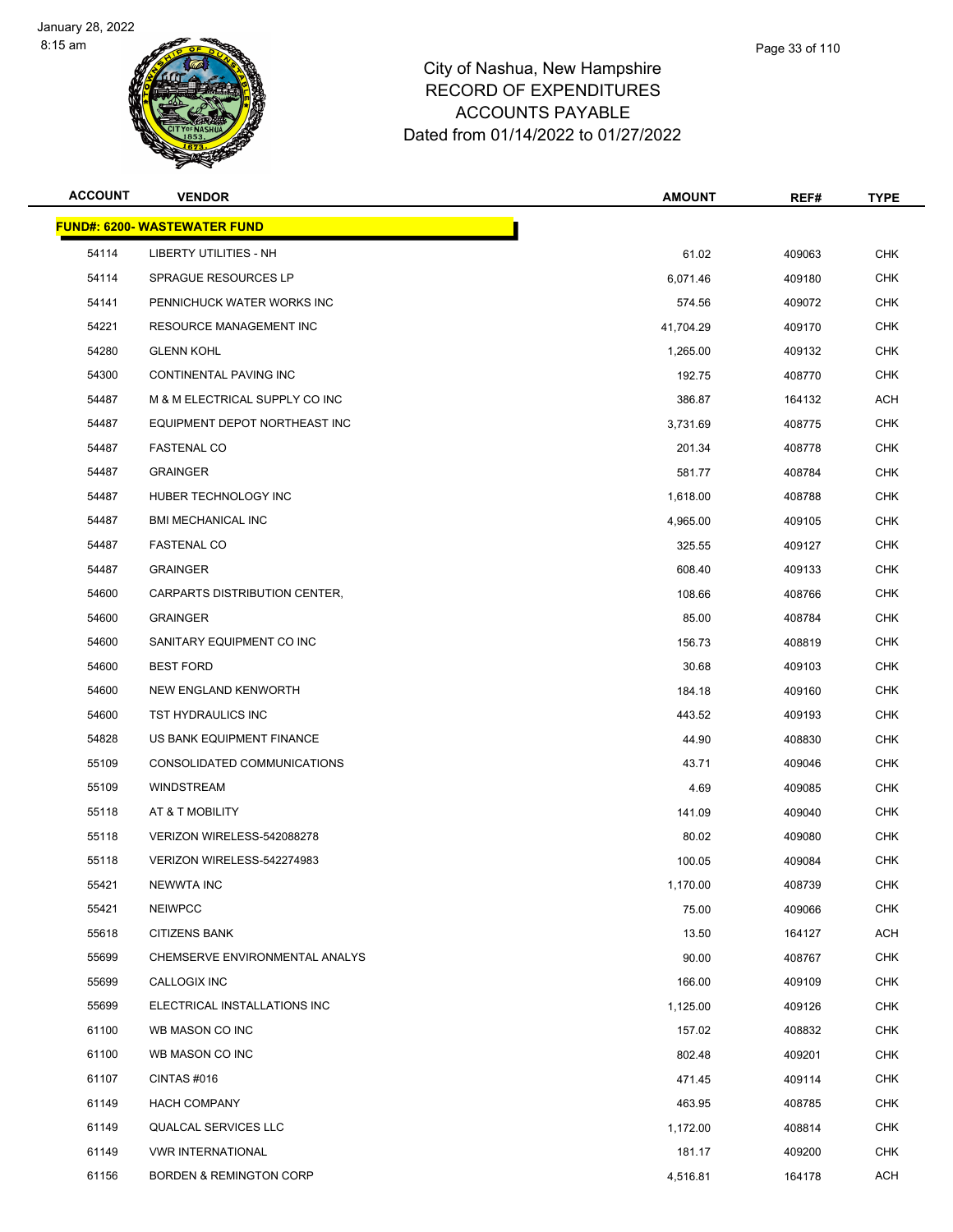# City of Nashua, New Hampshire
## RECORD OF EXPENDITURES
## ACCOUNTS PAYABLE
## Dated from 01/14/2022 to 01/27/2022

| ACCOUNT | VENDOR | AMOUNT | REF# | TYPE |
|---|---|---|---|---|
| **FUND#: 6200- WASTEWATER FUND** | | | | |
| 54114 | LIBERTY UTILITIES - NH | 61.02 | 409063 | CHK |
| 54114 | SPRAGUE RESOURCES LP | 6,071.46 | 409180 | CHK |
| 54141 | PENNICHUCK WATER WORKS INC | 574.56 | 409072 | CHK |
| 54221 | RESOURCE MANAGEMENT INC | 41,704.29 | 409170 | CHK |
| 54280 | GLENN KOHL | 1,265.00 | 409132 | CHK |
| 54300 | CONTINENTAL PAVING INC | 192.75 | 408770 | CHK |
| 54487 | M & M ELECTRICAL SUPPLY CO INC | 386.87 | 164132 | ACH |
| 54487 | EQUIPMENT DEPOT NORTHEAST INC | 3,731.69 | 408775 | CHK |
| 54487 | FASTENAL CO | 201.34 | 408778 | CHK |
| 54487 | GRAINGER | 581.77 | 408784 | CHK |
| 54487 | HUBER TECHNOLOGY INC | 1,618.00 | 408788 | CHK |
| 54487 | BMI MECHANICAL INC | 4,965.00 | 409105 | CHK |
| 54487 | FASTENAL CO | 325.55 | 409127 | CHK |
| 54487 | GRAINGER | 608.40 | 409133 | CHK |
| 54600 | CARPARTS DISTRIBUTION CENTER, | 108.66 | 408766 | CHK |
| 54600 | GRAINGER | 85.00 | 408784 | CHK |
| 54600 | SANITARY EQUIPMENT CO INC | 156.73 | 408819 | CHK |
| 54600 | BEST FORD | 30.68 | 409103 | CHK |
| 54600 | NEW ENGLAND KENWORTH | 184.18 | 409160 | CHK |
| 54600 | TST HYDRAULICS INC | 443.52 | 409193 | CHK |
| 54828 | US BANK EQUIPMENT FINANCE | 44.90 | 408830 | CHK |
| 55109 | CONSOLIDATED COMMUNICATIONS | 43.71 | 409046 | CHK |
| 55109 | WINDSTREAM | 4.69 | 409085 | CHK |
| 55118 | AT & T MOBILITY | 141.09 | 409040 | CHK |
| 55118 | VERIZON WIRELESS-542088278 | 80.02 | 409080 | CHK |
| 55118 | VERIZON WIRELESS-542274983 | 100.05 | 409084 | CHK |
| 55421 | NEWWTA INC | 1,170.00 | 408739 | CHK |
| 55421 | NEIWPCC | 75.00 | 409066 | CHK |
| 55618 | CITIZENS BANK | 13.50 | 164127 | ACH |
| 55699 | CHEMSERVE ENVIRONMENTAL ANALYS | 90.00 | 408767 | CHK |
| 55699 | CALLOGIX INC | 166.00 | 409109 | CHK |
| 55699 | ELECTRICAL INSTALLATIONS INC | 1,125.00 | 409126 | CHK |
| 61100 | WB MASON CO INC | 157.02 | 408832 | CHK |
| 61100 | WB MASON CO INC | 802.48 | 409201 | CHK |
| 61107 | CINTAS #016 | 471.45 | 409114 | CHK |
| 61149 | HACH COMPANY | 463.95 | 408785 | CHK |
| 61149 | QUALCAL SERVICES LLC | 1,172.00 | 408814 | CHK |
| 61149 | VWR INTERNATIONAL | 181.17 | 409200 | CHK |
| 61156 | BORDEN & REMINGTON CORP | 4,516.81 | 164178 | ACH |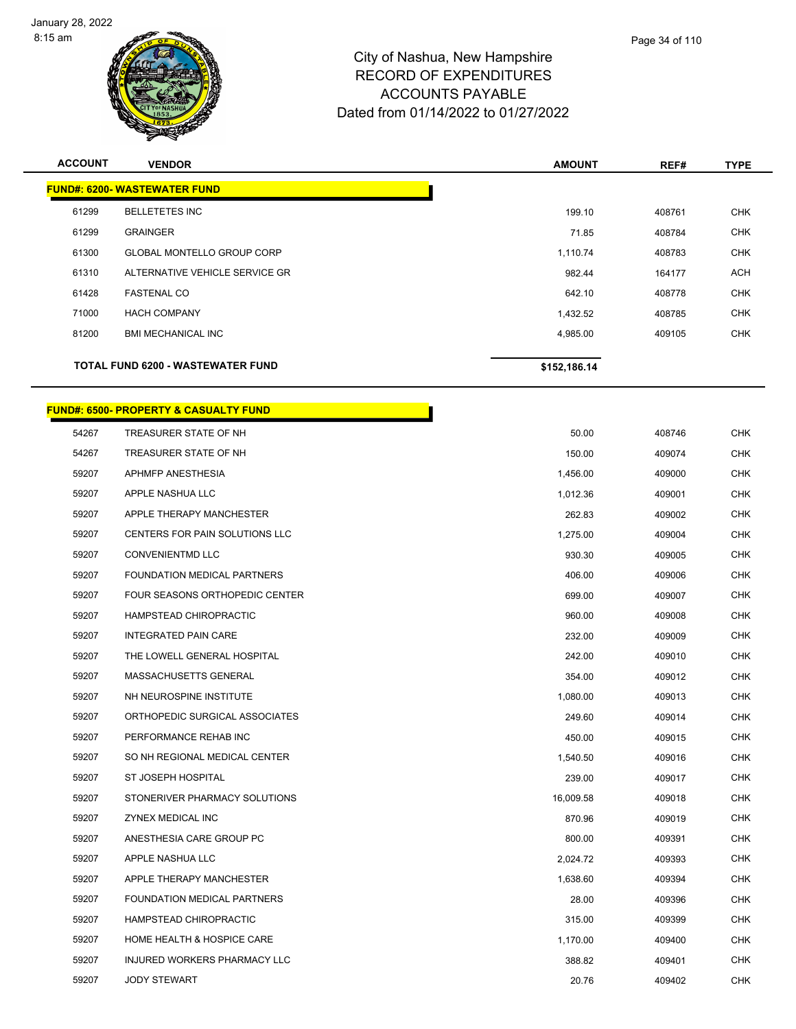City of Nashua, New Hampshire
RECORD OF EXPENDITURES
ACCOUNTS PAYABLE
Dated from 01/14/2022 to 01/27/2022

| ACCOUNT | VENDOR | AMOUNT | REF# | TYPE |
|---|---|---|---|---|
| **FUND#: 6200- WASTEWATER FUND** | | | | |
| 61299 | BELLETETES INC | 199.10 | 408761 | CHK |
| 61299 | GRAINGER | 71.85 | 408784 | CHK |
| 61300 | GLOBAL MONTELLO GROUP CORP | 1,110.74 | 408783 | CHK |
| 61310 | ALTERNATIVE VEHICLE SERVICE GR | 982.44 | 164177 | ACH |
| 61428 | FASTENAL CO | 642.10 | 408778 | CHK |
| 71000 | HACH COMPANY | 1,432.52 | 408785 | CHK |
| 81200 | BMI MECHANICAL INC | 4,985.00 | 409105 | CHK |
| **TOTAL FUND 6200 - WASTEWATER FUND** | | **$152,186.14** | | |
| **FUND#: 6500- PROPERTY & CASUALTY FUND** | | | | |
| 54267 | TREASURER STATE OF NH | 50.00 | 408746 | CHK |
| 54267 | TREASURER STATE OF NH | 150.00 | 409074 | CHK |
| 59207 | APHMFP ANESTHESIA | 1,456.00 | 409000 | CHK |
| 59207 | APPLE NASHUA LLC | 1,012.36 | 409001 | CHK |
| 59207 | APPLE THERAPY MANCHESTER | 262.83 | 409002 | CHK |
| 59207 | CENTERS FOR PAIN SOLUTIONS LLC | 1,275.00 | 409004 | CHK |
| 59207 | CONVENIENTMD LLC | 930.30 | 409005 | CHK |
| 59207 | FOUNDATION MEDICAL PARTNERS | 406.00 | 409006 | CHK |
| 59207 | FOUR SEASONS ORTHOPEDIC CENTER | 699.00 | 409007 | CHK |
| 59207 | HAMPSTEAD CHIROPRACTIC | 960.00 | 409008 | CHK |
| 59207 | INTEGRATED PAIN CARE | 232.00 | 409009 | CHK |
| 59207 | THE LOWELL GENERAL HOSPITAL | 242.00 | 409010 | CHK |
| 59207 | MASSACHUSETTS GENERAL | 354.00 | 409012 | CHK |
| 59207 | NH NEUROSPINE INSTITUTE | 1,080.00 | 409013 | CHK |
| 59207 | ORTHOPEDIC SURGICAL ASSOCIATES | 249.60 | 409014 | CHK |
| 59207 | PERFORMANCE REHAB INC | 450.00 | 409015 | CHK |
| 59207 | SO NH REGIONAL MEDICAL CENTER | 1,540.50 | 409016 | CHK |
| 59207 | ST JOSEPH HOSPITAL | 239.00 | 409017 | CHK |
| 59207 | STONERIVER PHARMACY SOLUTIONS | 16,009.58 | 409018 | CHK |
| 59207 | ZYNEX MEDICAL INC | 870.96 | 409019 | CHK |
| 59207 | ANESTHESIA CARE GROUP PC | 800.00 | 409391 | CHK |
| 59207 | APPLE NASHUA LLC | 2,024.72 | 409393 | CHK |
| 59207 | APPLE THERAPY MANCHESTER | 1,638.60 | 409394 | CHK |
| 59207 | FOUNDATION MEDICAL PARTNERS | 28.00 | 409396 | CHK |
| 59207 | HAMPSTEAD CHIROPRACTIC | 315.00 | 409399 | CHK |
| 59207 | HOME HEALTH & HOSPICE CARE | 1,170.00 | 409400 | CHK |
| 59207 | INJURED WORKERS PHARMACY LLC | 388.82 | 409401 | CHK |
| 59207 | JODY STEWART | 20.76 | 409402 | CHK |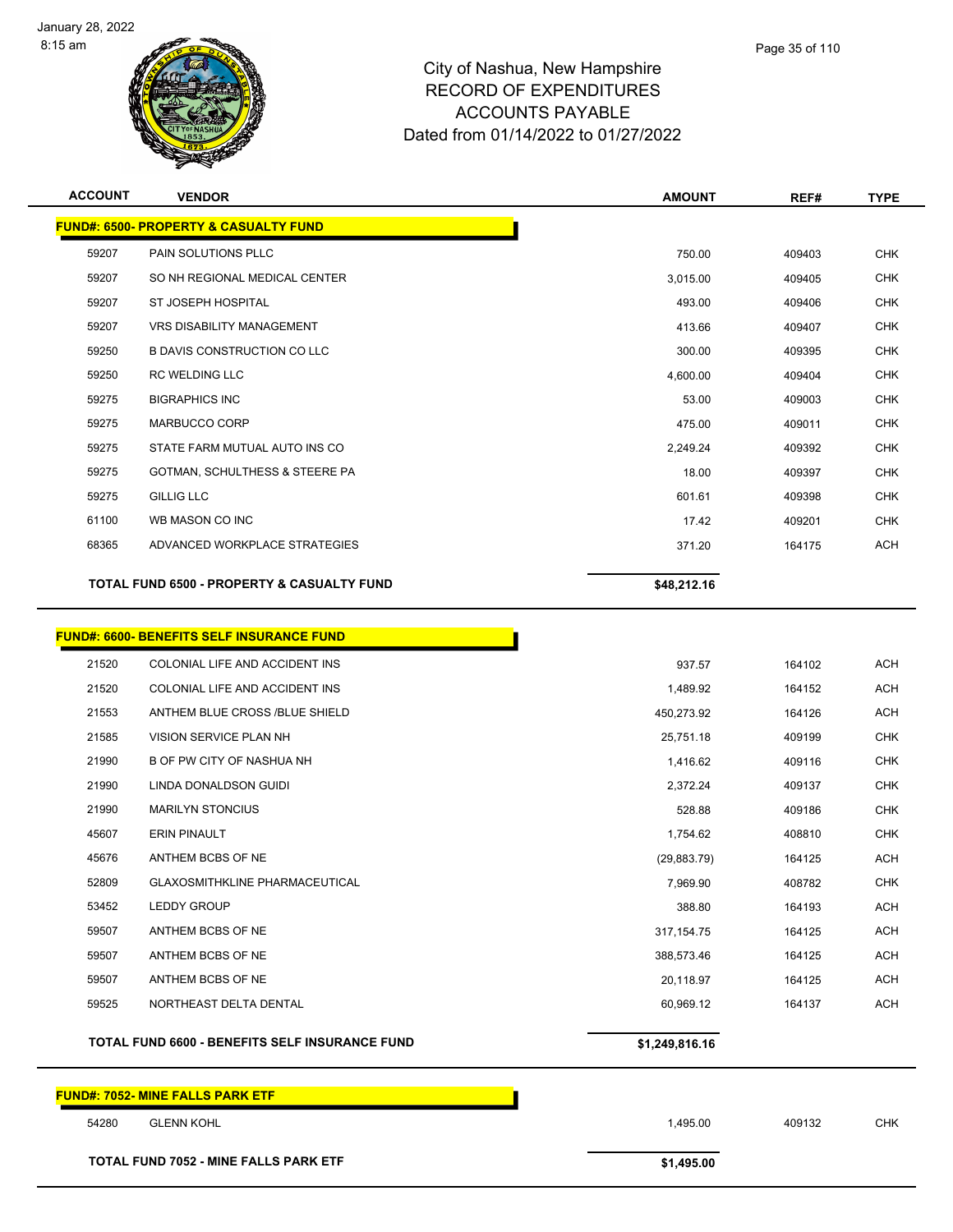# City of Nashua, New Hampshire
# RECORD OF EXPENDITURES
# ACCOUNTS PAYABLE
# Dated from 01/14/2022 to 01/27/2022

| ACCOUNT | VENDOR | AMOUNT | REF# | TYPE |
|---|---|---|---|---|
| **FUND#: 6500- PROPERTY & CASUALTY FUND** | | | | |
| 59207 | PAIN SOLUTIONS PLLC | 750.00 | 409403 | CHK |
| 59207 | SO NH REGIONAL MEDICAL CENTER | 3,015.00 | 409405 | CHK |
| 59207 | ST JOSEPH HOSPITAL | 493.00 | 409406 | CHK |
| 59207 | VRS DISABILITY MANAGEMENT | 413.66 | 409407 | CHK |
| 59250 | B DAVIS CONSTRUCTION CO LLC | 300.00 | 409395 | CHK |
| 59250 | RC WELDING LLC | 4,600.00 | 409404 | CHK |
| 59275 | BIGRAPHICS INC | 53.00 | 409003 | CHK |
| 59275 | MARBUCCO CORP | 475.00 | 409011 | CHK |
| 59275 | STATE FARM MUTUAL AUTO INS CO | 2,249.24 | 409392 | CHK |
| 59275 | GOTMAN, SCHULTHESS & STEERE PA | 18.00 | 409397 | CHK |
| 59275 | GILLIG LLC | 601.61 | 409398 | CHK |
| 61100 | WB MASON CO INC | 17.42 | 409201 | CHK |
| 68365 | ADVANCED WORKPLACE STRATEGIES | 371.20 | 164175 | ACH |
| | **TOTAL FUND 6500 - PROPERTY & CASUALTY FUND** | **$48,212.16** | | |
| **FUND#: 6600- BENEFITS SELF INSURANCE FUND** | | | | |
| 21520 | COLONIAL LIFE AND ACCIDENT INS | 937.57 | 164102 | ACH |
| 21520 | COLONIAL LIFE AND ACCIDENT INS | 1,489.92 | 164152 | ACH |
| 21553 | ANTHEM BLUE CROSS /BLUE SHIELD | 450,273.92 | 164126 | ACH |
| 21585 | VISION SERVICE PLAN NH | 25,751.18 | 409199 | CHK |
| 21990 | B OF PW CITY OF NASHUA NH | 1,416.62 | 409116 | CHK |
| 21990 | LINDA DONALDSON GUIDI | 2,372.24 | 409137 | CHK |
| 21990 | MARILYN STONCIUS | 528.88 | 409186 | CHK |
| 45607 | ERIN PINAULT | 1,754.62 | 408810 | CHK |
| 45676 | ANTHEM BCBS OF NE | (29,883.79) | 164125 | ACH |
| 52809 | GLAXOSMITHKLINE PHARMACEUTICAL | 7,969.90 | 408782 | CHK |
| 53452 | LEDDY GROUP | 388.80 | 164193 | ACH |
| 59507 | ANTHEM BCBS OF NE | 317,154.75 | 164125 | ACH |
| 59507 | ANTHEM BCBS OF NE | 388,573.46 | 164125 | ACH |
| 59507 | ANTHEM BCBS OF NE | 20,118.97 | 164125 | ACH |
| 59525 | NORTHEAST DELTA DENTAL | 60,969.12 | 164137 | ACH |
| | **TOTAL FUND 6600 - BENEFITS SELF INSURANCE FUND** | **$1,249,816.16** | | |
| **FUND#: 7052- MINE FALLS PARK ETF** | | | | |
| 54280 | GLENN KOHL | 1,495.00 | 409132 | CHK |
| | **TOTAL FUND 7052 - MINE FALLS PARK ETF** | **$1,495.00** | | |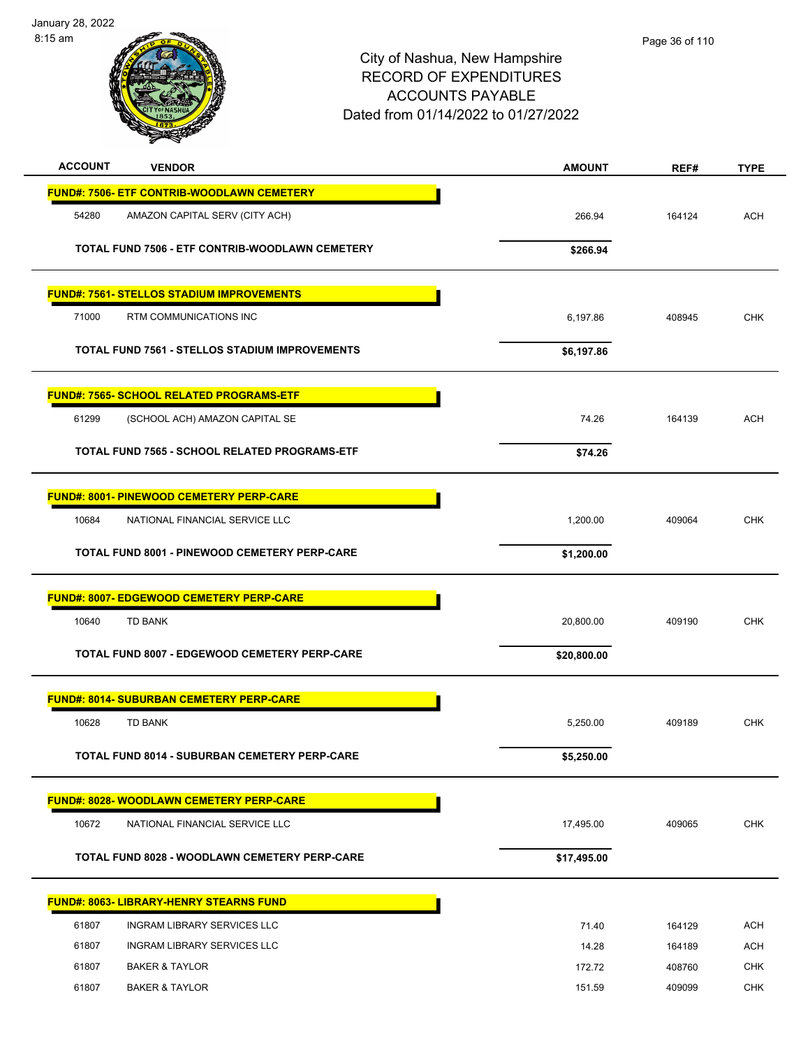City of Nashua, New Hampshire
RECORD OF EXPENDITURES
ACCOUNTS PAYABLE
Dated from 01/14/2022 to 01/27/2022

| ACCOUNT | VENDOR | AMOUNT | REF# | TYPE |
|---|---|---|---|---|
| **FUND#: 7506- ETF CONTRIB-WOODLAWN CEMETERY** | | | | |
| 54280 | AMAZON CAPITAL SERV (CITY ACH) | 266.94 | 164124 | ACH |
| | **TOTAL FUND 7506 - ETF CONTRIB-WOODLAWN CEMETERY** | **$266.94** | | |
| **FUND#: 7561- STELLOS STADIUM IMPROVEMENTS** | | | | |
| 71000 | RTM COMMUNICATIONS INC | 6,197.86 | 408945 | CHK |
| | **TOTAL FUND 7561 - STELLOS STADIUM IMPROVEMENTS** | **$6,197.86** | | |
| **FUND#: 7565- SCHOOL RELATED PROGRAMS-ETF** | | | | |
| 61299 | (SCHOOL ACH) AMAZON CAPITAL SE | 74.26 | 164139 | ACH |
| | **TOTAL FUND 7565 - SCHOOL RELATED PROGRAMS-ETF** | **$74.26** | | |
| **FUND#: 8001- PINEWOOD CEMETERY PERP-CARE** | | | | |
| 10684 | NATIONAL FINANCIAL SERVICE LLC | 1,200.00 | 409064 | CHK |
| | **TOTAL FUND 8001 - PINEWOOD CEMETERY PERP-CARE** | **$1,200.00** | | |
| **FUND#: 8007- EDGEWOOD CEMETERY PERP-CARE** | | | | |
| 10640 | TD BANK | 20,800.00 | 409190 | CHK |
| | **TOTAL FUND 8007 - EDGEWOOD CEMETERY PERP-CARE** | **$20,800.00** | | |
| **FUND#: 8014- SUBURBAN CEMETERY PERP-CARE** | | | | |
| 10628 | TD BANK | 5,250.00 | 409189 | CHK |
| | **TOTAL FUND 8014 - SUBURBAN CEMETERY PERP-CARE** | **$5,250.00** | | |
| **FUND#: 8028- WOODLAWN CEMETERY PERP-CARE** | | | | |
| 10672 | NATIONAL FINANCIAL SERVICE LLC | 17,495.00 | 409065 | CHK |
| | **TOTAL FUND 8028 - WOODLAWN CEMETERY PERP-CARE** | **$17,495.00** | | |
| **FUND#: 8063- LIBRARY-HENRY STEARNS FUND** | | | | |
| 61807 | INGRAM LIBRARY SERVICES LLC | 71.40 | 164129 | ACH |
| 61807 | INGRAM LIBRARY SERVICES LLC | 14.28 | 164189 | ACH |
| 61807 | BAKER & TAYLOR | 172.72 | 408760 | CHK |
| 61807 | BAKER & TAYLOR | 151.59 | 409099 | CHK |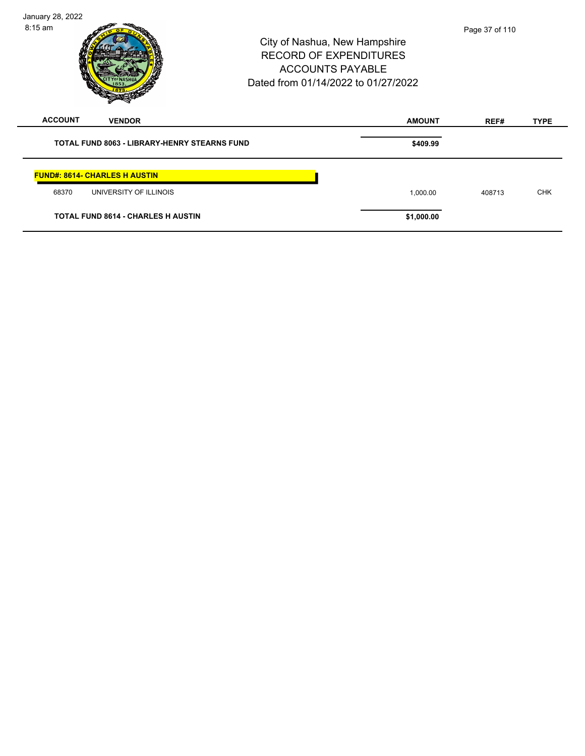City of Nashua, New Hampshire
RECORD OF EXPENDITURES
ACCOUNTS PAYABLE
Dated from 01/14/2022 to 01/27/2022

| ACCOUNT | VENDOR | AMOUNT | REF# | TYPE |
|---|---|---|---|---|
| | **TOTAL FUND 8063 - LIBRARY-HENRY STEARNS FUND** | **$409.99** | | |
| **FUND#: 8614- CHARLES H AUSTIN** | | | | |
| 68370 | UNIVERSITY OF ILLINOIS | 1,000.00 | 408713 | CHK |
| | **TOTAL FUND 8614 - CHARLES H AUSTIN** | **$1,000.00** | | |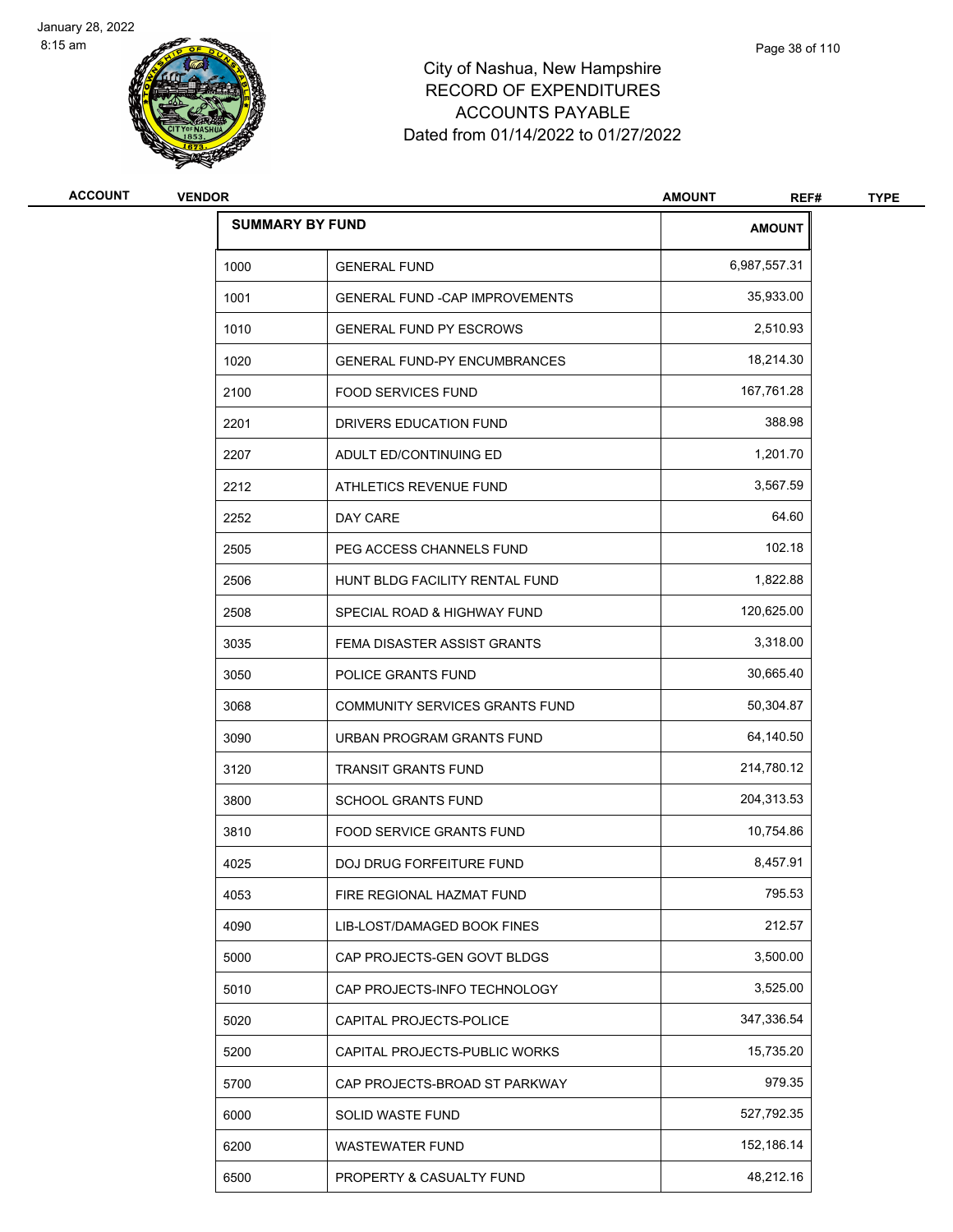# City of Nashua, New Hampshire
## RECORD OF EXPENDITURES
## ACCOUNTS PAYABLE
## Dated from 01/14/2022 to 01/27/2022

| ACCOUNT | VENDOR | AMOUNT | REF# | TYPE |
|---|---|---|---|---|

| SUMMARY BY FUND | | AMOUNT |
|---|---|---|
| 1000 | GENERAL FUND | 6,987,557.31 |
| 1001 | GENERAL FUND -CAP IMPROVEMENTS | 35,933.00 |
| 1010 | GENERAL FUND PY ESCROWS | 2,510.93 |
| 1020 | GENERAL FUND-PY ENCUMBRANCES | 18,214.30 |
| 2100 | FOOD SERVICES FUND | 167,761.28 |
| 2201 | DRIVERS EDUCATION FUND | 388.98 |
| 2207 | ADULT ED/CONTINUING ED | 1,201.70 |
| 2212 | ATHLETICS REVENUE FUND | 3,567.59 |
| 2252 | DAY CARE | 64.60 |
| 2505 | PEG ACCESS CHANNELS FUND | 102.18 |
| 2506 | HUNT BLDG FACILITY RENTAL FUND | 1,822.88 |
| 2508 | SPECIAL ROAD & HIGHWAY FUND | 120,625.00 |
| 3035 | FEMA DISASTER ASSIST GRANTS | 3,318.00 |
| 3050 | POLICE GRANTS FUND | 30,665.40 |
| 3068 | COMMUNITY SERVICES GRANTS FUND | 50,304.87 |
| 3090 | URBAN PROGRAM GRANTS FUND | 64,140.50 |
| 3120 | TRANSIT GRANTS FUND | 214,780.12 |
| 3800 | SCHOOL GRANTS FUND | 204,313.53 |
| 3810 | FOOD SERVICE GRANTS FUND | 10,754.86 |
| 4025 | DOJ DRUG FORFEITURE FUND | 8,457.91 |
| 4053 | FIRE REGIONAL HAZMAT FUND | 795.53 |
| 4090 | LIB-LOST/DAMAGED BOOK FINES | 212.57 |
| 5000 | CAP PROJECTS-GEN GOVT BLDGS | 3,500.00 |
| 5010 | CAP PROJECTS-INFO TECHNOLOGY | 3,525.00 |
| 5020 | CAPITAL PROJECTS-POLICE | 347,336.54 |
| 5200 | CAPITAL PROJECTS-PUBLIC WORKS | 15,735.20 |
| 5700 | CAP PROJECTS-BROAD ST PARKWAY | 979.35 |
| 6000 | SOLID WASTE FUND | 527,792.35 |
| 6200 | WASTEWATER FUND | 152,186.14 |
| 6500 | PROPERTY & CASUALTY FUND | 48,212.16 |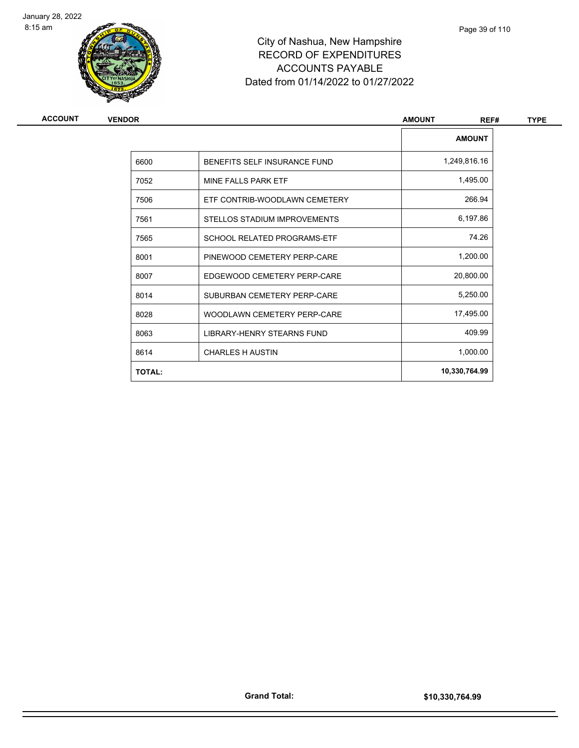# City of Nashua, New Hampshire
## RECORD OF EXPENDITURES
## ACCOUNTS PAYABLE
## Dated from 01/14/2022 to 01/27/2022

| ACCOUNT | VENDOR | AMOUNT | REF# | TYPE |
|---|---|---|---|---|

| | | AMOUNT |
|---|---|---|
| 6600 | BENEFITS SELF INSURANCE FUND | 1,249,816.16 |
| 7052 | MINE FALLS PARK ETF | 1,495.00 |
| 7506 | ETF CONTRIB-WOODLAWN CEMETERY | 266.94 |
| 7561 | STELLOS STADIUM IMPROVEMENTS | 6,197.86 |
| 7565 | SCHOOL RELATED PROGRAMS-ETF | 74.26 |
| 8001 | PINEWOOD CEMETERY PERP-CARE | 1,200.00 |
| 8007 | EDGEWOOD CEMETERY PERP-CARE | 20,800.00 |
| 8014 | SUBURBAN CEMETERY PERP-CARE | 5,250.00 |
| 8028 | WOODLAWN CEMETERY PERP-CARE | 17,495.00 |
| 8063 | LIBRARY-HENRY STEARNS FUND | 409.99 |
| 8614 | CHARLES H AUSTIN | 1,000.00 |
| **TOTAL:** | | **10,330,764.99** |

**Grand Total:** **$10,330,764.99**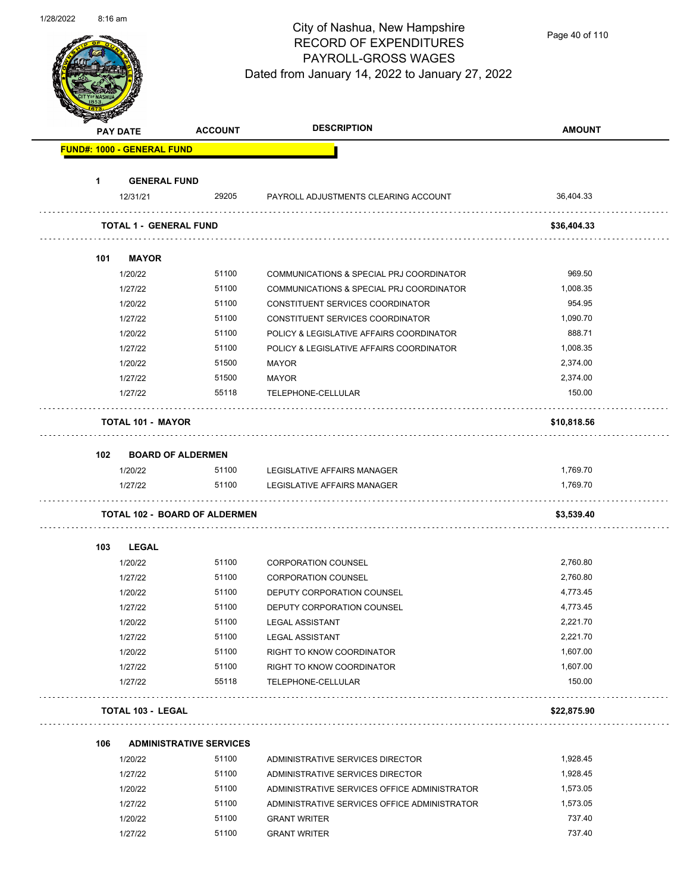# City of Nashua, New Hampshire
## RECORD OF EXPENDITURES
## PAYROLL-GROSS WAGES
### Dated from January 14, 2022 to January 27, 2022

| PAY DATE | ACCOUNT | DESCRIPTION | AMOUNT |
|---|---|---|---|
| **FUND#: 1000 - GENERAL FUND** | | | |
| **1 GENERAL FUND** | | | |
| 12/31/21 | 29205 | PAYROLL ADJUSTMENTS CLEARING ACCOUNT | 36,404.33 |
| **TOTAL 1 - GENERAL FUND** | | | **$36,404.33** |
| **101 MAYOR** | | | |
| 1/20/22 | 51100 | COMMUNICATIONS & SPECIAL PRJ COORDINATOR | 969.50 |
| 1/27/22 | 51100 | COMMUNICATIONS & SPECIAL PRJ COORDINATOR | 1,008.35 |
| 1/20/22 | 51100 | CONSTITUENT SERVICES COORDINATOR | 954.95 |
| 1/27/22 | 51100 | CONSTITUENT SERVICES COORDINATOR | 1,090.70 |
| 1/20/22 | 51100 | POLICY & LEGISLATIVE AFFAIRS COORDINATOR | 888.71 |
| 1/27/22 | 51100 | POLICY & LEGISLATIVE AFFAIRS COORDINATOR | 1,008.35 |
| 1/20/22 | 51500 | MAYOR | 2,374.00 |
| 1/27/22 | 51500 | MAYOR | 2,374.00 |
| 1/27/22 | 55118 | TELEPHONE-CELLULAR | 150.00 |
| **TOTAL 101 - MAYOR** | | | **$10,818.56** |
| **102 BOARD OF ALDERMEN** | | | |
| 1/20/22 | 51100 | LEGISLATIVE AFFAIRS MANAGER | 1,769.70 |
| 1/27/22 | 51100 | LEGISLATIVE AFFAIRS MANAGER | 1,769.70 |
| **TOTAL 102 - BOARD OF ALDERMEN** | | | **$3,539.40** |
| **103 LEGAL** | | | |
| 1/20/22 | 51100 | CORPORATION COUNSEL | 2,760.80 |
| 1/27/22 | 51100 | CORPORATION COUNSEL | 2,760.80 |
| 1/20/22 | 51100 | DEPUTY CORPORATION COUNSEL | 4,773.45 |
| 1/27/22 | 51100 | DEPUTY CORPORATION COUNSEL | 4,773.45 |
| 1/20/22 | 51100 | LEGAL ASSISTANT | 2,221.70 |
| 1/27/22 | 51100 | LEGAL ASSISTANT | 2,221.70 |
| 1/20/22 | 51100 | RIGHT TO KNOW COORDINATOR | 1,607.00 |
| 1/27/22 | 51100 | RIGHT TO KNOW COORDINATOR | 1,607.00 |
| 1/27/22 | 55118 | TELEPHONE-CELLULAR | 150.00 |
| **TOTAL 103 - LEGAL** | | | **$22,875.90** |
| **106 ADMINISTRATIVE SERVICES** | | | |
| 1/20/22 | 51100 | ADMINISTRATIVE SERVICES DIRECTOR | 1,928.45 |
| 1/27/22 | 51100 | ADMINISTRATIVE SERVICES DIRECTOR | 1,928.45 |
| 1/20/22 | 51100 | ADMINISTRATIVE SERVICES OFFICE ADMINISTRATOR | 1,573.05 |
| 1/27/22 | 51100 | ADMINISTRATIVE SERVICES OFFICE ADMINISTRATOR | 1,573.05 |
| 1/20/22 | 51100 | GRANT WRITER | 737.40 |
| 1/27/22 | 51100 | GRANT WRITER | 737.40 |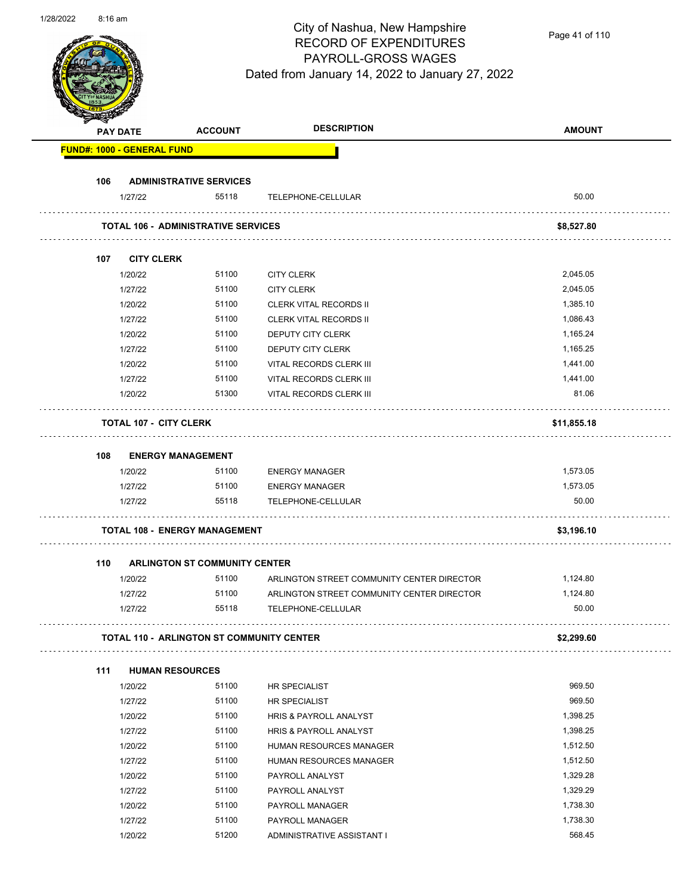# City of Nashua, New Hampshire
## RECORD OF EXPENDITURES
## PAYROLL-GROSS WAGES
### Dated from January 14, 2022 to January 27, 2022

| PAY DATE | ACCOUNT | DESCRIPTION | AMOUNT |
|---|---|---|---|
| **FUND#: 1000 - GENERAL FUND** | | | |
| **106 ADMINISTRATIVE SERVICES** | | | |
| 1/27/22 | 55118 | TELEPHONE-CELLULAR | 50.00 |
| **TOTAL 106 - ADMINISTRATIVE SERVICES** | | | **$8,527.80** |
| **107 CITY CLERK** | | | |
| 1/20/22 | 51100 | CITY CLERK | 2,045.05 |
| 1/27/22 | 51100 | CITY CLERK | 2,045.05 |
| 1/20/22 | 51100 | CLERK VITAL RECORDS II | 1,385.10 |
| 1/27/22 | 51100 | CLERK VITAL RECORDS II | 1,086.43 |
| 1/20/22 | 51100 | DEPUTY CITY CLERK | 1,165.24 |
| 1/27/22 | 51100 | DEPUTY CITY CLERK | 1,165.25 |
| 1/20/22 | 51100 | VITAL RECORDS CLERK III | 1,441.00 |
| 1/27/22 | 51100 | VITAL RECORDS CLERK III | 1,441.00 |
| 1/20/22 | 51300 | VITAL RECORDS CLERK III | 81.06 |
| **TOTAL 107 - CITY CLERK** | | | **$11,855.18** |
| **108 ENERGY MANAGEMENT** | | | |
| 1/20/22 | 51100 | ENERGY MANAGER | 1,573.05 |
| 1/27/22 | 51100 | ENERGY MANAGER | 1,573.05 |
| 1/27/22 | 55118 | TELEPHONE-CELLULAR | 50.00 |
| **TOTAL 108 - ENERGY MANAGEMENT** | | | **$3,196.10** |
| **110 ARLINGTON ST COMMUNITY CENTER** | | | |
| 1/20/22 | 51100 | ARLINGTON STREET COMMUNITY CENTER DIRECTOR | 1,124.80 |
| 1/27/22 | 51100 | ARLINGTON STREET COMMUNITY CENTER DIRECTOR | 1,124.80 |
| 1/27/22 | 55118 | TELEPHONE-CELLULAR | 50.00 |
| **TOTAL 110 - ARLINGTON ST COMMUNITY CENTER** | | | **$2,299.60** |
| **111 HUMAN RESOURCES** | | | |
| 1/20/22 | 51100 | HR SPECIALIST | 969.50 |
| 1/27/22 | 51100 | HR SPECIALIST | 969.50 |
| 1/20/22 | 51100 | HRIS & PAYROLL ANALYST | 1,398.25 |
| 1/27/22 | 51100 | HRIS & PAYROLL ANALYST | 1,398.25 |
| 1/20/22 | 51100 | HUMAN RESOURCES MANAGER | 1,512.50 |
| 1/27/22 | 51100 | HUMAN RESOURCES MANAGER | 1,512.50 |
| 1/20/22 | 51100 | PAYROLL ANALYST | 1,329.28 |
| 1/27/22 | 51100 | PAYROLL ANALYST | 1,329.29 |
| 1/20/22 | 51100 | PAYROLL MANAGER | 1,738.30 |
| 1/27/22 | 51100 | PAYROLL MANAGER | 1,738.30 |
| 1/20/22 | 51200 | ADMINISTRATIVE ASSISTANT I | 568.45 |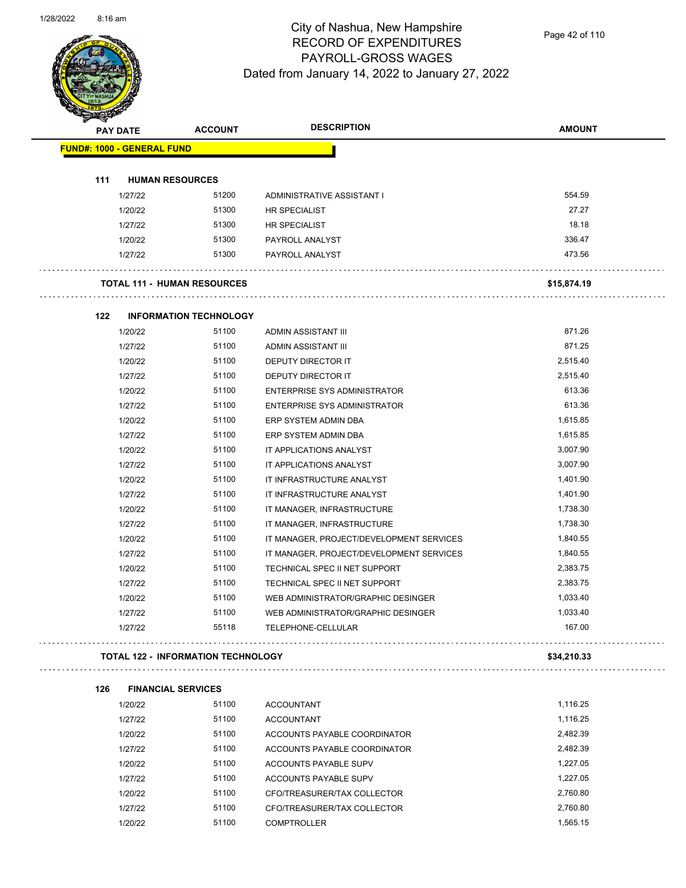# City of Nashua, New Hampshire
## RECORD OF EXPENDITURES
## PAYROLL-GROSS WAGES
## Dated from January 14, 2022 to January 27, 2022

| PAY DATE | ACCOUNT | DESCRIPTION | AMOUNT |
|---|---|---|---|
| **FUND#: 1000 - GENERAL FUND** | | | |
| **111 HUMAN RESOURCES** | | | |
| 1/27/22 | 51200 | ADMINISTRATIVE ASSISTANT I | 554.59 |
| 1/20/22 | 51300 | HR SPECIALIST | 27.27 |
| 1/27/22 | 51300 | HR SPECIALIST | 18.18 |
| 1/20/22 | 51300 | PAYROLL ANALYST | 336.47 |
| 1/27/22 | 51300 | PAYROLL ANALYST | 473.56 |
| **TOTAL 111 - HUMAN RESOURCES** | | | **$15,874.19** |
| **122 INFORMATION TECHNOLOGY** | | | |
| 1/20/22 | 51100 | ADMIN ASSISTANT III | 871.26 |
| 1/27/22 | 51100 | ADMIN ASSISTANT III | 871.25 |
| 1/20/22 | 51100 | DEPUTY DIRECTOR IT | 2,515.40 |
| 1/27/22 | 51100 | DEPUTY DIRECTOR IT | 2,515.40 |
| 1/20/22 | 51100 | ENTERPRISE SYS ADMINISTRATOR | 613.36 |
| 1/27/22 | 51100 | ENTERPRISE SYS ADMINISTRATOR | 613.36 |
| 1/20/22 | 51100 | ERP SYSTEM ADMIN DBA | 1,615.85 |
| 1/27/22 | 51100 | ERP SYSTEM ADMIN DBA | 1,615.85 |
| 1/20/22 | 51100 | IT APPLICATIONS ANALYST | 3,007.90 |
| 1/27/22 | 51100 | IT APPLICATIONS ANALYST | 3,007.90 |
| 1/20/22 | 51100 | IT INFRASTRUCTURE ANALYST | 1,401.90 |
| 1/27/22 | 51100 | IT INFRASTRUCTURE ANALYST | 1,401.90 |
| 1/20/22 | 51100 | IT MANAGER, INFRASTRUCTURE | 1,738.30 |
| 1/27/22 | 51100 | IT MANAGER, INFRASTRUCTURE | 1,738.30 |
| 1/20/22 | 51100 | IT MANAGER, PROJECT/DEVELOPMENT SERVICES | 1,840.55 |
| 1/27/22 | 51100 | IT MANAGER, PROJECT/DEVELOPMENT SERVICES | 1,840.55 |
| 1/20/22 | 51100 | TECHNICAL SPEC II NET SUPPORT | 2,383.75 |
| 1/27/22 | 51100 | TECHNICAL SPEC II NET SUPPORT | 2,383.75 |
| 1/20/22 | 51100 | WEB ADMINISTRATOR/GRAPHIC DESINGER | 1,033.40 |
| 1/27/22 | 51100 | WEB ADMINISTRATOR/GRAPHIC DESINGER | 1,033.40 |
| 1/27/22 | 55118 | TELEPHONE-CELLULAR | 167.00 |
| **TOTAL 122 - INFORMATION TECHNOLOGY** | | | **$34,210.33** |
| **126 FINANCIAL SERVICES** | | | |
| 1/20/22 | 51100 | ACCOUNTANT | 1,116.25 |
| 1/27/22 | 51100 | ACCOUNTANT | 1,116.25 |
| 1/20/22 | 51100 | ACCOUNTS PAYABLE COORDINATOR | 2,482.39 |
| 1/27/22 | 51100 | ACCOUNTS PAYABLE COORDINATOR | 2,482.39 |
| 1/20/22 | 51100 | ACCOUNTS PAYABLE SUPV | 1,227.05 |
| 1/27/22 | 51100 | ACCOUNTS PAYABLE SUPV | 1,227.05 |
| 1/20/22 | 51100 | CFO/TREASURER/TAX COLLECTOR | 2,760.80 |
| 1/27/22 | 51100 | CFO/TREASURER/TAX COLLECTOR | 2,760.80 |
| 1/20/22 | 51100 | COMPTROLLER | 1,565.15 |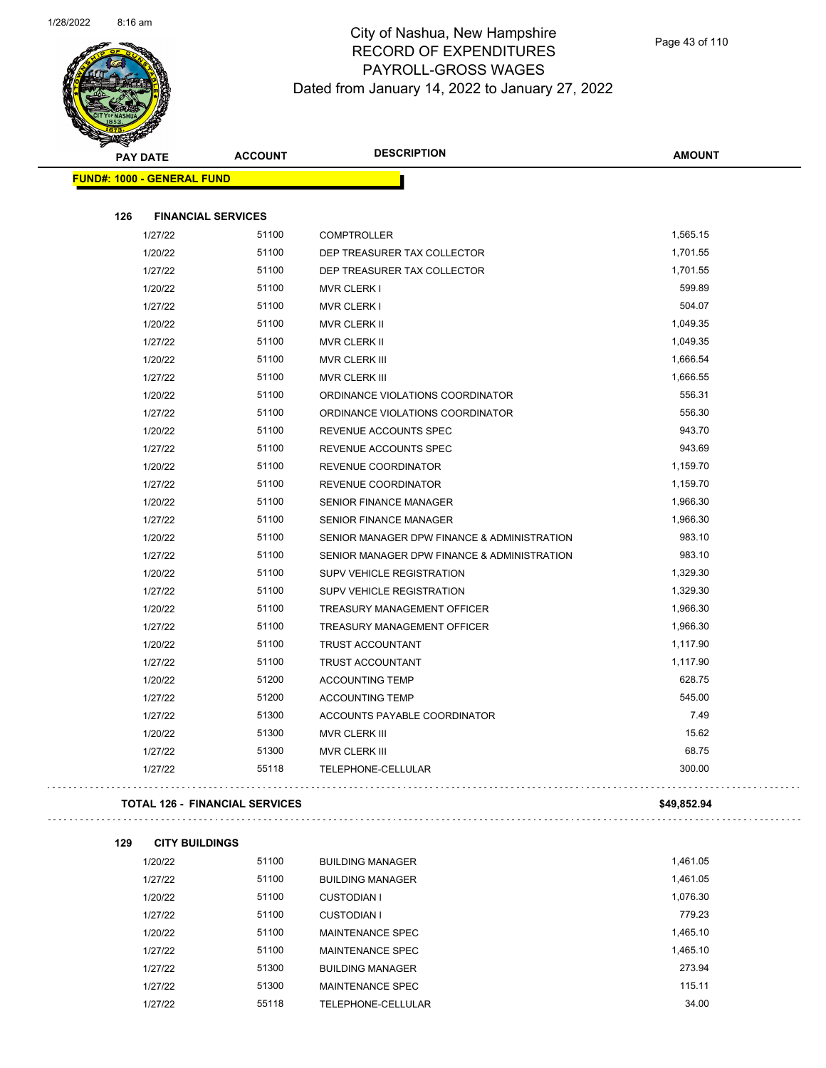# City of Nashua, New Hampshire
## RECORD OF EXPENDITURES
## PAYROLL-GROSS WAGES
## Dated from January 14, 2022 to January 27, 2022

| PAY DATE | ACCOUNT | DESCRIPTION | AMOUNT |
|---|---|---|---|
| **FUND#: 1000 - GENERAL FUND** | | | |
| **126 FINANCIAL SERVICES** | | | |
| 1/27/22 | 51100 | COMPTROLLER | 1,565.15 |
| 1/20/22 | 51100 | DEP TREASURER TAX COLLECTOR | 1,701.55 |
| 1/27/22 | 51100 | DEP TREASURER TAX COLLECTOR | 1,701.55 |
| 1/20/22 | 51100 | MVR CLERK I | 599.89 |
| 1/27/22 | 51100 | MVR CLERK I | 504.07 |
| 1/20/22 | 51100 | MVR CLERK II | 1,049.35 |
| 1/27/22 | 51100 | MVR CLERK II | 1,049.35 |
| 1/20/22 | 51100 | MVR CLERK III | 1,666.54 |
| 1/27/22 | 51100 | MVR CLERK III | 1,666.55 |
| 1/20/22 | 51100 | ORDINANCE VIOLATIONS COORDINATOR | 556.31 |
| 1/27/22 | 51100 | ORDINANCE VIOLATIONS COORDINATOR | 556.30 |
| 1/20/22 | 51100 | REVENUE ACCOUNTS SPEC | 943.70 |
| 1/27/22 | 51100 | REVENUE ACCOUNTS SPEC | 943.69 |
| 1/20/22 | 51100 | REVENUE COORDINATOR | 1,159.70 |
| 1/27/22 | 51100 | REVENUE COORDINATOR | 1,159.70 |
| 1/20/22 | 51100 | SENIOR FINANCE MANAGER | 1,966.30 |
| 1/27/22 | 51100 | SENIOR FINANCE MANAGER | 1,966.30 |
| 1/20/22 | 51100 | SENIOR MANAGER DPW FINANCE & ADMINISTRATION | 983.10 |
| 1/27/22 | 51100 | SENIOR MANAGER DPW FINANCE & ADMINISTRATION | 983.10 |
| 1/20/22 | 51100 | SUPV VEHICLE REGISTRATION | 1,329.30 |
| 1/27/22 | 51100 | SUPV VEHICLE REGISTRATION | 1,329.30 |
| 1/20/22 | 51100 | TREASURY MANAGEMENT OFFICER | 1,966.30 |
| 1/27/22 | 51100 | TREASURY MANAGEMENT OFFICER | 1,966.30 |
| 1/20/22 | 51100 | TRUST ACCOUNTANT | 1,117.90 |
| 1/27/22 | 51100 | TRUST ACCOUNTANT | 1,117.90 |
| 1/20/22 | 51200 | ACCOUNTING TEMP | 628.75 |
| 1/27/22 | 51200 | ACCOUNTING TEMP | 545.00 |
| 1/27/22 | 51300 | ACCOUNTS PAYABLE COORDINATOR | 7.49 |
| 1/20/22 | 51300 | MVR CLERK III | 15.62 |
| 1/27/22 | 51300 | MVR CLERK III | 68.75 |
| 1/27/22 | 55118 | TELEPHONE-CELLULAR | 300.00 |
| **TOTAL 126 - FINANCIAL SERVICES** | | | **$49,852.94** |
| **129 CITY BUILDINGS** | | | |
| 1/20/22 | 51100 | BUILDING MANAGER | 1,461.05 |
| 1/27/22 | 51100 | BUILDING MANAGER | 1,461.05 |
| 1/20/22 | 51100 | CUSTODIAN I | 1,076.30 |
| 1/27/22 | 51100 | CUSTODIAN I | 779.23 |
| 1/20/22 | 51100 | MAINTENANCE SPEC | 1,465.10 |
| 1/27/22 | 51100 | MAINTENANCE SPEC | 1,465.10 |
| 1/27/22 | 51300 | BUILDING MANAGER | 273.94 |
| 1/27/22 | 51300 | MAINTENANCE SPEC | 115.11 |
| 1/27/22 | 55118 | TELEPHONE-CELLULAR | 34.00 |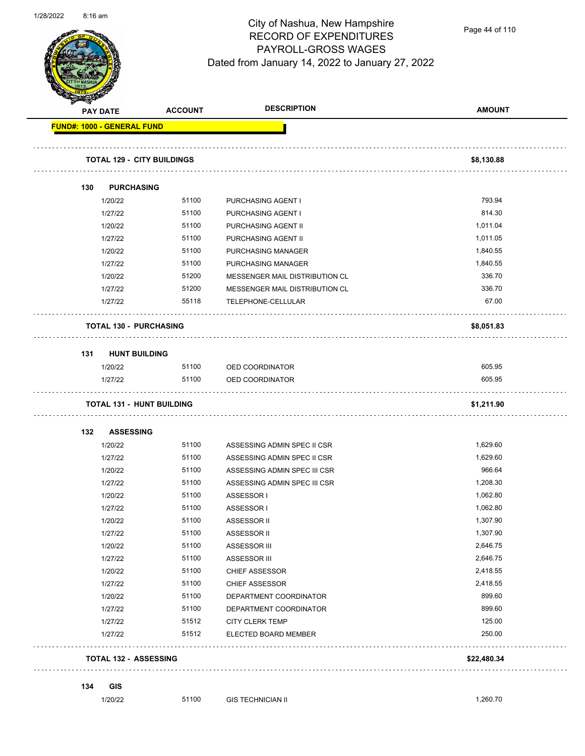# City of Nashua, New Hampshire
## RECORD OF EXPENDITURES
## PAYROLL-GROSS WAGES
### Dated from January 14, 2022 to January 27, 2022

| PAY DATE | ACCOUNT | DESCRIPTION | AMOUNT |
|---|---|---|---|
| **FUND#: 1000 - GENERAL FUND** | | | |
| **TOTAL 129 - CITY BUILDINGS** | | | **$8,130.88** |
| **130 PURCHASING** | | | |
| 1/20/22 | 51100 | PURCHASING AGENT I | 793.94 |
| 1/27/22 | 51100 | PURCHASING AGENT I | 814.30 |
| 1/20/22 | 51100 | PURCHASING AGENT II | 1,011.04 |
| 1/27/22 | 51100 | PURCHASING AGENT II | 1,011.05 |
| 1/20/22 | 51100 | PURCHASING MANAGER | 1,840.55 |
| 1/27/22 | 51100 | PURCHASING MANAGER | 1,840.55 |
| 1/20/22 | 51200 | MESSENGER MAIL DISTRIBUTION CL | 336.70 |
| 1/27/22 | 51200 | MESSENGER MAIL DISTRIBUTION CL | 336.70 |
| 1/27/22 | 55118 | TELEPHONE-CELLULAR | 67.00 |
| **TOTAL 130 - PURCHASING** | | | **$8,051.83** |
| **131 HUNT BUILDING** | | | |
| 1/20/22 | 51100 | OED COORDINATOR | 605.95 |
| 1/27/22 | 51100 | OED COORDINATOR | 605.95 |
| **TOTAL 131 - HUNT BUILDING** | | | **$1,211.90** |
| **132 ASSESSING** | | | |
| 1/20/22 | 51100 | ASSESSING ADMIN SPEC II CSR | 1,629.60 |
| 1/27/22 | 51100 | ASSESSING ADMIN SPEC II CSR | 1,629.60 |
| 1/20/22 | 51100 | ASSESSING ADMIN SPEC III CSR | 966.64 |
| 1/27/22 | 51100 | ASSESSING ADMIN SPEC III CSR | 1,208.30 |
| 1/20/22 | 51100 | ASSESSOR I | 1,062.80 |
| 1/27/22 | 51100 | ASSESSOR I | 1,062.80 |
| 1/20/22 | 51100 | ASSESSOR II | 1,307.90 |
| 1/27/22 | 51100 | ASSESSOR II | 1,307.90 |
| 1/20/22 | 51100 | ASSESSOR III | 2,646.75 |
| 1/27/22 | 51100 | ASSESSOR III | 2,646.75 |
| 1/20/22 | 51100 | CHIEF ASSESSOR | 2,418.55 |
| 1/27/22 | 51100 | CHIEF ASSESSOR | 2,418.55 |
| 1/20/22 | 51100 | DEPARTMENT COORDINATOR | 899.60 |
| 1/27/22 | 51100 | DEPARTMENT COORDINATOR | 899.60 |
| 1/27/22 | 51512 | CITY CLERK TEMP | 125.00 |
| 1/27/22 | 51512 | ELECTED BOARD MEMBER | 250.00 |
| **TOTAL 132 - ASSESSING** | | | **$22,480.34** |
| **134 GIS** | | | |
| 1/20/22 | 51100 | GIS TECHNICIAN II | 1,260.70 |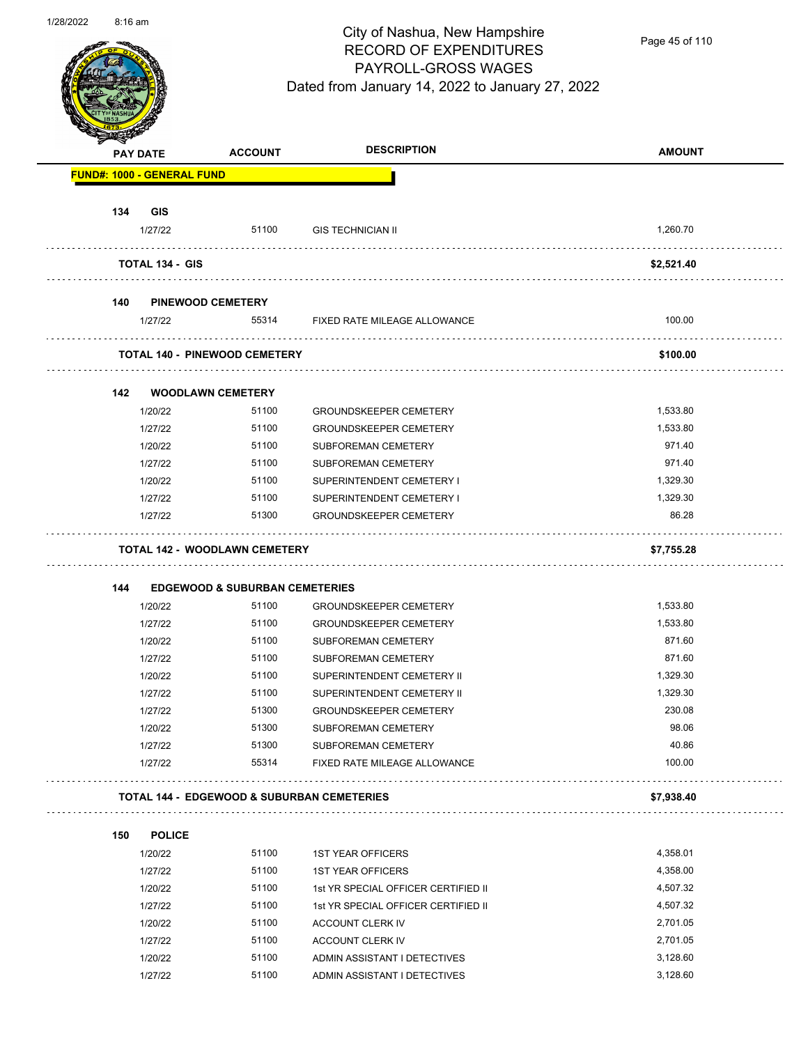# City of Nashua, New Hampshire
## RECORD OF EXPENDITURES
## PAYROLL-GROSS WAGES
### Dated from January 14, 2022 to January 27, 2022

| PAY DATE | ACCOUNT | DESCRIPTION | AMOUNT |
|---|---|---|---|
| **FUND#: 1000 - GENERAL FUND** | | | |
| **134 GIS** | | | |
| 1/27/22 | 51100 | GIS TECHNICIAN II | 1,260.70 |
| **TOTAL 134 - GIS** | | | **$2,521.40** |
| **140 PINEWOOD CEMETERY** | | | |
| 1/27/22 | 55314 | FIXED RATE MILEAGE ALLOWANCE | 100.00 |
| **TOTAL 140 - PINEWOOD CEMETERY** | | | **$100.00** |
| **142 WOODLAWN CEMETERY** | | | |
| 1/20/22 | 51100 | GROUNDSKEEPER CEMETERY | 1,533.80 |
| 1/27/22 | 51100 | GROUNDSKEEPER CEMETERY | 1,533.80 |
| 1/20/22 | 51100 | SUBFOREMAN CEMETERY | 971.40 |
| 1/27/22 | 51100 | SUBFOREMAN CEMETERY | 971.40 |
| 1/20/22 | 51100 | SUPERINTENDENT CEMETERY I | 1,329.30 |
| 1/27/22 | 51100 | SUPERINTENDENT CEMETERY I | 1,329.30 |
| 1/27/22 | 51300 | GROUNDSKEEPER CEMETERY | 86.28 |
| **TOTAL 142 - WOODLAWN CEMETERY** | | | **$7,755.28** |
| **144 EDGEWOOD & SUBURBAN CEMETERIES** | | | |
| 1/20/22 | 51100 | GROUNDSKEEPER CEMETERY | 1,533.80 |
| 1/27/22 | 51100 | GROUNDSKEEPER CEMETERY | 1,533.80 |
| 1/20/22 | 51100 | SUBFOREMAN CEMETERY | 871.60 |
| 1/27/22 | 51100 | SUBFOREMAN CEMETERY | 871.60 |
| 1/20/22 | 51100 | SUPERINTENDENT CEMETERY II | 1,329.30 |
| 1/27/22 | 51100 | SUPERINTENDENT CEMETERY II | 1,329.30 |
| 1/27/22 | 51300 | GROUNDSKEEPER CEMETERY | 230.08 |
| 1/20/22 | 51300 | SUBFOREMAN CEMETERY | 98.06 |
| 1/27/22 | 51300 | SUBFOREMAN CEMETERY | 40.86 |
| 1/27/22 | 55314 | FIXED RATE MILEAGE ALLOWANCE | 100.00 |
| **TOTAL 144 - EDGEWOOD & SUBURBAN CEMETERIES** | | | **$7,938.40** |
| **150 POLICE** | | | |
| 1/20/22 | 51100 | 1ST YEAR OFFICERS | 4,358.01 |
| 1/27/22 | 51100 | 1ST YEAR OFFICERS | 4,358.00 |
| 1/20/22 | 51100 | 1st YR SPECIAL OFFICER CERTIFIED II | 4,507.32 |
| 1/27/22 | 51100 | 1st YR SPECIAL OFFICER CERTIFIED II | 4,507.32 |
| 1/20/22 | 51100 | ACCOUNT CLERK IV | 2,701.05 |
| 1/27/22 | 51100 | ACCOUNT CLERK IV | 2,701.05 |
| 1/20/22 | 51100 | ADMIN ASSISTANT I DETECTIVES | 3,128.60 |
| 1/27/22 | 51100 | ADMIN ASSISTANT I DETECTIVES | 3,128.60 |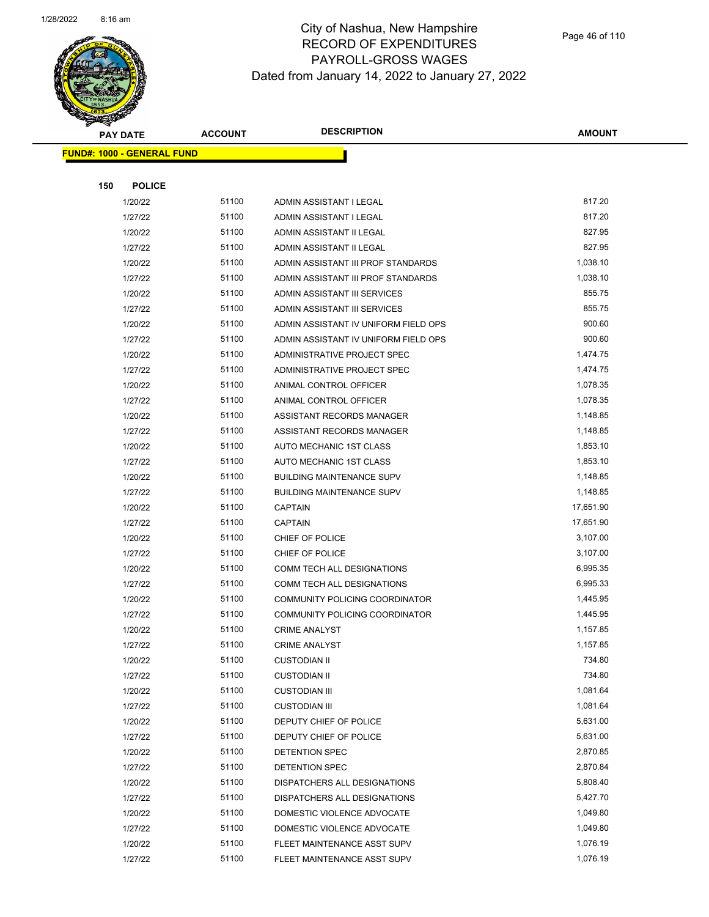# City of Nashua, New Hampshire
## RECORD OF EXPENDITURES
## PAYROLL-GROSS WAGES
## Dated from January 14, 2022 to January 27, 2022

**FUND#: 1000 - GENERAL FUND**

**150 POLICE**

| PAY DATE | ACCOUNT | DESCRIPTION | AMOUNT |
|---|---|---|---|
| 1/20/22 | 51100 | ADMIN ASSISTANT I LEGAL | 817.20 |
| 1/27/22 | 51100 | ADMIN ASSISTANT I LEGAL | 817.20 |
| 1/20/22 | 51100 | ADMIN ASSISTANT II LEGAL | 827.95 |
| 1/27/22 | 51100 | ADMIN ASSISTANT II LEGAL | 827.95 |
| 1/20/22 | 51100 | ADMIN ASSISTANT III PROF STANDARDS | 1,038.10 |
| 1/27/22 | 51100 | ADMIN ASSISTANT III PROF STANDARDS | 1,038.10 |
| 1/20/22 | 51100 | ADMIN ASSISTANT III SERVICES | 855.75 |
| 1/27/22 | 51100 | ADMIN ASSISTANT III SERVICES | 855.75 |
| 1/20/22 | 51100 | ADMIN ASSISTANT IV UNIFORM FIELD OPS | 900.60 |
| 1/27/22 | 51100 | ADMIN ASSISTANT IV UNIFORM FIELD OPS | 900.60 |
| 1/20/22 | 51100 | ADMINISTRATIVE PROJECT SPEC | 1,474.75 |
| 1/27/22 | 51100 | ADMINISTRATIVE PROJECT SPEC | 1,474.75 |
| 1/20/22 | 51100 | ANIMAL CONTROL OFFICER | 1,078.35 |
| 1/27/22 | 51100 | ANIMAL CONTROL OFFICER | 1,078.35 |
| 1/20/22 | 51100 | ASSISTANT RECORDS MANAGER | 1,148.85 |
| 1/27/22 | 51100 | ASSISTANT RECORDS MANAGER | 1,148.85 |
| 1/20/22 | 51100 | AUTO MECHANIC 1ST CLASS | 1,853.10 |
| 1/27/22 | 51100 | AUTO MECHANIC 1ST CLASS | 1,853.10 |
| 1/20/22 | 51100 | BUILDING MAINTENANCE SUPV | 1,148.85 |
| 1/27/22 | 51100 | BUILDING MAINTENANCE SUPV | 1,148.85 |
| 1/20/22 | 51100 | CAPTAIN | 17,651.90 |
| 1/27/22 | 51100 | CAPTAIN | 17,651.90 |
| 1/20/22 | 51100 | CHIEF OF POLICE | 3,107.00 |
| 1/27/22 | 51100 | CHIEF OF POLICE | 3,107.00 |
| 1/20/22 | 51100 | COMM TECH ALL DESIGNATIONS | 6,995.35 |
| 1/27/22 | 51100 | COMM TECH ALL DESIGNATIONS | 6,995.33 |
| 1/20/22 | 51100 | COMMUNITY POLICING COORDINATOR | 1,445.95 |
| 1/27/22 | 51100 | COMMUNITY POLICING COORDINATOR | 1,445.95 |
| 1/20/22 | 51100 | CRIME ANALYST | 1,157.85 |
| 1/27/22 | 51100 | CRIME ANALYST | 1,157.85 |
| 1/20/22 | 51100 | CUSTODIAN II | 734.80 |
| 1/27/22 | 51100 | CUSTODIAN II | 734.80 |
| 1/20/22 | 51100 | CUSTODIAN III | 1,081.64 |
| 1/27/22 | 51100 | CUSTODIAN III | 1,081.64 |
| 1/20/22 | 51100 | DEPUTY CHIEF OF POLICE | 5,631.00 |
| 1/27/22 | 51100 | DEPUTY CHIEF OF POLICE | 5,631.00 |
| 1/20/22 | 51100 | DETENTION SPEC | 2,870.85 |
| 1/27/22 | 51100 | DETENTION SPEC | 2,870.84 |
| 1/20/22 | 51100 | DISPATCHERS ALL DESIGNATIONS | 5,808.40 |
| 1/27/22 | 51100 | DISPATCHERS ALL DESIGNATIONS | 5,427.70 |
| 1/20/22 | 51100 | DOMESTIC VIOLENCE ADVOCATE | 1,049.80 |
| 1/27/22 | 51100 | DOMESTIC VIOLENCE ADVOCATE | 1,049.80 |
| 1/20/22 | 51100 | FLEET MAINTENANCE ASST SUPV | 1,076.19 |
| 1/27/22 | 51100 | FLEET MAINTENANCE ASST SUPV | 1,076.19 |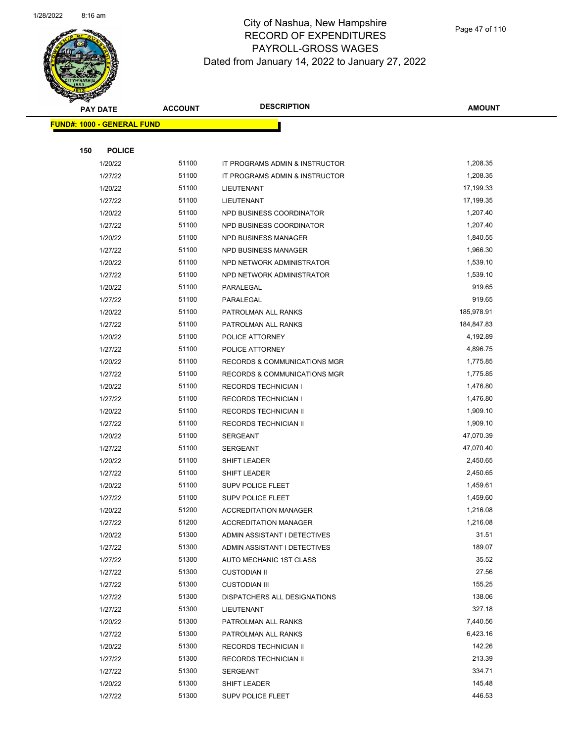# City of Nashua, New Hampshire
## RECORD OF EXPENDITURES
## PAYROLL-GROSS WAGES
### Dated from January 14, 2022 to January 27, 2022

| PAY DATE | ACCOUNT | DESCRIPTION | AMOUNT |
|---|---|---|---|
| **FUND#: 1000 - GENERAL FUND** | | | |
| **150 POLICE** | | | |
| 1/20/22 | 51100 | IT PROGRAMS ADMIN & INSTRUCTOR | 1,208.35 |
| 1/27/22 | 51100 | IT PROGRAMS ADMIN & INSTRUCTOR | 1,208.35 |
| 1/20/22 | 51100 | LIEUTENANT | 17,199.33 |
| 1/27/22 | 51100 | LIEUTENANT | 17,199.35 |
| 1/20/22 | 51100 | NPD BUSINESS COORDINATOR | 1,207.40 |
| 1/27/22 | 51100 | NPD BUSINESS COORDINATOR | 1,207.40 |
| 1/20/22 | 51100 | NPD BUSINESS MANAGER | 1,840.55 |
| 1/27/22 | 51100 | NPD BUSINESS MANAGER | 1,966.30 |
| 1/20/22 | 51100 | NPD NETWORK ADMINISTRATOR | 1,539.10 |
| 1/27/22 | 51100 | NPD NETWORK ADMINISTRATOR | 1,539.10 |
| 1/20/22 | 51100 | PARALEGAL | 919.65 |
| 1/27/22 | 51100 | PARALEGAL | 919.65 |
| 1/20/22 | 51100 | PATROLMAN ALL RANKS | 185,978.91 |
| 1/27/22 | 51100 | PATROLMAN ALL RANKS | 184,847.83 |
| 1/20/22 | 51100 | POLICE ATTORNEY | 4,192.89 |
| 1/27/22 | 51100 | POLICE ATTORNEY | 4,896.75 |
| 1/20/22 | 51100 | RECORDS & COMMUNICATIONS MGR | 1,775.85 |
| 1/27/22 | 51100 | RECORDS & COMMUNICATIONS MGR | 1,775.85 |
| 1/20/22 | 51100 | RECORDS TECHNICIAN I | 1,476.80 |
| 1/27/22 | 51100 | RECORDS TECHNICIAN I | 1,476.80 |
| 1/20/22 | 51100 | RECORDS TECHNICIAN II | 1,909.10 |
| 1/27/22 | 51100 | RECORDS TECHNICIAN II | 1,909.10 |
| 1/20/22 | 51100 | SERGEANT | 47,070.39 |
| 1/27/22 | 51100 | SERGEANT | 47,070.40 |
| 1/20/22 | 51100 | SHIFT LEADER | 2,450.65 |
| 1/27/22 | 51100 | SHIFT LEADER | 2,450.65 |
| 1/20/22 | 51100 | SUPV POLICE FLEET | 1,459.61 |
| 1/27/22 | 51100 | SUPV POLICE FLEET | 1,459.60 |
| 1/20/22 | 51200 | ACCREDITATION MANAGER | 1,216.08 |
| 1/27/22 | 51200 | ACCREDITATION MANAGER | 1,216.08 |
| 1/20/22 | 51300 | ADMIN ASSISTANT I DETECTIVES | 31.51 |
| 1/27/22 | 51300 | ADMIN ASSISTANT I DETECTIVES | 189.07 |
| 1/27/22 | 51300 | AUTO MECHANIC 1ST CLASS | 35.52 |
| 1/27/22 | 51300 | CUSTODIAN II | 27.56 |
| 1/27/22 | 51300 | CUSTODIAN III | 155.25 |
| 1/27/22 | 51300 | DISPATCHERS ALL DESIGNATIONS | 138.06 |
| 1/27/22 | 51300 | LIEUTENANT | 327.18 |
| 1/20/22 | 51300 | PATROLMAN ALL RANKS | 7,440.56 |
| 1/27/22 | 51300 | PATROLMAN ALL RANKS | 6,423.16 |
| 1/20/22 | 51300 | RECORDS TECHNICIAN II | 142.26 |
| 1/27/22 | 51300 | RECORDS TECHNICIAN II | 213.39 |
| 1/27/22 | 51300 | SERGEANT | 334.71 |
| 1/20/22 | 51300 | SHIFT LEADER | 145.48 |
| 1/27/22 | 51300 | SUPV POLICE FLEET | 446.53 |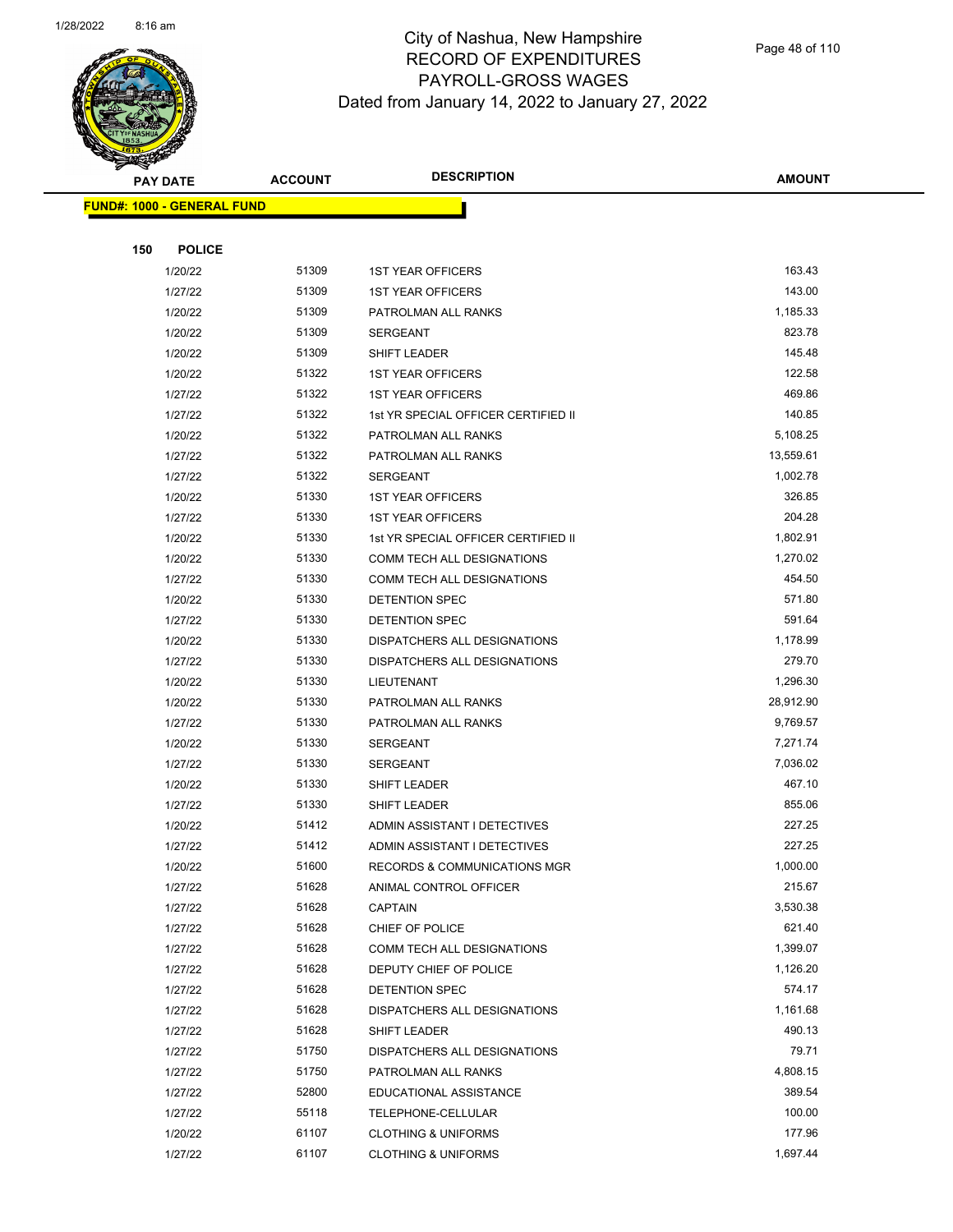# City of Nashua, New Hampshire
## RECORD OF EXPENDITURES
## PAYROLL-GROSS WAGES
## Dated from January 14, 2022 to January 27, 2022

| PAY DATE | ACCOUNT | DESCRIPTION | AMOUNT |
|---|---|---|---|

**FUND#: 1000 - GENERAL FUND**

**150 POLICE**

| PAY DATE | ACCOUNT | DESCRIPTION | AMOUNT |
|---|---|---|---|
| 1/20/22 | 51309 | 1ST YEAR OFFICERS | 163.43 |
| 1/27/22 | 51309 | 1ST YEAR OFFICERS | 143.00 |
| 1/20/22 | 51309 | PATROLMAN ALL RANKS | 1,185.33 |
| 1/20/22 | 51309 | SERGEANT | 823.78 |
| 1/20/22 | 51309 | SHIFT LEADER | 145.48 |
| 1/20/22 | 51322 | 1ST YEAR OFFICERS | 122.58 |
| 1/27/22 | 51322 | 1ST YEAR OFFICERS | 469.86 |
| 1/27/22 | 51322 | 1st YR SPECIAL OFFICER CERTIFIED II | 140.85 |
| 1/20/22 | 51322 | PATROLMAN ALL RANKS | 5,108.25 |
| 1/27/22 | 51322 | PATROLMAN ALL RANKS | 13,559.61 |
| 1/27/22 | 51322 | SERGEANT | 1,002.78 |
| 1/20/22 | 51330 | 1ST YEAR OFFICERS | 326.85 |
| 1/27/22 | 51330 | 1ST YEAR OFFICERS | 204.28 |
| 1/20/22 | 51330 | 1st YR SPECIAL OFFICER CERTIFIED II | 1,802.91 |
| 1/20/22 | 51330 | COMM TECH ALL DESIGNATIONS | 1,270.02 |
| 1/27/22 | 51330 | COMM TECH ALL DESIGNATIONS | 454.50 |
| 1/20/22 | 51330 | DETENTION SPEC | 571.80 |
| 1/27/22 | 51330 | DETENTION SPEC | 591.64 |
| 1/20/22 | 51330 | DISPATCHERS ALL DESIGNATIONS | 1,178.99 |
| 1/27/22 | 51330 | DISPATCHERS ALL DESIGNATIONS | 279.70 |
| 1/20/22 | 51330 | LIEUTENANT | 1,296.30 |
| 1/20/22 | 51330 | PATROLMAN ALL RANKS | 28,912.90 |
| 1/27/22 | 51330 | PATROLMAN ALL RANKS | 9,769.57 |
| 1/20/22 | 51330 | SERGEANT | 7,271.74 |
| 1/27/22 | 51330 | SERGEANT | 7,036.02 |
| 1/20/22 | 51330 | SHIFT LEADER | 467.10 |
| 1/27/22 | 51330 | SHIFT LEADER | 855.06 |
| 1/20/22 | 51412 | ADMIN ASSISTANT I DETECTIVES | 227.25 |
| 1/27/22 | 51412 | ADMIN ASSISTANT I DETECTIVES | 227.25 |
| 1/20/22 | 51600 | RECORDS & COMMUNICATIONS MGR | 1,000.00 |
| 1/27/22 | 51628 | ANIMAL CONTROL OFFICER | 215.67 |
| 1/27/22 | 51628 | CAPTAIN | 3,530.38 |
| 1/27/22 | 51628 | CHIEF OF POLICE | 621.40 |
| 1/27/22 | 51628 | COMM TECH ALL DESIGNATIONS | 1,399.07 |
| 1/27/22 | 51628 | DEPUTY CHIEF OF POLICE | 1,126.20 |
| 1/27/22 | 51628 | DETENTION SPEC | 574.17 |
| 1/27/22 | 51628 | DISPATCHERS ALL DESIGNATIONS | 1,161.68 |
| 1/27/22 | 51628 | SHIFT LEADER | 490.13 |
| 1/27/22 | 51750 | DISPATCHERS ALL DESIGNATIONS | 79.71 |
| 1/27/22 | 51750 | PATROLMAN ALL RANKS | 4,808.15 |
| 1/27/22 | 52800 | EDUCATIONAL ASSISTANCE | 389.54 |
| 1/27/22 | 55118 | TELEPHONE-CELLULAR | 100.00 |
| 1/20/22 | 61107 | CLOTHING & UNIFORMS | 177.96 |
| 1/27/22 | 61107 | CLOTHING & UNIFORMS | 1,697.44 |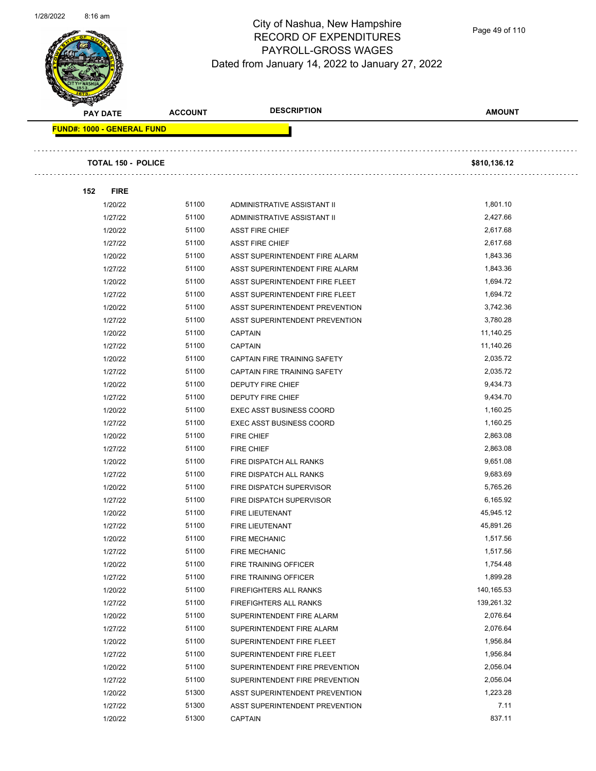# City of Nashua, New Hampshire
## RECORD OF EXPENDITURES
## PAYROLL-GROSS WAGES
## Dated from January 14, 2022 to January 27, 2022

| PAY DATE | ACCOUNT | DESCRIPTION | AMOUNT |
|---|---|---|---|
| **FUND#: 1000 - GENERAL FUND** | | | |
| **TOTAL 150 - POLICE** | | | **$810,136.12** |
| **152 FIRE** | | | |
| 1/20/22 | 51100 | ADMINISTRATIVE ASSISTANT II | 1,801.10 |
| 1/27/22 | 51100 | ADMINISTRATIVE ASSISTANT II | 2,427.66 |
| 1/20/22 | 51100 | ASST FIRE CHIEF | 2,617.68 |
| 1/27/22 | 51100 | ASST FIRE CHIEF | 2,617.68 |
| 1/20/22 | 51100 | ASST SUPERINTENDENT FIRE ALARM | 1,843.36 |
| 1/27/22 | 51100 | ASST SUPERINTENDENT FIRE ALARM | 1,843.36 |
| 1/20/22 | 51100 | ASST SUPERINTENDENT FIRE FLEET | 1,694.72 |
| 1/27/22 | 51100 | ASST SUPERINTENDENT FIRE FLEET | 1,694.72 |
| 1/20/22 | 51100 | ASST SUPERINTENDENT PREVENTION | 3,742.36 |
| 1/27/22 | 51100 | ASST SUPERINTENDENT PREVENTION | 3,780.28 |
| 1/20/22 | 51100 | CAPTAIN | 11,140.25 |
| 1/27/22 | 51100 | CAPTAIN | 11,140.26 |
| 1/20/22 | 51100 | CAPTAIN FIRE TRAINING SAFETY | 2,035.72 |
| 1/27/22 | 51100 | CAPTAIN FIRE TRAINING SAFETY | 2,035.72 |
| 1/20/22 | 51100 | DEPUTY FIRE CHIEF | 9,434.73 |
| 1/27/22 | 51100 | DEPUTY FIRE CHIEF | 9,434.70 |
| 1/20/22 | 51100 | EXEC ASST BUSINESS COORD | 1,160.25 |
| 1/27/22 | 51100 | EXEC ASST BUSINESS COORD | 1,160.25 |
| 1/20/22 | 51100 | FIRE CHIEF | 2,863.08 |
| 1/27/22 | 51100 | FIRE CHIEF | 2,863.08 |
| 1/20/22 | 51100 | FIRE DISPATCH ALL RANKS | 9,651.08 |
| 1/27/22 | 51100 | FIRE DISPATCH ALL RANKS | 9,683.69 |
| 1/20/22 | 51100 | FIRE DISPATCH SUPERVISOR | 5,765.26 |
| 1/27/22 | 51100 | FIRE DISPATCH SUPERVISOR | 6,165.92 |
| 1/20/22 | 51100 | FIRE LIEUTENANT | 45,945.12 |
| 1/27/22 | 51100 | FIRE LIEUTENANT | 45,891.26 |
| 1/20/22 | 51100 | FIRE MECHANIC | 1,517.56 |
| 1/27/22 | 51100 | FIRE MECHANIC | 1,517.56 |
| 1/20/22 | 51100 | FIRE TRAINING OFFICER | 1,754.48 |
| 1/27/22 | 51100 | FIRE TRAINING OFFICER | 1,899.28 |
| 1/20/22 | 51100 | FIREFIGHTERS ALL RANKS | 140,165.53 |
| 1/27/22 | 51100 | FIREFIGHTERS ALL RANKS | 139,261.32 |
| 1/20/22 | 51100 | SUPERINTENDENT FIRE ALARM | 2,076.64 |
| 1/27/22 | 51100 | SUPERINTENDENT FIRE ALARM | 2,076.64 |
| 1/20/22 | 51100 | SUPERINTENDENT FIRE FLEET | 1,956.84 |
| 1/27/22 | 51100 | SUPERINTENDENT FIRE FLEET | 1,956.84 |
| 1/20/22 | 51100 | SUPERINTENDENT FIRE PREVENTION | 2,056.04 |
| 1/27/22 | 51100 | SUPERINTENDENT FIRE PREVENTION | 2,056.04 |
| 1/20/22 | 51300 | ASST SUPERINTENDENT PREVENTION | 1,223.28 |
| 1/27/22 | 51300 | ASST SUPERINTENDENT PREVENTION | 7.11 |
| 1/20/22 | 51300 | CAPTAIN | 837.11 |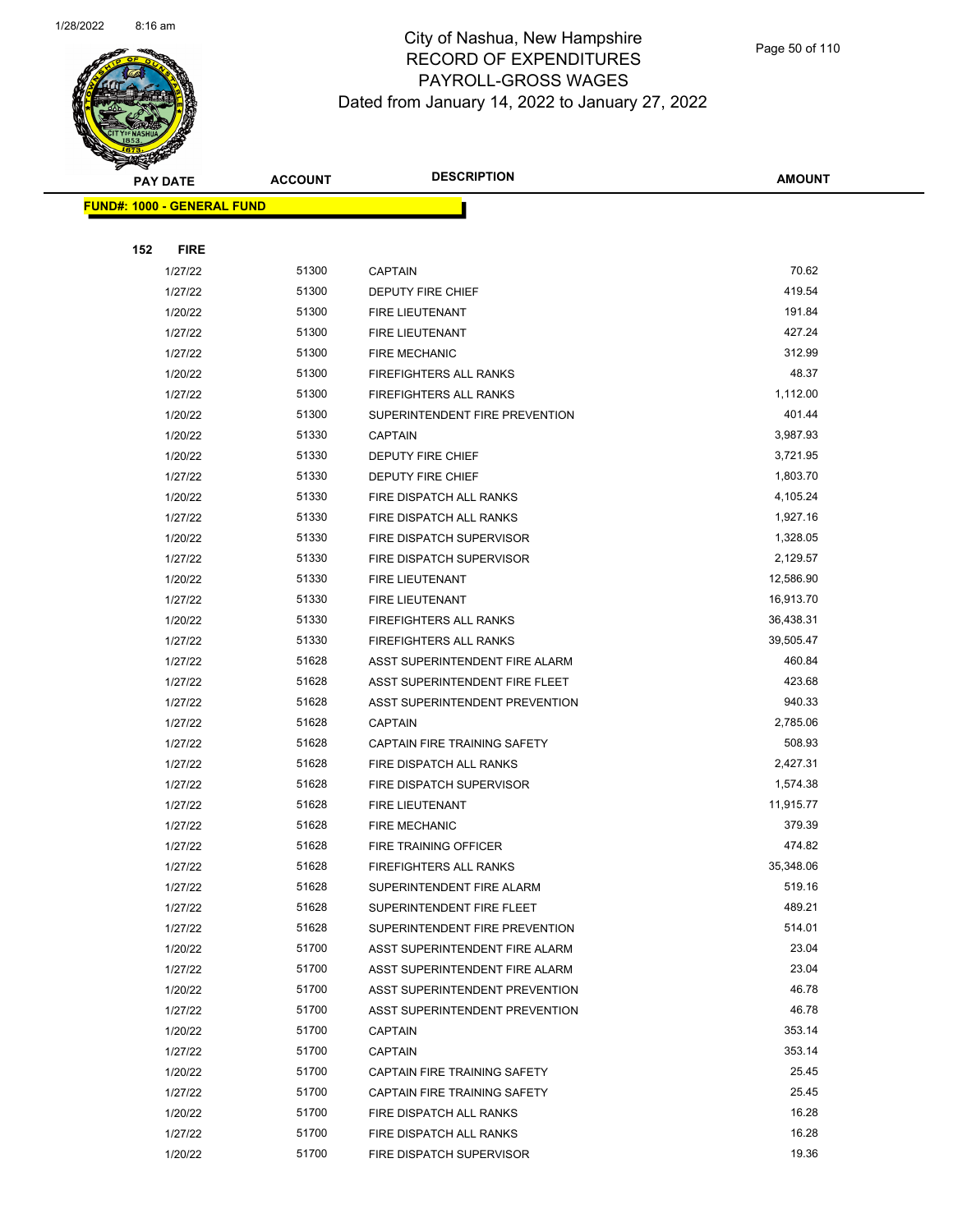# City of Nashua, New Hampshire
## RECORD OF EXPENDITURES
## PAYROLL-GROSS WAGES
### Dated from January 14, 2022 to January 27, 2022

| PAY DATE | ACCOUNT | DESCRIPTION | AMOUNT |
|---|---|---|---|
| **FUND#: 1000 - GENERAL FUND** | | | |
| **152 FIRE** | | | |
| 1/27/22 | 51300 | CAPTAIN | 70.62 |
| 1/27/22 | 51300 | DEPUTY FIRE CHIEF | 419.54 |
| 1/20/22 | 51300 | FIRE LIEUTENANT | 191.84 |
| 1/27/22 | 51300 | FIRE LIEUTENANT | 427.24 |
| 1/27/22 | 51300 | FIRE MECHANIC | 312.99 |
| 1/20/22 | 51300 | FIREFIGHTERS ALL RANKS | 48.37 |
| 1/27/22 | 51300 | FIREFIGHTERS ALL RANKS | 1,112.00 |
| 1/20/22 | 51300 | SUPERINTENDENT FIRE PREVENTION | 401.44 |
| 1/20/22 | 51330 | CAPTAIN | 3,987.93 |
| 1/20/22 | 51330 | DEPUTY FIRE CHIEF | 3,721.95 |
| 1/27/22 | 51330 | DEPUTY FIRE CHIEF | 1,803.70 |
| 1/20/22 | 51330 | FIRE DISPATCH ALL RANKS | 4,105.24 |
| 1/27/22 | 51330 | FIRE DISPATCH ALL RANKS | 1,927.16 |
| 1/20/22 | 51330 | FIRE DISPATCH SUPERVISOR | 1,328.05 |
| 1/27/22 | 51330 | FIRE DISPATCH SUPERVISOR | 2,129.57 |
| 1/20/22 | 51330 | FIRE LIEUTENANT | 12,586.90 |
| 1/27/22 | 51330 | FIRE LIEUTENANT | 16,913.70 |
| 1/20/22 | 51330 | FIREFIGHTERS ALL RANKS | 36,438.31 |
| 1/27/22 | 51330 | FIREFIGHTERS ALL RANKS | 39,505.47 |
| 1/27/22 | 51628 | ASST SUPERINTENDENT FIRE ALARM | 460.84 |
| 1/27/22 | 51628 | ASST SUPERINTENDENT FIRE FLEET | 423.68 |
| 1/27/22 | 51628 | ASST SUPERINTENDENT PREVENTION | 940.33 |
| 1/27/22 | 51628 | CAPTAIN | 2,785.06 |
| 1/27/22 | 51628 | CAPTAIN FIRE TRAINING SAFETY | 508.93 |
| 1/27/22 | 51628 | FIRE DISPATCH ALL RANKS | 2,427.31 |
| 1/27/22 | 51628 | FIRE DISPATCH SUPERVISOR | 1,574.38 |
| 1/27/22 | 51628 | FIRE LIEUTENANT | 11,915.77 |
| 1/27/22 | 51628 | FIRE MECHANIC | 379.39 |
| 1/27/22 | 51628 | FIRE TRAINING OFFICER | 474.82 |
| 1/27/22 | 51628 | FIREFIGHTERS ALL RANKS | 35,348.06 |
| 1/27/22 | 51628 | SUPERINTENDENT FIRE ALARM | 519.16 |
| 1/27/22 | 51628 | SUPERINTENDENT FIRE FLEET | 489.21 |
| 1/27/22 | 51628 | SUPERINTENDENT FIRE PREVENTION | 514.01 |
| 1/20/22 | 51700 | ASST SUPERINTENDENT FIRE ALARM | 23.04 |
| 1/27/22 | 51700 | ASST SUPERINTENDENT FIRE ALARM | 23.04 |
| 1/20/22 | 51700 | ASST SUPERINTENDENT PREVENTION | 46.78 |
| 1/27/22 | 51700 | ASST SUPERINTENDENT PREVENTION | 46.78 |
| 1/20/22 | 51700 | CAPTAIN | 353.14 |
| 1/27/22 | 51700 | CAPTAIN | 353.14 |
| 1/20/22 | 51700 | CAPTAIN FIRE TRAINING SAFETY | 25.45 |
| 1/27/22 | 51700 | CAPTAIN FIRE TRAINING SAFETY | 25.45 |
| 1/20/22 | 51700 | FIRE DISPATCH ALL RANKS | 16.28 |
| 1/27/22 | 51700 | FIRE DISPATCH ALL RANKS | 16.28 |
| 1/20/22 | 51700 | FIRE DISPATCH SUPERVISOR | 19.36 |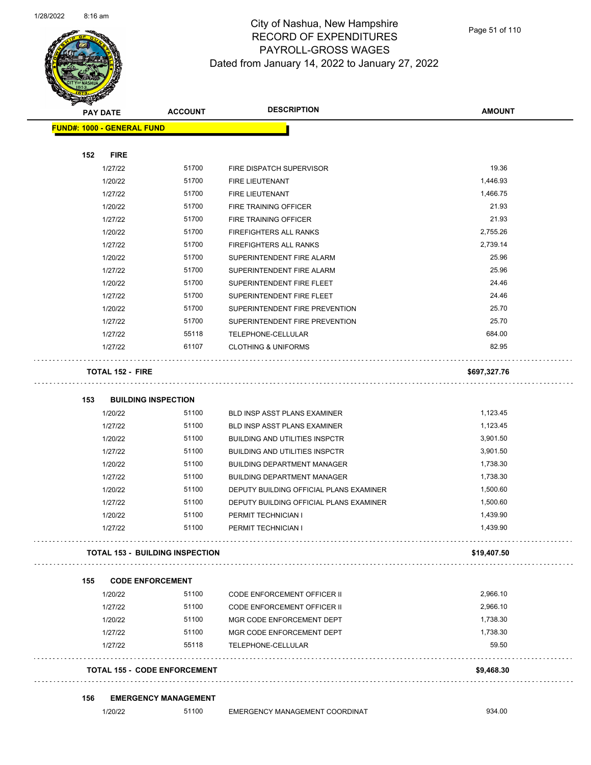# City of Nashua, New Hampshire
## RECORD OF EXPENDITURES
## PAYROLL-GROSS WAGES
### Dated from January 14, 2022 to January 27, 2022

| PAY DATE | ACCOUNT | DESCRIPTION | AMOUNT |
|---|---|---|---|
| **FUND#: 1000 - GENERAL FUND** | | | |
| **152 FIRE** | | | |
| 1/27/22 | 51700 | FIRE DISPATCH SUPERVISOR | 19.36 |
| 1/20/22 | 51700 | FIRE LIEUTENANT | 1,446.93 |
| 1/27/22 | 51700 | FIRE LIEUTENANT | 1,466.75 |
| 1/20/22 | 51700 | FIRE TRAINING OFFICER | 21.93 |
| 1/27/22 | 51700 | FIRE TRAINING OFFICER | 21.93 |
| 1/20/22 | 51700 | FIREFIGHTERS ALL RANKS | 2,755.26 |
| 1/27/22 | 51700 | FIREFIGHTERS ALL RANKS | 2,739.14 |
| 1/20/22 | 51700 | SUPERINTENDENT FIRE ALARM | 25.96 |
| 1/27/22 | 51700 | SUPERINTENDENT FIRE ALARM | 25.96 |
| 1/20/22 | 51700 | SUPERINTENDENT FIRE FLEET | 24.46 |
| 1/27/22 | 51700 | SUPERINTENDENT FIRE FLEET | 24.46 |
| 1/20/22 | 51700 | SUPERINTENDENT FIRE PREVENTION | 25.70 |
| 1/27/22 | 51700 | SUPERINTENDENT FIRE PREVENTION | 25.70 |
| 1/27/22 | 55118 | TELEPHONE-CELLULAR | 684.00 |
| 1/27/22 | 61107 | CLOTHING & UNIFORMS | 82.95 |
| **TOTAL 152 - FIRE** | | | **$697,327.76** |
| **153 BUILDING INSPECTION** | | | |
| 1/20/22 | 51100 | BLD INSP ASST PLANS EXAMINER | 1,123.45 |
| 1/27/22 | 51100 | BLD INSP ASST PLANS EXAMINER | 1,123.45 |
| 1/20/22 | 51100 | BUILDING AND UTILITIES INSPCTR | 3,901.50 |
| 1/27/22 | 51100 | BUILDING AND UTILITIES INSPCTR | 3,901.50 |
| 1/20/22 | 51100 | BUILDING DEPARTMENT MANAGER | 1,738.30 |
| 1/27/22 | 51100 | BUILDING DEPARTMENT MANAGER | 1,738.30 |
| 1/20/22 | 51100 | DEPUTY BUILDING OFFICIAL PLANS EXAMINER | 1,500.60 |
| 1/27/22 | 51100 | DEPUTY BUILDING OFFICIAL PLANS EXAMINER | 1,500.60 |
| 1/20/22 | 51100 | PERMIT TECHNICIAN I | 1,439.90 |
| 1/27/22 | 51100 | PERMIT TECHNICIAN I | 1,439.90 |
| **TOTAL 153 - BUILDING INSPECTION** | | | **$19,407.50** |
| **155 CODE ENFORCEMENT** | | | |
| 1/20/22 | 51100 | CODE ENFORCEMENT OFFICER II | 2,966.10 |
| 1/27/22 | 51100 | CODE ENFORCEMENT OFFICER II | 2,966.10 |
| 1/20/22 | 51100 | MGR CODE ENFORCEMENT DEPT | 1,738.30 |
| 1/27/22 | 51100 | MGR CODE ENFORCEMENT DEPT | 1,738.30 |
| 1/27/22 | 55118 | TELEPHONE-CELLULAR | 59.50 |
| **TOTAL 155 - CODE ENFORCEMENT** | | | **$9,468.30** |
| **156 EMERGENCY MANAGEMENT** | | | |
| 1/20/22 | 51100 | EMERGENCY MANAGEMENT COORDINAT | 934.00 |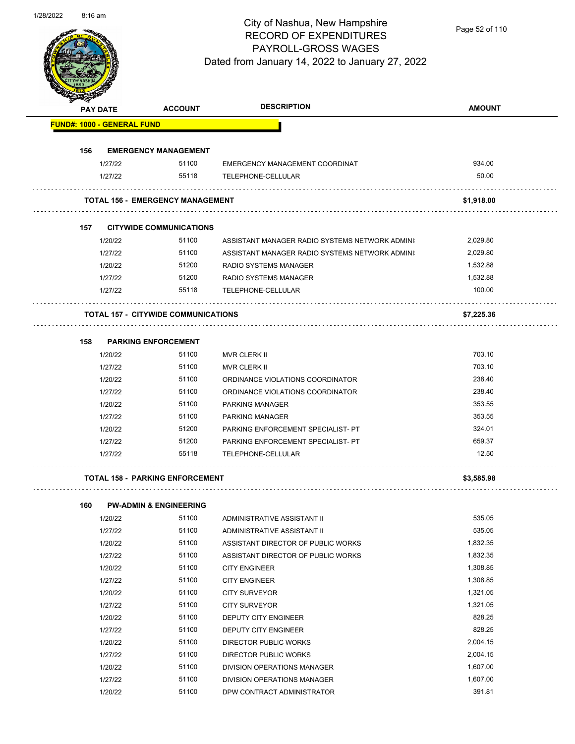# City of Nashua, New Hampshire
## RECORD OF EXPENDITURES
## PAYROLL-GROSS WAGES
### Dated from January 14, 2022 to January 27, 2022

| PAY DATE | ACCOUNT | DESCRIPTION | AMOUNT |
|---|---|---|---|
| **FUND#: 1000 - GENERAL FUND** | | | |
| **156 EMERGENCY MANAGEMENT** | | | |
| 1/27/22 | 51100 | EMERGENCY MANAGEMENT COORDINAT | 934.00 |
| 1/27/22 | 55118 | TELEPHONE-CELLULAR | 50.00 |
| **TOTAL 156 - EMERGENCY MANAGEMENT** | | | **$1,918.00** |
| **157 CITYWIDE COMMUNICATIONS** | | | |
| 1/20/22 | 51100 | ASSISTANT MANAGER RADIO SYSTEMS NETWORK ADMINI | 2,029.80 |
| 1/27/22 | 51100 | ASSISTANT MANAGER RADIO SYSTEMS NETWORK ADMINI | 2,029.80 |
| 1/20/22 | 51200 | RADIO SYSTEMS MANAGER | 1,532.88 |
| 1/27/22 | 51200 | RADIO SYSTEMS MANAGER | 1,532.88 |
| 1/27/22 | 55118 | TELEPHONE-CELLULAR | 100.00 |
| **TOTAL 157 - CITYWIDE COMMUNICATIONS** | | | **$7,225.36** |
| **158 PARKING ENFORCEMENT** | | | |
| 1/20/22 | 51100 | MVR CLERK II | 703.10 |
| 1/27/22 | 51100 | MVR CLERK II | 703.10 |
| 1/20/22 | 51100 | ORDINANCE VIOLATIONS COORDINATOR | 238.40 |
| 1/27/22 | 51100 | ORDINANCE VIOLATIONS COORDINATOR | 238.40 |
| 1/20/22 | 51100 | PARKING MANAGER | 353.55 |
| 1/27/22 | 51100 | PARKING MANAGER | 353.55 |
| 1/20/22 | 51200 | PARKING ENFORCEMENT SPECIALIST- PT | 324.01 |
| 1/27/22 | 51200 | PARKING ENFORCEMENT SPECIALIST- PT | 659.37 |
| 1/27/22 | 55118 | TELEPHONE-CELLULAR | 12.50 |
| **TOTAL 158 - PARKING ENFORCEMENT** | | | **$3,585.98** |
| **160 PW-ADMIN & ENGINEERING** | | | |
| 1/20/22 | 51100 | ADMINISTRATIVE ASSISTANT II | 535.05 |
| 1/27/22 | 51100 | ADMINISTRATIVE ASSISTANT II | 535.05 |
| 1/20/22 | 51100 | ASSISTANT DIRECTOR OF PUBLIC WORKS | 1,832.35 |
| 1/27/22 | 51100 | ASSISTANT DIRECTOR OF PUBLIC WORKS | 1,832.35 |
| 1/20/22 | 51100 | CITY ENGINEER | 1,308.85 |
| 1/27/22 | 51100 | CITY ENGINEER | 1,308.85 |
| 1/20/22 | 51100 | CITY SURVEYOR | 1,321.05 |
| 1/27/22 | 51100 | CITY SURVEYOR | 1,321.05 |
| 1/20/22 | 51100 | DEPUTY CITY ENGINEER | 828.25 |
| 1/27/22 | 51100 | DEPUTY CITY ENGINEER | 828.25 |
| 1/20/22 | 51100 | DIRECTOR PUBLIC WORKS | 2,004.15 |
| 1/27/22 | 51100 | DIRECTOR PUBLIC WORKS | 2,004.15 |
| 1/20/22 | 51100 | DIVISION OPERATIONS MANAGER | 1,607.00 |
| 1/27/22 | 51100 | DIVISION OPERATIONS MANAGER | 1,607.00 |
| 1/20/22 | 51100 | DPW CONTRACT ADMINISTRATOR | 391.81 |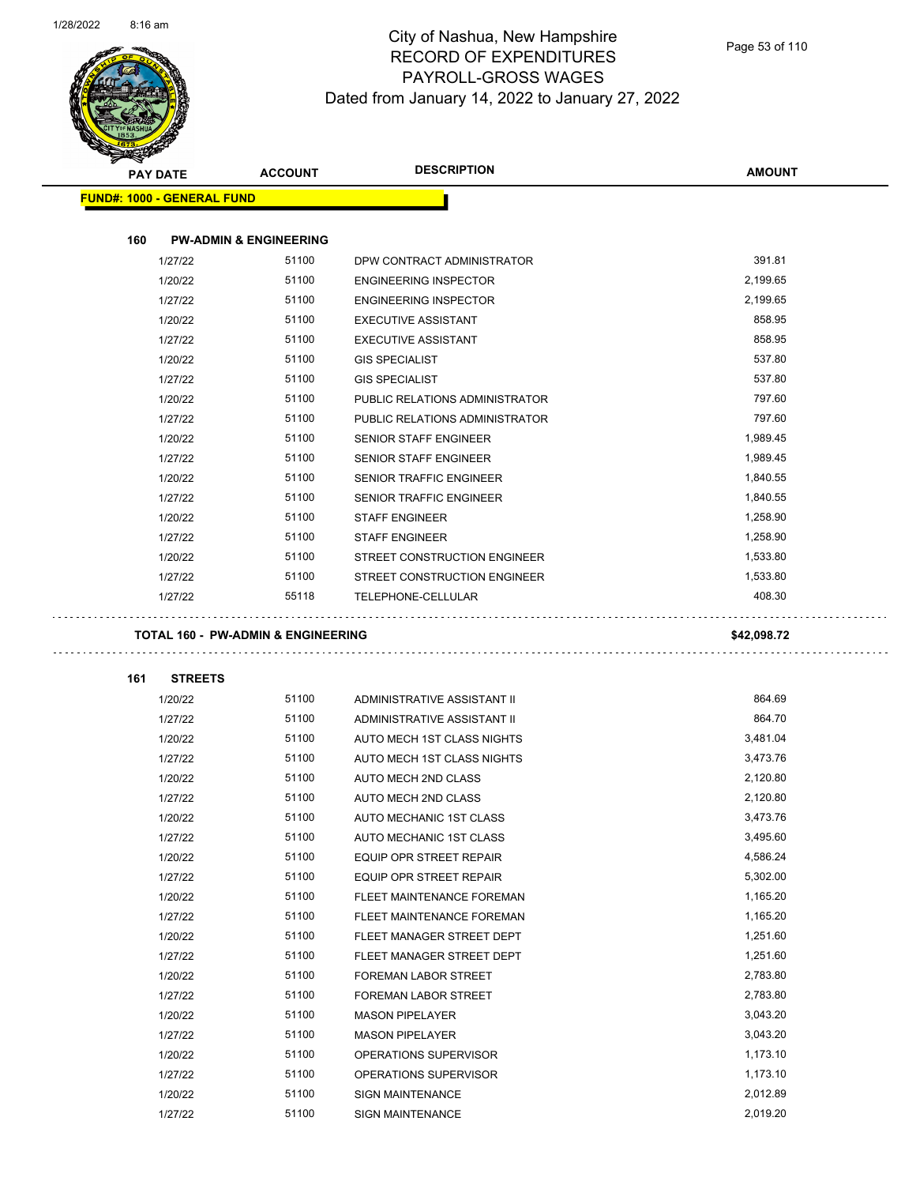# City of Nashua, New Hampshire
## RECORD OF EXPENDITURES
## PAYROLL-GROSS WAGES
## Dated from January 14, 2022 to January 27, 2022

**FUND#: 1000 - GENERAL FUND**

### 160 PW-ADMIN & ENGINEERING

| PAY DATE | ACCOUNT | DESCRIPTION | AMOUNT |
|---|---|---|---|
| 1/27/22 | 51100 | DPW CONTRACT ADMINISTRATOR | 391.81 |
| 1/20/22 | 51100 | ENGINEERING INSPECTOR | 2,199.65 |
| 1/27/22 | 51100 | ENGINEERING INSPECTOR | 2,199.65 |
| 1/20/22 | 51100 | EXECUTIVE ASSISTANT | 858.95 |
| 1/27/22 | 51100 | EXECUTIVE ASSISTANT | 858.95 |
| 1/20/22 | 51100 | GIS SPECIALIST | 537.80 |
| 1/27/22 | 51100 | GIS SPECIALIST | 537.80 |
| 1/20/22 | 51100 | PUBLIC RELATIONS ADMINISTRATOR | 797.60 |
| 1/27/22 | 51100 | PUBLIC RELATIONS ADMINISTRATOR | 797.60 |
| 1/20/22 | 51100 | SENIOR STAFF ENGINEER | 1,989.45 |
| 1/27/22 | 51100 | SENIOR STAFF ENGINEER | 1,989.45 |
| 1/20/22 | 51100 | SENIOR TRAFFIC ENGINEER | 1,840.55 |
| 1/27/22 | 51100 | SENIOR TRAFFIC ENGINEER | 1,840.55 |
| 1/20/22 | 51100 | STAFF ENGINEER | 1,258.90 |
| 1/27/22 | 51100 | STAFF ENGINEER | 1,258.90 |
| 1/20/22 | 51100 | STREET CONSTRUCTION ENGINEER | 1,533.80 |
| 1/27/22 | 51100 | STREET CONSTRUCTION ENGINEER | 1,533.80 |
| 1/27/22 | 55118 | TELEPHONE-CELLULAR | 408.30 |

**TOTAL 160 - PW-ADMIN & ENGINEERING** **$42,098.72**

### 161 STREETS

| PAY DATE | ACCOUNT | DESCRIPTION | AMOUNT |
|---|---|---|---|
| 1/20/22 | 51100 | ADMINISTRATIVE ASSISTANT II | 864.69 |
| 1/27/22 | 51100 | ADMINISTRATIVE ASSISTANT II | 864.70 |
| 1/20/22 | 51100 | AUTO MECH 1ST CLASS NIGHTS | 3,481.04 |
| 1/27/22 | 51100 | AUTO MECH 1ST CLASS NIGHTS | 3,473.76 |
| 1/20/22 | 51100 | AUTO MECH 2ND CLASS | 2,120.80 |
| 1/27/22 | 51100 | AUTO MECH 2ND CLASS | 2,120.80 |
| 1/20/22 | 51100 | AUTO MECHANIC 1ST CLASS | 3,473.76 |
| 1/27/22 | 51100 | AUTO MECHANIC 1ST CLASS | 3,495.60 |
| 1/20/22 | 51100 | EQUIP OPR STREET REPAIR | 4,586.24 |
| 1/27/22 | 51100 | EQUIP OPR STREET REPAIR | 5,302.00 |
| 1/20/22 | 51100 | FLEET MAINTENANCE FOREMAN | 1,165.20 |
| 1/27/22 | 51100 | FLEET MAINTENANCE FOREMAN | 1,165.20 |
| 1/20/22 | 51100 | FLEET MANAGER STREET DEPT | 1,251.60 |
| 1/27/22 | 51100 | FLEET MANAGER STREET DEPT | 1,251.60 |
| 1/20/22 | 51100 | FOREMAN LABOR STREET | 2,783.80 |
| 1/27/22 | 51100 | FOREMAN LABOR STREET | 2,783.80 |
| 1/20/22 | 51100 | MASON PIPELAYER | 3,043.20 |
| 1/27/22 | 51100 | MASON PIPELAYER | 3,043.20 |
| 1/20/22 | 51100 | OPERATIONS SUPERVISOR | 1,173.10 |
| 1/27/22 | 51100 | OPERATIONS SUPERVISOR | 1,173.10 |
| 1/20/22 | 51100 | SIGN MAINTENANCE | 2,012.89 |
| 1/27/22 | 51100 | SIGN MAINTENANCE | 2,019.20 |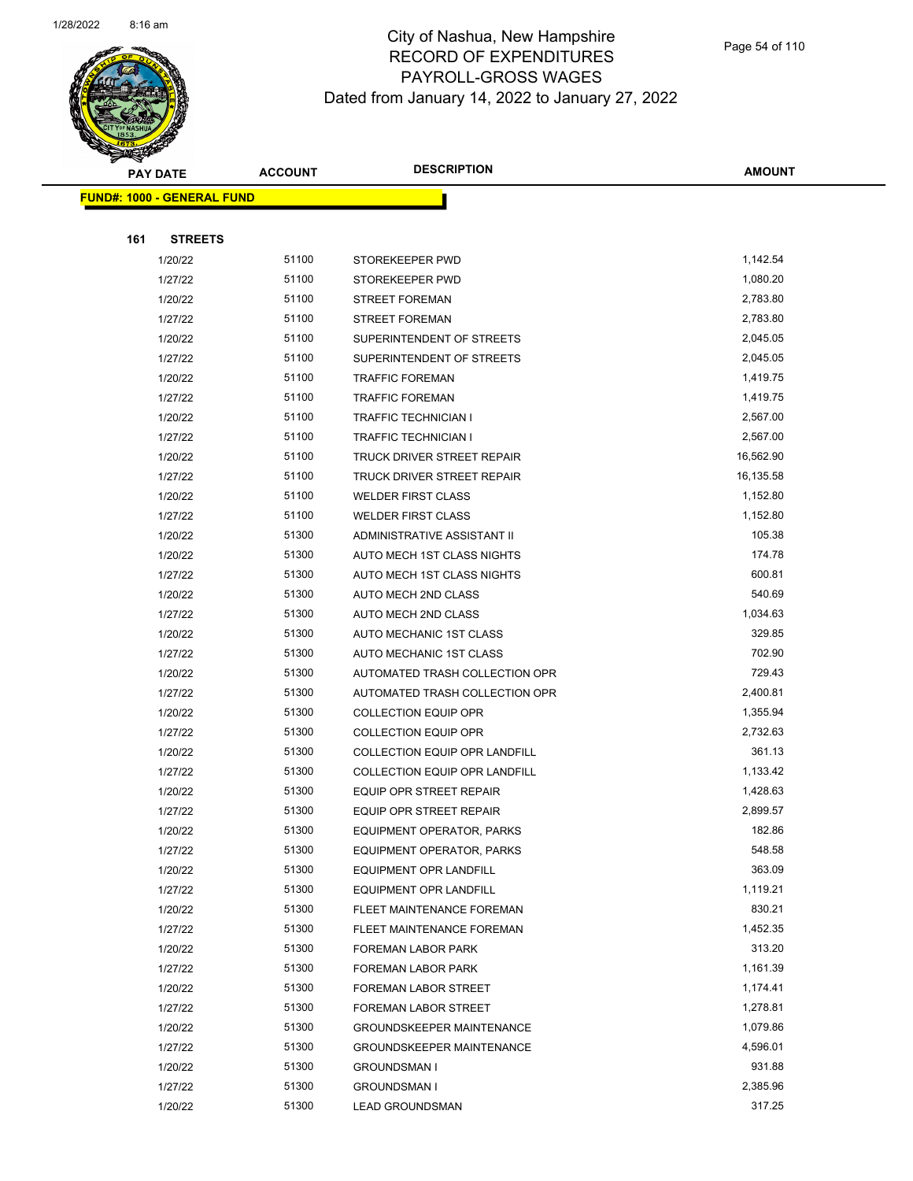# City of Nashua, New Hampshire
## RECORD OF EXPENDITURES
## PAYROLL-GROSS WAGES
## Dated from January 14, 2022 to January 27, 2022

| PAY DATE | ACCOUNT | DESCRIPTION | AMOUNT |
|---|---|---|---|

**FUND#: 1000 - GENERAL FUND**

**161 STREETS**

| PAY DATE | ACCOUNT | DESCRIPTION | AMOUNT |
|---|---|---|---|
| 1/20/22 | 51100 | STOREKEEPER PWD | 1,142.54 |
| 1/27/22 | 51100 | STOREKEEPER PWD | 1,080.20 |
| 1/20/22 | 51100 | STREET FOREMAN | 2,783.80 |
| 1/27/22 | 51100 | STREET FOREMAN | 2,783.80 |
| 1/20/22 | 51100 | SUPERINTENDENT OF STREETS | 2,045.05 |
| 1/27/22 | 51100 | SUPERINTENDENT OF STREETS | 2,045.05 |
| 1/20/22 | 51100 | TRAFFIC FOREMAN | 1,419.75 |
| 1/27/22 | 51100 | TRAFFIC FOREMAN | 1,419.75 |
| 1/20/22 | 51100 | TRAFFIC TECHNICIAN I | 2,567.00 |
| 1/27/22 | 51100 | TRAFFIC TECHNICIAN I | 2,567.00 |
| 1/20/22 | 51100 | TRUCK DRIVER STREET REPAIR | 16,562.90 |
| 1/27/22 | 51100 | TRUCK DRIVER STREET REPAIR | 16,135.58 |
| 1/20/22 | 51100 | WELDER FIRST CLASS | 1,152.80 |
| 1/27/22 | 51100 | WELDER FIRST CLASS | 1,152.80 |
| 1/20/22 | 51300 | ADMINISTRATIVE ASSISTANT II | 105.38 |
| 1/20/22 | 51300 | AUTO MECH 1ST CLASS NIGHTS | 174.78 |
| 1/27/22 | 51300 | AUTO MECH 1ST CLASS NIGHTS | 600.81 |
| 1/20/22 | 51300 | AUTO MECH 2ND CLASS | 540.69 |
| 1/27/22 | 51300 | AUTO MECH 2ND CLASS | 1,034.63 |
| 1/20/22 | 51300 | AUTO MECHANIC 1ST CLASS | 329.85 |
| 1/27/22 | 51300 | AUTO MECHANIC 1ST CLASS | 702.90 |
| 1/20/22 | 51300 | AUTOMATED TRASH COLLECTION OPR | 729.43 |
| 1/27/22 | 51300 | AUTOMATED TRASH COLLECTION OPR | 2,400.81 |
| 1/20/22 | 51300 | COLLECTION EQUIP OPR | 1,355.94 |
| 1/27/22 | 51300 | COLLECTION EQUIP OPR | 2,732.63 |
| 1/20/22 | 51300 | COLLECTION EQUIP OPR LANDFILL | 361.13 |
| 1/27/22 | 51300 | COLLECTION EQUIP OPR LANDFILL | 1,133.42 |
| 1/20/22 | 51300 | EQUIP OPR STREET REPAIR | 1,428.63 |
| 1/27/22 | 51300 | EQUIP OPR STREET REPAIR | 2,899.57 |
| 1/20/22 | 51300 | EQUIPMENT OPERATOR, PARKS | 182.86 |
| 1/27/22 | 51300 | EQUIPMENT OPERATOR, PARKS | 548.58 |
| 1/20/22 | 51300 | EQUIPMENT OPR LANDFILL | 363.09 |
| 1/27/22 | 51300 | EQUIPMENT OPR LANDFILL | 1,119.21 |
| 1/20/22 | 51300 | FLEET MAINTENANCE FOREMAN | 830.21 |
| 1/27/22 | 51300 | FLEET MAINTENANCE FOREMAN | 1,452.35 |
| 1/20/22 | 51300 | FOREMAN LABOR PARK | 313.20 |
| 1/27/22 | 51300 | FOREMAN LABOR PARK | 1,161.39 |
| 1/20/22 | 51300 | FOREMAN LABOR STREET | 1,174.41 |
| 1/27/22 | 51300 | FOREMAN LABOR STREET | 1,278.81 |
| 1/20/22 | 51300 | GROUNDSKEEPER MAINTENANCE | 1,079.86 |
| 1/27/22 | 51300 | GROUNDSKEEPER MAINTENANCE | 4,596.01 |
| 1/20/22 | 51300 | GROUNDSMAN I | 931.88 |
| 1/27/22 | 51300 | GROUNDSMAN I | 2,385.96 |
| 1/20/22 | 51300 | LEAD GROUNDSMAN | 317.25 |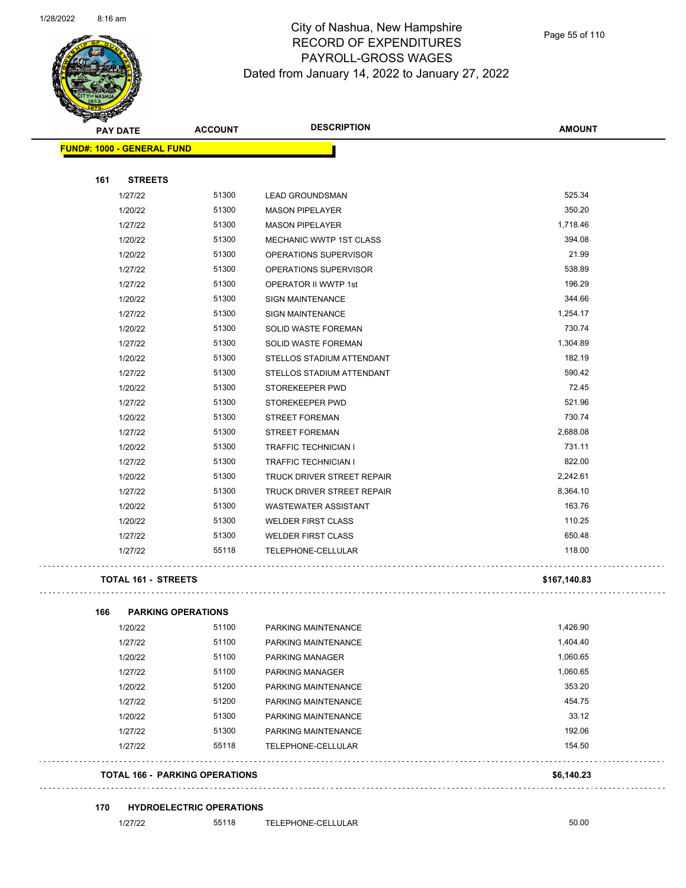# City of Nashua, New Hampshire
## RECORD OF EXPENDITURES
## PAYROLL-GROSS WAGES
Dated from January 14, 2022 to January 27, 2022

| PAY DATE | ACCOUNT | DESCRIPTION | AMOUNT |
|---|---|---|---|

**FUND#: 1000 - GENERAL FUND**

**161 STREETS**

| PAY DATE | ACCOUNT | DESCRIPTION | AMOUNT |
|---|---|---|---|
| 1/27/22 | 51300 | LEAD GROUNDSMAN | 525.34 |
| 1/20/22 | 51300 | MASON PIPELAYER | 350.20 |
| 1/27/22 | 51300 | MASON PIPELAYER | 1,718.46 |
| 1/20/22 | 51300 | MECHANIC WWTP 1ST CLASS | 394.08 |
| 1/20/22 | 51300 | OPERATIONS SUPERVISOR | 21.99 |
| 1/27/22 | 51300 | OPERATIONS SUPERVISOR | 538.89 |
| 1/27/22 | 51300 | OPERATOR II WWTP 1st | 196.29 |
| 1/20/22 | 51300 | SIGN MAINTENANCE | 344.66 |
| 1/27/22 | 51300 | SIGN MAINTENANCE | 1,254.17 |
| 1/20/22 | 51300 | SOLID WASTE FOREMAN | 730.74 |
| 1/27/22 | 51300 | SOLID WASTE FOREMAN | 1,304.89 |
| 1/20/22 | 51300 | STELLOS STADIUM ATTENDANT | 182.19 |
| 1/27/22 | 51300 | STELLOS STADIUM ATTENDANT | 590.42 |
| 1/20/22 | 51300 | STOREKEEPER PWD | 72.45 |
| 1/27/22 | 51300 | STOREKEEPER PWD | 521.96 |
| 1/20/22 | 51300 | STREET FOREMAN | 730.74 |
| 1/27/22 | 51300 | STREET FOREMAN | 2,688.08 |
| 1/20/22 | 51300 | TRAFFIC TECHNICIAN I | 731.11 |
| 1/27/22 | 51300 | TRAFFIC TECHNICIAN I | 822.00 |
| 1/20/22 | 51300 | TRUCK DRIVER STREET REPAIR | 2,242.61 |
| 1/27/22 | 51300 | TRUCK DRIVER STREET REPAIR | 8,364.10 |
| 1/20/22 | 51300 | WASTEWATER ASSISTANT | 163.76 |
| 1/20/22 | 51300 | WELDER FIRST CLASS | 110.25 |
| 1/27/22 | 51300 | WELDER FIRST CLASS | 650.48 |
| 1/27/22 | 55118 | TELEPHONE-CELLULAR | 118.00 |

**TOTAL 161 - STREETS** **$167,140.83**

**166 PARKING OPERATIONS**

| PAY DATE | ACCOUNT | DESCRIPTION | AMOUNT |
|---|---|---|---|
| 1/20/22 | 51100 | PARKING MAINTENANCE | 1,426.90 |
| 1/27/22 | 51100 | PARKING MAINTENANCE | 1,404.40 |
| 1/20/22 | 51100 | PARKING MANAGER | 1,060.65 |
| 1/27/22 | 51100 | PARKING MANAGER | 1,060.65 |
| 1/20/22 | 51200 | PARKING MAINTENANCE | 353.20 |
| 1/27/22 | 51200 | PARKING MAINTENANCE | 454.75 |
| 1/20/22 | 51300 | PARKING MAINTENANCE | 33.12 |
| 1/27/22 | 51300 | PARKING MAINTENANCE | 192.06 |
| 1/27/22 | 55118 | TELEPHONE-CELLULAR | 154.50 |

**TOTAL 166 - PARKING OPERATIONS** **$6,140.23**

**170 HYDROELECTRIC OPERATIONS**

| PAY DATE | ACCOUNT | DESCRIPTION | AMOUNT |
|---|---|---|---|
| 1/27/22 | 55118 | TELEPHONE-CELLULAR | 50.00 |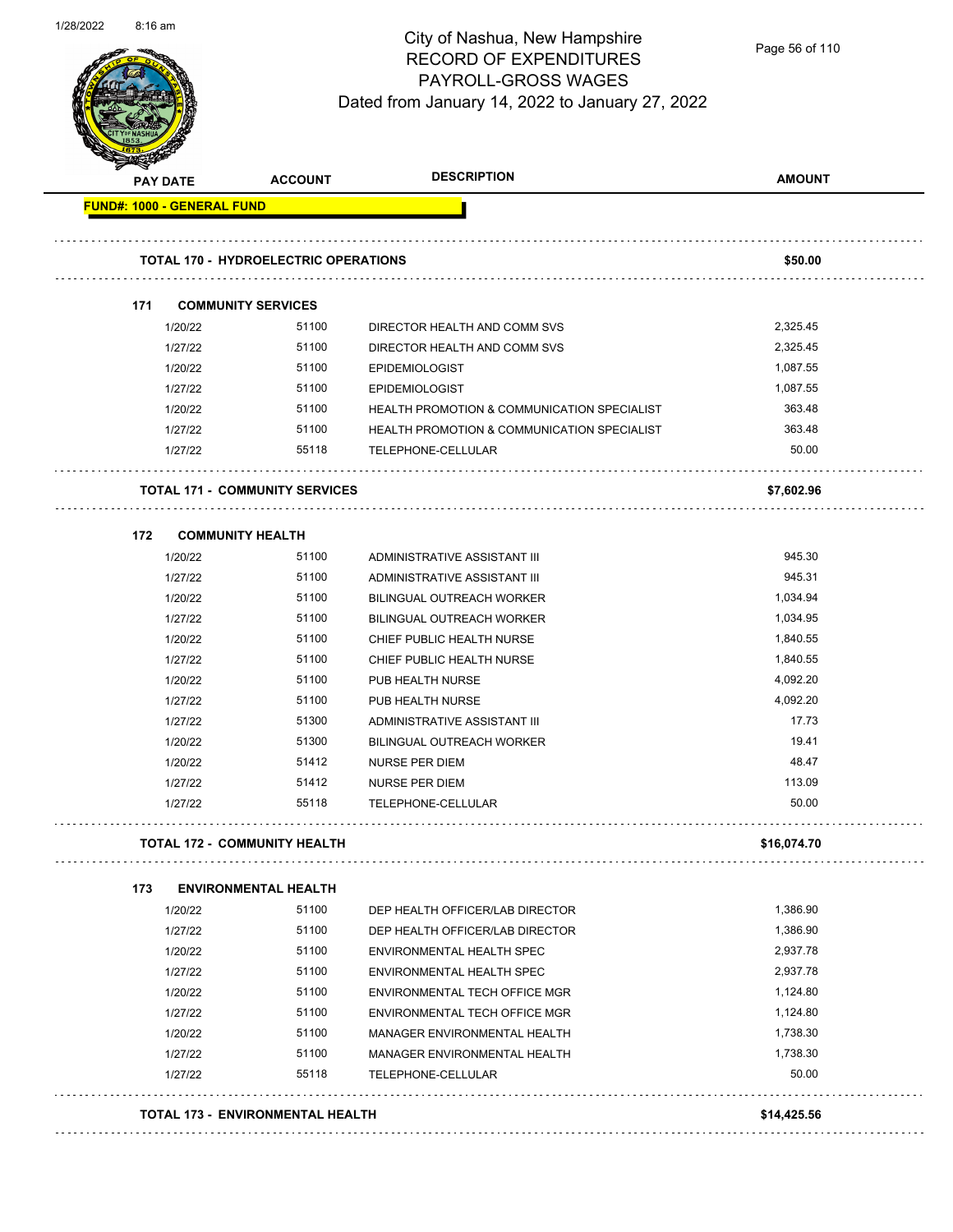# City of Nashua, New Hampshire
## RECORD OF EXPENDITURES
## PAYROLL-GROSS WAGES
### Dated from January 14, 2022 to January 27, 2022

| PAY DATE | ACCOUNT | DESCRIPTION | AMOUNT |
|---|---|---|---|
| **FUND#: 1000 - GENERAL FUND** | | | |
| **TOTAL 170 - HYDROELECTRIC OPERATIONS** | | | **$50.00** |
| **171 COMMUNITY SERVICES** | | | |
| 1/20/22 | 51100 | DIRECTOR HEALTH AND COMM SVS | 2,325.45 |
| 1/27/22 | 51100 | DIRECTOR HEALTH AND COMM SVS | 2,325.45 |
| 1/20/22 | 51100 | EPIDEMIOLOGIST | 1,087.55 |
| 1/27/22 | 51100 | EPIDEMIOLOGIST | 1,087.55 |
| 1/20/22 | 51100 | HEALTH PROMOTION & COMMUNICATION SPECIALIST | 363.48 |
| 1/27/22 | 51100 | HEALTH PROMOTION & COMMUNICATION SPECIALIST | 363.48 |
| 1/27/22 | 55118 | TELEPHONE-CELLULAR | 50.00 |
| **TOTAL 171 - COMMUNITY SERVICES** | | | **$7,602.96** |
| **172 COMMUNITY HEALTH** | | | |
| 1/20/22 | 51100 | ADMINISTRATIVE ASSISTANT III | 945.30 |
| 1/27/22 | 51100 | ADMINISTRATIVE ASSISTANT III | 945.31 |
| 1/20/22 | 51100 | BILINGUAL OUTREACH WORKER | 1,034.94 |
| 1/27/22 | 51100 | BILINGUAL OUTREACH WORKER | 1,034.95 |
| 1/20/22 | 51100 | CHIEF PUBLIC HEALTH NURSE | 1,840.55 |
| 1/27/22 | 51100 | CHIEF PUBLIC HEALTH NURSE | 1,840.55 |
| 1/20/22 | 51100 | PUB HEALTH NURSE | 4,092.20 |
| 1/27/22 | 51100 | PUB HEALTH NURSE | 4,092.20 |
| 1/27/22 | 51300 | ADMINISTRATIVE ASSISTANT III | 17.73 |
| 1/20/22 | 51300 | BILINGUAL OUTREACH WORKER | 19.41 |
| 1/20/22 | 51412 | NURSE PER DIEM | 48.47 |
| 1/27/22 | 51412 | NURSE PER DIEM | 113.09 |
| 1/27/22 | 55118 | TELEPHONE-CELLULAR | 50.00 |
| **TOTAL 172 - COMMUNITY HEALTH** | | | **$16,074.70** |
| **173 ENVIRONMENTAL HEALTH** | | | |
| 1/20/22 | 51100 | DEP HEALTH OFFICER/LAB DIRECTOR | 1,386.90 |
| 1/27/22 | 51100 | DEP HEALTH OFFICER/LAB DIRECTOR | 1,386.90 |
| 1/20/22 | 51100 | ENVIRONMENTAL HEALTH SPEC | 2,937.78 |
| 1/27/22 | 51100 | ENVIRONMENTAL HEALTH SPEC | 2,937.78 |
| 1/20/22 | 51100 | ENVIRONMENTAL TECH OFFICE MGR | 1,124.80 |
| 1/27/22 | 51100 | ENVIRONMENTAL TECH OFFICE MGR | 1,124.80 |
| 1/20/22 | 51100 | MANAGER ENVIRONMENTAL HEALTH | 1,738.30 |
| 1/27/22 | 51100 | MANAGER ENVIRONMENTAL HEALTH | 1,738.30 |
| 1/27/22 | 55118 | TELEPHONE-CELLULAR | 50.00 |
| **TOTAL 173 - ENVIRONMENTAL HEALTH** | | | **$14,425.56** |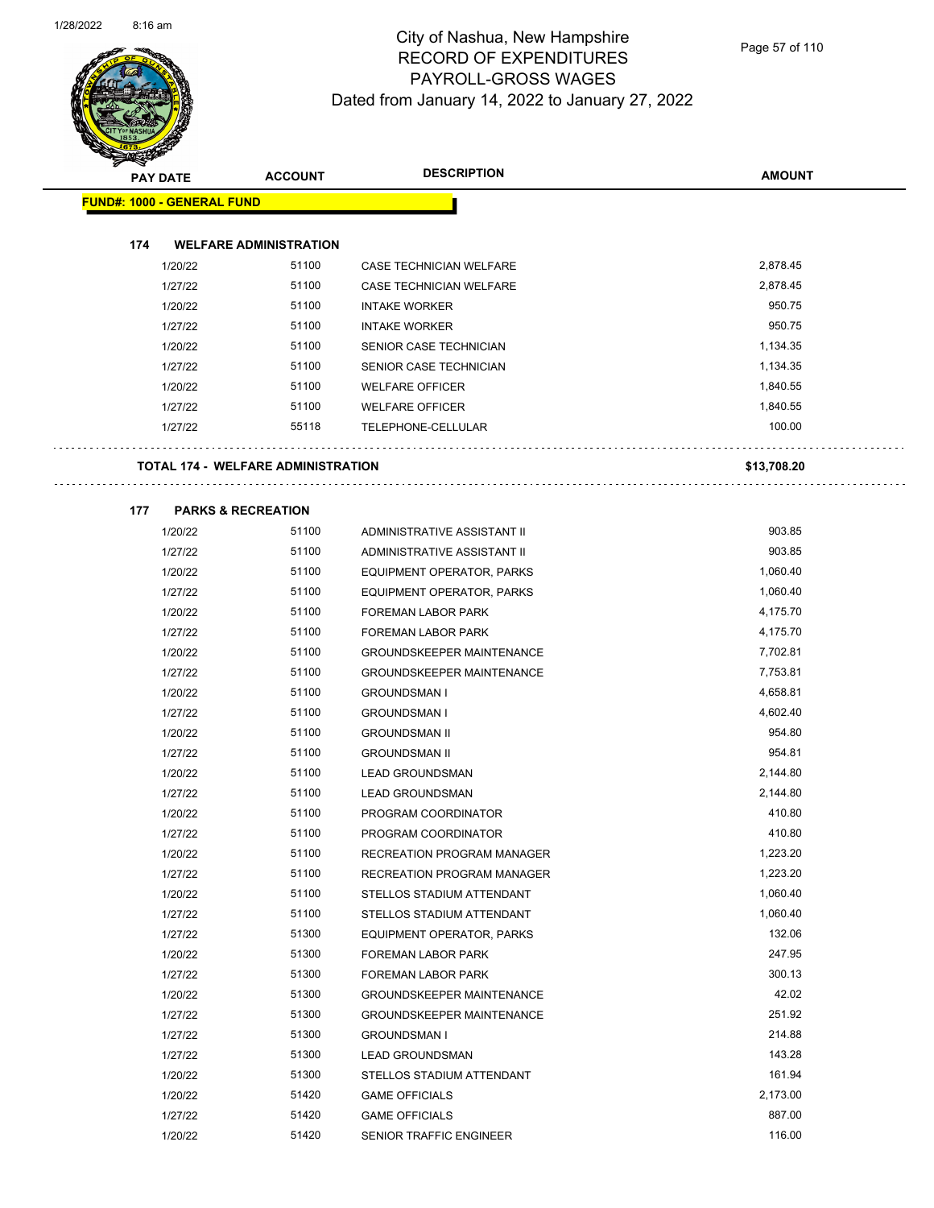# City of Nashua, New Hampshire
## RECORD OF EXPENDITURES
## PAYROLL-GROSS WAGES
Dated from January 14, 2022 to January 27, 2022

| PAY DATE | ACCOUNT | DESCRIPTION | AMOUNT |
|---|---|---|---|
| **FUND#: 1000 - GENERAL FUND** | | | |
| **174 WELFARE ADMINISTRATION** | | | |
| 1/20/22 | 51100 | CASE TECHNICIAN WELFARE | 2,878.45 |
| 1/27/22 | 51100 | CASE TECHNICIAN WELFARE | 2,878.45 |
| 1/20/22 | 51100 | INTAKE WORKER | 950.75 |
| 1/27/22 | 51100 | INTAKE WORKER | 950.75 |
| 1/20/22 | 51100 | SENIOR CASE TECHNICIAN | 1,134.35 |
| 1/27/22 | 51100 | SENIOR CASE TECHNICIAN | 1,134.35 |
| 1/20/22 | 51100 | WELFARE OFFICER | 1,840.55 |
| 1/27/22 | 51100 | WELFARE OFFICER | 1,840.55 |
| 1/27/22 | 55118 | TELEPHONE-CELLULAR | 100.00 |
| **TOTAL 174 - WELFARE ADMINISTRATION** | | | **$13,708.20** |
| **177 PARKS & RECREATION** | | | |
| 1/20/22 | 51100 | ADMINISTRATIVE ASSISTANT II | 903.85 |
| 1/27/22 | 51100 | ADMINISTRATIVE ASSISTANT II | 903.85 |
| 1/20/22 | 51100 | EQUIPMENT OPERATOR, PARKS | 1,060.40 |
| 1/27/22 | 51100 | EQUIPMENT OPERATOR, PARKS | 1,060.40 |
| 1/20/22 | 51100 | FOREMAN LABOR PARK | 4,175.70 |
| 1/27/22 | 51100 | FOREMAN LABOR PARK | 4,175.70 |
| 1/20/22 | 51100 | GROUNDSKEEPER MAINTENANCE | 7,702.81 |
| 1/27/22 | 51100 | GROUNDSKEEPER MAINTENANCE | 7,753.81 |
| 1/20/22 | 51100 | GROUNDSMAN I | 4,658.81 |
| 1/27/22 | 51100 | GROUNDSMAN I | 4,602.40 |
| 1/20/22 | 51100 | GROUNDSMAN II | 954.80 |
| 1/27/22 | 51100 | GROUNDSMAN II | 954.81 |
| 1/20/22 | 51100 | LEAD GROUNDSMAN | 2,144.80 |
| 1/27/22 | 51100 | LEAD GROUNDSMAN | 2,144.80 |
| 1/20/22 | 51100 | PROGRAM COORDINATOR | 410.80 |
| 1/27/22 | 51100 | PROGRAM COORDINATOR | 410.80 |
| 1/20/22 | 51100 | RECREATION PROGRAM MANAGER | 1,223.20 |
| 1/27/22 | 51100 | RECREATION PROGRAM MANAGER | 1,223.20 |
| 1/20/22 | 51100 | STELLOS STADIUM ATTENDANT | 1,060.40 |
| 1/27/22 | 51100 | STELLOS STADIUM ATTENDANT | 1,060.40 |
| 1/27/22 | 51300 | EQUIPMENT OPERATOR, PARKS | 132.06 |
| 1/20/22 | 51300 | FOREMAN LABOR PARK | 247.95 |
| 1/27/22 | 51300 | FOREMAN LABOR PARK | 300.13 |
| 1/20/22 | 51300 | GROUNDSKEEPER MAINTENANCE | 42.02 |
| 1/27/22 | 51300 | GROUNDSKEEPER MAINTENANCE | 251.92 |
| 1/27/22 | 51300 | GROUNDSMAN I | 214.88 |
| 1/27/22 | 51300 | LEAD GROUNDSMAN | 143.28 |
| 1/20/22 | 51300 | STELLOS STADIUM ATTENDANT | 161.94 |
| 1/20/22 | 51420 | GAME OFFICIALS | 2,173.00 |
| 1/27/22 | 51420 | GAME OFFICIALS | 887.00 |
| 1/20/22 | 51420 | SENIOR TRAFFIC ENGINEER | 116.00 |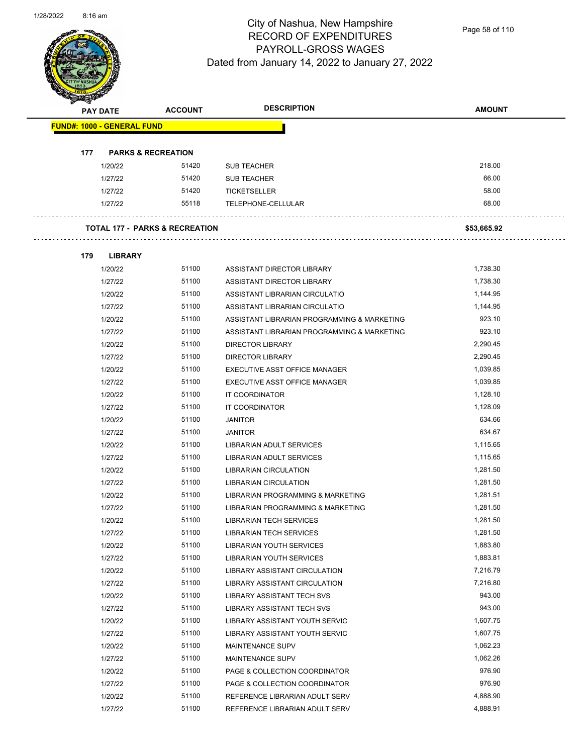# City of Nashua, New Hampshire
## RECORD OF EXPENDITURES
## PAYROLL-GROSS WAGES
## Dated from January 14, 2022 to January 27, 2022

| PAY DATE | ACCOUNT | DESCRIPTION | AMOUNT |
|---|---|---|---|
| **FUND#: 1000 - GENERAL FUND** | | | |
| **177 PARKS & RECREATION** | | | |
| 1/20/22 | 51420 | SUB TEACHER | 218.00 |
| 1/27/22 | 51420 | SUB TEACHER | 66.00 |
| 1/27/22 | 51420 | TICKETSELLER | 58.00 |
| 1/27/22 | 55118 | TELEPHONE-CELLULAR | 68.00 |
| **TOTAL 177 - PARKS & RECREATION** | | | **$53,665.92** |
| **179 LIBRARY** | | | |
| 1/20/22 | 51100 | ASSISTANT DIRECTOR LIBRARY | 1,738.30 |
| 1/27/22 | 51100 | ASSISTANT DIRECTOR LIBRARY | 1,738.30 |
| 1/20/22 | 51100 | ASSISTANT LIBRARIAN CIRCULATIO | 1,144.95 |
| 1/27/22 | 51100 | ASSISTANT LIBRARIAN CIRCULATIO | 1,144.95 |
| 1/20/22 | 51100 | ASSISTANT LIBRARIAN PROGRAMMING & MARKETING | 923.10 |
| 1/27/22 | 51100 | ASSISTANT LIBRARIAN PROGRAMMING & MARKETING | 923.10 |
| 1/20/22 | 51100 | DIRECTOR LIBRARY | 2,290.45 |
| 1/27/22 | 51100 | DIRECTOR LIBRARY | 2,290.45 |
| 1/20/22 | 51100 | EXECUTIVE ASST OFFICE MANAGER | 1,039.85 |
| 1/27/22 | 51100 | EXECUTIVE ASST OFFICE MANAGER | 1,039.85 |
| 1/20/22 | 51100 | IT COORDINATOR | 1,128.10 |
| 1/27/22 | 51100 | IT COORDINATOR | 1,128.09 |
| 1/20/22 | 51100 | JANITOR | 634.66 |
| 1/27/22 | 51100 | JANITOR | 634.67 |
| 1/20/22 | 51100 | LIBRARIAN ADULT SERVICES | 1,115.65 |
| 1/27/22 | 51100 | LIBRARIAN ADULT SERVICES | 1,115.65 |
| 1/20/22 | 51100 | LIBRARIAN CIRCULATION | 1,281.50 |
| 1/27/22 | 51100 | LIBRARIAN CIRCULATION | 1,281.50 |
| 1/20/22 | 51100 | LIBRARIAN PROGRAMMING & MARKETING | 1,281.51 |
| 1/27/22 | 51100 | LIBRARIAN PROGRAMMING & MARKETING | 1,281.50 |
| 1/20/22 | 51100 | LIBRARIAN TECH SERVICES | 1,281.50 |
| 1/27/22 | 51100 | LIBRARIAN TECH SERVICES | 1,281.50 |
| 1/20/22 | 51100 | LIBRARIAN YOUTH SERVICES | 1,883.80 |
| 1/27/22 | 51100 | LIBRARIAN YOUTH SERVICES | 1,883.81 |
| 1/20/22 | 51100 | LIBRARY ASSISTANT CIRCULATION | 7,216.79 |
| 1/27/22 | 51100 | LIBRARY ASSISTANT CIRCULATION | 7,216.80 |
| 1/20/22 | 51100 | LIBRARY ASSISTANT TECH SVS | 943.00 |
| 1/27/22 | 51100 | LIBRARY ASSISTANT TECH SVS | 943.00 |
| 1/20/22 | 51100 | LIBRARY ASSISTANT YOUTH SERVIC | 1,607.75 |
| 1/27/22 | 51100 | LIBRARY ASSISTANT YOUTH SERVIC | 1,607.75 |
| 1/20/22 | 51100 | MAINTENANCE SUPV | 1,062.23 |
| 1/27/22 | 51100 | MAINTENANCE SUPV | 1,062.26 |
| 1/20/22 | 51100 | PAGE & COLLECTION COORDINATOR | 976.90 |
| 1/27/22 | 51100 | PAGE & COLLECTION COORDINATOR | 976.90 |
| 1/20/22 | 51100 | REFERENCE LIBRARIAN ADULT SERV | 4,888.90 |
| 1/27/22 | 51100 | REFERENCE LIBRARIAN ADULT SERV | 4,888.91 |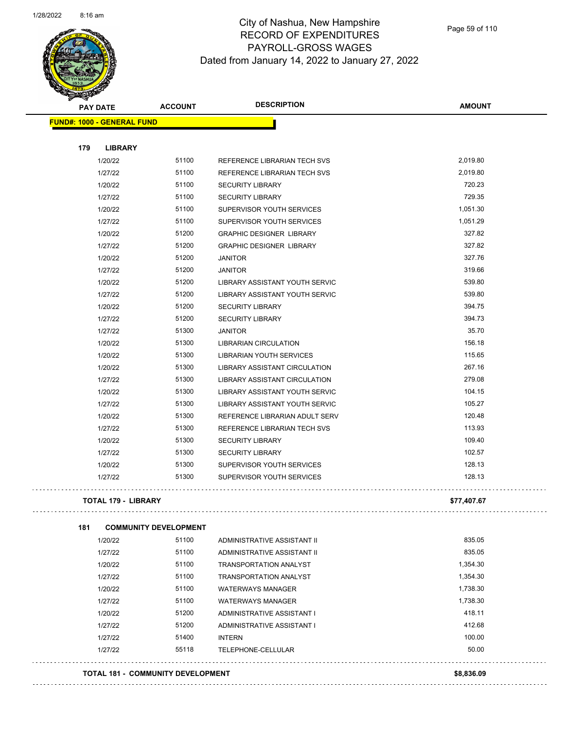# City of Nashua, New Hampshire
## RECORD OF EXPENDITURES
## PAYROLL-GROSS WAGES
## Dated from January 14, 2022 to January 27, 2022

| PAY DATE | ACCOUNT | DESCRIPTION | AMOUNT |
|---|---|---|---|
| **FUND#: 1000 - GENERAL FUND** | | | |
| **179 LIBRARY** | | | |
| 1/20/22 | 51100 | REFERENCE LIBRARIAN TECH SVS | 2,019.80 |
| 1/27/22 | 51100 | REFERENCE LIBRARIAN TECH SVS | 2,019.80 |
| 1/20/22 | 51100 | SECURITY LIBRARY | 720.23 |
| 1/27/22 | 51100 | SECURITY LIBRARY | 729.35 |
| 1/20/22 | 51100 | SUPERVISOR YOUTH SERVICES | 1,051.30 |
| 1/27/22 | 51100 | SUPERVISOR YOUTH SERVICES | 1,051.29 |
| 1/20/22 | 51200 | GRAPHIC DESIGNER LIBRARY | 327.82 |
| 1/27/22 | 51200 | GRAPHIC DESIGNER LIBRARY | 327.82 |
| 1/20/22 | 51200 | JANITOR | 327.76 |
| 1/27/22 | 51200 | JANITOR | 319.66 |
| 1/20/22 | 51200 | LIBRARY ASSISTANT YOUTH SERVIC | 539.80 |
| 1/27/22 | 51200 | LIBRARY ASSISTANT YOUTH SERVIC | 539.80 |
| 1/20/22 | 51200 | SECURITY LIBRARY | 394.75 |
| 1/27/22 | 51200 | SECURITY LIBRARY | 394.73 |
| 1/27/22 | 51300 | JANITOR | 35.70 |
| 1/20/22 | 51300 | LIBRARIAN CIRCULATION | 156.18 |
| 1/20/22 | 51300 | LIBRARIAN YOUTH SERVICES | 115.65 |
| 1/20/22 | 51300 | LIBRARY ASSISTANT CIRCULATION | 267.16 |
| 1/27/22 | 51300 | LIBRARY ASSISTANT CIRCULATION | 279.08 |
| 1/20/22 | 51300 | LIBRARY ASSISTANT YOUTH SERVIC | 104.15 |
| 1/27/22 | 51300 | LIBRARY ASSISTANT YOUTH SERVIC | 105.27 |
| 1/20/22 | 51300 | REFERENCE LIBRARIAN ADULT SERV | 120.48 |
| 1/27/22 | 51300 | REFERENCE LIBRARIAN TECH SVS | 113.93 |
| 1/20/22 | 51300 | SECURITY LIBRARY | 109.40 |
| 1/27/22 | 51300 | SECURITY LIBRARY | 102.57 |
| 1/20/22 | 51300 | SUPERVISOR YOUTH SERVICES | 128.13 |
| 1/27/22 | 51300 | SUPERVISOR YOUTH SERVICES | 128.13 |
| **TOTAL 179 - LIBRARY** | | | **$77,407.67** |
| **181 COMMUNITY DEVELOPMENT** | | | |
| 1/20/22 | 51100 | ADMINISTRATIVE ASSISTANT II | 835.05 |
| 1/27/22 | 51100 | ADMINISTRATIVE ASSISTANT II | 835.05 |
| 1/20/22 | 51100 | TRANSPORTATION ANALYST | 1,354.30 |
| 1/27/22 | 51100 | TRANSPORTATION ANALYST | 1,354.30 |
| 1/20/22 | 51100 | WATERWAYS MANAGER | 1,738.30 |
| 1/27/22 | 51100 | WATERWAYS MANAGER | 1,738.30 |
| 1/20/22 | 51200 | ADMINISTRATIVE ASSISTANT I | 418.11 |
| 1/27/22 | 51200 | ADMINISTRATIVE ASSISTANT I | 412.68 |
| 1/27/22 | 51400 | INTERN | 100.00 |
| 1/27/22 | 55118 | TELEPHONE-CELLULAR | 50.00 |
| **TOTAL 181 - COMMUNITY DEVELOPMENT** | | | **$8,836.09** |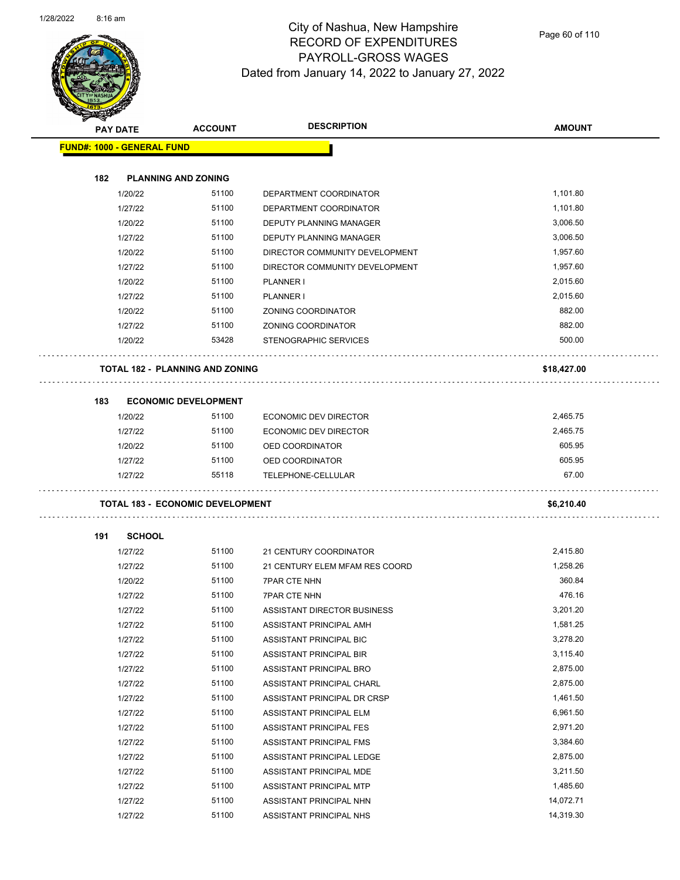# City of Nashua, New Hampshire
## RECORD OF EXPENDITURES
## PAYROLL-GROSS WAGES
### Dated from January 14, 2022 to January 27, 2022

| PAY DATE | ACCOUNT | DESCRIPTION | AMOUNT |
|---|---|---|---|
| **FUND#: 1000 - GENERAL FUND** | | | |
| **182 PLANNING AND ZONING** | | | |
| 1/20/22 | 51100 | DEPARTMENT COORDINATOR | 1,101.80 |
| 1/27/22 | 51100 | DEPARTMENT COORDINATOR | 1,101.80 |
| 1/20/22 | 51100 | DEPUTY PLANNING MANAGER | 3,006.50 |
| 1/27/22 | 51100 | DEPUTY PLANNING MANAGER | 3,006.50 |
| 1/20/22 | 51100 | DIRECTOR COMMUNITY DEVELOPMENT | 1,957.60 |
| 1/27/22 | 51100 | DIRECTOR COMMUNITY DEVELOPMENT | 1,957.60 |
| 1/20/22 | 51100 | PLANNER I | 2,015.60 |
| 1/27/22 | 51100 | PLANNER I | 2,015.60 |
| 1/20/22 | 51100 | ZONING COORDINATOR | 882.00 |
| 1/27/22 | 51100 | ZONING COORDINATOR | 882.00 |
| 1/20/22 | 53428 | STENOGRAPHIC SERVICES | 500.00 |
| **TOTAL 182 - PLANNING AND ZONING** | | | **$18,427.00** |
| **183 ECONOMIC DEVELOPMENT** | | | |
| 1/20/22 | 51100 | ECONOMIC DEV DIRECTOR | 2,465.75 |
| 1/27/22 | 51100 | ECONOMIC DEV DIRECTOR | 2,465.75 |
| 1/20/22 | 51100 | OED COORDINATOR | 605.95 |
| 1/27/22 | 51100 | OED COORDINATOR | 605.95 |
| 1/27/22 | 55118 | TELEPHONE-CELLULAR | 67.00 |
| **TOTAL 183 - ECONOMIC DEVELOPMENT** | | | **$6,210.40** |
| **191 SCHOOL** | | | |
| 1/27/22 | 51100 | 21 CENTURY COORDINATOR | 2,415.80 |
| 1/27/22 | 51100 | 21 CENTURY ELEM MFAM RES COORD | 1,258.26 |
| 1/20/22 | 51100 | 7PAR CTE NHN | 360.84 |
| 1/27/22 | 51100 | 7PAR CTE NHN | 476.16 |
| 1/27/22 | 51100 | ASSISTANT DIRECTOR BUSINESS | 3,201.20 |
| 1/27/22 | 51100 | ASSISTANT PRINCIPAL AMH | 1,581.25 |
| 1/27/22 | 51100 | ASSISTANT PRINCIPAL BIC | 3,278.20 |
| 1/27/22 | 51100 | ASSISTANT PRINCIPAL BIR | 3,115.40 |
| 1/27/22 | 51100 | ASSISTANT PRINCIPAL BRO | 2,875.00 |
| 1/27/22 | 51100 | ASSISTANT PRINCIPAL CHARL | 2,875.00 |
| 1/27/22 | 51100 | ASSISTANT PRINCIPAL DR CRSP | 1,461.50 |
| 1/27/22 | 51100 | ASSISTANT PRINCIPAL ELM | 6,961.50 |
| 1/27/22 | 51100 | ASSISTANT PRINCIPAL FES | 2,971.20 |
| 1/27/22 | 51100 | ASSISTANT PRINCIPAL FMS | 3,384.60 |
| 1/27/22 | 51100 | ASSISTANT PRINCIPAL LEDGE | 2,875.00 |
| 1/27/22 | 51100 | ASSISTANT PRINCIPAL MDE | 3,211.50 |
| 1/27/22 | 51100 | ASSISTANT PRINCIPAL MTP | 1,485.60 |
| 1/27/22 | 51100 | ASSISTANT PRINCIPAL NHN | 14,072.71 |
| 1/27/22 | 51100 | ASSISTANT PRINCIPAL NHS | 14,319.30 |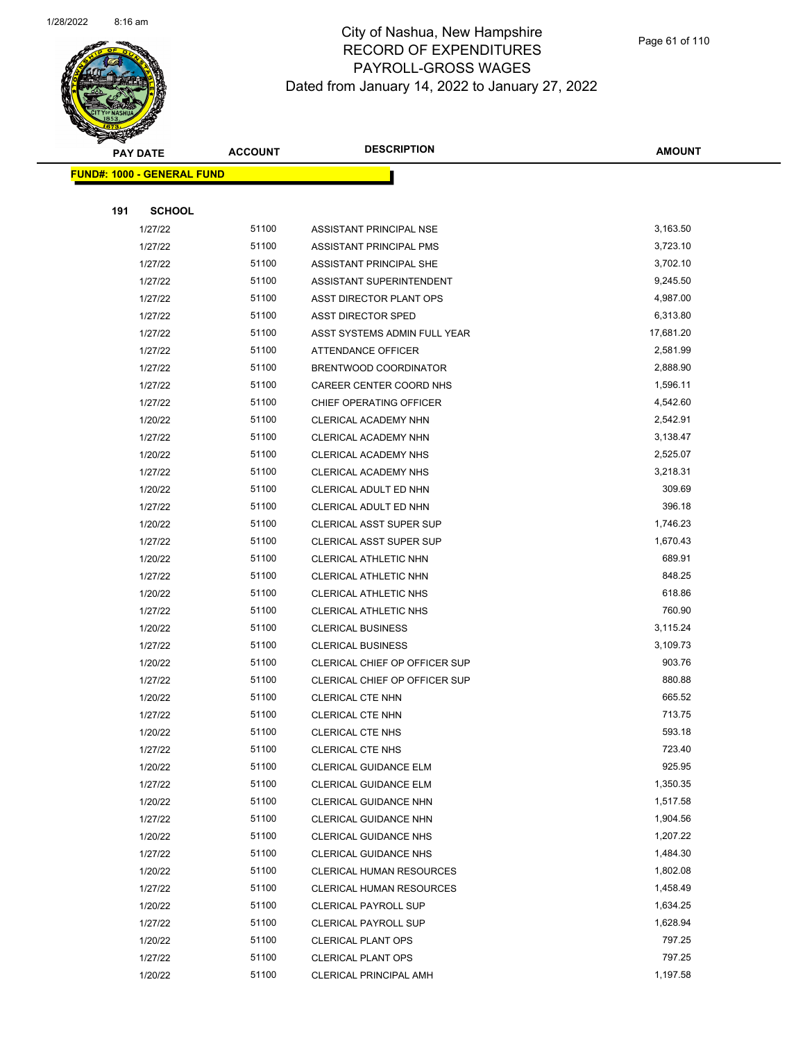# City of Nashua, New Hampshire
## RECORD OF EXPENDITURES
## PAYROLL-GROSS WAGES
### Dated from January 14, 2022 to January 27, 2022

| PAY DATE | ACCOUNT | DESCRIPTION | AMOUNT |
|---|---|---|---|
| **FUND#: 1000 - GENERAL FUND** | | | |
| **191 SCHOOL** | | | |
| 1/27/22 | 51100 | ASSISTANT PRINCIPAL NSE | 3,163.50 |
| 1/27/22 | 51100 | ASSISTANT PRINCIPAL PMS | 3,723.10 |
| 1/27/22 | 51100 | ASSISTANT PRINCIPAL SHE | 3,702.10 |
| 1/27/22 | 51100 | ASSISTANT SUPERINTENDENT | 9,245.50 |
| 1/27/22 | 51100 | ASST DIRECTOR PLANT OPS | 4,987.00 |
| 1/27/22 | 51100 | ASST DIRECTOR SPED | 6,313.80 |
| 1/27/22 | 51100 | ASST SYSTEMS ADMIN FULL YEAR | 17,681.20 |
| 1/27/22 | 51100 | ATTENDANCE OFFICER | 2,581.99 |
| 1/27/22 | 51100 | BRENTWOOD COORDINATOR | 2,888.90 |
| 1/27/22 | 51100 | CAREER CENTER COORD NHS | 1,596.11 |
| 1/27/22 | 51100 | CHIEF OPERATING OFFICER | 4,542.60 |
| 1/20/22 | 51100 | CLERICAL ACADEMY NHN | 2,542.91 |
| 1/27/22 | 51100 | CLERICAL ACADEMY NHN | 3,138.47 |
| 1/20/22 | 51100 | CLERICAL ACADEMY NHS | 2,525.07 |
| 1/27/22 | 51100 | CLERICAL ACADEMY NHS | 3,218.31 |
| 1/20/22 | 51100 | CLERICAL ADULT ED NHN | 309.69 |
| 1/27/22 | 51100 | CLERICAL ADULT ED NHN | 396.18 |
| 1/20/22 | 51100 | CLERICAL ASST SUPER SUP | 1,746.23 |
| 1/27/22 | 51100 | CLERICAL ASST SUPER SUP | 1,670.43 |
| 1/20/22 | 51100 | CLERICAL ATHLETIC NHN | 689.91 |
| 1/27/22 | 51100 | CLERICAL ATHLETIC NHN | 848.25 |
| 1/20/22 | 51100 | CLERICAL ATHLETIC NHS | 618.86 |
| 1/27/22 | 51100 | CLERICAL ATHLETIC NHS | 760.90 |
| 1/20/22 | 51100 | CLERICAL BUSINESS | 3,115.24 |
| 1/27/22 | 51100 | CLERICAL BUSINESS | 3,109.73 |
| 1/20/22 | 51100 | CLERICAL CHIEF OP OFFICER SUP | 903.76 |
| 1/27/22 | 51100 | CLERICAL CHIEF OP OFFICER SUP | 880.88 |
| 1/20/22 | 51100 | CLERICAL CTE NHN | 665.52 |
| 1/27/22 | 51100 | CLERICAL CTE NHN | 713.75 |
| 1/20/22 | 51100 | CLERICAL CTE NHS | 593.18 |
| 1/27/22 | 51100 | CLERICAL CTE NHS | 723.40 |
| 1/20/22 | 51100 | CLERICAL GUIDANCE ELM | 925.95 |
| 1/27/22 | 51100 | CLERICAL GUIDANCE ELM | 1,350.35 |
| 1/20/22 | 51100 | CLERICAL GUIDANCE NHN | 1,517.58 |
| 1/27/22 | 51100 | CLERICAL GUIDANCE NHN | 1,904.56 |
| 1/20/22 | 51100 | CLERICAL GUIDANCE NHS | 1,207.22 |
| 1/27/22 | 51100 | CLERICAL GUIDANCE NHS | 1,484.30 |
| 1/20/22 | 51100 | CLERICAL HUMAN RESOURCES | 1,802.08 |
| 1/27/22 | 51100 | CLERICAL HUMAN RESOURCES | 1,458.49 |
| 1/20/22 | 51100 | CLERICAL PAYROLL SUP | 1,634.25 |
| 1/27/22 | 51100 | CLERICAL PAYROLL SUP | 1,628.94 |
| 1/20/22 | 51100 | CLERICAL PLANT OPS | 797.25 |
| 1/27/22 | 51100 | CLERICAL PLANT OPS | 797.25 |
| 1/20/22 | 51100 | CLERICAL PRINCIPAL AMH | 1,197.58 |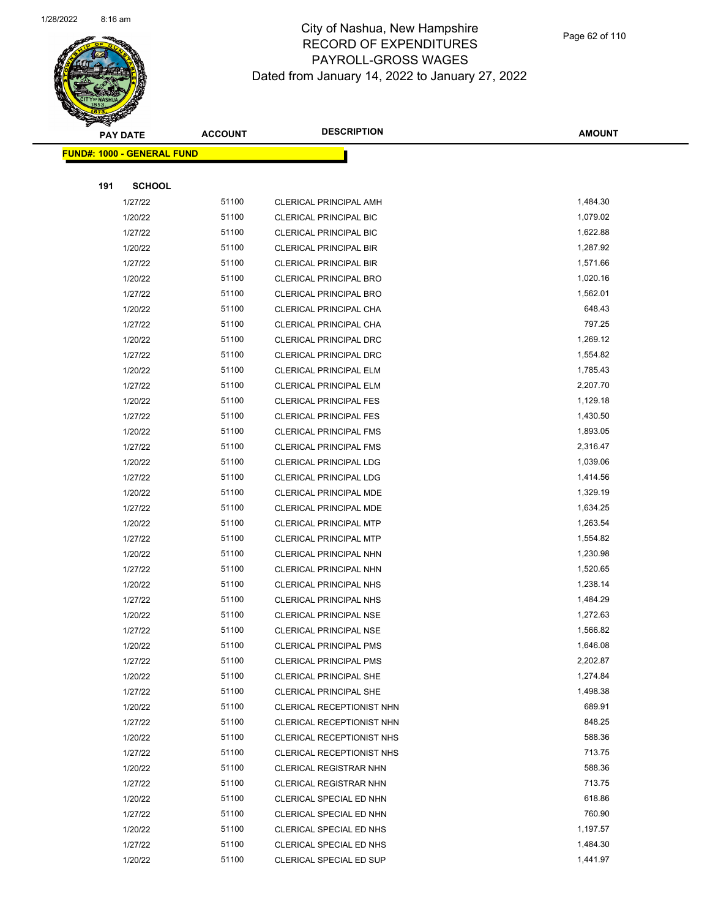# City of Nashua, New Hampshire
## RECORD OF EXPENDITURES
## PAYROLL-GROSS WAGES
### Dated from January 14, 2022 to January 27, 2022

**FUND#: 1000 - GENERAL FUND**

**191 SCHOOL**

| PAY DATE | ACCOUNT | DESCRIPTION | AMOUNT |
|---|---|---|---|
| 1/27/22 | 51100 | CLERICAL PRINCIPAL AMH | 1,484.30 |
| 1/20/22 | 51100 | CLERICAL PRINCIPAL BIC | 1,079.02 |
| 1/27/22 | 51100 | CLERICAL PRINCIPAL BIC | 1,622.88 |
| 1/20/22 | 51100 | CLERICAL PRINCIPAL BIR | 1,287.92 |
| 1/27/22 | 51100 | CLERICAL PRINCIPAL BIR | 1,571.66 |
| 1/20/22 | 51100 | CLERICAL PRINCIPAL BRO | 1,020.16 |
| 1/27/22 | 51100 | CLERICAL PRINCIPAL BRO | 1,562.01 |
| 1/20/22 | 51100 | CLERICAL PRINCIPAL CHA | 648.43 |
| 1/27/22 | 51100 | CLERICAL PRINCIPAL CHA | 797.25 |
| 1/20/22 | 51100 | CLERICAL PRINCIPAL DRC | 1,269.12 |
| 1/27/22 | 51100 | CLERICAL PRINCIPAL DRC | 1,554.82 |
| 1/20/22 | 51100 | CLERICAL PRINCIPAL ELM | 1,785.43 |
| 1/27/22 | 51100 | CLERICAL PRINCIPAL ELM | 2,207.70 |
| 1/20/22 | 51100 | CLERICAL PRINCIPAL FES | 1,129.18 |
| 1/27/22 | 51100 | CLERICAL PRINCIPAL FES | 1,430.50 |
| 1/20/22 | 51100 | CLERICAL PRINCIPAL FMS | 1,893.05 |
| 1/27/22 | 51100 | CLERICAL PRINCIPAL FMS | 2,316.47 |
| 1/20/22 | 51100 | CLERICAL PRINCIPAL LDG | 1,039.06 |
| 1/27/22 | 51100 | CLERICAL PRINCIPAL LDG | 1,414.56 |
| 1/20/22 | 51100 | CLERICAL PRINCIPAL MDE | 1,329.19 |
| 1/27/22 | 51100 | CLERICAL PRINCIPAL MDE | 1,634.25 |
| 1/20/22 | 51100 | CLERICAL PRINCIPAL MTP | 1,263.54 |
| 1/27/22 | 51100 | CLERICAL PRINCIPAL MTP | 1,554.82 |
| 1/20/22 | 51100 | CLERICAL PRINCIPAL NHN | 1,230.98 |
| 1/27/22 | 51100 | CLERICAL PRINCIPAL NHN | 1,520.65 |
| 1/20/22 | 51100 | CLERICAL PRINCIPAL NHS | 1,238.14 |
| 1/27/22 | 51100 | CLERICAL PRINCIPAL NHS | 1,484.29 |
| 1/20/22 | 51100 | CLERICAL PRINCIPAL NSE | 1,272.63 |
| 1/27/22 | 51100 | CLERICAL PRINCIPAL NSE | 1,566.82 |
| 1/20/22 | 51100 | CLERICAL PRINCIPAL PMS | 1,646.08 |
| 1/27/22 | 51100 | CLERICAL PRINCIPAL PMS | 2,202.87 |
| 1/20/22 | 51100 | CLERICAL PRINCIPAL SHE | 1,274.84 |
| 1/27/22 | 51100 | CLERICAL PRINCIPAL SHE | 1,498.38 |
| 1/20/22 | 51100 | CLERICAL RECEPTIONIST NHN | 689.91 |
| 1/27/22 | 51100 | CLERICAL RECEPTIONIST NHN | 848.25 |
| 1/20/22 | 51100 | CLERICAL RECEPTIONIST NHS | 588.36 |
| 1/27/22 | 51100 | CLERICAL RECEPTIONIST NHS | 713.75 |
| 1/20/22 | 51100 | CLERICAL REGISTRAR NHN | 588.36 |
| 1/27/22 | 51100 | CLERICAL REGISTRAR NHN | 713.75 |
| 1/20/22 | 51100 | CLERICAL SPECIAL ED NHN | 618.86 |
| 1/27/22 | 51100 | CLERICAL SPECIAL ED NHN | 760.90 |
| 1/20/22 | 51100 | CLERICAL SPECIAL ED NHS | 1,197.57 |
| 1/27/22 | 51100 | CLERICAL SPECIAL ED NHS | 1,484.30 |
| 1/20/22 | 51100 | CLERICAL SPECIAL ED SUP | 1,441.97 |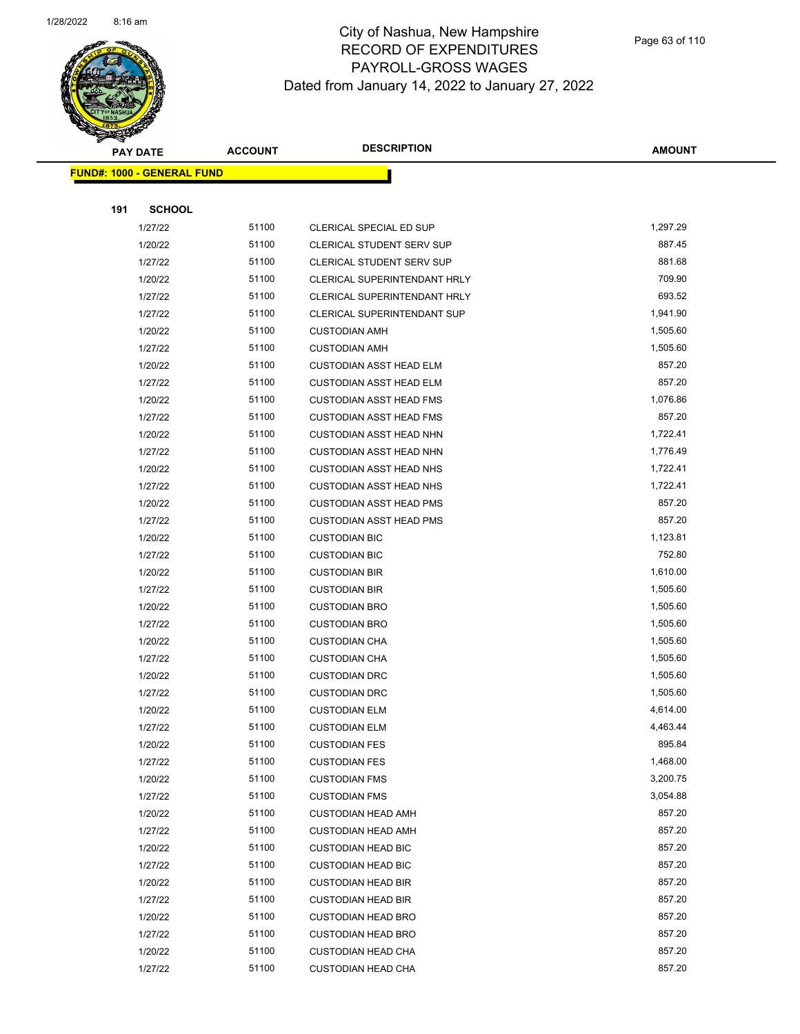# City of Nashua, New Hampshire
# RECORD OF EXPENDITURES
# PAYROLL-GROSS WAGES
# Dated from January 14, 2022 to January 27, 2022

| PAY DATE | ACCOUNT | DESCRIPTION | AMOUNT |
|---|---|---|---|
| **FUND#: 1000 - GENERAL FUND** | | | |
| **191 SCHOOL** | | | |
| 1/27/22 | 51100 | CLERICAL SPECIAL ED SUP | 1,297.29 |
| 1/20/22 | 51100 | CLERICAL STUDENT SERV SUP | 887.45 |
| 1/27/22 | 51100 | CLERICAL STUDENT SERV SUP | 881.68 |
| 1/20/22 | 51100 | CLERICAL SUPERINTENDANT HRLY | 709.90 |
| 1/27/22 | 51100 | CLERICAL SUPERINTENDANT HRLY | 693.52 |
| 1/27/22 | 51100 | CLERICAL SUPERINTENDANT SUP | 1,941.90 |
| 1/20/22 | 51100 | CUSTODIAN AMH | 1,505.60 |
| 1/27/22 | 51100 | CUSTODIAN AMH | 1,505.60 |
| 1/20/22 | 51100 | CUSTODIAN ASST HEAD ELM | 857.20 |
| 1/27/22 | 51100 | CUSTODIAN ASST HEAD ELM | 857.20 |
| 1/20/22 | 51100 | CUSTODIAN ASST HEAD FMS | 1,076.86 |
| 1/27/22 | 51100 | CUSTODIAN ASST HEAD FMS | 857.20 |
| 1/20/22 | 51100 | CUSTODIAN ASST HEAD NHN | 1,722.41 |
| 1/27/22 | 51100 | CUSTODIAN ASST HEAD NHN | 1,776.49 |
| 1/20/22 | 51100 | CUSTODIAN ASST HEAD NHS | 1,722.41 |
| 1/27/22 | 51100 | CUSTODIAN ASST HEAD NHS | 1,722.41 |
| 1/20/22 | 51100 | CUSTODIAN ASST HEAD PMS | 857.20 |
| 1/27/22 | 51100 | CUSTODIAN ASST HEAD PMS | 857.20 |
| 1/20/22 | 51100 | CUSTODIAN BIC | 1,123.81 |
| 1/27/22 | 51100 | CUSTODIAN BIC | 752.80 |
| 1/20/22 | 51100 | CUSTODIAN BIR | 1,610.00 |
| 1/27/22 | 51100 | CUSTODIAN BIR | 1,505.60 |
| 1/20/22 | 51100 | CUSTODIAN BRO | 1,505.60 |
| 1/27/22 | 51100 | CUSTODIAN BRO | 1,505.60 |
| 1/20/22 | 51100 | CUSTODIAN CHA | 1,505.60 |
| 1/27/22 | 51100 | CUSTODIAN CHA | 1,505.60 |
| 1/20/22 | 51100 | CUSTODIAN DRC | 1,505.60 |
| 1/27/22 | 51100 | CUSTODIAN DRC | 1,505.60 |
| 1/20/22 | 51100 | CUSTODIAN ELM | 4,614.00 |
| 1/27/22 | 51100 | CUSTODIAN ELM | 4,463.44 |
| 1/20/22 | 51100 | CUSTODIAN FES | 895.84 |
| 1/27/22 | 51100 | CUSTODIAN FES | 1,468.00 |
| 1/20/22 | 51100 | CUSTODIAN FMS | 3,200.75 |
| 1/27/22 | 51100 | CUSTODIAN FMS | 3,054.88 |
| 1/20/22 | 51100 | CUSTODIAN HEAD AMH | 857.20 |
| 1/27/22 | 51100 | CUSTODIAN HEAD AMH | 857.20 |
| 1/20/22 | 51100 | CUSTODIAN HEAD BIC | 857.20 |
| 1/27/22 | 51100 | CUSTODIAN HEAD BIC | 857.20 |
| 1/20/22 | 51100 | CUSTODIAN HEAD BIR | 857.20 |
| 1/27/22 | 51100 | CUSTODIAN HEAD BIR | 857.20 |
| 1/20/22 | 51100 | CUSTODIAN HEAD BRO | 857.20 |
| 1/27/22 | 51100 | CUSTODIAN HEAD BRO | 857.20 |
| 1/20/22 | 51100 | CUSTODIAN HEAD CHA | 857.20 |
| 1/27/22 | 51100 | CUSTODIAN HEAD CHA | 857.20 |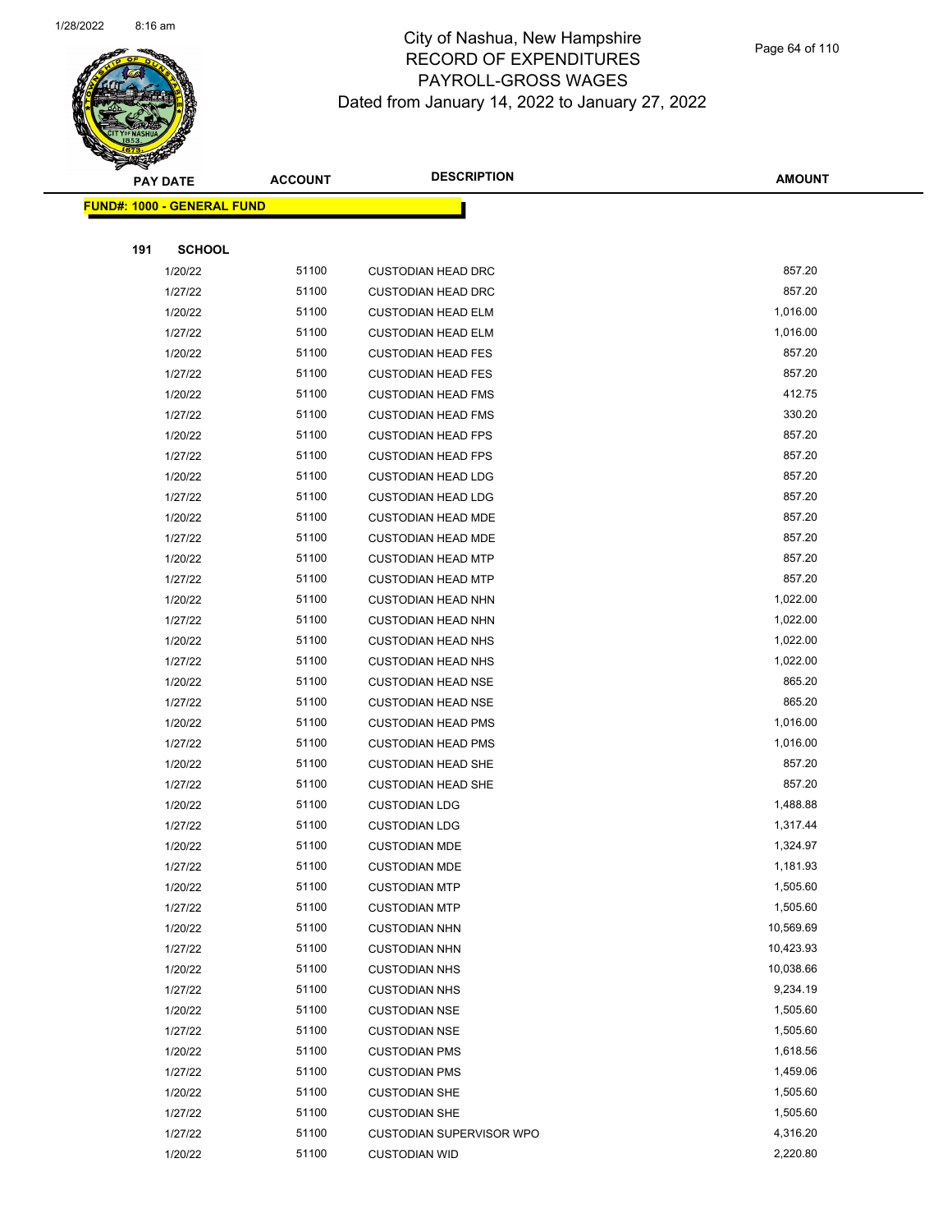# City of Nashua, New Hampshire
## RECORD OF EXPENDITURES
## PAYROLL-GROSS WAGES
### Dated from January 14, 2022 to January 27, 2022

**FUND#: 1000 - GENERAL FUND**

**191 SCHOOL**

| PAY DATE | ACCOUNT | DESCRIPTION | AMOUNT |
|---|---|---|---|
| 1/20/22 | 51100 | CUSTODIAN HEAD DRC | 857.20 |
| 1/27/22 | 51100 | CUSTODIAN HEAD DRC | 857.20 |
| 1/20/22 | 51100 | CUSTODIAN HEAD ELM | 1,016.00 |
| 1/27/22 | 51100 | CUSTODIAN HEAD ELM | 1,016.00 |
| 1/20/22 | 51100 | CUSTODIAN HEAD FES | 857.20 |
| 1/27/22 | 51100 | CUSTODIAN HEAD FES | 857.20 |
| 1/20/22 | 51100 | CUSTODIAN HEAD FMS | 412.75 |
| 1/27/22 | 51100 | CUSTODIAN HEAD FMS | 330.20 |
| 1/20/22 | 51100 | CUSTODIAN HEAD FPS | 857.20 |
| 1/27/22 | 51100 | CUSTODIAN HEAD FPS | 857.20 |
| 1/20/22 | 51100 | CUSTODIAN HEAD LDG | 857.20 |
| 1/27/22 | 51100 | CUSTODIAN HEAD LDG | 857.20 |
| 1/20/22 | 51100 | CUSTODIAN HEAD MDE | 857.20 |
| 1/27/22 | 51100 | CUSTODIAN HEAD MDE | 857.20 |
| 1/20/22 | 51100 | CUSTODIAN HEAD MTP | 857.20 |
| 1/27/22 | 51100 | CUSTODIAN HEAD MTP | 857.20 |
| 1/20/22 | 51100 | CUSTODIAN HEAD NHN | 1,022.00 |
| 1/27/22 | 51100 | CUSTODIAN HEAD NHN | 1,022.00 |
| 1/20/22 | 51100 | CUSTODIAN HEAD NHS | 1,022.00 |
| 1/27/22 | 51100 | CUSTODIAN HEAD NHS | 1,022.00 |
| 1/20/22 | 51100 | CUSTODIAN HEAD NSE | 865.20 |
| 1/27/22 | 51100 | CUSTODIAN HEAD NSE | 865.20 |
| 1/20/22 | 51100 | CUSTODIAN HEAD PMS | 1,016.00 |
| 1/27/22 | 51100 | CUSTODIAN HEAD PMS | 1,016.00 |
| 1/20/22 | 51100 | CUSTODIAN HEAD SHE | 857.20 |
| 1/27/22 | 51100 | CUSTODIAN HEAD SHE | 857.20 |
| 1/20/22 | 51100 | CUSTODIAN LDG | 1,488.88 |
| 1/27/22 | 51100 | CUSTODIAN LDG | 1,317.44 |
| 1/20/22 | 51100 | CUSTODIAN MDE | 1,324.97 |
| 1/27/22 | 51100 | CUSTODIAN MDE | 1,181.93 |
| 1/20/22 | 51100 | CUSTODIAN MTP | 1,505.60 |
| 1/27/22 | 51100 | CUSTODIAN MTP | 1,505.60 |
| 1/20/22 | 51100 | CUSTODIAN NHN | 10,569.69 |
| 1/27/22 | 51100 | CUSTODIAN NHN | 10,423.93 |
| 1/20/22 | 51100 | CUSTODIAN NHS | 10,038.66 |
| 1/27/22 | 51100 | CUSTODIAN NHS | 9,234.19 |
| 1/20/22 | 51100 | CUSTODIAN NSE | 1,505.60 |
| 1/27/22 | 51100 | CUSTODIAN NSE | 1,505.60 |
| 1/20/22 | 51100 | CUSTODIAN PMS | 1,618.56 |
| 1/27/22 | 51100 | CUSTODIAN PMS | 1,459.06 |
| 1/20/22 | 51100 | CUSTODIAN SHE | 1,505.60 |
| 1/27/22 | 51100 | CUSTODIAN SHE | 1,505.60 |
| 1/27/22 | 51100 | CUSTODIAN SUPERVISOR WPO | 4,316.20 |
| 1/20/22 | 51100 | CUSTODIAN WID | 2,220.80 |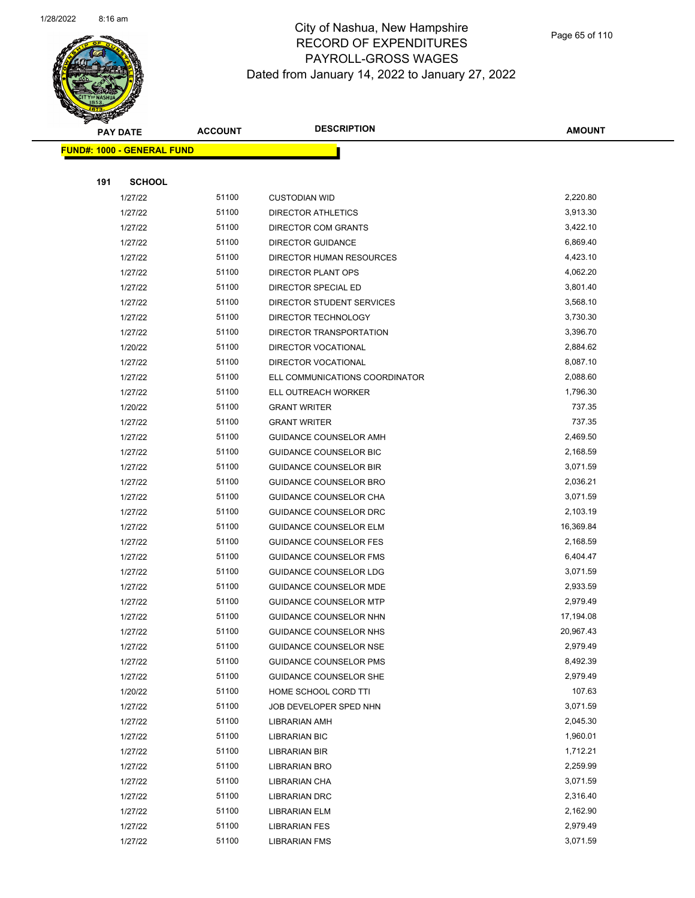# City of Nashua, New Hampshire
# RECORD OF EXPENDITURES
# PAYROLL-GROSS WAGES
# Dated from January 14, 2022 to January 27, 2022

| PAY DATE | ACCOUNT | DESCRIPTION | AMOUNT |
|---|---|---|---|
| **FUND#: 1000 - GENERAL FUND** | | | |
| **191 SCHOOL** | | | |
| 1/27/22 | 51100 | CUSTODIAN WID | 2,220.80 |
| 1/27/22 | 51100 | DIRECTOR ATHLETICS | 3,913.30 |
| 1/27/22 | 51100 | DIRECTOR COM GRANTS | 3,422.10 |
| 1/27/22 | 51100 | DIRECTOR GUIDANCE | 6,869.40 |
| 1/27/22 | 51100 | DIRECTOR HUMAN RESOURCES | 4,423.10 |
| 1/27/22 | 51100 | DIRECTOR PLANT OPS | 4,062.20 |
| 1/27/22 | 51100 | DIRECTOR SPECIAL ED | 3,801.40 |
| 1/27/22 | 51100 | DIRECTOR STUDENT SERVICES | 3,568.10 |
| 1/27/22 | 51100 | DIRECTOR TECHNOLOGY | 3,730.30 |
| 1/27/22 | 51100 | DIRECTOR TRANSPORTATION | 3,396.70 |
| 1/20/22 | 51100 | DIRECTOR VOCATIONAL | 2,884.62 |
| 1/27/22 | 51100 | DIRECTOR VOCATIONAL | 8,087.10 |
| 1/27/22 | 51100 | ELL COMMUNICATIONS COORDINATOR | 2,088.60 |
| 1/27/22 | 51100 | ELL OUTREACH WORKER | 1,796.30 |
| 1/20/22 | 51100 | GRANT WRITER | 737.35 |
| 1/27/22 | 51100 | GRANT WRITER | 737.35 |
| 1/27/22 | 51100 | GUIDANCE COUNSELOR AMH | 2,469.50 |
| 1/27/22 | 51100 | GUIDANCE COUNSELOR BIC | 2,168.59 |
| 1/27/22 | 51100 | GUIDANCE COUNSELOR BIR | 3,071.59 |
| 1/27/22 | 51100 | GUIDANCE COUNSELOR BRO | 2,036.21 |
| 1/27/22 | 51100 | GUIDANCE COUNSELOR CHA | 3,071.59 |
| 1/27/22 | 51100 | GUIDANCE COUNSELOR DRC | 2,103.19 |
| 1/27/22 | 51100 | GUIDANCE COUNSELOR ELM | 16,369.84 |
| 1/27/22 | 51100 | GUIDANCE COUNSELOR FES | 2,168.59 |
| 1/27/22 | 51100 | GUIDANCE COUNSELOR FMS | 6,404.47 |
| 1/27/22 | 51100 | GUIDANCE COUNSELOR LDG | 3,071.59 |
| 1/27/22 | 51100 | GUIDANCE COUNSELOR MDE | 2,933.59 |
| 1/27/22 | 51100 | GUIDANCE COUNSELOR MTP | 2,979.49 |
| 1/27/22 | 51100 | GUIDANCE COUNSELOR NHN | 17,194.08 |
| 1/27/22 | 51100 | GUIDANCE COUNSELOR NHS | 20,967.43 |
| 1/27/22 | 51100 | GUIDANCE COUNSELOR NSE | 2,979.49 |
| 1/27/22 | 51100 | GUIDANCE COUNSELOR PMS | 8,492.39 |
| 1/27/22 | 51100 | GUIDANCE COUNSELOR SHE | 2,979.49 |
| 1/20/22 | 51100 | HOME SCHOOL CORD TTI | 107.63 |
| 1/27/22 | 51100 | JOB DEVELOPER SPED NHN | 3,071.59 |
| 1/27/22 | 51100 | LIBRARIAN AMH | 2,045.30 |
| 1/27/22 | 51100 | LIBRARIAN BIC | 1,960.01 |
| 1/27/22 | 51100 | LIBRARIAN BIR | 1,712.21 |
| 1/27/22 | 51100 | LIBRARIAN BRO | 2,259.99 |
| 1/27/22 | 51100 | LIBRARIAN CHA | 3,071.59 |
| 1/27/22 | 51100 | LIBRARIAN DRC | 2,316.40 |
| 1/27/22 | 51100 | LIBRARIAN ELM | 2,162.90 |
| 1/27/22 | 51100 | LIBRARIAN FES | 2,979.49 |
| 1/27/22 | 51100 | LIBRARIAN FMS | 3,071.59 |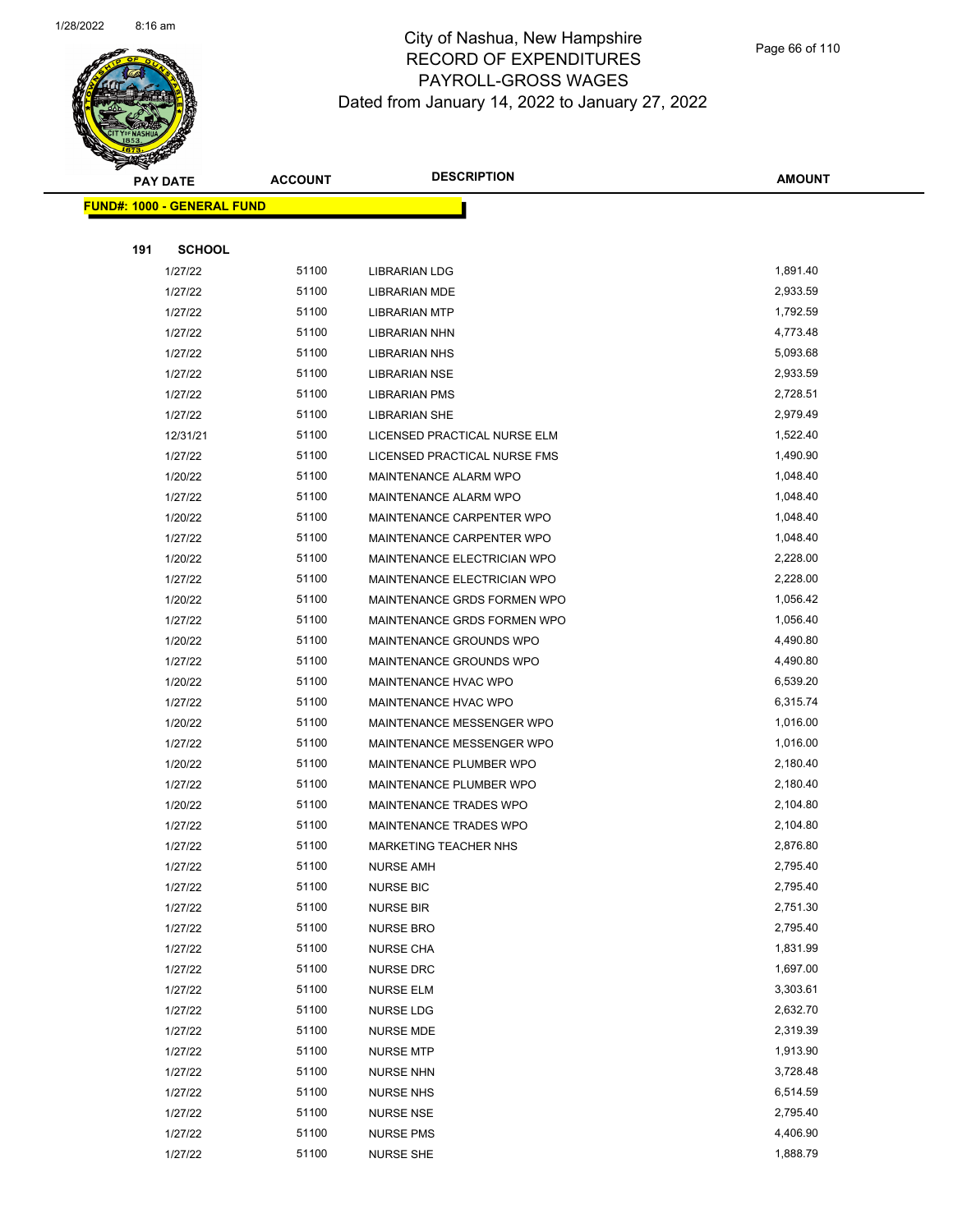City of Nashua, New Hampshire
RECORD OF EXPENDITURES
PAYROLL-GROSS WAGES
Dated from January 14, 2022 to January 27, 2022

| PAY DATE | ACCOUNT | DESCRIPTION | AMOUNT |
|---|---|---|---|
| **FUND#: 1000 - GENERAL FUND** | | | |
| **191 SCHOOL** | | | |
| 1/27/22 | 51100 | LIBRARIAN LDG | 1,891.40 |
| 1/27/22 | 51100 | LIBRARIAN MDE | 2,933.59 |
| 1/27/22 | 51100 | LIBRARIAN MTP | 1,792.59 |
| 1/27/22 | 51100 | LIBRARIAN NHN | 4,773.48 |
| 1/27/22 | 51100 | LIBRARIAN NHS | 5,093.68 |
| 1/27/22 | 51100 | LIBRARIAN NSE | 2,933.59 |
| 1/27/22 | 51100 | LIBRARIAN PMS | 2,728.51 |
| 1/27/22 | 51100 | LIBRARIAN SHE | 2,979.49 |
| 12/31/21 | 51100 | LICENSED PRACTICAL NURSE ELM | 1,522.40 |
| 1/27/22 | 51100 | LICENSED PRACTICAL NURSE FMS | 1,490.90 |
| 1/20/22 | 51100 | MAINTENANCE ALARM WPO | 1,048.40 |
| 1/27/22 | 51100 | MAINTENANCE ALARM WPO | 1,048.40 |
| 1/20/22 | 51100 | MAINTENANCE CARPENTER WPO | 1,048.40 |
| 1/27/22 | 51100 | MAINTENANCE CARPENTER WPO | 1,048.40 |
| 1/20/22 | 51100 | MAINTENANCE ELECTRICIAN WPO | 2,228.00 |
| 1/27/22 | 51100 | MAINTENANCE ELECTRICIAN WPO | 2,228.00 |
| 1/20/22 | 51100 | MAINTENANCE GRDS FORMEN WPO | 1,056.42 |
| 1/27/22 | 51100 | MAINTENANCE GRDS FORMEN WPO | 1,056.40 |
| 1/20/22 | 51100 | MAINTENANCE GROUNDS WPO | 4,490.80 |
| 1/27/22 | 51100 | MAINTENANCE GROUNDS WPO | 4,490.80 |
| 1/20/22 | 51100 | MAINTENANCE HVAC WPO | 6,539.20 |
| 1/27/22 | 51100 | MAINTENANCE HVAC WPO | 6,315.74 |
| 1/20/22 | 51100 | MAINTENANCE MESSENGER WPO | 1,016.00 |
| 1/27/22 | 51100 | MAINTENANCE MESSENGER WPO | 1,016.00 |
| 1/20/22 | 51100 | MAINTENANCE PLUMBER WPO | 2,180.40 |
| 1/27/22 | 51100 | MAINTENANCE PLUMBER WPO | 2,180.40 |
| 1/20/22 | 51100 | MAINTENANCE TRADES WPO | 2,104.80 |
| 1/27/22 | 51100 | MAINTENANCE TRADES WPO | 2,104.80 |
| 1/27/22 | 51100 | MARKETING TEACHER NHS | 2,876.80 |
| 1/27/22 | 51100 | NURSE AMH | 2,795.40 |
| 1/27/22 | 51100 | NURSE BIC | 2,795.40 |
| 1/27/22 | 51100 | NURSE BIR | 2,751.30 |
| 1/27/22 | 51100 | NURSE BRO | 2,795.40 |
| 1/27/22 | 51100 | NURSE CHA | 1,831.99 |
| 1/27/22 | 51100 | NURSE DRC | 1,697.00 |
| 1/27/22 | 51100 | NURSE ELM | 3,303.61 |
| 1/27/22 | 51100 | NURSE LDG | 2,632.70 |
| 1/27/22 | 51100 | NURSE MDE | 2,319.39 |
| 1/27/22 | 51100 | NURSE MTP | 1,913.90 |
| 1/27/22 | 51100 | NURSE NHN | 3,728.48 |
| 1/27/22 | 51100 | NURSE NHS | 6,514.59 |
| 1/27/22 | 51100 | NURSE NSE | 2,795.40 |
| 1/27/22 | 51100 | NURSE PMS | 4,406.90 |
| 1/27/22 | 51100 | NURSE SHE | 1,888.79 |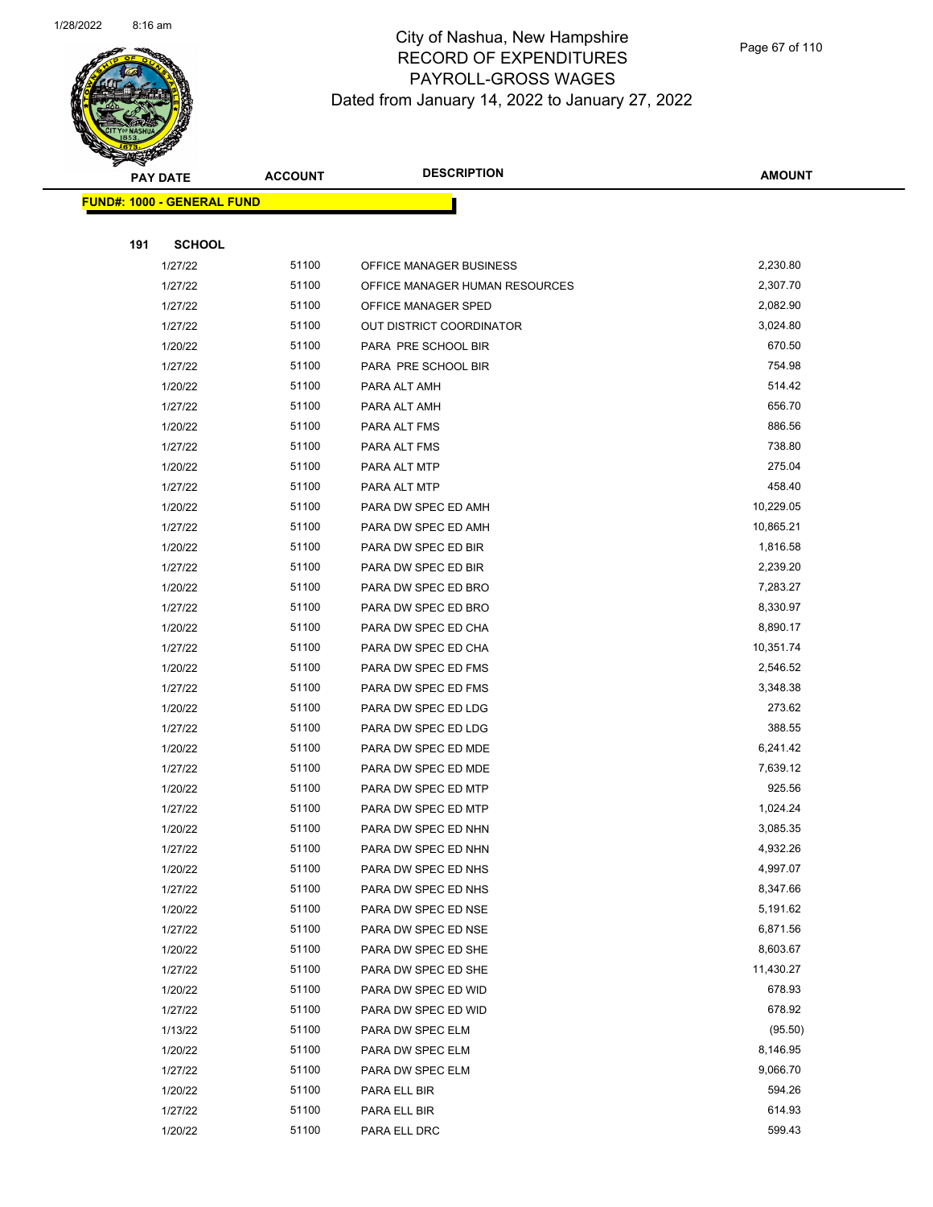City of Nashua, New Hampshire
RECORD OF EXPENDITURES
PAYROLL-GROSS WAGES
Dated from January 14, 2022 to January 27, 2022

| PAY DATE | ACCOUNT | DESCRIPTION | AMOUNT |
|---|---|---|---|
| **FUND#: 1000 - GENERAL FUND** | | | |
| **191 SCHOOL** | | | |
| 1/27/22 | 51100 | OFFICE MANAGER BUSINESS | 2,230.80 |
| 1/27/22 | 51100 | OFFICE MANAGER HUMAN RESOURCES | 2,307.70 |
| 1/27/22 | 51100 | OFFICE MANAGER SPED | 2,082.90 |
| 1/27/22 | 51100 | OUT DISTRICT COORDINATOR | 3,024.80 |
| 1/20/22 | 51100 | PARA PRE SCHOOL BIR | 670.50 |
| 1/27/22 | 51100 | PARA PRE SCHOOL BIR | 754.98 |
| 1/20/22 | 51100 | PARA ALT AMH | 514.42 |
| 1/27/22 | 51100 | PARA ALT AMH | 656.70 |
| 1/20/22 | 51100 | PARA ALT FMS | 886.56 |
| 1/27/22 | 51100 | PARA ALT FMS | 738.80 |
| 1/20/22 | 51100 | PARA ALT MTP | 275.04 |
| 1/27/22 | 51100 | PARA ALT MTP | 458.40 |
| 1/20/22 | 51100 | PARA DW SPEC ED AMH | 10,229.05 |
| 1/27/22 | 51100 | PARA DW SPEC ED AMH | 10,865.21 |
| 1/20/22 | 51100 | PARA DW SPEC ED BIR | 1,816.58 |
| 1/27/22 | 51100 | PARA DW SPEC ED BIR | 2,239.20 |
| 1/20/22 | 51100 | PARA DW SPEC ED BRO | 7,283.27 |
| 1/27/22 | 51100 | PARA DW SPEC ED BRO | 8,330.97 |
| 1/20/22 | 51100 | PARA DW SPEC ED CHA | 8,890.17 |
| 1/27/22 | 51100 | PARA DW SPEC ED CHA | 10,351.74 |
| 1/20/22 | 51100 | PARA DW SPEC ED FMS | 2,546.52 |
| 1/27/22 | 51100 | PARA DW SPEC ED FMS | 3,348.38 |
| 1/20/22 | 51100 | PARA DW SPEC ED LDG | 273.62 |
| 1/27/22 | 51100 | PARA DW SPEC ED LDG | 388.55 |
| 1/20/22 | 51100 | PARA DW SPEC ED MDE | 6,241.42 |
| 1/27/22 | 51100 | PARA DW SPEC ED MDE | 7,639.12 |
| 1/20/22 | 51100 | PARA DW SPEC ED MTP | 925.56 |
| 1/27/22 | 51100 | PARA DW SPEC ED MTP | 1,024.24 |
| 1/20/22 | 51100 | PARA DW SPEC ED NHN | 3,085.35 |
| 1/27/22 | 51100 | PARA DW SPEC ED NHN | 4,932.26 |
| 1/20/22 | 51100 | PARA DW SPEC ED NHS | 4,997.07 |
| 1/27/22 | 51100 | PARA DW SPEC ED NHS | 8,347.66 |
| 1/20/22 | 51100 | PARA DW SPEC ED NSE | 5,191.62 |
| 1/27/22 | 51100 | PARA DW SPEC ED NSE | 6,871.56 |
| 1/20/22 | 51100 | PARA DW SPEC ED SHE | 8,603.67 |
| 1/27/22 | 51100 | PARA DW SPEC ED SHE | 11,430.27 |
| 1/20/22 | 51100 | PARA DW SPEC ED WID | 678.93 |
| 1/27/22 | 51100 | PARA DW SPEC ED WID | 678.92 |
| 1/13/22 | 51100 | PARA DW SPEC ELM | (95.50) |
| 1/20/22 | 51100 | PARA DW SPEC ELM | 8,146.95 |
| 1/27/22 | 51100 | PARA DW SPEC ELM | 9,066.70 |
| 1/20/22 | 51100 | PARA ELL BIR | 594.26 |
| 1/27/22 | 51100 | PARA ELL BIR | 614.93 |
| 1/20/22 | 51100 | PARA ELL DRC | 599.43 |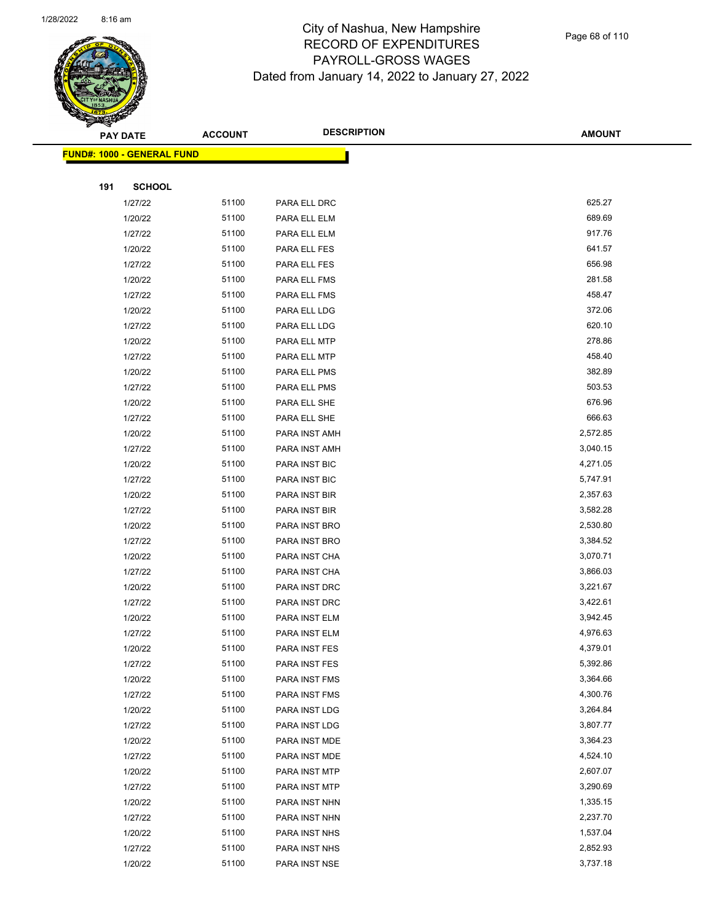# City of Nashua, New Hampshire
## RECORD OF EXPENDITURES
## PAYROLL-GROSS WAGES
## Dated from January 14, 2022 to January 27, 2022

| PAY DATE | ACCOUNT | DESCRIPTION | AMOUNT |
|---|---|---|---|
| **FUND#: 1000 - GENERAL FUND** | | | |
| **191 SCHOOL** | | | |
| 1/27/22 | 51100 | PARA ELL DRC | 625.27 |
| 1/20/22 | 51100 | PARA ELL ELM | 689.69 |
| 1/27/22 | 51100 | PARA ELL ELM | 917.76 |
| 1/20/22 | 51100 | PARA ELL FES | 641.57 |
| 1/27/22 | 51100 | PARA ELL FES | 656.98 |
| 1/20/22 | 51100 | PARA ELL FMS | 281.58 |
| 1/27/22 | 51100 | PARA ELL FMS | 458.47 |
| 1/20/22 | 51100 | PARA ELL LDG | 372.06 |
| 1/27/22 | 51100 | PARA ELL LDG | 620.10 |
| 1/20/22 | 51100 | PARA ELL MTP | 278.86 |
| 1/27/22 | 51100 | PARA ELL MTP | 458.40 |
| 1/20/22 | 51100 | PARA ELL PMS | 382.89 |
| 1/27/22 | 51100 | PARA ELL PMS | 503.53 |
| 1/20/22 | 51100 | PARA ELL SHE | 676.96 |
| 1/27/22 | 51100 | PARA ELL SHE | 666.63 |
| 1/20/22 | 51100 | PARA INST AMH | 2,572.85 |
| 1/27/22 | 51100 | PARA INST AMH | 3,040.15 |
| 1/20/22 | 51100 | PARA INST BIC | 4,271.05 |
| 1/27/22 | 51100 | PARA INST BIC | 5,747.91 |
| 1/20/22 | 51100 | PARA INST BIR | 2,357.63 |
| 1/27/22 | 51100 | PARA INST BIR | 3,582.28 |
| 1/20/22 | 51100 | PARA INST BRO | 2,530.80 |
| 1/27/22 | 51100 | PARA INST BRO | 3,384.52 |
| 1/20/22 | 51100 | PARA INST CHA | 3,070.71 |
| 1/27/22 | 51100 | PARA INST CHA | 3,866.03 |
| 1/20/22 | 51100 | PARA INST DRC | 3,221.67 |
| 1/27/22 | 51100 | PARA INST DRC | 3,422.61 |
| 1/20/22 | 51100 | PARA INST ELM | 3,942.45 |
| 1/27/22 | 51100 | PARA INST ELM | 4,976.63 |
| 1/20/22 | 51100 | PARA INST FES | 4,379.01 |
| 1/27/22 | 51100 | PARA INST FES | 5,392.86 |
| 1/20/22 | 51100 | PARA INST FMS | 3,364.66 |
| 1/27/22 | 51100 | PARA INST FMS | 4,300.76 |
| 1/20/22 | 51100 | PARA INST LDG | 3,264.84 |
| 1/27/22 | 51100 | PARA INST LDG | 3,807.77 |
| 1/20/22 | 51100 | PARA INST MDE | 3,364.23 |
| 1/27/22 | 51100 | PARA INST MDE | 4,524.10 |
| 1/20/22 | 51100 | PARA INST MTP | 2,607.07 |
| 1/27/22 | 51100 | PARA INST MTP | 3,290.69 |
| 1/20/22 | 51100 | PARA INST NHN | 1,335.15 |
| 1/27/22 | 51100 | PARA INST NHN | 2,237.70 |
| 1/20/22 | 51100 | PARA INST NHS | 1,537.04 |
| 1/27/22 | 51100 | PARA INST NHS | 2,852.93 |
| 1/20/22 | 51100 | PARA INST NSE | 3,737.18 |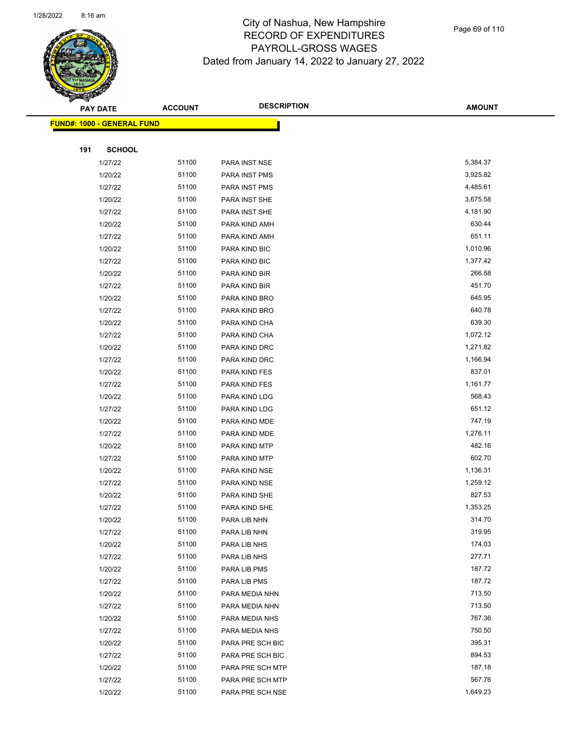# City of Nashua, New Hampshire
## RECORD OF EXPENDITURES
## PAYROLL-GROSS WAGES
### Dated from January 14, 2022 to January 27, 2022

| PAY DATE | ACCOUNT | DESCRIPTION | AMOUNT |
|---|---|---|---|
| **FUND#: 1000 - GENERAL FUND** | | | |
| **191 SCHOOL** | | | |
| 1/27/22 | 51100 | PARA INST NSE | 5,384.37 |
| 1/20/22 | 51100 | PARA INST PMS | 3,925.82 |
| 1/27/22 | 51100 | PARA INST PMS | 4,485.61 |
| 1/20/22 | 51100 | PARA INST SHE | 3,675.58 |
| 1/27/22 | 51100 | PARA INST SHE | 4,181.90 |
| 1/20/22 | 51100 | PARA KIND AMH | 630.44 |
| 1/27/22 | 51100 | PARA KIND AMH | 651.11 |
| 1/20/22 | 51100 | PARA KIND BIC | 1,010.96 |
| 1/27/22 | 51100 | PARA KIND BIC | 1,377.42 |
| 1/20/22 | 51100 | PARA KIND BIR | 266.58 |
| 1/27/22 | 51100 | PARA KIND BIR | 451.70 |
| 1/20/22 | 51100 | PARA KIND BRO | 645.95 |
| 1/27/22 | 51100 | PARA KIND BRO | 640.78 |
| 1/20/22 | 51100 | PARA KIND CHA | 639.30 |
| 1/27/22 | 51100 | PARA KIND CHA | 1,072.12 |
| 1/20/22 | 51100 | PARA KIND DRC | 1,271.82 |
| 1/27/22 | 51100 | PARA KIND DRC | 1,166.94 |
| 1/20/22 | 51100 | PARA KIND FES | 837.01 |
| 1/27/22 | 51100 | PARA KIND FES | 1,161.77 |
| 1/20/22 | 51100 | PARA KIND LDG | 568.43 |
| 1/27/22 | 51100 | PARA KIND LDG | 651.12 |
| 1/20/22 | 51100 | PARA KIND MDE | 747.19 |
| 1/27/22 | 51100 | PARA KIND MDE | 1,276.11 |
| 1/20/22 | 51100 | PARA KIND MTP | 482.16 |
| 1/27/22 | 51100 | PARA KIND MTP | 602.70 |
| 1/20/22 | 51100 | PARA KIND NSE | 1,136.31 |
| 1/27/22 | 51100 | PARA KIND NSE | 1,259.12 |
| 1/20/22 | 51100 | PARA KIND SHE | 827.53 |
| 1/27/22 | 51100 | PARA KIND SHE | 1,353.25 |
| 1/20/22 | 51100 | PARA LIB NHN | 314.70 |
| 1/27/22 | 51100 | PARA LIB NHN | 319.95 |
| 1/20/22 | 51100 | PARA LIB NHS | 174.03 |
| 1/27/22 | 51100 | PARA LIB NHS | 277.71 |
| 1/20/22 | 51100 | PARA LIB PMS | 187.72 |
| 1/27/22 | 51100 | PARA LIB PMS | 187.72 |
| 1/20/22 | 51100 | PARA MEDIA NHN | 713.50 |
| 1/27/22 | 51100 | PARA MEDIA NHN | 713.50 |
| 1/20/22 | 51100 | PARA MEDIA NHS | 767.36 |
| 1/27/22 | 51100 | PARA MEDIA NHS | 750.50 |
| 1/20/22 | 51100 | PARA PRE SCH BIC | 395.31 |
| 1/27/22 | 51100 | PARA PRE SCH BIC | 894.53 |
| 1/20/22 | 51100 | PARA PRE SCH MTP | 187.18 |
| 1/27/22 | 51100 | PARA PRE SCH MTP | 567.76 |
| 1/20/22 | 51100 | PARA PRE SCH NSE | 1,649.23 |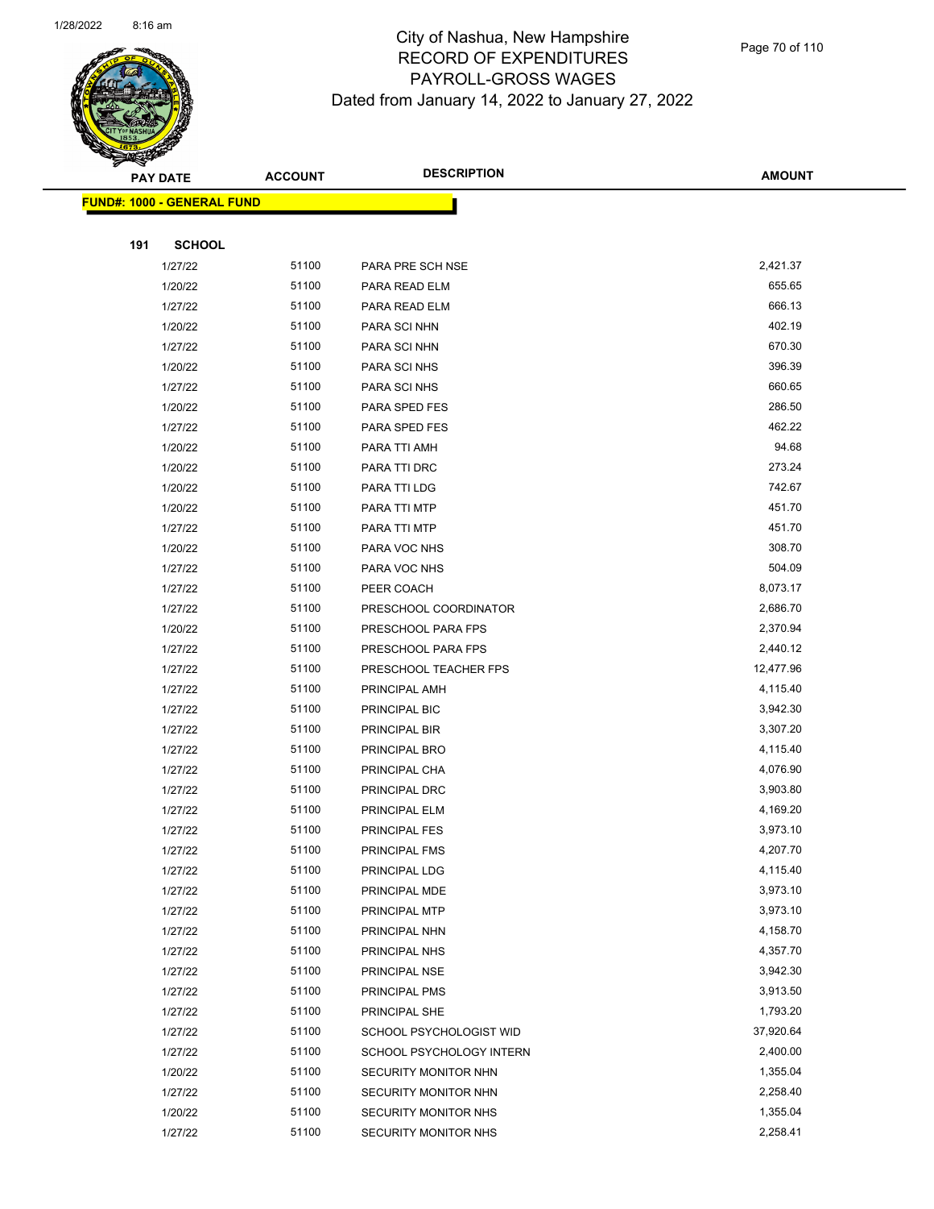# City of Nashua, New Hampshire
## RECORD OF EXPENDITURES
## PAYROLL-GROSS WAGES
### Dated from January 14, 2022 to January 27, 2022

**FUND#: 1000 - GENERAL FUND**

**191 SCHOOL**

| PAY DATE | ACCOUNT | DESCRIPTION | AMOUNT |
|---|---|---|---|
| 1/27/22 | 51100 | PARA PRE SCH NSE | 2,421.37 |
| 1/20/22 | 51100 | PARA READ ELM | 655.65 |
| 1/27/22 | 51100 | PARA READ ELM | 666.13 |
| 1/20/22 | 51100 | PARA SCI NHN | 402.19 |
| 1/27/22 | 51100 | PARA SCI NHN | 670.30 |
| 1/20/22 | 51100 | PARA SCI NHS | 396.39 |
| 1/27/22 | 51100 | PARA SCI NHS | 660.65 |
| 1/20/22 | 51100 | PARA SPED FES | 286.50 |
| 1/27/22 | 51100 | PARA SPED FES | 462.22 |
| 1/20/22 | 51100 | PARA TTI AMH | 94.68 |
| 1/20/22 | 51100 | PARA TTI DRC | 273.24 |
| 1/20/22 | 51100 | PARA TTI LDG | 742.67 |
| 1/20/22 | 51100 | PARA TTI MTP | 451.70 |
| 1/27/22 | 51100 | PARA TTI MTP | 451.70 |
| 1/20/22 | 51100 | PARA VOC NHS | 308.70 |
| 1/27/22 | 51100 | PARA VOC NHS | 504.09 |
| 1/27/22 | 51100 | PEER COACH | 8,073.17 |
| 1/27/22 | 51100 | PRESCHOOL COORDINATOR | 2,686.70 |
| 1/20/22 | 51100 | PRESCHOOL PARA FPS | 2,370.94 |
| 1/27/22 | 51100 | PRESCHOOL PARA FPS | 2,440.12 |
| 1/27/22 | 51100 | PRESCHOOL TEACHER FPS | 12,477.96 |
| 1/27/22 | 51100 | PRINCIPAL AMH | 4,115.40 |
| 1/27/22 | 51100 | PRINCIPAL BIC | 3,942.30 |
| 1/27/22 | 51100 | PRINCIPAL BIR | 3,307.20 |
| 1/27/22 | 51100 | PRINCIPAL BRO | 4,115.40 |
| 1/27/22 | 51100 | PRINCIPAL CHA | 4,076.90 |
| 1/27/22 | 51100 | PRINCIPAL DRC | 3,903.80 |
| 1/27/22 | 51100 | PRINCIPAL ELM | 4,169.20 |
| 1/27/22 | 51100 | PRINCIPAL FES | 3,973.10 |
| 1/27/22 | 51100 | PRINCIPAL FMS | 4,207.70 |
| 1/27/22 | 51100 | PRINCIPAL LDG | 4,115.40 |
| 1/27/22 | 51100 | PRINCIPAL MDE | 3,973.10 |
| 1/27/22 | 51100 | PRINCIPAL MTP | 3,973.10 |
| 1/27/22 | 51100 | PRINCIPAL NHN | 4,158.70 |
| 1/27/22 | 51100 | PRINCIPAL NHS | 4,357.70 |
| 1/27/22 | 51100 | PRINCIPAL NSE | 3,942.30 |
| 1/27/22 | 51100 | PRINCIPAL PMS | 3,913.50 |
| 1/27/22 | 51100 | PRINCIPAL SHE | 1,793.20 |
| 1/27/22 | 51100 | SCHOOL PSYCHOLOGIST WID | 37,920.64 |
| 1/27/22 | 51100 | SCHOOL PSYCHOLOGY INTERN | 2,400.00 |
| 1/20/22 | 51100 | SECURITY MONITOR NHN | 1,355.04 |
| 1/27/22 | 51100 | SECURITY MONITOR NHN | 2,258.40 |
| 1/20/22 | 51100 | SECURITY MONITOR NHS | 1,355.04 |
| 1/27/22 | 51100 | SECURITY MONITOR NHS | 2,258.41 |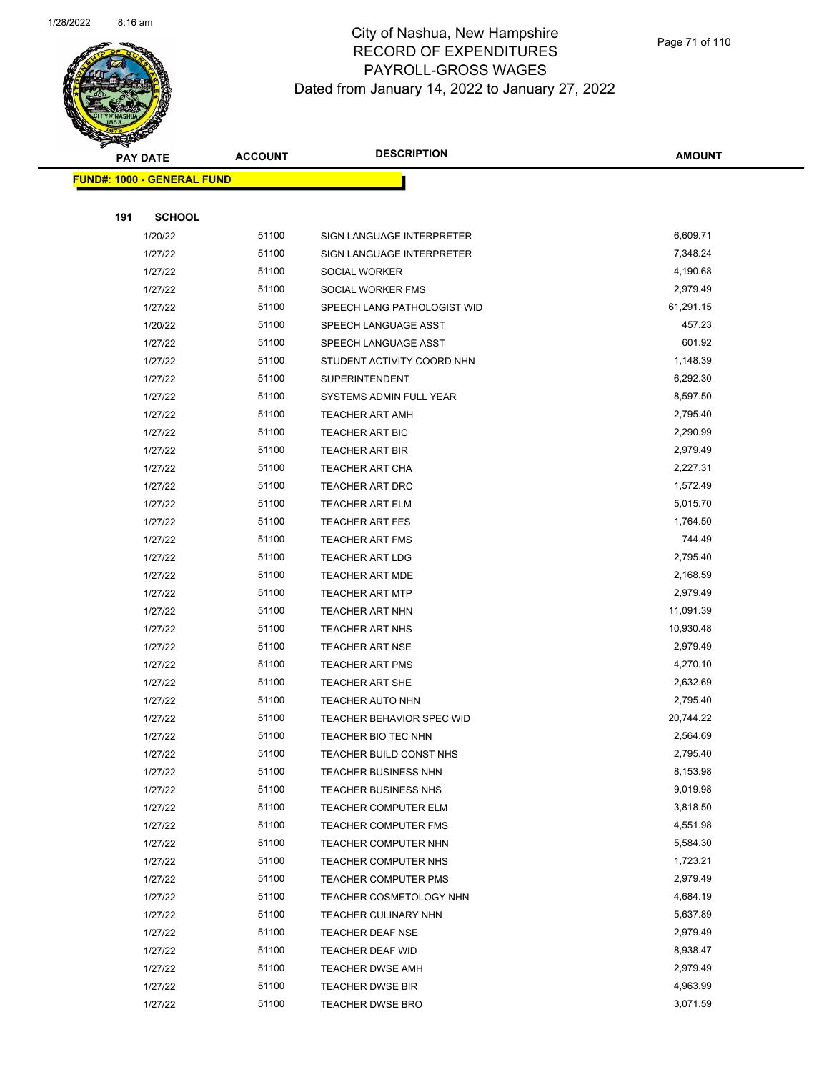# City of Nashua, New Hampshire
## RECORD OF EXPENDITURES
## PAYROLL-GROSS WAGES
### Dated from January 14, 2022 to January 27, 2022

| PAY DATE | ACCOUNT | DESCRIPTION | AMOUNT |
|---|---|---|---|

**FUND#: 1000 - GENERAL FUND**

**191 SCHOOL**

| PAY DATE | ACCOUNT | DESCRIPTION | AMOUNT |
|---|---|---|---|
| 1/20/22 | 51100 | SIGN LANGUAGE INTERPRETER | 6,609.71 |
| 1/27/22 | 51100 | SIGN LANGUAGE INTERPRETER | 7,348.24 |
| 1/27/22 | 51100 | SOCIAL WORKER | 4,190.68 |
| 1/27/22 | 51100 | SOCIAL WORKER FMS | 2,979.49 |
| 1/27/22 | 51100 | SPEECH LANG PATHOLOGIST WID | 61,291.15 |
| 1/20/22 | 51100 | SPEECH LANGUAGE ASST | 457.23 |
| 1/27/22 | 51100 | SPEECH LANGUAGE ASST | 601.92 |
| 1/27/22 | 51100 | STUDENT ACTIVITY COORD NHN | 1,148.39 |
| 1/27/22 | 51100 | SUPERINTENDENT | 6,292.30 |
| 1/27/22 | 51100 | SYSTEMS ADMIN FULL YEAR | 8,597.50 |
| 1/27/22 | 51100 | TEACHER ART AMH | 2,795.40 |
| 1/27/22 | 51100 | TEACHER ART BIC | 2,290.99 |
| 1/27/22 | 51100 | TEACHER ART BIR | 2,979.49 |
| 1/27/22 | 51100 | TEACHER ART CHA | 2,227.31 |
| 1/27/22 | 51100 | TEACHER ART DRC | 1,572.49 |
| 1/27/22 | 51100 | TEACHER ART ELM | 5,015.70 |
| 1/27/22 | 51100 | TEACHER ART FES | 1,764.50 |
| 1/27/22 | 51100 | TEACHER ART FMS | 744.49 |
| 1/27/22 | 51100 | TEACHER ART LDG | 2,795.40 |
| 1/27/22 | 51100 | TEACHER ART MDE | 2,168.59 |
| 1/27/22 | 51100 | TEACHER ART MTP | 2,979.49 |
| 1/27/22 | 51100 | TEACHER ART NHN | 11,091.39 |
| 1/27/22 | 51100 | TEACHER ART NHS | 10,930.48 |
| 1/27/22 | 51100 | TEACHER ART NSE | 2,979.49 |
| 1/27/22 | 51100 | TEACHER ART PMS | 4,270.10 |
| 1/27/22 | 51100 | TEACHER ART SHE | 2,632.69 |
| 1/27/22 | 51100 | TEACHER AUTO NHN | 2,795.40 |
| 1/27/22 | 51100 | TEACHER BEHAVIOR SPEC WID | 20,744.22 |
| 1/27/22 | 51100 | TEACHER BIO TEC NHN | 2,564.69 |
| 1/27/22 | 51100 | TEACHER BUILD CONST NHS | 2,795.40 |
| 1/27/22 | 51100 | TEACHER BUSINESS NHN | 8,153.98 |
| 1/27/22 | 51100 | TEACHER BUSINESS NHS | 9,019.98 |
| 1/27/22 | 51100 | TEACHER COMPUTER ELM | 3,818.50 |
| 1/27/22 | 51100 | TEACHER COMPUTER FMS | 4,551.98 |
| 1/27/22 | 51100 | TEACHER COMPUTER NHN | 5,584.30 |
| 1/27/22 | 51100 | TEACHER COMPUTER NHS | 1,723.21 |
| 1/27/22 | 51100 | TEACHER COMPUTER PMS | 2,979.49 |
| 1/27/22 | 51100 | TEACHER COSMETOLOGY NHN | 4,684.19 |
| 1/27/22 | 51100 | TEACHER CULINARY NHN | 5,637.89 |
| 1/27/22 | 51100 | TEACHER DEAF NSE | 2,979.49 |
| 1/27/22 | 51100 | TEACHER DEAF WID | 8,938.47 |
| 1/27/22 | 51100 | TEACHER DWSE AMH | 2,979.49 |
| 1/27/22 | 51100 | TEACHER DWSE BIR | 4,963.99 |
| 1/27/22 | 51100 | TEACHER DWSE BRO | 3,071.59 |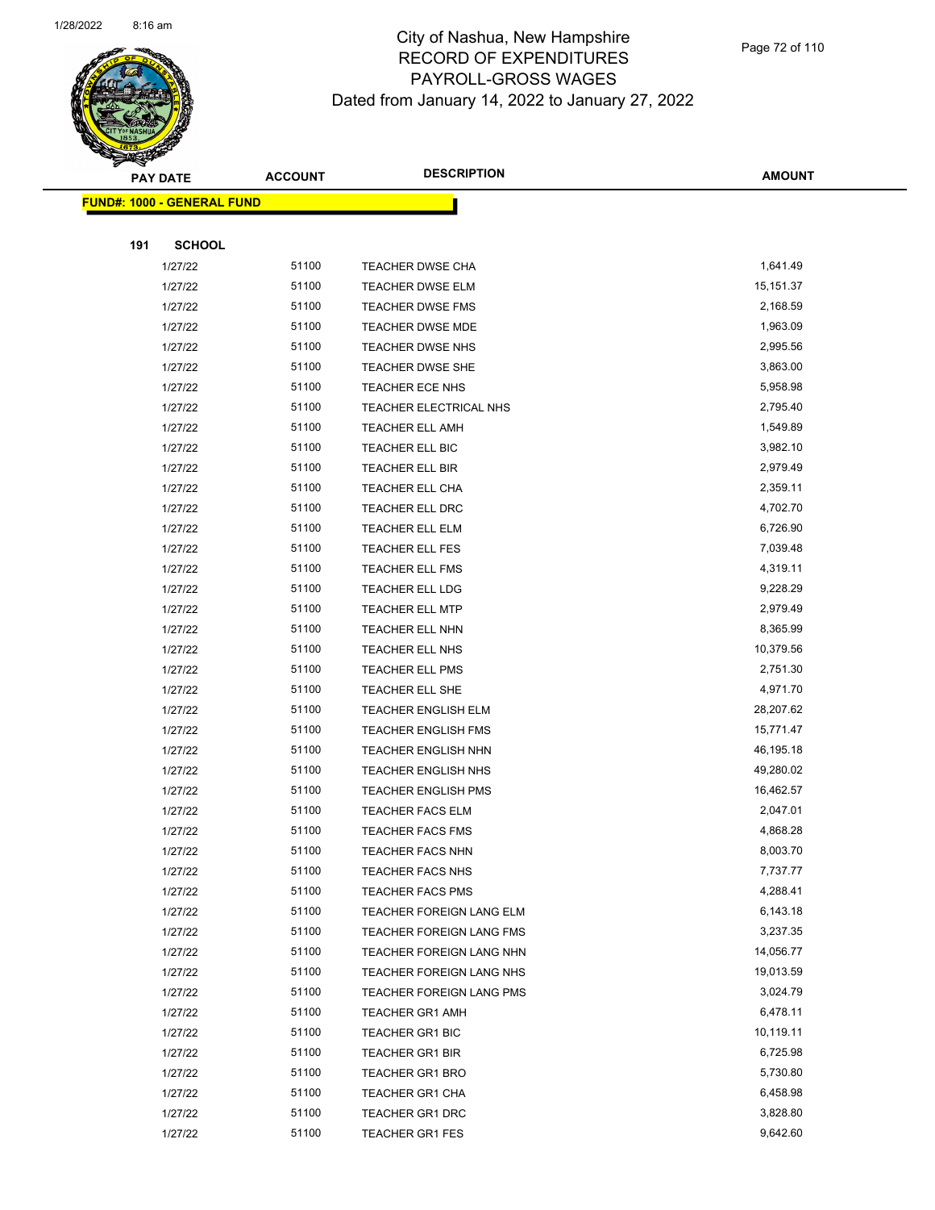# City of Nashua, New Hampshire
## RECORD OF EXPENDITURES
## PAYROLL-GROSS WAGES
### Dated from January 14, 2022 to January 27, 2022

| PAY DATE | ACCOUNT | DESCRIPTION | AMOUNT |
|---|---|---|---|
| **FUND#: 1000 - GENERAL FUND** | | | |
| **191 SCHOOL** | | | |
| 1/27/22 | 51100 | TEACHER DWSE CHA | 1,641.49 |
| 1/27/22 | 51100 | TEACHER DWSE ELM | 15,151.37 |
| 1/27/22 | 51100 | TEACHER DWSE FMS | 2,168.59 |
| 1/27/22 | 51100 | TEACHER DWSE MDE | 1,963.09 |
| 1/27/22 | 51100 | TEACHER DWSE NHS | 2,995.56 |
| 1/27/22 | 51100 | TEACHER DWSE SHE | 3,863.00 |
| 1/27/22 | 51100 | TEACHER ECE NHS | 5,958.98 |
| 1/27/22 | 51100 | TEACHER ELECTRICAL NHS | 2,795.40 |
| 1/27/22 | 51100 | TEACHER ELL AMH | 1,549.89 |
| 1/27/22 | 51100 | TEACHER ELL BIC | 3,982.10 |
| 1/27/22 | 51100 | TEACHER ELL BIR | 2,979.49 |
| 1/27/22 | 51100 | TEACHER ELL CHA | 2,359.11 |
| 1/27/22 | 51100 | TEACHER ELL DRC | 4,702.70 |
| 1/27/22 | 51100 | TEACHER ELL ELM | 6,726.90 |
| 1/27/22 | 51100 | TEACHER ELL FES | 7,039.48 |
| 1/27/22 | 51100 | TEACHER ELL FMS | 4,319.11 |
| 1/27/22 | 51100 | TEACHER ELL LDG | 9,228.29 |
| 1/27/22 | 51100 | TEACHER ELL MTP | 2,979.49 |
| 1/27/22 | 51100 | TEACHER ELL NHN | 8,365.99 |
| 1/27/22 | 51100 | TEACHER ELL NHS | 10,379.56 |
| 1/27/22 | 51100 | TEACHER ELL PMS | 2,751.30 |
| 1/27/22 | 51100 | TEACHER ELL SHE | 4,971.70 |
| 1/27/22 | 51100 | TEACHER ENGLISH ELM | 28,207.62 |
| 1/27/22 | 51100 | TEACHER ENGLISH FMS | 15,771.47 |
| 1/27/22 | 51100 | TEACHER ENGLISH NHN | 46,195.18 |
| 1/27/22 | 51100 | TEACHER ENGLISH NHS | 49,280.02 |
| 1/27/22 | 51100 | TEACHER ENGLISH PMS | 16,462.57 |
| 1/27/22 | 51100 | TEACHER FACS ELM | 2,047.01 |
| 1/27/22 | 51100 | TEACHER FACS FMS | 4,868.28 |
| 1/27/22 | 51100 | TEACHER FACS NHN | 8,003.70 |
| 1/27/22 | 51100 | TEACHER FACS NHS | 7,737.77 |
| 1/27/22 | 51100 | TEACHER FACS PMS | 4,288.41 |
| 1/27/22 | 51100 | TEACHER FOREIGN LANG ELM | 6,143.18 |
| 1/27/22 | 51100 | TEACHER FOREIGN LANG FMS | 3,237.35 |
| 1/27/22 | 51100 | TEACHER FOREIGN LANG NHN | 14,056.77 |
| 1/27/22 | 51100 | TEACHER FOREIGN LANG NHS | 19,013.59 |
| 1/27/22 | 51100 | TEACHER FOREIGN LANG PMS | 3,024.79 |
| 1/27/22 | 51100 | TEACHER GR1 AMH | 6,478.11 |
| 1/27/22 | 51100 | TEACHER GR1 BIC | 10,119.11 |
| 1/27/22 | 51100 | TEACHER GR1 BIR | 6,725.98 |
| 1/27/22 | 51100 | TEACHER GR1 BRO | 5,730.80 |
| 1/27/22 | 51100 | TEACHER GR1 CHA | 6,458.98 |
| 1/27/22 | 51100 | TEACHER GR1 DRC | 3,828.80 |
| 1/27/22 | 51100 | TEACHER GR1 FES | 9,642.60 |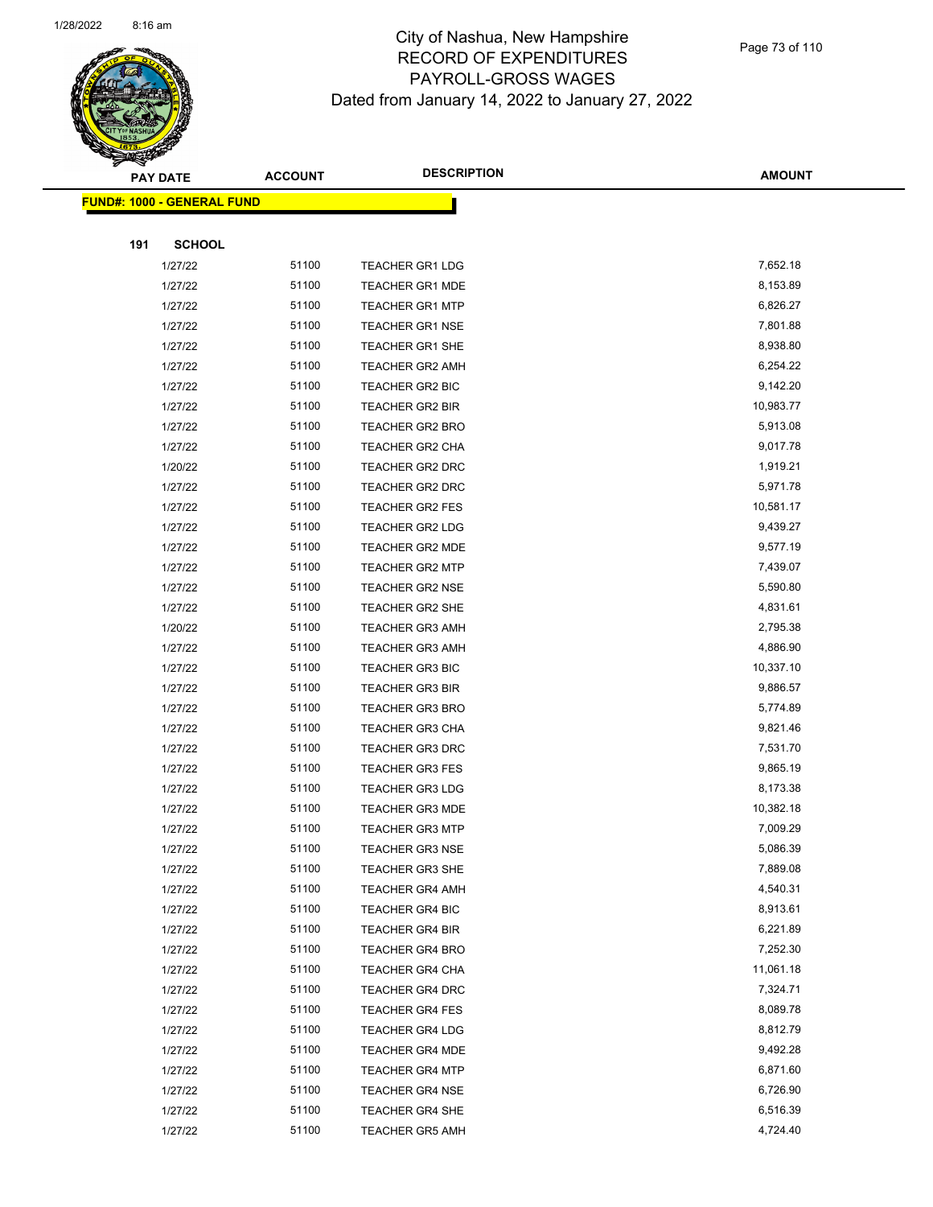# City of Nashua, New Hampshire
## RECORD OF EXPENDITURES
## PAYROLL-GROSS WAGES
## Dated from January 14, 2022 to January 27, 2022

| PAY DATE | ACCOUNT | DESCRIPTION | AMOUNT |
|---|---|---|---|
| **FUND#: 1000 - GENERAL FUND** | | | |
| **191 SCHOOL** | | | |
| 1/27/22 | 51100 | TEACHER GR1 LDG | 7,652.18 |
| 1/27/22 | 51100 | TEACHER GR1 MDE | 8,153.89 |
| 1/27/22 | 51100 | TEACHER GR1 MTP | 6,826.27 |
| 1/27/22 | 51100 | TEACHER GR1 NSE | 7,801.88 |
| 1/27/22 | 51100 | TEACHER GR1 SHE | 8,938.80 |
| 1/27/22 | 51100 | TEACHER GR2 AMH | 6,254.22 |
| 1/27/22 | 51100 | TEACHER GR2 BIC | 9,142.20 |
| 1/27/22 | 51100 | TEACHER GR2 BIR | 10,983.77 |
| 1/27/22 | 51100 | TEACHER GR2 BRO | 5,913.08 |
| 1/27/22 | 51100 | TEACHER GR2 CHA | 9,017.78 |
| 1/20/22 | 51100 | TEACHER GR2 DRC | 1,919.21 |
| 1/27/22 | 51100 | TEACHER GR2 DRC | 5,971.78 |
| 1/27/22 | 51100 | TEACHER GR2 FES | 10,581.17 |
| 1/27/22 | 51100 | TEACHER GR2 LDG | 9,439.27 |
| 1/27/22 | 51100 | TEACHER GR2 MDE | 9,577.19 |
| 1/27/22 | 51100 | TEACHER GR2 MTP | 7,439.07 |
| 1/27/22 | 51100 | TEACHER GR2 NSE | 5,590.80 |
| 1/27/22 | 51100 | TEACHER GR2 SHE | 4,831.61 |
| 1/20/22 | 51100 | TEACHER GR3 AMH | 2,795.38 |
| 1/27/22 | 51100 | TEACHER GR3 AMH | 4,886.90 |
| 1/27/22 | 51100 | TEACHER GR3 BIC | 10,337.10 |
| 1/27/22 | 51100 | TEACHER GR3 BIR | 9,886.57 |
| 1/27/22 | 51100 | TEACHER GR3 BRO | 5,774.89 |
| 1/27/22 | 51100 | TEACHER GR3 CHA | 9,821.46 |
| 1/27/22 | 51100 | TEACHER GR3 DRC | 7,531.70 |
| 1/27/22 | 51100 | TEACHER GR3 FES | 9,865.19 |
| 1/27/22 | 51100 | TEACHER GR3 LDG | 8,173.38 |
| 1/27/22 | 51100 | TEACHER GR3 MDE | 10,382.18 |
| 1/27/22 | 51100 | TEACHER GR3 MTP | 7,009.29 |
| 1/27/22 | 51100 | TEACHER GR3 NSE | 5,086.39 |
| 1/27/22 | 51100 | TEACHER GR3 SHE | 7,889.08 |
| 1/27/22 | 51100 | TEACHER GR4 AMH | 4,540.31 |
| 1/27/22 | 51100 | TEACHER GR4 BIC | 8,913.61 |
| 1/27/22 | 51100 | TEACHER GR4 BIR | 6,221.89 |
| 1/27/22 | 51100 | TEACHER GR4 BRO | 7,252.30 |
| 1/27/22 | 51100 | TEACHER GR4 CHA | 11,061.18 |
| 1/27/22 | 51100 | TEACHER GR4 DRC | 7,324.71 |
| 1/27/22 | 51100 | TEACHER GR4 FES | 8,089.78 |
| 1/27/22 | 51100 | TEACHER GR4 LDG | 8,812.79 |
| 1/27/22 | 51100 | TEACHER GR4 MDE | 9,492.28 |
| 1/27/22 | 51100 | TEACHER GR4 MTP | 6,871.60 |
| 1/27/22 | 51100 | TEACHER GR4 NSE | 6,726.90 |
| 1/27/22 | 51100 | TEACHER GR4 SHE | 6,516.39 |
| 1/27/22 | 51100 | TEACHER GR5 AMH | 4,724.40 |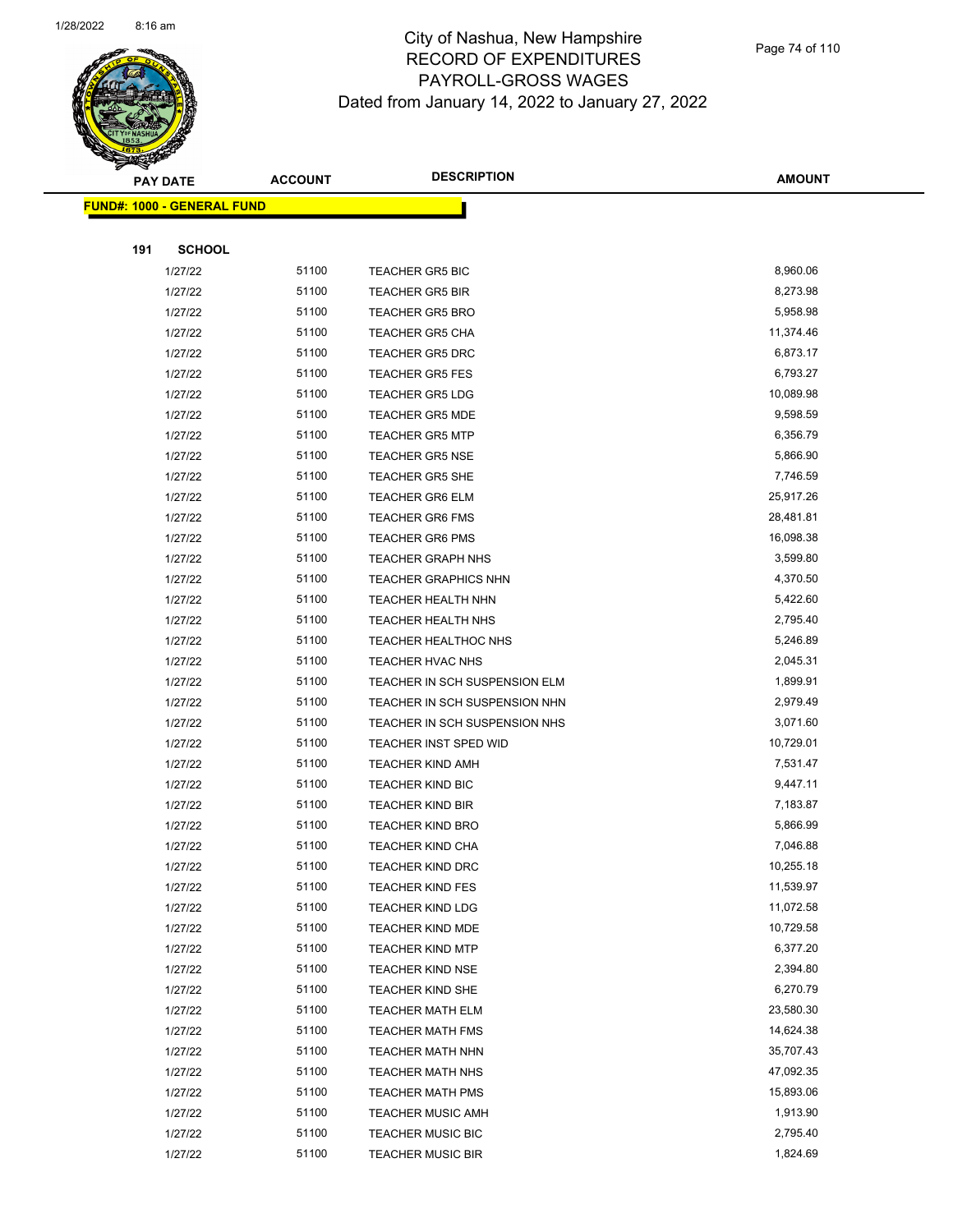# City of Nashua, New Hampshire
## RECORD OF EXPENDITURES
## PAYROLL-GROSS WAGES
### Dated from January 14, 2022 to January 27, 2022

| PAY DATE | ACCOUNT | DESCRIPTION | AMOUNT |
|---|---|---|---|
| **FUND#: 1000 - GENERAL FUND** | | | |
| **191 SCHOOL** | | | |
| 1/27/22 | 51100 | TEACHER GR5 BIC | 8,960.06 |
| 1/27/22 | 51100 | TEACHER GR5 BIR | 8,273.98 |
| 1/27/22 | 51100 | TEACHER GR5 BRO | 5,958.98 |
| 1/27/22 | 51100 | TEACHER GR5 CHA | 11,374.46 |
| 1/27/22 | 51100 | TEACHER GR5 DRC | 6,873.17 |
| 1/27/22 | 51100 | TEACHER GR5 FES | 6,793.27 |
| 1/27/22 | 51100 | TEACHER GR5 LDG | 10,089.98 |
| 1/27/22 | 51100 | TEACHER GR5 MDE | 9,598.59 |
| 1/27/22 | 51100 | TEACHER GR5 MTP | 6,356.79 |
| 1/27/22 | 51100 | TEACHER GR5 NSE | 5,866.90 |
| 1/27/22 | 51100 | TEACHER GR5 SHE | 7,746.59 |
| 1/27/22 | 51100 | TEACHER GR6 ELM | 25,917.26 |
| 1/27/22 | 51100 | TEACHER GR6 FMS | 28,481.81 |
| 1/27/22 | 51100 | TEACHER GR6 PMS | 16,098.38 |
| 1/27/22 | 51100 | TEACHER GRAPH NHS | 3,599.80 |
| 1/27/22 | 51100 | TEACHER GRAPHICS NHN | 4,370.50 |
| 1/27/22 | 51100 | TEACHER HEALTH NHN | 5,422.60 |
| 1/27/22 | 51100 | TEACHER HEALTH NHS | 2,795.40 |
| 1/27/22 | 51100 | TEACHER HEALTHOC NHS | 5,246.89 |
| 1/27/22 | 51100 | TEACHER HVAC NHS | 2,045.31 |
| 1/27/22 | 51100 | TEACHER IN SCH SUSPENSION ELM | 1,899.91 |
| 1/27/22 | 51100 | TEACHER IN SCH SUSPENSION NHN | 2,979.49 |
| 1/27/22 | 51100 | TEACHER IN SCH SUSPENSION NHS | 3,071.60 |
| 1/27/22 | 51100 | TEACHER INST SPED WID | 10,729.01 |
| 1/27/22 | 51100 | TEACHER KIND AMH | 7,531.47 |
| 1/27/22 | 51100 | TEACHER KIND BIC | 9,447.11 |
| 1/27/22 | 51100 | TEACHER KIND BIR | 7,183.87 |
| 1/27/22 | 51100 | TEACHER KIND BRO | 5,866.99 |
| 1/27/22 | 51100 | TEACHER KIND CHA | 7,046.88 |
| 1/27/22 | 51100 | TEACHER KIND DRC | 10,255.18 |
| 1/27/22 | 51100 | TEACHER KIND FES | 11,539.97 |
| 1/27/22 | 51100 | TEACHER KIND LDG | 11,072.58 |
| 1/27/22 | 51100 | TEACHER KIND MDE | 10,729.58 |
| 1/27/22 | 51100 | TEACHER KIND MTP | 6,377.20 |
| 1/27/22 | 51100 | TEACHER KIND NSE | 2,394.80 |
| 1/27/22 | 51100 | TEACHER KIND SHE | 6,270.79 |
| 1/27/22 | 51100 | TEACHER MATH ELM | 23,580.30 |
| 1/27/22 | 51100 | TEACHER MATH FMS | 14,624.38 |
| 1/27/22 | 51100 | TEACHER MATH NHN | 35,707.43 |
| 1/27/22 | 51100 | TEACHER MATH NHS | 47,092.35 |
| 1/27/22 | 51100 | TEACHER MATH PMS | 15,893.06 |
| 1/27/22 | 51100 | TEACHER MUSIC AMH | 1,913.90 |
| 1/27/22 | 51100 | TEACHER MUSIC BIC | 2,795.40 |
| 1/27/22 | 51100 | TEACHER MUSIC BIR | 1,824.69 |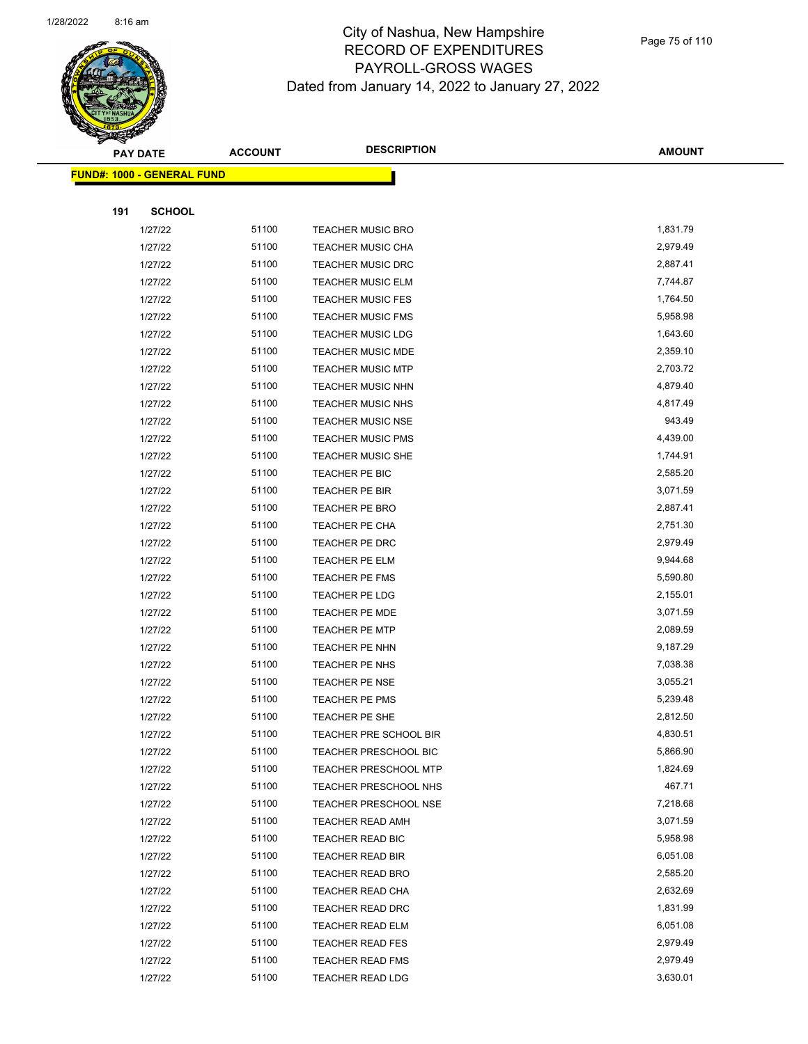# City of Nashua, New Hampshire
# RECORD OF EXPENDITURES
# PAYROLL-GROSS WAGES
# Dated from January 14, 2022 to January 27, 2022

| PAY DATE | ACCOUNT | DESCRIPTION | AMOUNT |
|---|---|---|---|

**FUND#: 1000 - GENERAL FUND**

**191 SCHOOL**

| PAY DATE | ACCOUNT | DESCRIPTION | AMOUNT |
|---|---|---|---|
| 1/27/22 | 51100 | TEACHER MUSIC BRO | 1,831.79 |
| 1/27/22 | 51100 | TEACHER MUSIC CHA | 2,979.49 |
| 1/27/22 | 51100 | TEACHER MUSIC DRC | 2,887.41 |
| 1/27/22 | 51100 | TEACHER MUSIC ELM | 7,744.87 |
| 1/27/22 | 51100 | TEACHER MUSIC FES | 1,764.50 |
| 1/27/22 | 51100 | TEACHER MUSIC FMS | 5,958.98 |
| 1/27/22 | 51100 | TEACHER MUSIC LDG | 1,643.60 |
| 1/27/22 | 51100 | TEACHER MUSIC MDE | 2,359.10 |
| 1/27/22 | 51100 | TEACHER MUSIC MTP | 2,703.72 |
| 1/27/22 | 51100 | TEACHER MUSIC NHN | 4,879.40 |
| 1/27/22 | 51100 | TEACHER MUSIC NHS | 4,817.49 |
| 1/27/22 | 51100 | TEACHER MUSIC NSE | 943.49 |
| 1/27/22 | 51100 | TEACHER MUSIC PMS | 4,439.00 |
| 1/27/22 | 51100 | TEACHER MUSIC SHE | 1,744.91 |
| 1/27/22 | 51100 | TEACHER PE BIC | 2,585.20 |
| 1/27/22 | 51100 | TEACHER PE BIR | 3,071.59 |
| 1/27/22 | 51100 | TEACHER PE BRO | 2,887.41 |
| 1/27/22 | 51100 | TEACHER PE CHA | 2,751.30 |
| 1/27/22 | 51100 | TEACHER PE DRC | 2,979.49 |
| 1/27/22 | 51100 | TEACHER PE ELM | 9,944.68 |
| 1/27/22 | 51100 | TEACHER PE FMS | 5,590.80 |
| 1/27/22 | 51100 | TEACHER PE LDG | 2,155.01 |
| 1/27/22 | 51100 | TEACHER PE MDE | 3,071.59 |
| 1/27/22 | 51100 | TEACHER PE MTP | 2,089.59 |
| 1/27/22 | 51100 | TEACHER PE NHN | 9,187.29 |
| 1/27/22 | 51100 | TEACHER PE NHS | 7,038.38 |
| 1/27/22 | 51100 | TEACHER PE NSE | 3,055.21 |
| 1/27/22 | 51100 | TEACHER PE PMS | 5,239.48 |
| 1/27/22 | 51100 | TEACHER PE SHE | 2,812.50 |
| 1/27/22 | 51100 | TEACHER PRE SCHOOL BIR | 4,830.51 |
| 1/27/22 | 51100 | TEACHER PRESCHOOL BIC | 5,866.90 |
| 1/27/22 | 51100 | TEACHER PRESCHOOL MTP | 1,824.69 |
| 1/27/22 | 51100 | TEACHER PRESCHOOL NHS | 467.71 |
| 1/27/22 | 51100 | TEACHER PRESCHOOL NSE | 7,218.68 |
| 1/27/22 | 51100 | TEACHER READ AMH | 3,071.59 |
| 1/27/22 | 51100 | TEACHER READ BIC | 5,958.98 |
| 1/27/22 | 51100 | TEACHER READ BIR | 6,051.08 |
| 1/27/22 | 51100 | TEACHER READ BRO | 2,585.20 |
| 1/27/22 | 51100 | TEACHER READ CHA | 2,632.69 |
| 1/27/22 | 51100 | TEACHER READ DRC | 1,831.99 |
| 1/27/22 | 51100 | TEACHER READ ELM | 6,051.08 |
| 1/27/22 | 51100 | TEACHER READ FES | 2,979.49 |
| 1/27/22 | 51100 | TEACHER READ FMS | 2,979.49 |
| 1/27/22 | 51100 | TEACHER READ LDG | 3,630.01 |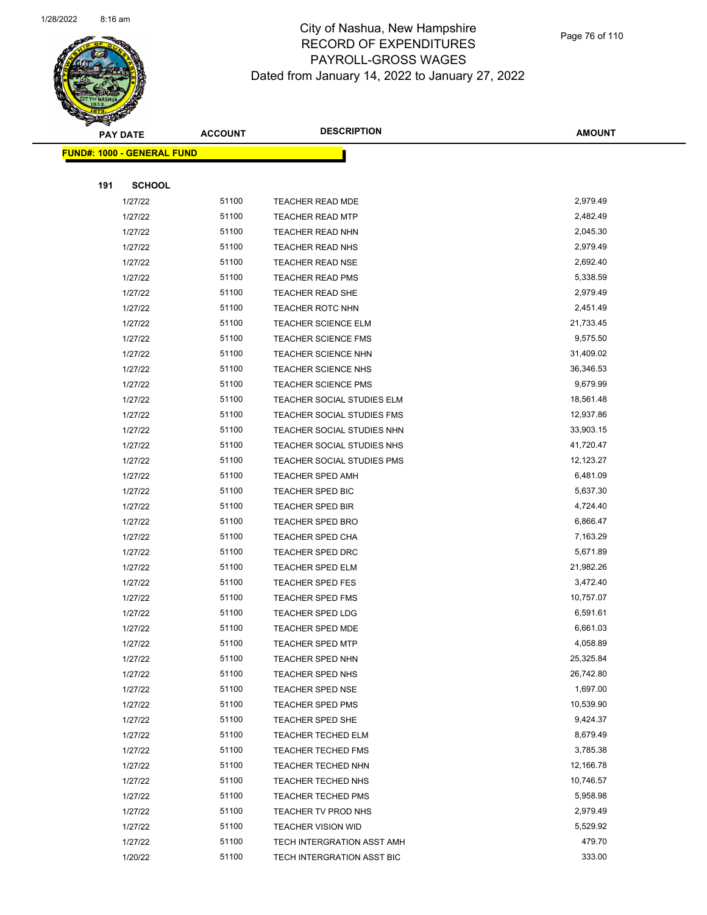City of Nashua, New Hampshire
RECORD OF EXPENDITURES
PAYROLL-GROSS WAGES
Dated from January 14, 2022 to January 27, 2022

| PAY DATE | ACCOUNT | DESCRIPTION | AMOUNT |
|---|---|---|---|
| **FUND#: 1000 - GENERAL FUND** | | | |
| **191 SCHOOL** | | | |
| 1/27/22 | 51100 | TEACHER READ MDE | 2,979.49 |
| 1/27/22 | 51100 | TEACHER READ MTP | 2,482.49 |
| 1/27/22 | 51100 | TEACHER READ NHN | 2,045.30 |
| 1/27/22 | 51100 | TEACHER READ NHS | 2,979.49 |
| 1/27/22 | 51100 | TEACHER READ NSE | 2,692.40 |
| 1/27/22 | 51100 | TEACHER READ PMS | 5,338.59 |
| 1/27/22 | 51100 | TEACHER READ SHE | 2,979.49 |
| 1/27/22 | 51100 | TEACHER ROTC NHN | 2,451.49 |
| 1/27/22 | 51100 | TEACHER SCIENCE ELM | 21,733.45 |
| 1/27/22 | 51100 | TEACHER SCIENCE FMS | 9,575.50 |
| 1/27/22 | 51100 | TEACHER SCIENCE NHN | 31,409.02 |
| 1/27/22 | 51100 | TEACHER SCIENCE NHS | 36,346.53 |
| 1/27/22 | 51100 | TEACHER SCIENCE PMS | 9,679.99 |
| 1/27/22 | 51100 | TEACHER SOCIAL STUDIES ELM | 18,561.48 |
| 1/27/22 | 51100 | TEACHER SOCIAL STUDIES FMS | 12,937.86 |
| 1/27/22 | 51100 | TEACHER SOCIAL STUDIES NHN | 33,903.15 |
| 1/27/22 | 51100 | TEACHER SOCIAL STUDIES NHS | 41,720.47 |
| 1/27/22 | 51100 | TEACHER SOCIAL STUDIES PMS | 12,123.27 |
| 1/27/22 | 51100 | TEACHER SPED AMH | 6,481.09 |
| 1/27/22 | 51100 | TEACHER SPED BIC | 5,637.30 |
| 1/27/22 | 51100 | TEACHER SPED BIR | 4,724.40 |
| 1/27/22 | 51100 | TEACHER SPED BRO | 6,866.47 |
| 1/27/22 | 51100 | TEACHER SPED CHA | 7,163.29 |
| 1/27/22 | 51100 | TEACHER SPED DRC | 5,671.89 |
| 1/27/22 | 51100 | TEACHER SPED ELM | 21,982.26 |
| 1/27/22 | 51100 | TEACHER SPED FES | 3,472.40 |
| 1/27/22 | 51100 | TEACHER SPED FMS | 10,757.07 |
| 1/27/22 | 51100 | TEACHER SPED LDG | 6,591.61 |
| 1/27/22 | 51100 | TEACHER SPED MDE | 6,661.03 |
| 1/27/22 | 51100 | TEACHER SPED MTP | 4,058.89 |
| 1/27/22 | 51100 | TEACHER SPED NHN | 25,325.84 |
| 1/27/22 | 51100 | TEACHER SPED NHS | 26,742.80 |
| 1/27/22 | 51100 | TEACHER SPED NSE | 1,697.00 |
| 1/27/22 | 51100 | TEACHER SPED PMS | 10,539.90 |
| 1/27/22 | 51100 | TEACHER SPED SHE | 9,424.37 |
| 1/27/22 | 51100 | TEACHER TECHED ELM | 8,679.49 |
| 1/27/22 | 51100 | TEACHER TECHED FMS | 3,785.38 |
| 1/27/22 | 51100 | TEACHER TECHED NHN | 12,166.78 |
| 1/27/22 | 51100 | TEACHER TECHED NHS | 10,746.57 |
| 1/27/22 | 51100 | TEACHER TECHED PMS | 5,958.98 |
| 1/27/22 | 51100 | TEACHER TV PROD NHS | 2,979.49 |
| 1/27/22 | 51100 | TEACHER VISION WID | 5,529.92 |
| 1/27/22 | 51100 | TECH INTERGRATION ASST AMH | 479.70 |
| 1/20/22 | 51100 | TECH INTERGRATION ASST BIC | 333.00 |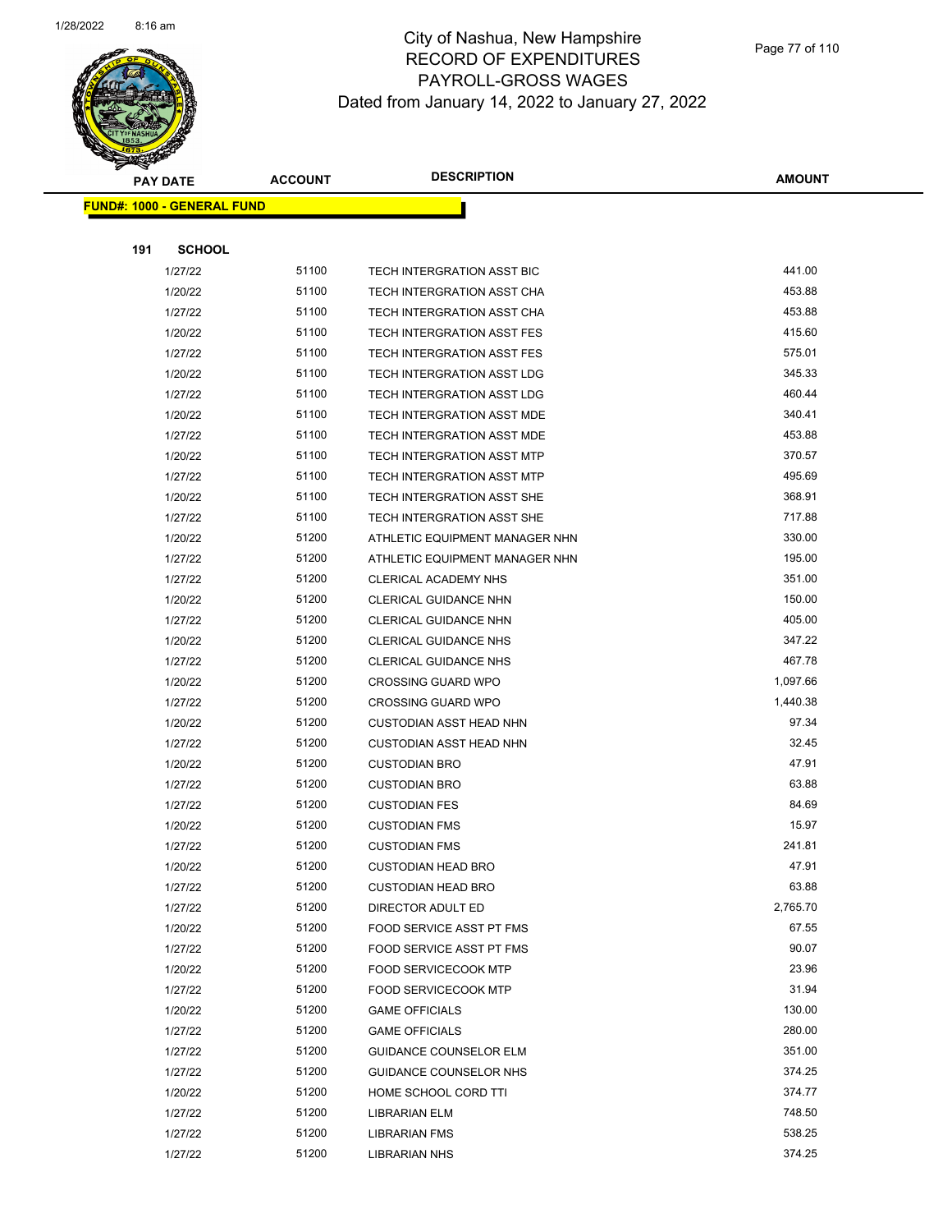# City of Nashua, New Hampshire
## RECORD OF EXPENDITURES
## PAYROLL-GROSS WAGES
### Dated from January 14, 2022 to January 27, 2022

| PAY DATE | ACCOUNT | DESCRIPTION | AMOUNT |
|---|---|---|---|

**FUND#: 1000 - GENERAL FUND**

**191 SCHOOL**

| PAY DATE | ACCOUNT | DESCRIPTION | AMOUNT |
|---|---|---|---|
| 1/27/22 | 51100 | TECH INTERGRATION ASST BIC | 441.00 |
| 1/20/22 | 51100 | TECH INTERGRATION ASST CHA | 453.88 |
| 1/27/22 | 51100 | TECH INTERGRATION ASST CHA | 453.88 |
| 1/20/22 | 51100 | TECH INTERGRATION ASST FES | 415.60 |
| 1/27/22 | 51100 | TECH INTERGRATION ASST FES | 575.01 |
| 1/20/22 | 51100 | TECH INTERGRATION ASST LDG | 345.33 |
| 1/27/22 | 51100 | TECH INTERGRATION ASST LDG | 460.44 |
| 1/20/22 | 51100 | TECH INTERGRATION ASST MDE | 340.41 |
| 1/27/22 | 51100 | TECH INTERGRATION ASST MDE | 453.88 |
| 1/20/22 | 51100 | TECH INTERGRATION ASST MTP | 370.57 |
| 1/27/22 | 51100 | TECH INTERGRATION ASST MTP | 495.69 |
| 1/20/22 | 51100 | TECH INTERGRATION ASST SHE | 368.91 |
| 1/27/22 | 51100 | TECH INTERGRATION ASST SHE | 717.88 |
| 1/20/22 | 51200 | ATHLETIC EQUIPMENT MANAGER NHN | 330.00 |
| 1/27/22 | 51200 | ATHLETIC EQUIPMENT MANAGER NHN | 195.00 |
| 1/27/22 | 51200 | CLERICAL ACADEMY NHS | 351.00 |
| 1/20/22 | 51200 | CLERICAL GUIDANCE NHN | 150.00 |
| 1/27/22 | 51200 | CLERICAL GUIDANCE NHN | 405.00 |
| 1/20/22 | 51200 | CLERICAL GUIDANCE NHS | 347.22 |
| 1/27/22 | 51200 | CLERICAL GUIDANCE NHS | 467.78 |
| 1/20/22 | 51200 | CROSSING GUARD WPO | 1,097.66 |
| 1/27/22 | 51200 | CROSSING GUARD WPO | 1,440.38 |
| 1/20/22 | 51200 | CUSTODIAN ASST HEAD NHN | 97.34 |
| 1/27/22 | 51200 | CUSTODIAN ASST HEAD NHN | 32.45 |
| 1/20/22 | 51200 | CUSTODIAN BRO | 47.91 |
| 1/27/22 | 51200 | CUSTODIAN BRO | 63.88 |
| 1/27/22 | 51200 | CUSTODIAN FES | 84.69 |
| 1/20/22 | 51200 | CUSTODIAN FMS | 15.97 |
| 1/27/22 | 51200 | CUSTODIAN FMS | 241.81 |
| 1/20/22 | 51200 | CUSTODIAN HEAD BRO | 47.91 |
| 1/27/22 | 51200 | CUSTODIAN HEAD BRO | 63.88 |
| 1/27/22 | 51200 | DIRECTOR ADULT ED | 2,765.70 |
| 1/20/22 | 51200 | FOOD SERVICE ASST PT FMS | 67.55 |
| 1/27/22 | 51200 | FOOD SERVICE ASST PT FMS | 90.07 |
| 1/20/22 | 51200 | FOOD SERVICECOOK MTP | 23.96 |
| 1/27/22 | 51200 | FOOD SERVICECOOK MTP | 31.94 |
| 1/20/22 | 51200 | GAME OFFICIALS | 130.00 |
| 1/27/22 | 51200 | GAME OFFICIALS | 280.00 |
| 1/27/22 | 51200 | GUIDANCE COUNSELOR ELM | 351.00 |
| 1/27/22 | 51200 | GUIDANCE COUNSELOR NHS | 374.25 |
| 1/20/22 | 51200 | HOME SCHOOL CORD TTI | 374.77 |
| 1/27/22 | 51200 | LIBRARIAN ELM | 748.50 |
| 1/27/22 | 51200 | LIBRARIAN FMS | 538.25 |
| 1/27/22 | 51200 | LIBRARIAN NHS | 374.25 |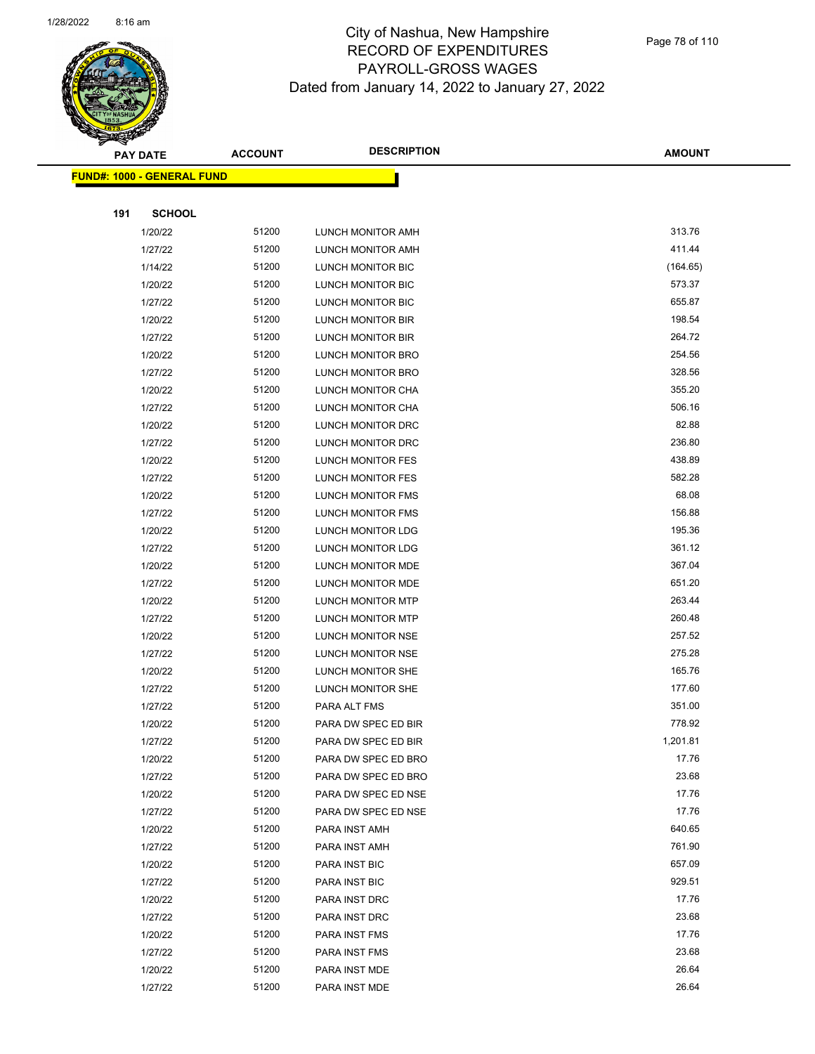# City of Nashua, New Hampshire
## RECORD OF EXPENDITURES
## PAYROLL-GROSS WAGES
## Dated from January 14, 2022 to January 27, 2022

| PAY DATE | ACCOUNT | DESCRIPTION | AMOUNT |
|---|---|---|---|

**FUND#: 1000 - GENERAL FUND**

**191 SCHOOL**

| PAY DATE | ACCOUNT | DESCRIPTION | AMOUNT |
|---|---|---|---|
| 1/20/22 | 51200 | LUNCH MONITOR AMH | 313.76 |
| 1/27/22 | 51200 | LUNCH MONITOR AMH | 411.44 |
| 1/14/22 | 51200 | LUNCH MONITOR BIC | (164.65) |
| 1/20/22 | 51200 | LUNCH MONITOR BIC | 573.37 |
| 1/27/22 | 51200 | LUNCH MONITOR BIC | 655.87 |
| 1/20/22 | 51200 | LUNCH MONITOR BIR | 198.54 |
| 1/27/22 | 51200 | LUNCH MONITOR BIR | 264.72 |
| 1/20/22 | 51200 | LUNCH MONITOR BRO | 254.56 |
| 1/27/22 | 51200 | LUNCH MONITOR BRO | 328.56 |
| 1/20/22 | 51200 | LUNCH MONITOR CHA | 355.20 |
| 1/27/22 | 51200 | LUNCH MONITOR CHA | 506.16 |
| 1/20/22 | 51200 | LUNCH MONITOR DRC | 82.88 |
| 1/27/22 | 51200 | LUNCH MONITOR DRC | 236.80 |
| 1/20/22 | 51200 | LUNCH MONITOR FES | 438.89 |
| 1/27/22 | 51200 | LUNCH MONITOR FES | 582.28 |
| 1/20/22 | 51200 | LUNCH MONITOR FMS | 68.08 |
| 1/27/22 | 51200 | LUNCH MONITOR FMS | 156.88 |
| 1/20/22 | 51200 | LUNCH MONITOR LDG | 195.36 |
| 1/27/22 | 51200 | LUNCH MONITOR LDG | 361.12 |
| 1/20/22 | 51200 | LUNCH MONITOR MDE | 367.04 |
| 1/27/22 | 51200 | LUNCH MONITOR MDE | 651.20 |
| 1/20/22 | 51200 | LUNCH MONITOR MTP | 263.44 |
| 1/27/22 | 51200 | LUNCH MONITOR MTP | 260.48 |
| 1/20/22 | 51200 | LUNCH MONITOR NSE | 257.52 |
| 1/27/22 | 51200 | LUNCH MONITOR NSE | 275.28 |
| 1/20/22 | 51200 | LUNCH MONITOR SHE | 165.76 |
| 1/27/22 | 51200 | LUNCH MONITOR SHE | 177.60 |
| 1/27/22 | 51200 | PARA ALT FMS | 351.00 |
| 1/20/22 | 51200 | PARA DW SPEC ED BIR | 778.92 |
| 1/27/22 | 51200 | PARA DW SPEC ED BIR | 1,201.81 |
| 1/20/22 | 51200 | PARA DW SPEC ED BRO | 17.76 |
| 1/27/22 | 51200 | PARA DW SPEC ED BRO | 23.68 |
| 1/20/22 | 51200 | PARA DW SPEC ED NSE | 17.76 |
| 1/27/22 | 51200 | PARA DW SPEC ED NSE | 17.76 |
| 1/20/22 | 51200 | PARA INST AMH | 640.65 |
| 1/27/22 | 51200 | PARA INST AMH | 761.90 |
| 1/20/22 | 51200 | PARA INST BIC | 657.09 |
| 1/27/22 | 51200 | PARA INST BIC | 929.51 |
| 1/20/22 | 51200 | PARA INST DRC | 17.76 |
| 1/27/22 | 51200 | PARA INST DRC | 23.68 |
| 1/20/22 | 51200 | PARA INST FMS | 17.76 |
| 1/27/22 | 51200 | PARA INST FMS | 23.68 |
| 1/20/22 | 51200 | PARA INST MDE | 26.64 |
| 1/27/22 | 51200 | PARA INST MDE | 26.64 |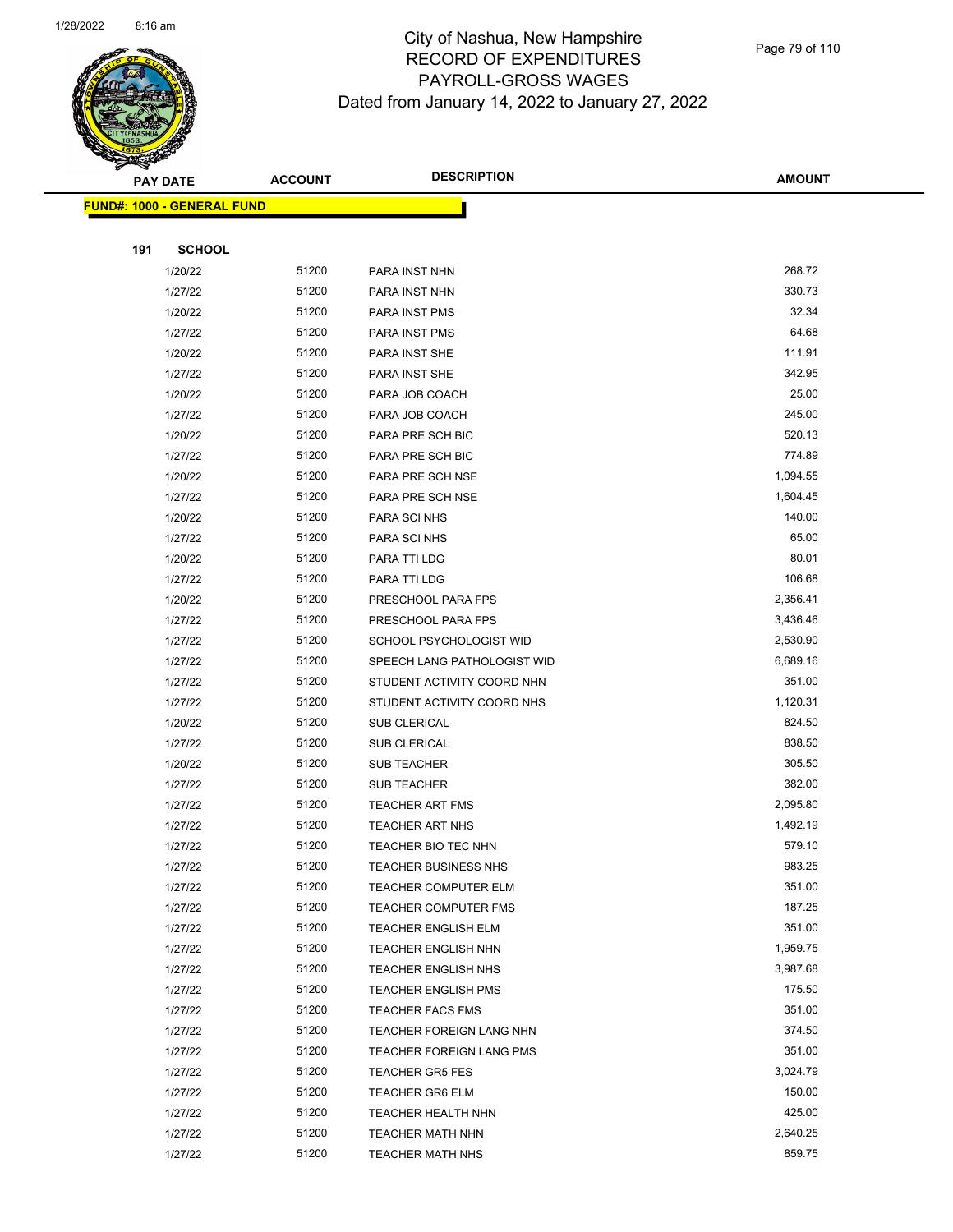# City of Nashua, New Hampshire
## RECORD OF EXPENDITURES
## PAYROLL-GROSS WAGES
## Dated from January 14, 2022 to January 27, 2022

**FUND#: 1000 - GENERAL FUND**

**191 SCHOOL**

| PAY DATE | ACCOUNT | DESCRIPTION | AMOUNT |
|---|---|---|---|
| 1/20/22 | 51200 | PARA INST NHN | 268.72 |
| 1/27/22 | 51200 | PARA INST NHN | 330.73 |
| 1/20/22 | 51200 | PARA INST PMS | 32.34 |
| 1/27/22 | 51200 | PARA INST PMS | 64.68 |
| 1/20/22 | 51200 | PARA INST SHE | 111.91 |
| 1/27/22 | 51200 | PARA INST SHE | 342.95 |
| 1/20/22 | 51200 | PARA JOB COACH | 25.00 |
| 1/27/22 | 51200 | PARA JOB COACH | 245.00 |
| 1/20/22 | 51200 | PARA PRE SCH BIC | 520.13 |
| 1/27/22 | 51200 | PARA PRE SCH BIC | 774.89 |
| 1/20/22 | 51200 | PARA PRE SCH NSE | 1,094.55 |
| 1/27/22 | 51200 | PARA PRE SCH NSE | 1,604.45 |
| 1/20/22 | 51200 | PARA SCI NHS | 140.00 |
| 1/27/22 | 51200 | PARA SCI NHS | 65.00 |
| 1/20/22 | 51200 | PARA TTI LDG | 80.01 |
| 1/27/22 | 51200 | PARA TTI LDG | 106.68 |
| 1/20/22 | 51200 | PRESCHOOL PARA FPS | 2,356.41 |
| 1/27/22 | 51200 | PRESCHOOL PARA FPS | 3,436.46 |
| 1/27/22 | 51200 | SCHOOL PSYCHOLOGIST WID | 2,530.90 |
| 1/27/22 | 51200 | SPEECH LANG PATHOLOGIST WID | 6,689.16 |
| 1/27/22 | 51200 | STUDENT ACTIVITY COORD NHN | 351.00 |
| 1/27/22 | 51200 | STUDENT ACTIVITY COORD NHS | 1,120.31 |
| 1/20/22 | 51200 | SUB CLERICAL | 824.50 |
| 1/27/22 | 51200 | SUB CLERICAL | 838.50 |
| 1/20/22 | 51200 | SUB TEACHER | 305.50 |
| 1/27/22 | 51200 | SUB TEACHER | 382.00 |
| 1/27/22 | 51200 | TEACHER ART FMS | 2,095.80 |
| 1/27/22 | 51200 | TEACHER ART NHS | 1,492.19 |
| 1/27/22 | 51200 | TEACHER BIO TEC NHN | 579.10 |
| 1/27/22 | 51200 | TEACHER BUSINESS NHS | 983.25 |
| 1/27/22 | 51200 | TEACHER COMPUTER ELM | 351.00 |
| 1/27/22 | 51200 | TEACHER COMPUTER FMS | 187.25 |
| 1/27/22 | 51200 | TEACHER ENGLISH ELM | 351.00 |
| 1/27/22 | 51200 | TEACHER ENGLISH NHN | 1,959.75 |
| 1/27/22 | 51200 | TEACHER ENGLISH NHS | 3,987.68 |
| 1/27/22 | 51200 | TEACHER ENGLISH PMS | 175.50 |
| 1/27/22 | 51200 | TEACHER FACS FMS | 351.00 |
| 1/27/22 | 51200 | TEACHER FOREIGN LANG NHN | 374.50 |
| 1/27/22 | 51200 | TEACHER FOREIGN LANG PMS | 351.00 |
| 1/27/22 | 51200 | TEACHER GR5 FES | 3,024.79 |
| 1/27/22 | 51200 | TEACHER GR6 ELM | 150.00 |
| 1/27/22 | 51200 | TEACHER HEALTH NHN | 425.00 |
| 1/27/22 | 51200 | TEACHER MATH NHN | 2,640.25 |
| 1/27/22 | 51200 | TEACHER MATH NHS | 859.75 |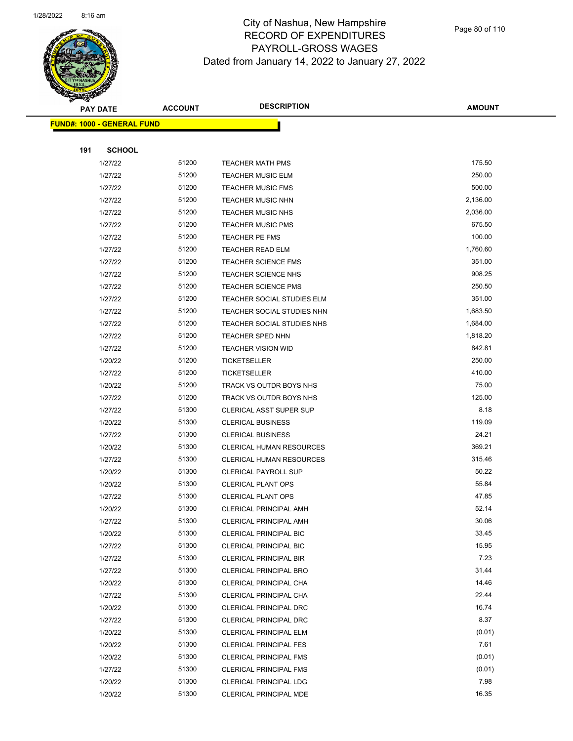City of Nashua, New Hampshire
RECORD OF EXPENDITURES
PAYROLL-GROSS WAGES
Dated from January 14, 2022 to January 27, 2022

| PAY DATE | ACCOUNT | DESCRIPTION | AMOUNT |
|---|---|---|---|
| **FUND#: 1000 - GENERAL FUND** | | | |
| **191 SCHOOL** | | | |
| 1/27/22 | 51200 | TEACHER MATH PMS | 175.50 |
| 1/27/22 | 51200 | TEACHER MUSIC ELM | 250.00 |
| 1/27/22 | 51200 | TEACHER MUSIC FMS | 500.00 |
| 1/27/22 | 51200 | TEACHER MUSIC NHN | 2,136.00 |
| 1/27/22 | 51200 | TEACHER MUSIC NHS | 2,036.00 |
| 1/27/22 | 51200 | TEACHER MUSIC PMS | 675.50 |
| 1/27/22 | 51200 | TEACHER PE FMS | 100.00 |
| 1/27/22 | 51200 | TEACHER READ ELM | 1,760.60 |
| 1/27/22 | 51200 | TEACHER SCIENCE FMS | 351.00 |
| 1/27/22 | 51200 | TEACHER SCIENCE NHS | 908.25 |
| 1/27/22 | 51200 | TEACHER SCIENCE PMS | 250.50 |
| 1/27/22 | 51200 | TEACHER SOCIAL STUDIES ELM | 351.00 |
| 1/27/22 | 51200 | TEACHER SOCIAL STUDIES NHN | 1,683.50 |
| 1/27/22 | 51200 | TEACHER SOCIAL STUDIES NHS | 1,684.00 |
| 1/27/22 | 51200 | TEACHER SPED NHN | 1,818.20 |
| 1/27/22 | 51200 | TEACHER VISION WID | 842.81 |
| 1/20/22 | 51200 | TICKETSELLER | 250.00 |
| 1/27/22 | 51200 | TICKETSELLER | 410.00 |
| 1/20/22 | 51200 | TRACK VS OUTDR BOYS NHS | 75.00 |
| 1/27/22 | 51200 | TRACK VS OUTDR BOYS NHS | 125.00 |
| 1/27/22 | 51300 | CLERICAL ASST SUPER SUP | 8.18 |
| 1/20/22 | 51300 | CLERICAL BUSINESS | 119.09 |
| 1/27/22 | 51300 | CLERICAL BUSINESS | 24.21 |
| 1/20/22 | 51300 | CLERICAL HUMAN RESOURCES | 369.21 |
| 1/27/22 | 51300 | CLERICAL HUMAN RESOURCES | 315.46 |
| 1/20/22 | 51300 | CLERICAL PAYROLL SUP | 50.22 |
| 1/20/22 | 51300 | CLERICAL PLANT OPS | 55.84 |
| 1/27/22 | 51300 | CLERICAL PLANT OPS | 47.85 |
| 1/20/22 | 51300 | CLERICAL PRINCIPAL AMH | 52.14 |
| 1/27/22 | 51300 | CLERICAL PRINCIPAL AMH | 30.06 |
| 1/20/22 | 51300 | CLERICAL PRINCIPAL BIC | 33.45 |
| 1/27/22 | 51300 | CLERICAL PRINCIPAL BIC | 15.95 |
| 1/27/22 | 51300 | CLERICAL PRINCIPAL BIR | 7.23 |
| 1/27/22 | 51300 | CLERICAL PRINCIPAL BRO | 31.44 |
| 1/20/22 | 51300 | CLERICAL PRINCIPAL CHA | 14.46 |
| 1/27/22 | 51300 | CLERICAL PRINCIPAL CHA | 22.44 |
| 1/20/22 | 51300 | CLERICAL PRINCIPAL DRC | 16.74 |
| 1/27/22 | 51300 | CLERICAL PRINCIPAL DRC | 8.37 |
| 1/20/22 | 51300 | CLERICAL PRINCIPAL ELM | (0.01) |
| 1/20/22 | 51300 | CLERICAL PRINCIPAL FES | 7.61 |
| 1/20/22 | 51300 | CLERICAL PRINCIPAL FMS | (0.01) |
| 1/27/22 | 51300 | CLERICAL PRINCIPAL FMS | (0.01) |
| 1/20/22 | 51300 | CLERICAL PRINCIPAL LDG | 7.98 |
| 1/20/22 | 51300 | CLERICAL PRINCIPAL MDE | 16.35 |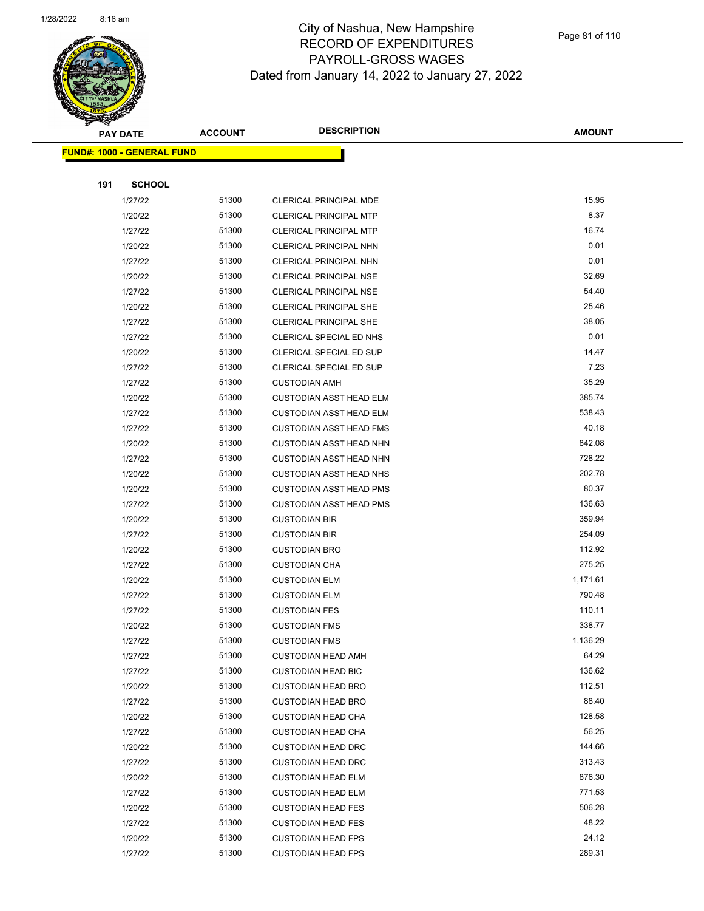# City of Nashua, New Hampshire
## RECORD OF EXPENDITURES
## PAYROLL-GROSS WAGES
## Dated from January 14, 2022 to January 27, 2022

| PAY DATE | ACCOUNT | DESCRIPTION | AMOUNT |
|---|---|---|---|
| **FUND#: 1000 - GENERAL FUND** | | | |
| **191 SCHOOL** | | | |
| 1/27/22 | 51300 | CLERICAL PRINCIPAL MDE | 15.95 |
| 1/20/22 | 51300 | CLERICAL PRINCIPAL MTP | 8.37 |
| 1/27/22 | 51300 | CLERICAL PRINCIPAL MTP | 16.74 |
| 1/20/22 | 51300 | CLERICAL PRINCIPAL NHN | 0.01 |
| 1/27/22 | 51300 | CLERICAL PRINCIPAL NHN | 0.01 |
| 1/20/22 | 51300 | CLERICAL PRINCIPAL NSE | 32.69 |
| 1/27/22 | 51300 | CLERICAL PRINCIPAL NSE | 54.40 |
| 1/20/22 | 51300 | CLERICAL PRINCIPAL SHE | 25.46 |
| 1/27/22 | 51300 | CLERICAL PRINCIPAL SHE | 38.05 |
| 1/27/22 | 51300 | CLERICAL SPECIAL ED NHS | 0.01 |
| 1/20/22 | 51300 | CLERICAL SPECIAL ED SUP | 14.47 |
| 1/27/22 | 51300 | CLERICAL SPECIAL ED SUP | 7.23 |
| 1/27/22 | 51300 | CUSTODIAN AMH | 35.29 |
| 1/20/22 | 51300 | CUSTODIAN ASST HEAD ELM | 385.74 |
| 1/27/22 | 51300 | CUSTODIAN ASST HEAD ELM | 538.43 |
| 1/27/22 | 51300 | CUSTODIAN ASST HEAD FMS | 40.18 |
| 1/20/22 | 51300 | CUSTODIAN ASST HEAD NHN | 842.08 |
| 1/27/22 | 51300 | CUSTODIAN ASST HEAD NHN | 728.22 |
| 1/20/22 | 51300 | CUSTODIAN ASST HEAD NHS | 202.78 |
| 1/20/22 | 51300 | CUSTODIAN ASST HEAD PMS | 80.37 |
| 1/27/22 | 51300 | CUSTODIAN ASST HEAD PMS | 136.63 |
| 1/20/22 | 51300 | CUSTODIAN BIR | 359.94 |
| 1/27/22 | 51300 | CUSTODIAN BIR | 254.09 |
| 1/20/22 | 51300 | CUSTODIAN BRO | 112.92 |
| 1/27/22 | 51300 | CUSTODIAN CHA | 275.25 |
| 1/20/22 | 51300 | CUSTODIAN ELM | 1,171.61 |
| 1/27/22 | 51300 | CUSTODIAN ELM | 790.48 |
| 1/27/22 | 51300 | CUSTODIAN FES | 110.11 |
| 1/20/22 | 51300 | CUSTODIAN FMS | 338.77 |
| 1/27/22 | 51300 | CUSTODIAN FMS | 1,136.29 |
| 1/27/22 | 51300 | CUSTODIAN HEAD AMH | 64.29 |
| 1/27/22 | 51300 | CUSTODIAN HEAD BIC | 136.62 |
| 1/20/22 | 51300 | CUSTODIAN HEAD BRO | 112.51 |
| 1/27/22 | 51300 | CUSTODIAN HEAD BRO | 88.40 |
| 1/20/22 | 51300 | CUSTODIAN HEAD CHA | 128.58 |
| 1/27/22 | 51300 | CUSTODIAN HEAD CHA | 56.25 |
| 1/20/22 | 51300 | CUSTODIAN HEAD DRC | 144.66 |
| 1/27/22 | 51300 | CUSTODIAN HEAD DRC | 313.43 |
| 1/20/22 | 51300 | CUSTODIAN HEAD ELM | 876.30 |
| 1/27/22 | 51300 | CUSTODIAN HEAD ELM | 771.53 |
| 1/20/22 | 51300 | CUSTODIAN HEAD FES | 506.28 |
| 1/27/22 | 51300 | CUSTODIAN HEAD FES | 48.22 |
| 1/20/22 | 51300 | CUSTODIAN HEAD FPS | 24.12 |
| 1/27/22 | 51300 | CUSTODIAN HEAD FPS | 289.31 |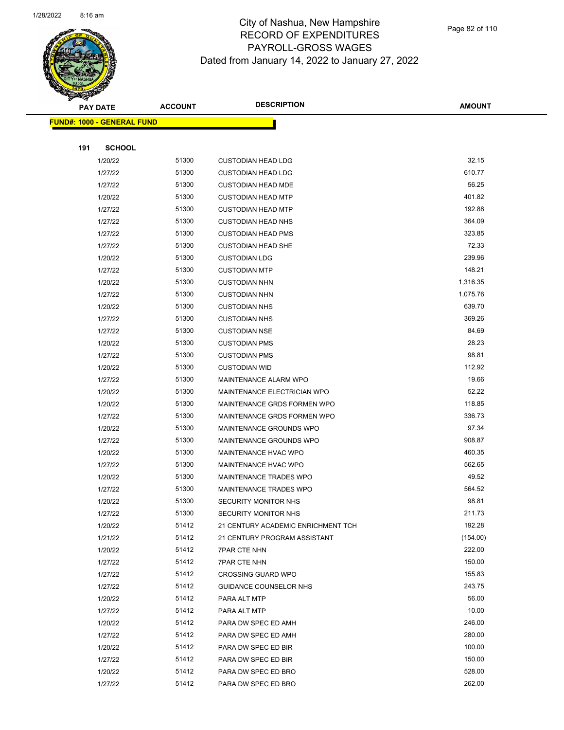# City of Nashua, New Hampshire
## RECORD OF EXPENDITURES
## PAYROLL-GROSS WAGES
### Dated from January 14, 2022 to January 27, 2022

**FUND#: 1000 - GENERAL FUND**

**191 SCHOOL**

| PAY DATE | ACCOUNT | DESCRIPTION | AMOUNT |
|---|---|---|---|
| 1/20/22 | 51300 | CUSTODIAN HEAD LDG | 32.15 |
| 1/27/22 | 51300 | CUSTODIAN HEAD LDG | 610.77 |
| 1/27/22 | 51300 | CUSTODIAN HEAD MDE | 56.25 |
| 1/20/22 | 51300 | CUSTODIAN HEAD MTP | 401.82 |
| 1/27/22 | 51300 | CUSTODIAN HEAD MTP | 192.88 |
| 1/27/22 | 51300 | CUSTODIAN HEAD NHS | 364.09 |
| 1/27/22 | 51300 | CUSTODIAN HEAD PMS | 323.85 |
| 1/27/22 | 51300 | CUSTODIAN HEAD SHE | 72.33 |
| 1/20/22 | 51300 | CUSTODIAN LDG | 239.96 |
| 1/27/22 | 51300 | CUSTODIAN MTP | 148.21 |
| 1/20/22 | 51300 | CUSTODIAN NHN | 1,316.35 |
| 1/27/22 | 51300 | CUSTODIAN NHN | 1,075.76 |
| 1/20/22 | 51300 | CUSTODIAN NHS | 639.70 |
| 1/27/22 | 51300 | CUSTODIAN NHS | 369.26 |
| 1/27/22 | 51300 | CUSTODIAN NSE | 84.69 |
| 1/20/22 | 51300 | CUSTODIAN PMS | 28.23 |
| 1/27/22 | 51300 | CUSTODIAN PMS | 98.81 |
| 1/20/22 | 51300 | CUSTODIAN WID | 112.92 |
| 1/27/22 | 51300 | MAINTENANCE ALARM WPO | 19.66 |
| 1/20/22 | 51300 | MAINTENANCE ELECTRICIAN WPO | 52.22 |
| 1/20/22 | 51300 | MAINTENANCE GRDS FORMEN WPO | 118.85 |
| 1/27/22 | 51300 | MAINTENANCE GRDS FORMEN WPO | 336.73 |
| 1/20/22 | 51300 | MAINTENANCE GROUNDS WPO | 97.34 |
| 1/27/22 | 51300 | MAINTENANCE GROUNDS WPO | 908.87 |
| 1/20/22 | 51300 | MAINTENANCE HVAC WPO | 460.35 |
| 1/27/22 | 51300 | MAINTENANCE HVAC WPO | 562.65 |
| 1/20/22 | 51300 | MAINTENANCE TRADES WPO | 49.52 |
| 1/27/22 | 51300 | MAINTENANCE TRADES WPO | 564.52 |
| 1/20/22 | 51300 | SECURITY MONITOR NHS | 98.81 |
| 1/27/22 | 51300 | SECURITY MONITOR NHS | 211.73 |
| 1/20/22 | 51412 | 21 CENTURY ACADEMIC ENRICHMENT TCH | 192.28 |
| 1/21/22 | 51412 | 21 CENTURY PROGRAM ASSISTANT | (154.00) |
| 1/20/22 | 51412 | 7PAR CTE NHN | 222.00 |
| 1/27/22 | 51412 | 7PAR CTE NHN | 150.00 |
| 1/27/22 | 51412 | CROSSING GUARD WPO | 155.83 |
| 1/27/22 | 51412 | GUIDANCE COUNSELOR NHS | 243.75 |
| 1/20/22 | 51412 | PARA ALT MTP | 56.00 |
| 1/27/22 | 51412 | PARA ALT MTP | 10.00 |
| 1/20/22 | 51412 | PARA DW SPEC ED AMH | 246.00 |
| 1/27/22 | 51412 | PARA DW SPEC ED AMH | 280.00 |
| 1/20/22 | 51412 | PARA DW SPEC ED BIR | 100.00 |
| 1/27/22 | 51412 | PARA DW SPEC ED BIR | 150.00 |
| 1/20/22 | 51412 | PARA DW SPEC ED BRO | 528.00 |
| 1/27/22 | 51412 | PARA DW SPEC ED BRO | 262.00 |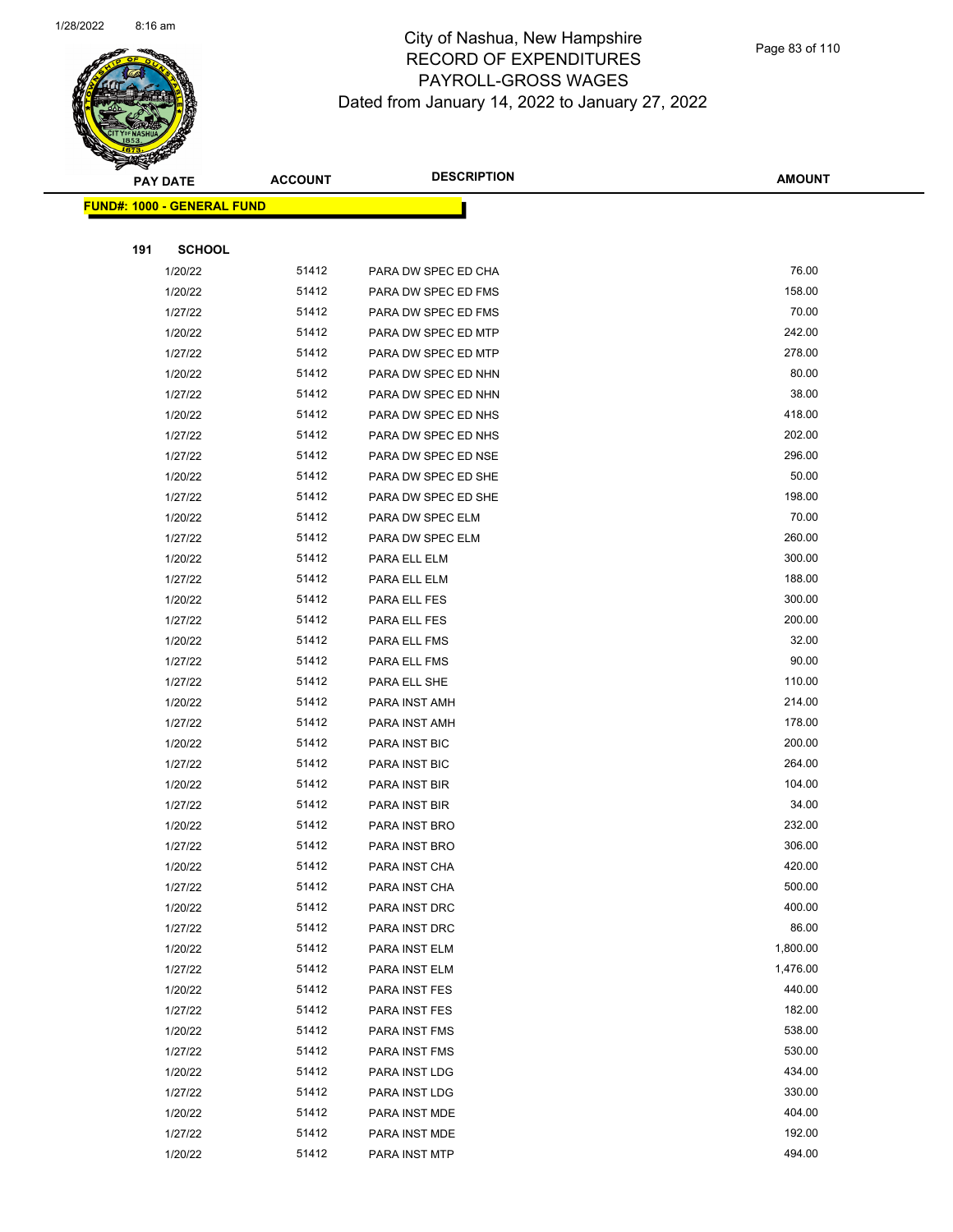# City of Nashua, New Hampshire
## RECORD OF EXPENDITURES
## PAYROLL-GROSS WAGES
### Dated from January 14, 2022 to January 27, 2022

**FUND#: 1000 - GENERAL FUND**

**191 SCHOOL**

| PAY DATE | ACCOUNT | DESCRIPTION | AMOUNT |
|---|---|---|---|
| 1/20/22 | 51412 | PARA DW SPEC ED CHA | 76.00 |
| 1/20/22 | 51412 | PARA DW SPEC ED FMS | 158.00 |
| 1/27/22 | 51412 | PARA DW SPEC ED FMS | 70.00 |
| 1/20/22 | 51412 | PARA DW SPEC ED MTP | 242.00 |
| 1/27/22 | 51412 | PARA DW SPEC ED MTP | 278.00 |
| 1/20/22 | 51412 | PARA DW SPEC ED NHN | 80.00 |
| 1/27/22 | 51412 | PARA DW SPEC ED NHN | 38.00 |
| 1/20/22 | 51412 | PARA DW SPEC ED NHS | 418.00 |
| 1/27/22 | 51412 | PARA DW SPEC ED NHS | 202.00 |
| 1/27/22 | 51412 | PARA DW SPEC ED NSE | 296.00 |
| 1/20/22 | 51412 | PARA DW SPEC ED SHE | 50.00 |
| 1/27/22 | 51412 | PARA DW SPEC ED SHE | 198.00 |
| 1/20/22 | 51412 | PARA DW SPEC ELM | 70.00 |
| 1/27/22 | 51412 | PARA DW SPEC ELM | 260.00 |
| 1/20/22 | 51412 | PARA ELL ELM | 300.00 |
| 1/27/22 | 51412 | PARA ELL ELM | 188.00 |
| 1/20/22 | 51412 | PARA ELL FES | 300.00 |
| 1/27/22 | 51412 | PARA ELL FES | 200.00 |
| 1/20/22 | 51412 | PARA ELL FMS | 32.00 |
| 1/27/22 | 51412 | PARA ELL FMS | 90.00 |
| 1/27/22 | 51412 | PARA ELL SHE | 110.00 |
| 1/20/22 | 51412 | PARA INST AMH | 214.00 |
| 1/27/22 | 51412 | PARA INST AMH | 178.00 |
| 1/20/22 | 51412 | PARA INST BIC | 200.00 |
| 1/27/22 | 51412 | PARA INST BIC | 264.00 |
| 1/20/22 | 51412 | PARA INST BIR | 104.00 |
| 1/27/22 | 51412 | PARA INST BIR | 34.00 |
| 1/20/22 | 51412 | PARA INST BRO | 232.00 |
| 1/27/22 | 51412 | PARA INST BRO | 306.00 |
| 1/20/22 | 51412 | PARA INST CHA | 420.00 |
| 1/27/22 | 51412 | PARA INST CHA | 500.00 |
| 1/20/22 | 51412 | PARA INST DRC | 400.00 |
| 1/27/22 | 51412 | PARA INST DRC | 86.00 |
| 1/20/22 | 51412 | PARA INST ELM | 1,800.00 |
| 1/27/22 | 51412 | PARA INST ELM | 1,476.00 |
| 1/20/22 | 51412 | PARA INST FES | 440.00 |
| 1/27/22 | 51412 | PARA INST FES | 182.00 |
| 1/20/22 | 51412 | PARA INST FMS | 538.00 |
| 1/27/22 | 51412 | PARA INST FMS | 530.00 |
| 1/20/22 | 51412 | PARA INST LDG | 434.00 |
| 1/27/22 | 51412 | PARA INST LDG | 330.00 |
| 1/20/22 | 51412 | PARA INST MDE | 404.00 |
| 1/27/22 | 51412 | PARA INST MDE | 192.00 |
| 1/20/22 | 51412 | PARA INST MTP | 494.00 |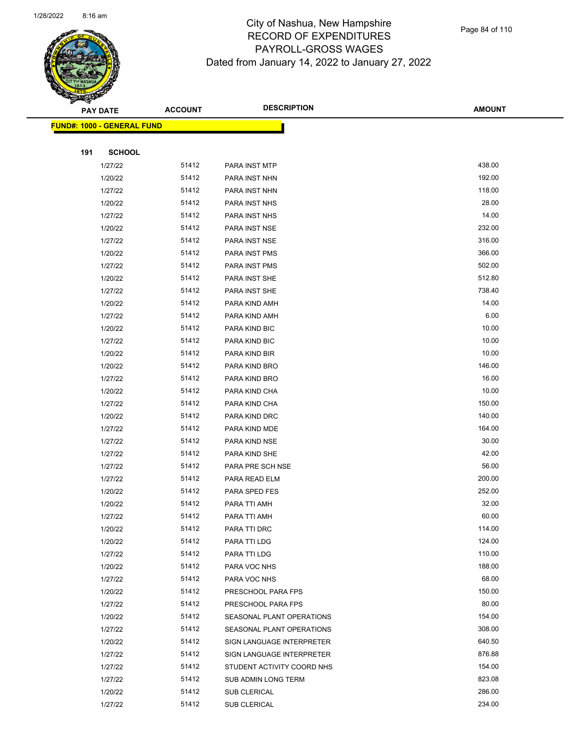City of Nashua, New Hampshire
RECORD OF EXPENDITURES
PAYROLL-GROSS WAGES
Dated from January 14, 2022 to January 27, 2022

| PAY DATE | ACCOUNT | DESCRIPTION | AMOUNT |
|---|---|---|---|

**FUND#: 1000 - GENERAL FUND**

**191 SCHOOL**

| PAY DATE | ACCOUNT | DESCRIPTION | AMOUNT |
|---|---|---|---|
| 1/27/22 | 51412 | PARA INST MTP | 438.00 |
| 1/20/22 | 51412 | PARA INST NHN | 192.00 |
| 1/27/22 | 51412 | PARA INST NHN | 118.00 |
| 1/20/22 | 51412 | PARA INST NHS | 28.00 |
| 1/27/22 | 51412 | PARA INST NHS | 14.00 |
| 1/20/22 | 51412 | PARA INST NSE | 232.00 |
| 1/27/22 | 51412 | PARA INST NSE | 316.00 |
| 1/20/22 | 51412 | PARA INST PMS | 366.00 |
| 1/27/22 | 51412 | PARA INST PMS | 502.00 |
| 1/20/22 | 51412 | PARA INST SHE | 512.80 |
| 1/27/22 | 51412 | PARA INST SHE | 738.40 |
| 1/20/22 | 51412 | PARA KIND AMH | 14.00 |
| 1/27/22 | 51412 | PARA KIND AMH | 6.00 |
| 1/20/22 | 51412 | PARA KIND BIC | 10.00 |
| 1/27/22 | 51412 | PARA KIND BIC | 10.00 |
| 1/20/22 | 51412 | PARA KIND BIR | 10.00 |
| 1/20/22 | 51412 | PARA KIND BRO | 146.00 |
| 1/27/22 | 51412 | PARA KIND BRO | 16.00 |
| 1/20/22 | 51412 | PARA KIND CHA | 10.00 |
| 1/27/22 | 51412 | PARA KIND CHA | 150.00 |
| 1/20/22 | 51412 | PARA KIND DRC | 140.00 |
| 1/27/22 | 51412 | PARA KIND MDE | 164.00 |
| 1/27/22 | 51412 | PARA KIND NSE | 30.00 |
| 1/27/22 | 51412 | PARA KIND SHE | 42.00 |
| 1/27/22 | 51412 | PARA PRE SCH NSE | 56.00 |
| 1/27/22 | 51412 | PARA READ ELM | 200.00 |
| 1/20/22 | 51412 | PARA SPED FES | 252.00 |
| 1/20/22 | 51412 | PARA TTI AMH | 32.00 |
| 1/27/22 | 51412 | PARA TTI AMH | 60.00 |
| 1/20/22 | 51412 | PARA TTI DRC | 114.00 |
| 1/20/22 | 51412 | PARA TTI LDG | 124.00 |
| 1/27/22 | 51412 | PARA TTI LDG | 110.00 |
| 1/20/22 | 51412 | PARA VOC NHS | 188.00 |
| 1/27/22 | 51412 | PARA VOC NHS | 68.00 |
| 1/20/22 | 51412 | PRESCHOOL PARA FPS | 150.00 |
| 1/27/22 | 51412 | PRESCHOOL PARA FPS | 80.00 |
| 1/20/22 | 51412 | SEASONAL PLANT OPERATIONS | 154.00 |
| 1/27/22 | 51412 | SEASONAL PLANT OPERATIONS | 308.00 |
| 1/20/22 | 51412 | SIGN LANGUAGE INTERPRETER | 640.50 |
| 1/27/22 | 51412 | SIGN LANGUAGE INTERPRETER | 876.88 |
| 1/27/22 | 51412 | STUDENT ACTIVITY COORD NHS | 154.00 |
| 1/27/22 | 51412 | SUB ADMIN LONG TERM | 823.08 |
| 1/20/22 | 51412 | SUB CLERICAL | 286.00 |
| 1/27/22 | 51412 | SUB CLERICAL | 234.00 |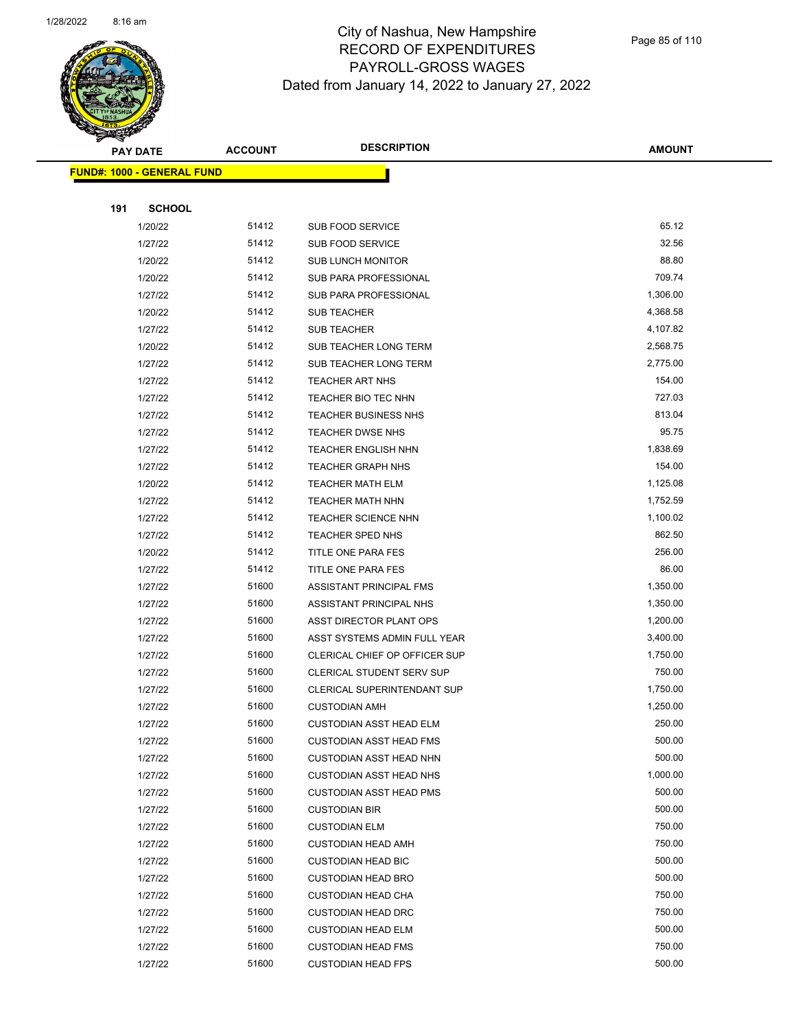City of Nashua, New Hampshire
RECORD OF EXPENDITURES
PAYROLL-GROSS WAGES
Dated from January 14, 2022 to January 27, 2022

| PAY DATE | ACCOUNT | DESCRIPTION | AMOUNT |
|---|---|---|---|
| **FUND#: 1000 - GENERAL FUND** | | | |
| **191 SCHOOL** | | | |
| 1/20/22 | 51412 | SUB FOOD SERVICE | 65.12 |
| 1/27/22 | 51412 | SUB FOOD SERVICE | 32.56 |
| 1/20/22 | 51412 | SUB LUNCH MONITOR | 88.80 |
| 1/20/22 | 51412 | SUB PARA PROFESSIONAL | 709.74 |
| 1/27/22 | 51412 | SUB PARA PROFESSIONAL | 1,306.00 |
| 1/20/22 | 51412 | SUB TEACHER | 4,368.58 |
| 1/27/22 | 51412 | SUB TEACHER | 4,107.82 |
| 1/20/22 | 51412 | SUB TEACHER LONG TERM | 2,568.75 |
| 1/27/22 | 51412 | SUB TEACHER LONG TERM | 2,775.00 |
| 1/27/22 | 51412 | TEACHER ART NHS | 154.00 |
| 1/27/22 | 51412 | TEACHER BIO TEC NHN | 727.03 |
| 1/27/22 | 51412 | TEACHER BUSINESS NHS | 813.04 |
| 1/27/22 | 51412 | TEACHER DWSE NHS | 95.75 |
| 1/27/22 | 51412 | TEACHER ENGLISH NHN | 1,838.69 |
| 1/27/22 | 51412 | TEACHER GRAPH NHS | 154.00 |
| 1/20/22 | 51412 | TEACHER MATH ELM | 1,125.08 |
| 1/27/22 | 51412 | TEACHER MATH NHN | 1,752.59 |
| 1/27/22 | 51412 | TEACHER SCIENCE NHN | 1,100.02 |
| 1/27/22 | 51412 | TEACHER SPED NHS | 862.50 |
| 1/20/22 | 51412 | TITLE ONE PARA FES | 256.00 |
| 1/27/22 | 51412 | TITLE ONE PARA FES | 86.00 |
| 1/27/22 | 51600 | ASSISTANT PRINCIPAL FMS | 1,350.00 |
| 1/27/22 | 51600 | ASSISTANT PRINCIPAL NHS | 1,350.00 |
| 1/27/22 | 51600 | ASST DIRECTOR PLANT OPS | 1,200.00 |
| 1/27/22 | 51600 | ASST SYSTEMS ADMIN FULL YEAR | 3,400.00 |
| 1/27/22 | 51600 | CLERICAL CHIEF OP OFFICER SUP | 1,750.00 |
| 1/27/22 | 51600 | CLERICAL STUDENT SERV SUP | 750.00 |
| 1/27/22 | 51600 | CLERICAL SUPERINTENDANT SUP | 1,750.00 |
| 1/27/22 | 51600 | CUSTODIAN AMH | 1,250.00 |
| 1/27/22 | 51600 | CUSTODIAN ASST HEAD ELM | 250.00 |
| 1/27/22 | 51600 | CUSTODIAN ASST HEAD FMS | 500.00 |
| 1/27/22 | 51600 | CUSTODIAN ASST HEAD NHN | 500.00 |
| 1/27/22 | 51600 | CUSTODIAN ASST HEAD NHS | 1,000.00 |
| 1/27/22 | 51600 | CUSTODIAN ASST HEAD PMS | 500.00 |
| 1/27/22 | 51600 | CUSTODIAN BIR | 500.00 |
| 1/27/22 | 51600 | CUSTODIAN ELM | 750.00 |
| 1/27/22 | 51600 | CUSTODIAN HEAD AMH | 750.00 |
| 1/27/22 | 51600 | CUSTODIAN HEAD BIC | 500.00 |
| 1/27/22 | 51600 | CUSTODIAN HEAD BRO | 500.00 |
| 1/27/22 | 51600 | CUSTODIAN HEAD CHA | 750.00 |
| 1/27/22 | 51600 | CUSTODIAN HEAD DRC | 750.00 |
| 1/27/22 | 51600 | CUSTODIAN HEAD ELM | 500.00 |
| 1/27/22 | 51600 | CUSTODIAN HEAD FMS | 750.00 |
| 1/27/22 | 51600 | CUSTODIAN HEAD FPS | 500.00 |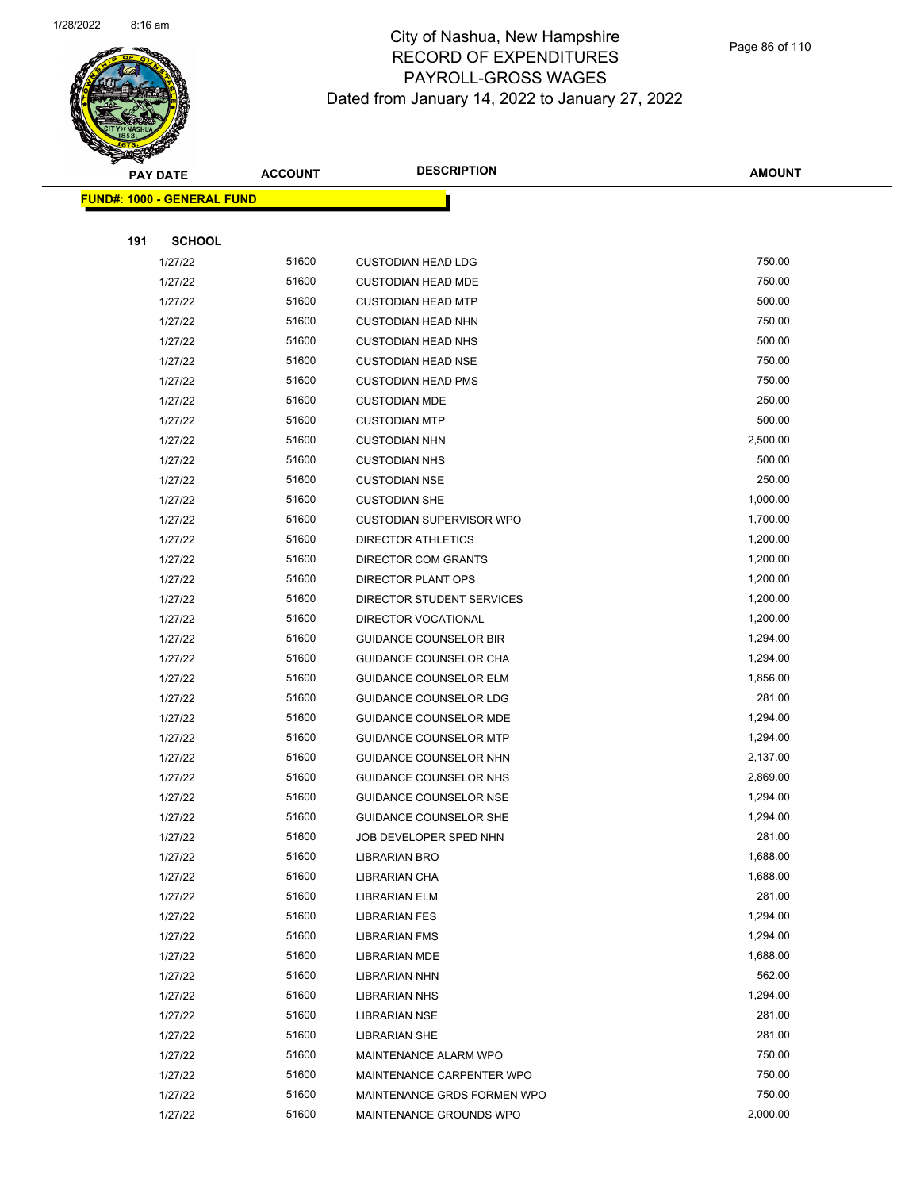# City of Nashua, New Hampshire
## RECORD OF EXPENDITURES
## PAYROLL-GROSS WAGES
## Dated from January 14, 2022 to January 27, 2022

| PAY DATE | ACCOUNT | DESCRIPTION | AMOUNT |
|---|---|---|---|
| **FUND#: 1000 - GENERAL FUND** | | | |
| **191 SCHOOL** | | | |
| 1/27/22 | 51600 | CUSTODIAN HEAD LDG | 750.00 |
| 1/27/22 | 51600 | CUSTODIAN HEAD MDE | 750.00 |
| 1/27/22 | 51600 | CUSTODIAN HEAD MTP | 500.00 |
| 1/27/22 | 51600 | CUSTODIAN HEAD NHN | 750.00 |
| 1/27/22 | 51600 | CUSTODIAN HEAD NHS | 500.00 |
| 1/27/22 | 51600 | CUSTODIAN HEAD NSE | 750.00 |
| 1/27/22 | 51600 | CUSTODIAN HEAD PMS | 750.00 |
| 1/27/22 | 51600 | CUSTODIAN MDE | 250.00 |
| 1/27/22 | 51600 | CUSTODIAN MTP | 500.00 |
| 1/27/22 | 51600 | CUSTODIAN NHN | 2,500.00 |
| 1/27/22 | 51600 | CUSTODIAN NHS | 500.00 |
| 1/27/22 | 51600 | CUSTODIAN NSE | 250.00 |
| 1/27/22 | 51600 | CUSTODIAN SHE | 1,000.00 |
| 1/27/22 | 51600 | CUSTODIAN SUPERVISOR WPO | 1,700.00 |
| 1/27/22 | 51600 | DIRECTOR ATHLETICS | 1,200.00 |
| 1/27/22 | 51600 | DIRECTOR COM GRANTS | 1,200.00 |
| 1/27/22 | 51600 | DIRECTOR PLANT OPS | 1,200.00 |
| 1/27/22 | 51600 | DIRECTOR STUDENT SERVICES | 1,200.00 |
| 1/27/22 | 51600 | DIRECTOR VOCATIONAL | 1,200.00 |
| 1/27/22 | 51600 | GUIDANCE COUNSELOR BIR | 1,294.00 |
| 1/27/22 | 51600 | GUIDANCE COUNSELOR CHA | 1,294.00 |
| 1/27/22 | 51600 | GUIDANCE COUNSELOR ELM | 1,856.00 |
| 1/27/22 | 51600 | GUIDANCE COUNSELOR LDG | 281.00 |
| 1/27/22 | 51600 | GUIDANCE COUNSELOR MDE | 1,294.00 |
| 1/27/22 | 51600 | GUIDANCE COUNSELOR MTP | 1,294.00 |
| 1/27/22 | 51600 | GUIDANCE COUNSELOR NHN | 2,137.00 |
| 1/27/22 | 51600 | GUIDANCE COUNSELOR NHS | 2,869.00 |
| 1/27/22 | 51600 | GUIDANCE COUNSELOR NSE | 1,294.00 |
| 1/27/22 | 51600 | GUIDANCE COUNSELOR SHE | 1,294.00 |
| 1/27/22 | 51600 | JOB DEVELOPER SPED NHN | 281.00 |
| 1/27/22 | 51600 | LIBRARIAN BRO | 1,688.00 |
| 1/27/22 | 51600 | LIBRARIAN CHA | 1,688.00 |
| 1/27/22 | 51600 | LIBRARIAN ELM | 281.00 |
| 1/27/22 | 51600 | LIBRARIAN FES | 1,294.00 |
| 1/27/22 | 51600 | LIBRARIAN FMS | 1,294.00 |
| 1/27/22 | 51600 | LIBRARIAN MDE | 1,688.00 |
| 1/27/22 | 51600 | LIBRARIAN NHN | 562.00 |
| 1/27/22 | 51600 | LIBRARIAN NHS | 1,294.00 |
| 1/27/22 | 51600 | LIBRARIAN NSE | 281.00 |
| 1/27/22 | 51600 | LIBRARIAN SHE | 281.00 |
| 1/27/22 | 51600 | MAINTENANCE ALARM WPO | 750.00 |
| 1/27/22 | 51600 | MAINTENANCE CARPENTER WPO | 750.00 |
| 1/27/22 | 51600 | MAINTENANCE GRDS FORMEN WPO | 750.00 |
| 1/27/22 | 51600 | MAINTENANCE GROUNDS WPO | 2,000.00 |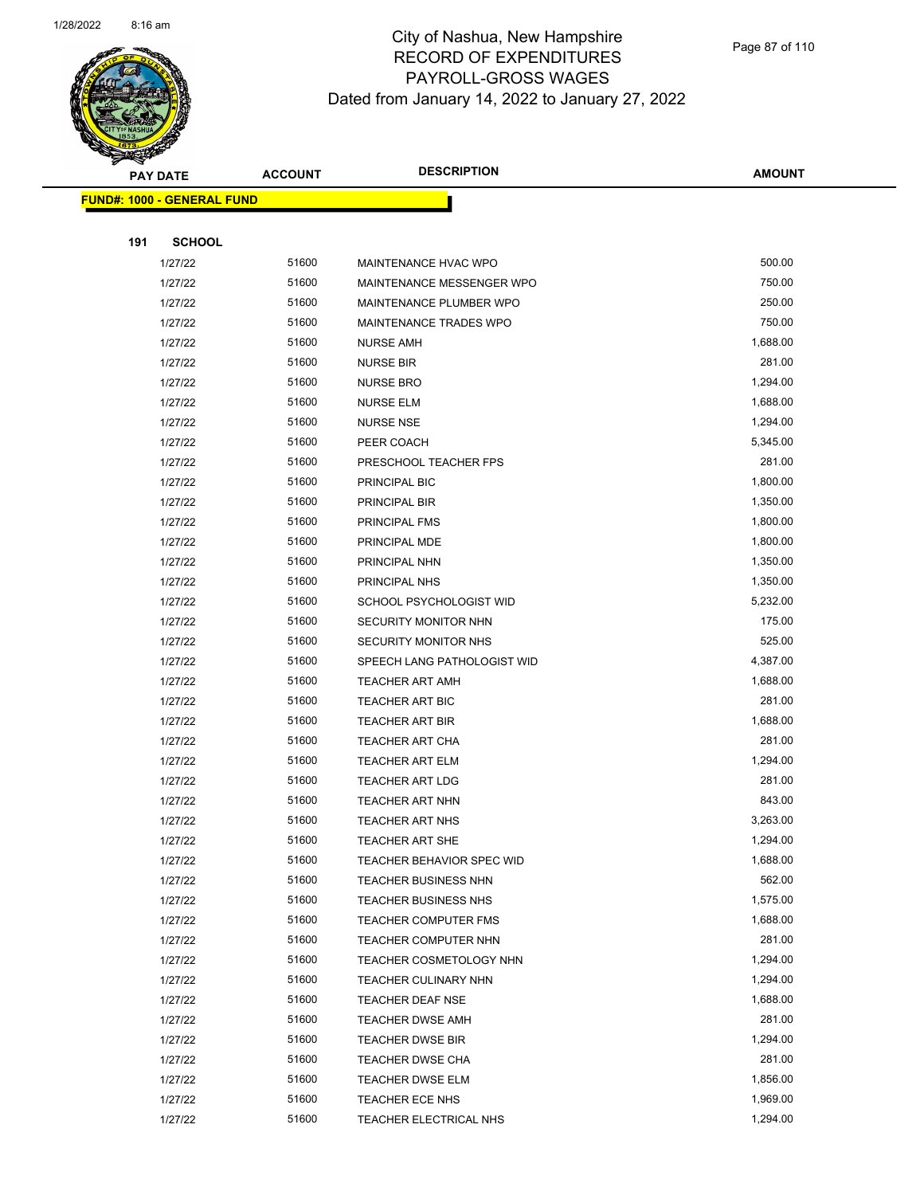# City of Nashua, New Hampshire
## RECORD OF EXPENDITURES
## PAYROLL-GROSS WAGES
### Dated from January 14, 2022 to January 27, 2022

| PAY DATE | ACCOUNT | DESCRIPTION | AMOUNT |
|---|---|---|---|
| **FUND#: 1000 - GENERAL FUND** | | | |
| **191 SCHOOL** | | | |
| 1/27/22 | 51600 | MAINTENANCE HVAC WPO | 500.00 |
| 1/27/22 | 51600 | MAINTENANCE MESSENGER WPO | 750.00 |
| 1/27/22 | 51600 | MAINTENANCE PLUMBER WPO | 250.00 |
| 1/27/22 | 51600 | MAINTENANCE TRADES WPO | 750.00 |
| 1/27/22 | 51600 | NURSE AMH | 1,688.00 |
| 1/27/22 | 51600 | NURSE BIR | 281.00 |
| 1/27/22 | 51600 | NURSE BRO | 1,294.00 |
| 1/27/22 | 51600 | NURSE ELM | 1,688.00 |
| 1/27/22 | 51600 | NURSE NSE | 1,294.00 |
| 1/27/22 | 51600 | PEER COACH | 5,345.00 |
| 1/27/22 | 51600 | PRESCHOOL TEACHER FPS | 281.00 |
| 1/27/22 | 51600 | PRINCIPAL BIC | 1,800.00 |
| 1/27/22 | 51600 | PRINCIPAL BIR | 1,350.00 |
| 1/27/22 | 51600 | PRINCIPAL FMS | 1,800.00 |
| 1/27/22 | 51600 | PRINCIPAL MDE | 1,800.00 |
| 1/27/22 | 51600 | PRINCIPAL NHN | 1,350.00 |
| 1/27/22 | 51600 | PRINCIPAL NHS | 1,350.00 |
| 1/27/22 | 51600 | SCHOOL PSYCHOLOGIST WID | 5,232.00 |
| 1/27/22 | 51600 | SECURITY MONITOR NHN | 175.00 |
| 1/27/22 | 51600 | SECURITY MONITOR NHS | 525.00 |
| 1/27/22 | 51600 | SPEECH LANG PATHOLOGIST WID | 4,387.00 |
| 1/27/22 | 51600 | TEACHER ART AMH | 1,688.00 |
| 1/27/22 | 51600 | TEACHER ART BIC | 281.00 |
| 1/27/22 | 51600 | TEACHER ART BIR | 1,688.00 |
| 1/27/22 | 51600 | TEACHER ART CHA | 281.00 |
| 1/27/22 | 51600 | TEACHER ART ELM | 1,294.00 |
| 1/27/22 | 51600 | TEACHER ART LDG | 281.00 |
| 1/27/22 | 51600 | TEACHER ART NHN | 843.00 |
| 1/27/22 | 51600 | TEACHER ART NHS | 3,263.00 |
| 1/27/22 | 51600 | TEACHER ART SHE | 1,294.00 |
| 1/27/22 | 51600 | TEACHER BEHAVIOR SPEC WID | 1,688.00 |
| 1/27/22 | 51600 | TEACHER BUSINESS NHN | 562.00 |
| 1/27/22 | 51600 | TEACHER BUSINESS NHS | 1,575.00 |
| 1/27/22 | 51600 | TEACHER COMPUTER FMS | 1,688.00 |
| 1/27/22 | 51600 | TEACHER COMPUTER NHN | 281.00 |
| 1/27/22 | 51600 | TEACHER COSMETOLOGY NHN | 1,294.00 |
| 1/27/22 | 51600 | TEACHER CULINARY NHN | 1,294.00 |
| 1/27/22 | 51600 | TEACHER DEAF NSE | 1,688.00 |
| 1/27/22 | 51600 | TEACHER DWSE AMH | 281.00 |
| 1/27/22 | 51600 | TEACHER DWSE BIR | 1,294.00 |
| 1/27/22 | 51600 | TEACHER DWSE CHA | 281.00 |
| 1/27/22 | 51600 | TEACHER DWSE ELM | 1,856.00 |
| 1/27/22 | 51600 | TEACHER ECE NHS | 1,969.00 |
| 1/27/22 | 51600 | TEACHER ELECTRICAL NHS | 1,294.00 |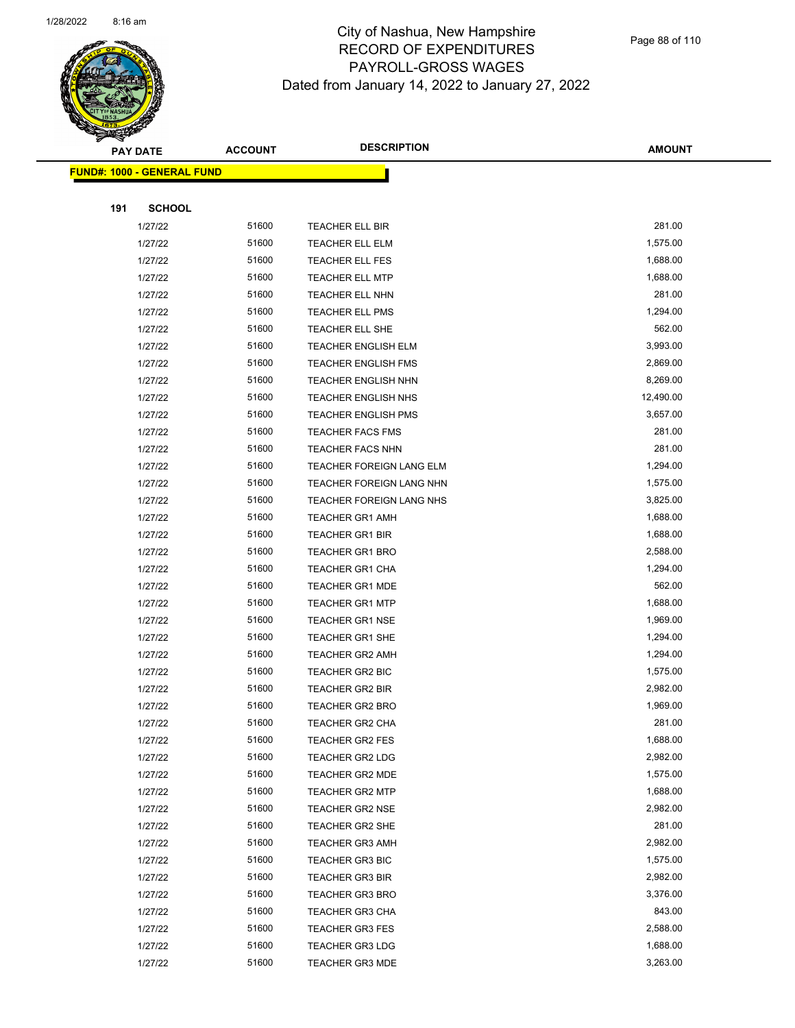# City of Nashua, New Hampshire
# RECORD OF EXPENDITURES
# PAYROLL-GROSS WAGES
## Dated from January 14, 2022 to January 27, 2022

**FUND#: 1000 - GENERAL FUND**

**191 SCHOOL**

| PAY DATE | ACCOUNT | DESCRIPTION | AMOUNT |
|---|---|---|---|
| 1/27/22 | 51600 | TEACHER ELL BIR | 281.00 |
| 1/27/22 | 51600 | TEACHER ELL ELM | 1,575.00 |
| 1/27/22 | 51600 | TEACHER ELL FES | 1,688.00 |
| 1/27/22 | 51600 | TEACHER ELL MTP | 1,688.00 |
| 1/27/22 | 51600 | TEACHER ELL NHN | 281.00 |
| 1/27/22 | 51600 | TEACHER ELL PMS | 1,294.00 |
| 1/27/22 | 51600 | TEACHER ELL SHE | 562.00 |
| 1/27/22 | 51600 | TEACHER ENGLISH ELM | 3,993.00 |
| 1/27/22 | 51600 | TEACHER ENGLISH FMS | 2,869.00 |
| 1/27/22 | 51600 | TEACHER ENGLISH NHN | 8,269.00 |
| 1/27/22 | 51600 | TEACHER ENGLISH NHS | 12,490.00 |
| 1/27/22 | 51600 | TEACHER ENGLISH PMS | 3,657.00 |
| 1/27/22 | 51600 | TEACHER FACS FMS | 281.00 |
| 1/27/22 | 51600 | TEACHER FACS NHN | 281.00 |
| 1/27/22 | 51600 | TEACHER FOREIGN LANG ELM | 1,294.00 |
| 1/27/22 | 51600 | TEACHER FOREIGN LANG NHN | 1,575.00 |
| 1/27/22 | 51600 | TEACHER FOREIGN LANG NHS | 3,825.00 |
| 1/27/22 | 51600 | TEACHER GR1 AMH | 1,688.00 |
| 1/27/22 | 51600 | TEACHER GR1 BIR | 1,688.00 |
| 1/27/22 | 51600 | TEACHER GR1 BRO | 2,588.00 |
| 1/27/22 | 51600 | TEACHER GR1 CHA | 1,294.00 |
| 1/27/22 | 51600 | TEACHER GR1 MDE | 562.00 |
| 1/27/22 | 51600 | TEACHER GR1 MTP | 1,688.00 |
| 1/27/22 | 51600 | TEACHER GR1 NSE | 1,969.00 |
| 1/27/22 | 51600 | TEACHER GR1 SHE | 1,294.00 |
| 1/27/22 | 51600 | TEACHER GR2 AMH | 1,294.00 |
| 1/27/22 | 51600 | TEACHER GR2 BIC | 1,575.00 |
| 1/27/22 | 51600 | TEACHER GR2 BIR | 2,982.00 |
| 1/27/22 | 51600 | TEACHER GR2 BRO | 1,969.00 |
| 1/27/22 | 51600 | TEACHER GR2 CHA | 281.00 |
| 1/27/22 | 51600 | TEACHER GR2 FES | 1,688.00 |
| 1/27/22 | 51600 | TEACHER GR2 LDG | 2,982.00 |
| 1/27/22 | 51600 | TEACHER GR2 MDE | 1,575.00 |
| 1/27/22 | 51600 | TEACHER GR2 MTP | 1,688.00 |
| 1/27/22 | 51600 | TEACHER GR2 NSE | 2,982.00 |
| 1/27/22 | 51600 | TEACHER GR2 SHE | 281.00 |
| 1/27/22 | 51600 | TEACHER GR3 AMH | 2,982.00 |
| 1/27/22 | 51600 | TEACHER GR3 BIC | 1,575.00 |
| 1/27/22 | 51600 | TEACHER GR3 BIR | 2,982.00 |
| 1/27/22 | 51600 | TEACHER GR3 BRO | 3,376.00 |
| 1/27/22 | 51600 | TEACHER GR3 CHA | 843.00 |
| 1/27/22 | 51600 | TEACHER GR3 FES | 2,588.00 |
| 1/27/22 | 51600 | TEACHER GR3 LDG | 1,688.00 |
| 1/27/22 | 51600 | TEACHER GR3 MDE | 3,263.00 |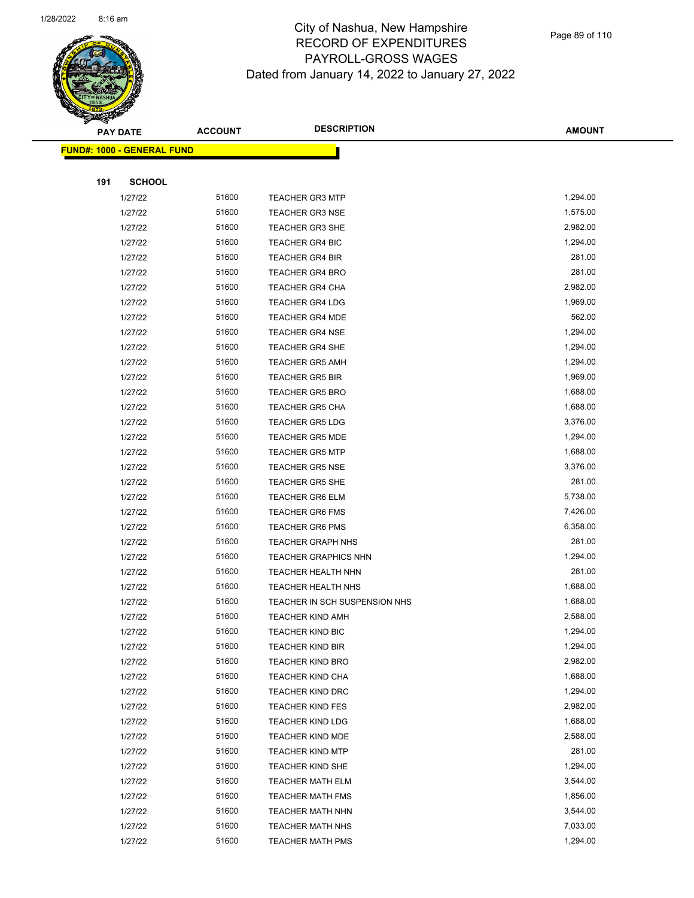# City of Nashua, New Hampshire
## RECORD OF EXPENDITURES
## PAYROLL-GROSS WAGES
### Dated from January 14, 2022 to January 27, 2022

| PAY DATE | ACCOUNT | DESCRIPTION | AMOUNT |
|---|---|---|---|
| **FUND#: 1000 - GENERAL FUND** | | | |
| **191 SCHOOL** | | | |
| 1/27/22 | 51600 | TEACHER GR3 MTP | 1,294.00 |
| 1/27/22 | 51600 | TEACHER GR3 NSE | 1,575.00 |
| 1/27/22 | 51600 | TEACHER GR3 SHE | 2,982.00 |
| 1/27/22 | 51600 | TEACHER GR4 BIC | 1,294.00 |
| 1/27/22 | 51600 | TEACHER GR4 BIR | 281.00 |
| 1/27/22 | 51600 | TEACHER GR4 BRO | 281.00 |
| 1/27/22 | 51600 | TEACHER GR4 CHA | 2,982.00 |
| 1/27/22 | 51600 | TEACHER GR4 LDG | 1,969.00 |
| 1/27/22 | 51600 | TEACHER GR4 MDE | 562.00 |
| 1/27/22 | 51600 | TEACHER GR4 NSE | 1,294.00 |
| 1/27/22 | 51600 | TEACHER GR4 SHE | 1,294.00 |
| 1/27/22 | 51600 | TEACHER GR5 AMH | 1,294.00 |
| 1/27/22 | 51600 | TEACHER GR5 BIR | 1,969.00 |
| 1/27/22 | 51600 | TEACHER GR5 BRO | 1,688.00 |
| 1/27/22 | 51600 | TEACHER GR5 CHA | 1,688.00 |
| 1/27/22 | 51600 | TEACHER GR5 LDG | 3,376.00 |
| 1/27/22 | 51600 | TEACHER GR5 MDE | 1,294.00 |
| 1/27/22 | 51600 | TEACHER GR5 MTP | 1,688.00 |
| 1/27/22 | 51600 | TEACHER GR5 NSE | 3,376.00 |
| 1/27/22 | 51600 | TEACHER GR5 SHE | 281.00 |
| 1/27/22 | 51600 | TEACHER GR6 ELM | 5,738.00 |
| 1/27/22 | 51600 | TEACHER GR6 FMS | 7,426.00 |
| 1/27/22 | 51600 | TEACHER GR6 PMS | 6,358.00 |
| 1/27/22 | 51600 | TEACHER GRAPH NHS | 281.00 |
| 1/27/22 | 51600 | TEACHER GRAPHICS NHN | 1,294.00 |
| 1/27/22 | 51600 | TEACHER HEALTH NHN | 281.00 |
| 1/27/22 | 51600 | TEACHER HEALTH NHS | 1,688.00 |
| 1/27/22 | 51600 | TEACHER IN SCH SUSPENSION NHS | 1,688.00 |
| 1/27/22 | 51600 | TEACHER KIND AMH | 2,588.00 |
| 1/27/22 | 51600 | TEACHER KIND BIC | 1,294.00 |
| 1/27/22 | 51600 | TEACHER KIND BIR | 1,294.00 |
| 1/27/22 | 51600 | TEACHER KIND BRO | 2,982.00 |
| 1/27/22 | 51600 | TEACHER KIND CHA | 1,688.00 |
| 1/27/22 | 51600 | TEACHER KIND DRC | 1,294.00 |
| 1/27/22 | 51600 | TEACHER KIND FES | 2,982.00 |
| 1/27/22 | 51600 | TEACHER KIND LDG | 1,688.00 |
| 1/27/22 | 51600 | TEACHER KIND MDE | 2,588.00 |
| 1/27/22 | 51600 | TEACHER KIND MTP | 281.00 |
| 1/27/22 | 51600 | TEACHER KIND SHE | 1,294.00 |
| 1/27/22 | 51600 | TEACHER MATH ELM | 3,544.00 |
| 1/27/22 | 51600 | TEACHER MATH FMS | 1,856.00 |
| 1/27/22 | 51600 | TEACHER MATH NHN | 3,544.00 |
| 1/27/22 | 51600 | TEACHER MATH NHS | 7,033.00 |
| 1/27/22 | 51600 | TEACHER MATH PMS | 1,294.00 |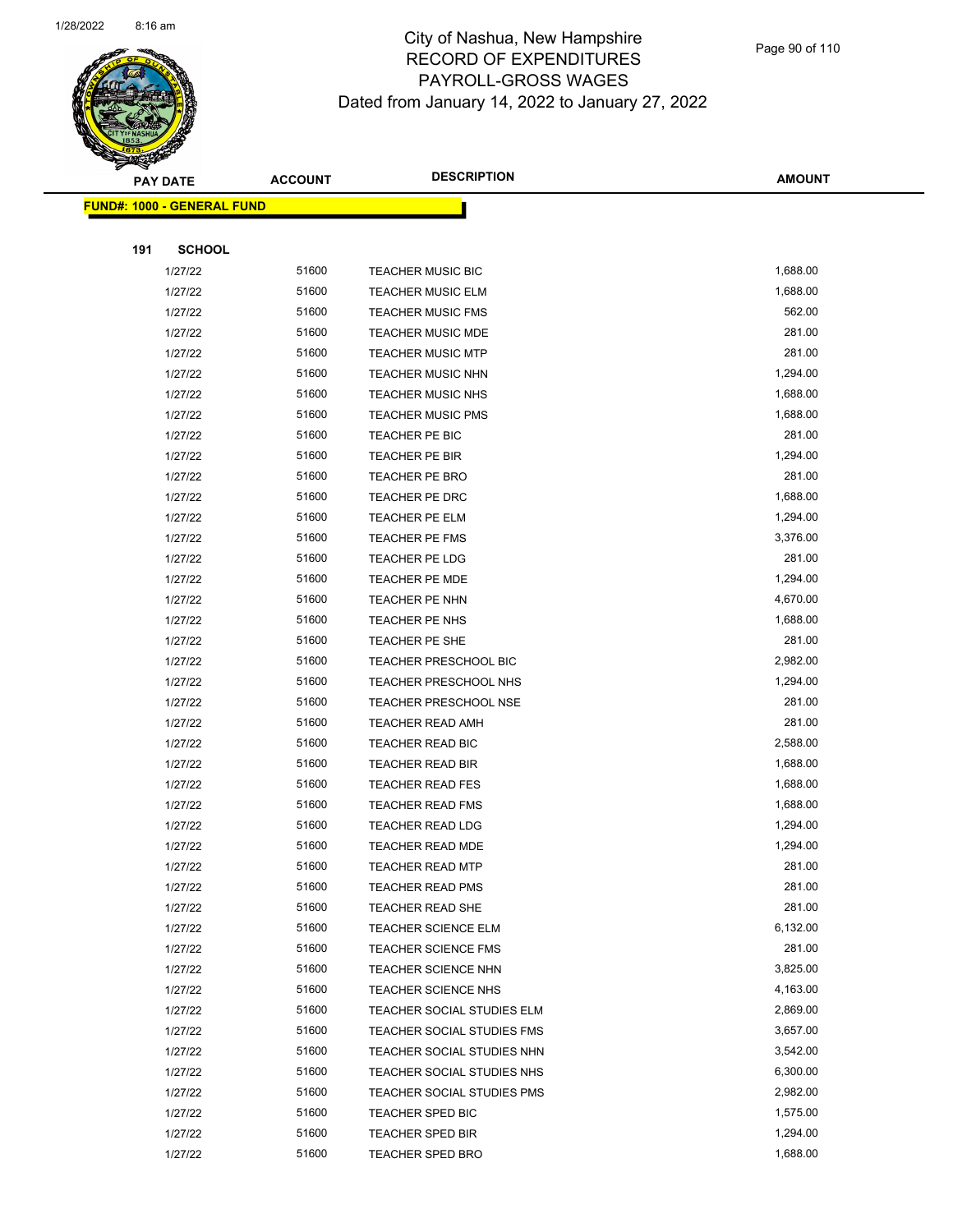# City of Nashua, New Hampshire
## RECORD OF EXPENDITURES
## PAYROLL-GROSS WAGES
### Dated from January 14, 2022 to January 27, 2022

| PAY DATE | ACCOUNT | DESCRIPTION | AMOUNT |
|---|---|---|---|
| **FUND#: 1000 - GENERAL FUND** | | | |
| **191 SCHOOL** | | | |
| 1/27/22 | 51600 | TEACHER MUSIC BIC | 1,688.00 |
| 1/27/22 | 51600 | TEACHER MUSIC ELM | 1,688.00 |
| 1/27/22 | 51600 | TEACHER MUSIC FMS | 562.00 |
| 1/27/22 | 51600 | TEACHER MUSIC MDE | 281.00 |
| 1/27/22 | 51600 | TEACHER MUSIC MTP | 281.00 |
| 1/27/22 | 51600 | TEACHER MUSIC NHN | 1,294.00 |
| 1/27/22 | 51600 | TEACHER MUSIC NHS | 1,688.00 |
| 1/27/22 | 51600 | TEACHER MUSIC PMS | 1,688.00 |
| 1/27/22 | 51600 | TEACHER PE BIC | 281.00 |
| 1/27/22 | 51600 | TEACHER PE BIR | 1,294.00 |
| 1/27/22 | 51600 | TEACHER PE BRO | 281.00 |
| 1/27/22 | 51600 | TEACHER PE DRC | 1,688.00 |
| 1/27/22 | 51600 | TEACHER PE ELM | 1,294.00 |
| 1/27/22 | 51600 | TEACHER PE FMS | 3,376.00 |
| 1/27/22 | 51600 | TEACHER PE LDG | 281.00 |
| 1/27/22 | 51600 | TEACHER PE MDE | 1,294.00 |
| 1/27/22 | 51600 | TEACHER PE NHN | 4,670.00 |
| 1/27/22 | 51600 | TEACHER PE NHS | 1,688.00 |
| 1/27/22 | 51600 | TEACHER PE SHE | 281.00 |
| 1/27/22 | 51600 | TEACHER PRESCHOOL BIC | 2,982.00 |
| 1/27/22 | 51600 | TEACHER PRESCHOOL NHS | 1,294.00 |
| 1/27/22 | 51600 | TEACHER PRESCHOOL NSE | 281.00 |
| 1/27/22 | 51600 | TEACHER READ AMH | 281.00 |
| 1/27/22 | 51600 | TEACHER READ BIC | 2,588.00 |
| 1/27/22 | 51600 | TEACHER READ BIR | 1,688.00 |
| 1/27/22 | 51600 | TEACHER READ FES | 1,688.00 |
| 1/27/22 | 51600 | TEACHER READ FMS | 1,688.00 |
| 1/27/22 | 51600 | TEACHER READ LDG | 1,294.00 |
| 1/27/22 | 51600 | TEACHER READ MDE | 1,294.00 |
| 1/27/22 | 51600 | TEACHER READ MTP | 281.00 |
| 1/27/22 | 51600 | TEACHER READ PMS | 281.00 |
| 1/27/22 | 51600 | TEACHER READ SHE | 281.00 |
| 1/27/22 | 51600 | TEACHER SCIENCE ELM | 6,132.00 |
| 1/27/22 | 51600 | TEACHER SCIENCE FMS | 281.00 |
| 1/27/22 | 51600 | TEACHER SCIENCE NHN | 3,825.00 |
| 1/27/22 | 51600 | TEACHER SCIENCE NHS | 4,163.00 |
| 1/27/22 | 51600 | TEACHER SOCIAL STUDIES ELM | 2,869.00 |
| 1/27/22 | 51600 | TEACHER SOCIAL STUDIES FMS | 3,657.00 |
| 1/27/22 | 51600 | TEACHER SOCIAL STUDIES NHN | 3,542.00 |
| 1/27/22 | 51600 | TEACHER SOCIAL STUDIES NHS | 6,300.00 |
| 1/27/22 | 51600 | TEACHER SOCIAL STUDIES PMS | 2,982.00 |
| 1/27/22 | 51600 | TEACHER SPED BIC | 1,575.00 |
| 1/27/22 | 51600 | TEACHER SPED BIR | 1,294.00 |
| 1/27/22 | 51600 | TEACHER SPED BRO | 1,688.00 |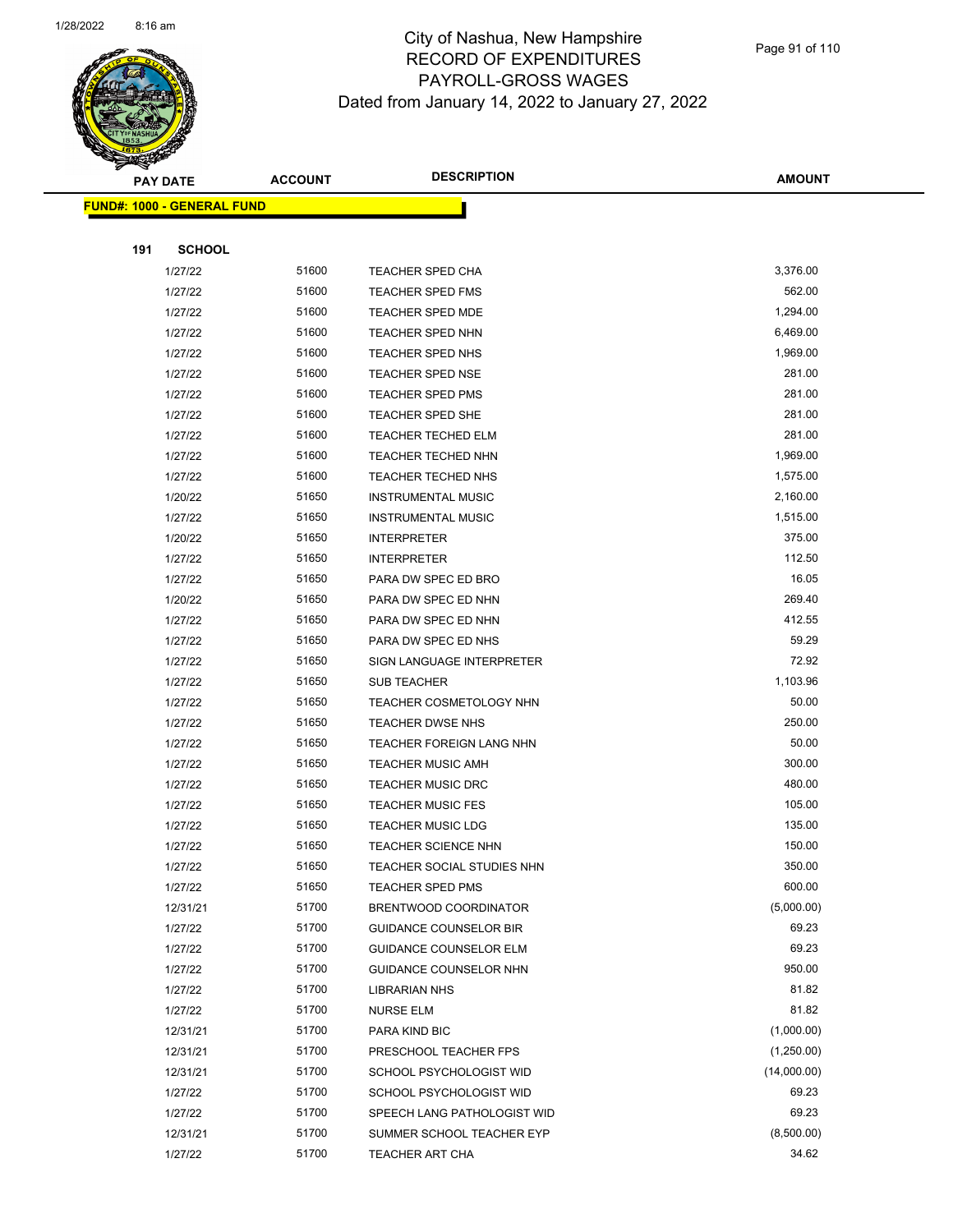# City of Nashua, New Hampshire
## RECORD OF EXPENDITURES
## PAYROLL-GROSS WAGES
### Dated from January 14, 2022 to January 27, 2022

**FUND#: 1000 - GENERAL FUND**

**191 SCHOOL**

| PAY DATE | ACCOUNT | DESCRIPTION | AMOUNT |
|---|---|---|---|
| 1/27/22 | 51600 | TEACHER SPED CHA | 3,376.00 |
| 1/27/22 | 51600 | TEACHER SPED FMS | 562.00 |
| 1/27/22 | 51600 | TEACHER SPED MDE | 1,294.00 |
| 1/27/22 | 51600 | TEACHER SPED NHN | 6,469.00 |
| 1/27/22 | 51600 | TEACHER SPED NHS | 1,969.00 |
| 1/27/22 | 51600 | TEACHER SPED NSE | 281.00 |
| 1/27/22 | 51600 | TEACHER SPED PMS | 281.00 |
| 1/27/22 | 51600 | TEACHER SPED SHE | 281.00 |
| 1/27/22 | 51600 | TEACHER TECHED ELM | 281.00 |
| 1/27/22 | 51600 | TEACHER TECHED NHN | 1,969.00 |
| 1/27/22 | 51600 | TEACHER TECHED NHS | 1,575.00 |
| 1/20/22 | 51650 | INSTRUMENTAL MUSIC | 2,160.00 |
| 1/27/22 | 51650 | INSTRUMENTAL MUSIC | 1,515.00 |
| 1/20/22 | 51650 | INTERPRETER | 375.00 |
| 1/27/22 | 51650 | INTERPRETER | 112.50 |
| 1/27/22 | 51650 | PARA DW SPEC ED BRO | 16.05 |
| 1/20/22 | 51650 | PARA DW SPEC ED NHN | 269.40 |
| 1/27/22 | 51650 | PARA DW SPEC ED NHN | 412.55 |
| 1/27/22 | 51650 | PARA DW SPEC ED NHS | 59.29 |
| 1/27/22 | 51650 | SIGN LANGUAGE INTERPRETER | 72.92 |
| 1/27/22 | 51650 | SUB TEACHER | 1,103.96 |
| 1/27/22 | 51650 | TEACHER COSMETOLOGY NHN | 50.00 |
| 1/27/22 | 51650 | TEACHER DWSE NHS | 250.00 |
| 1/27/22 | 51650 | TEACHER FOREIGN LANG NHN | 50.00 |
| 1/27/22 | 51650 | TEACHER MUSIC AMH | 300.00 |
| 1/27/22 | 51650 | TEACHER MUSIC DRC | 480.00 |
| 1/27/22 | 51650 | TEACHER MUSIC FES | 105.00 |
| 1/27/22 | 51650 | TEACHER MUSIC LDG | 135.00 |
| 1/27/22 | 51650 | TEACHER SCIENCE NHN | 150.00 |
| 1/27/22 | 51650 | TEACHER SOCIAL STUDIES NHN | 350.00 |
| 1/27/22 | 51650 | TEACHER SPED PMS | 600.00 |
| 12/31/21 | 51700 | BRENTWOOD COORDINATOR | (5,000.00) |
| 1/27/22 | 51700 | GUIDANCE COUNSELOR BIR | 69.23 |
| 1/27/22 | 51700 | GUIDANCE COUNSELOR ELM | 69.23 |
| 1/27/22 | 51700 | GUIDANCE COUNSELOR NHN | 950.00 |
| 1/27/22 | 51700 | LIBRARIAN NHS | 81.82 |
| 1/27/22 | 51700 | NURSE ELM | 81.82 |
| 12/31/21 | 51700 | PARA KIND BIC | (1,000.00) |
| 12/31/21 | 51700 | PRESCHOOL TEACHER FPS | (1,250.00) |
| 12/31/21 | 51700 | SCHOOL PSYCHOLOGIST WID | (14,000.00) |
| 1/27/22 | 51700 | SCHOOL PSYCHOLOGIST WID | 69.23 |
| 1/27/22 | 51700 | SPEECH LANG PATHOLOGIST WID | 69.23 |
| 12/31/21 | 51700 | SUMMER SCHOOL TEACHER EYP | (8,500.00) |
| 1/27/22 | 51700 | TEACHER ART CHA | 34.62 |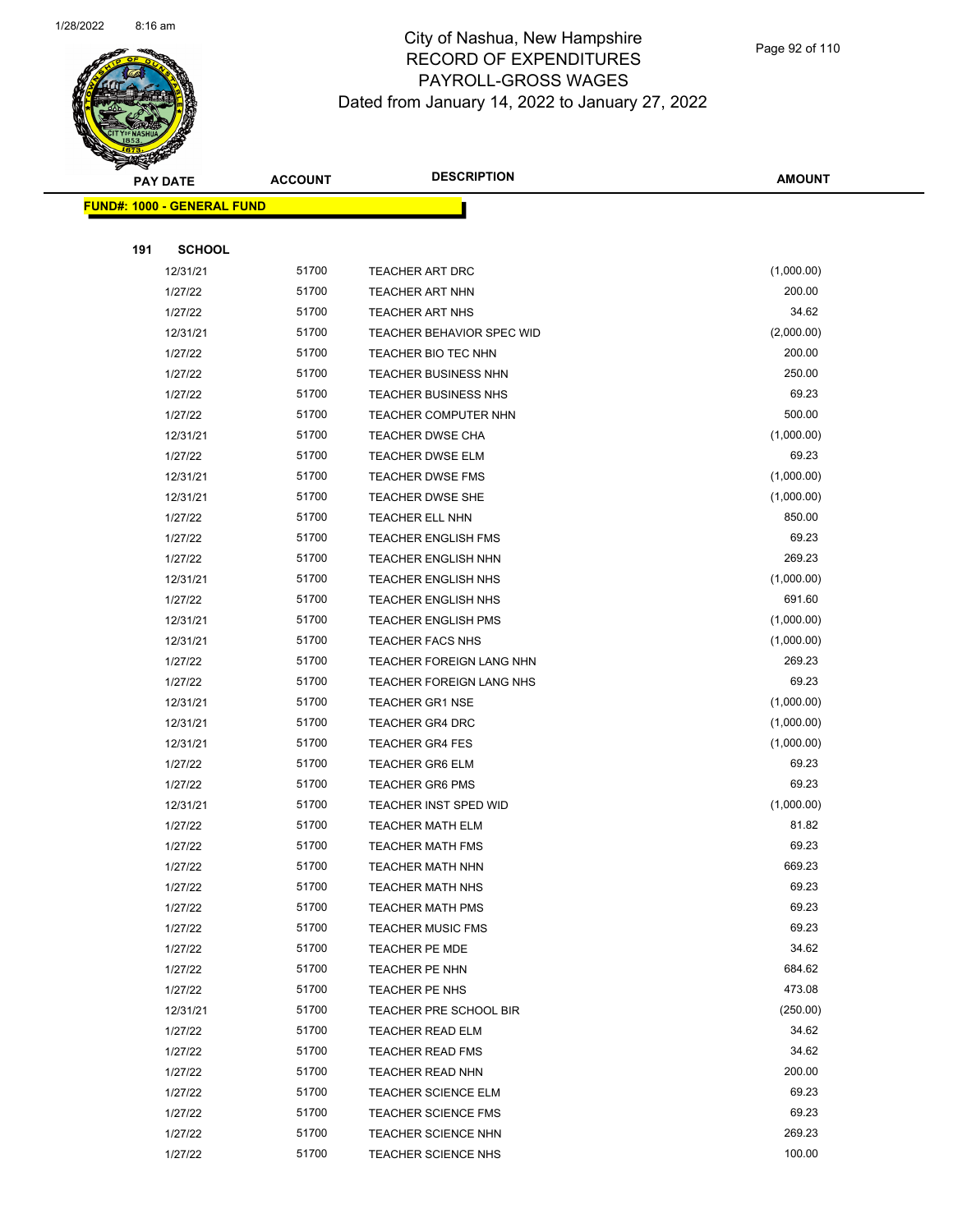# City of Nashua, New Hampshire
## RECORD OF EXPENDITURES
## PAYROLL-GROSS WAGES
### Dated from January 14, 2022 to January 27, 2022

| PAY DATE | ACCOUNT | DESCRIPTION | AMOUNT |
|---|---|---|---|
| **FUND#: 1000 - GENERAL FUND** | | | |
| **191 SCHOOL** | | | |
| 12/31/21 | 51700 | TEACHER ART DRC | (1,000.00) |
| 1/27/22 | 51700 | TEACHER ART NHN | 200.00 |
| 1/27/22 | 51700 | TEACHER ART NHS | 34.62 |
| 12/31/21 | 51700 | TEACHER BEHAVIOR SPEC WID | (2,000.00) |
| 1/27/22 | 51700 | TEACHER BIO TEC NHN | 200.00 |
| 1/27/22 | 51700 | TEACHER BUSINESS NHN | 250.00 |
| 1/27/22 | 51700 | TEACHER BUSINESS NHS | 69.23 |
| 1/27/22 | 51700 | TEACHER COMPUTER NHN | 500.00 |
| 12/31/21 | 51700 | TEACHER DWSE CHA | (1,000.00) |
| 1/27/22 | 51700 | TEACHER DWSE ELM | 69.23 |
| 12/31/21 | 51700 | TEACHER DWSE FMS | (1,000.00) |
| 12/31/21 | 51700 | TEACHER DWSE SHE | (1,000.00) |
| 1/27/22 | 51700 | TEACHER ELL NHN | 850.00 |
| 1/27/22 | 51700 | TEACHER ENGLISH FMS | 69.23 |
| 1/27/22 | 51700 | TEACHER ENGLISH NHN | 269.23 |
| 12/31/21 | 51700 | TEACHER ENGLISH NHS | (1,000.00) |
| 1/27/22 | 51700 | TEACHER ENGLISH NHS | 691.60 |
| 12/31/21 | 51700 | TEACHER ENGLISH PMS | (1,000.00) |
| 12/31/21 | 51700 | TEACHER FACS NHS | (1,000.00) |
| 1/27/22 | 51700 | TEACHER FOREIGN LANG NHN | 269.23 |
| 1/27/22 | 51700 | TEACHER FOREIGN LANG NHS | 69.23 |
| 12/31/21 | 51700 | TEACHER GR1 NSE | (1,000.00) |
| 12/31/21 | 51700 | TEACHER GR4 DRC | (1,000.00) |
| 12/31/21 | 51700 | TEACHER GR4 FES | (1,000.00) |
| 1/27/22 | 51700 | TEACHER GR6 ELM | 69.23 |
| 1/27/22 | 51700 | TEACHER GR6 PMS | 69.23 |
| 12/31/21 | 51700 | TEACHER INST SPED WID | (1,000.00) |
| 1/27/22 | 51700 | TEACHER MATH ELM | 81.82 |
| 1/27/22 | 51700 | TEACHER MATH FMS | 69.23 |
| 1/27/22 | 51700 | TEACHER MATH NHN | 669.23 |
| 1/27/22 | 51700 | TEACHER MATH NHS | 69.23 |
| 1/27/22 | 51700 | TEACHER MATH PMS | 69.23 |
| 1/27/22 | 51700 | TEACHER MUSIC FMS | 69.23 |
| 1/27/22 | 51700 | TEACHER PE MDE | 34.62 |
| 1/27/22 | 51700 | TEACHER PE NHN | 684.62 |
| 1/27/22 | 51700 | TEACHER PE NHS | 473.08 |
| 12/31/21 | 51700 | TEACHER PRE SCHOOL BIR | (250.00) |
| 1/27/22 | 51700 | TEACHER READ ELM | 34.62 |
| 1/27/22 | 51700 | TEACHER READ FMS | 34.62 |
| 1/27/22 | 51700 | TEACHER READ NHN | 200.00 |
| 1/27/22 | 51700 | TEACHER SCIENCE ELM | 69.23 |
| 1/27/22 | 51700 | TEACHER SCIENCE FMS | 69.23 |
| 1/27/22 | 51700 | TEACHER SCIENCE NHN | 269.23 |
| 1/27/22 | 51700 | TEACHER SCIENCE NHS | 100.00 |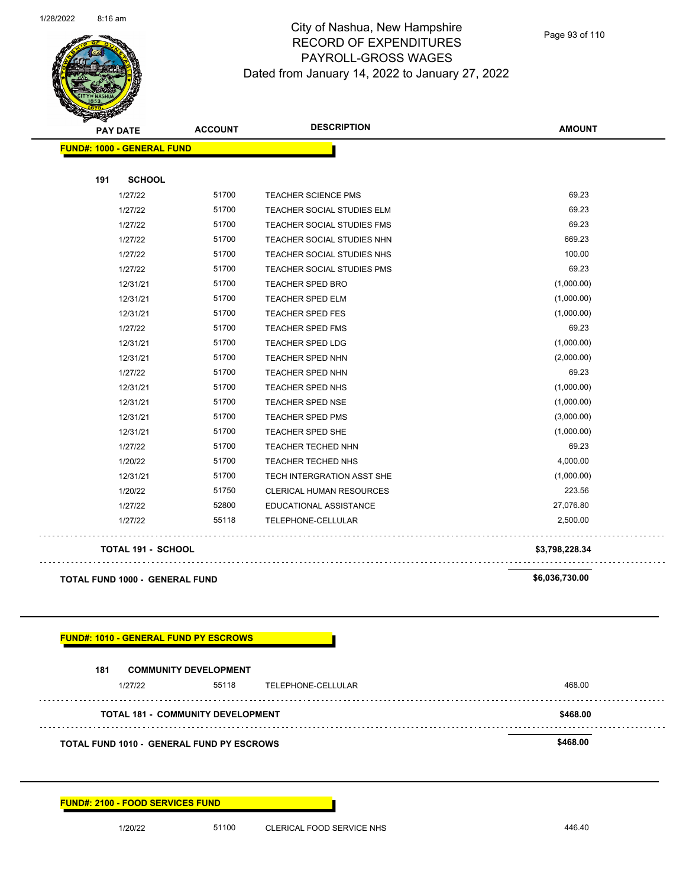# City of Nashua, New Hampshire
## RECORD OF EXPENDITURES
## PAYROLL-GROSS WAGES
### Dated from January 14, 2022 to January 27, 2022

| PAY DATE | ACCOUNT | DESCRIPTION | AMOUNT |
|---|---|---|---|
| **FUND#: 1000 - GENERAL FUND** | | | |
| **191 SCHOOL** | | | |
| 1/27/22 | 51700 | TEACHER SCIENCE PMS | 69.23 |
| 1/27/22 | 51700 | TEACHER SOCIAL STUDIES ELM | 69.23 |
| 1/27/22 | 51700 | TEACHER SOCIAL STUDIES FMS | 69.23 |
| 1/27/22 | 51700 | TEACHER SOCIAL STUDIES NHN | 669.23 |
| 1/27/22 | 51700 | TEACHER SOCIAL STUDIES NHS | 100.00 |
| 1/27/22 | 51700 | TEACHER SOCIAL STUDIES PMS | 69.23 |
| 12/31/21 | 51700 | TEACHER SPED BRO | (1,000.00) |
| 12/31/21 | 51700 | TEACHER SPED ELM | (1,000.00) |
| 12/31/21 | 51700 | TEACHER SPED FES | (1,000.00) |
| 1/27/22 | 51700 | TEACHER SPED FMS | 69.23 |
| 12/31/21 | 51700 | TEACHER SPED LDG | (1,000.00) |
| 12/31/21 | 51700 | TEACHER SPED NHN | (2,000.00) |
| 1/27/22 | 51700 | TEACHER SPED NHN | 69.23 |
| 12/31/21 | 51700 | TEACHER SPED NHS | (1,000.00) |
| 12/31/21 | 51700 | TEACHER SPED NSE | (1,000.00) |
| 12/31/21 | 51700 | TEACHER SPED PMS | (3,000.00) |
| 12/31/21 | 51700 | TEACHER SPED SHE | (1,000.00) |
| 1/27/22 | 51700 | TEACHER TECHED NHN | 69.23 |
| 1/20/22 | 51700 | TEACHER TECHED NHS | 4,000.00 |
| 12/31/21 | 51700 | TECH INTERGRATION ASST SHE | (1,000.00) |
| 1/20/22 | 51750 | CLERICAL HUMAN RESOURCES | 223.56 |
| 1/27/22 | 52800 | EDUCATIONAL ASSISTANCE | 27,076.80 |
| 1/27/22 | 55118 | TELEPHONE-CELLULAR | 2,500.00 |
| **TOTAL 191 - SCHOOL** | | | **$3,798,228.34** |
| **TOTAL FUND 1000 - GENERAL FUND** | | | **$6,036,730.00** |

| PAY DATE | ACCOUNT | DESCRIPTION | AMOUNT |
|---|---|---|---|
| **FUND#: 1010 - GENERAL FUND PY ESCROWS** | | | |
| **181 COMMUNITY DEVELOPMENT** | | | |
| 1/27/22 | 55118 | TELEPHONE-CELLULAR | 468.00 |
| **TOTAL 181 - COMMUNITY DEVELOPMENT** | | | **$468.00** |
| **TOTAL FUND 1010 - GENERAL FUND PY ESCROWS** | | | **$468.00** |

| PAY DATE | ACCOUNT | DESCRIPTION | AMOUNT |
|---|---|---|---|
| **FUND#: 2100 - FOOD SERVICES FUND** | | | |
| 1/20/22 | 51100 | CLERICAL FOOD SERVICE NHS | 446.40 |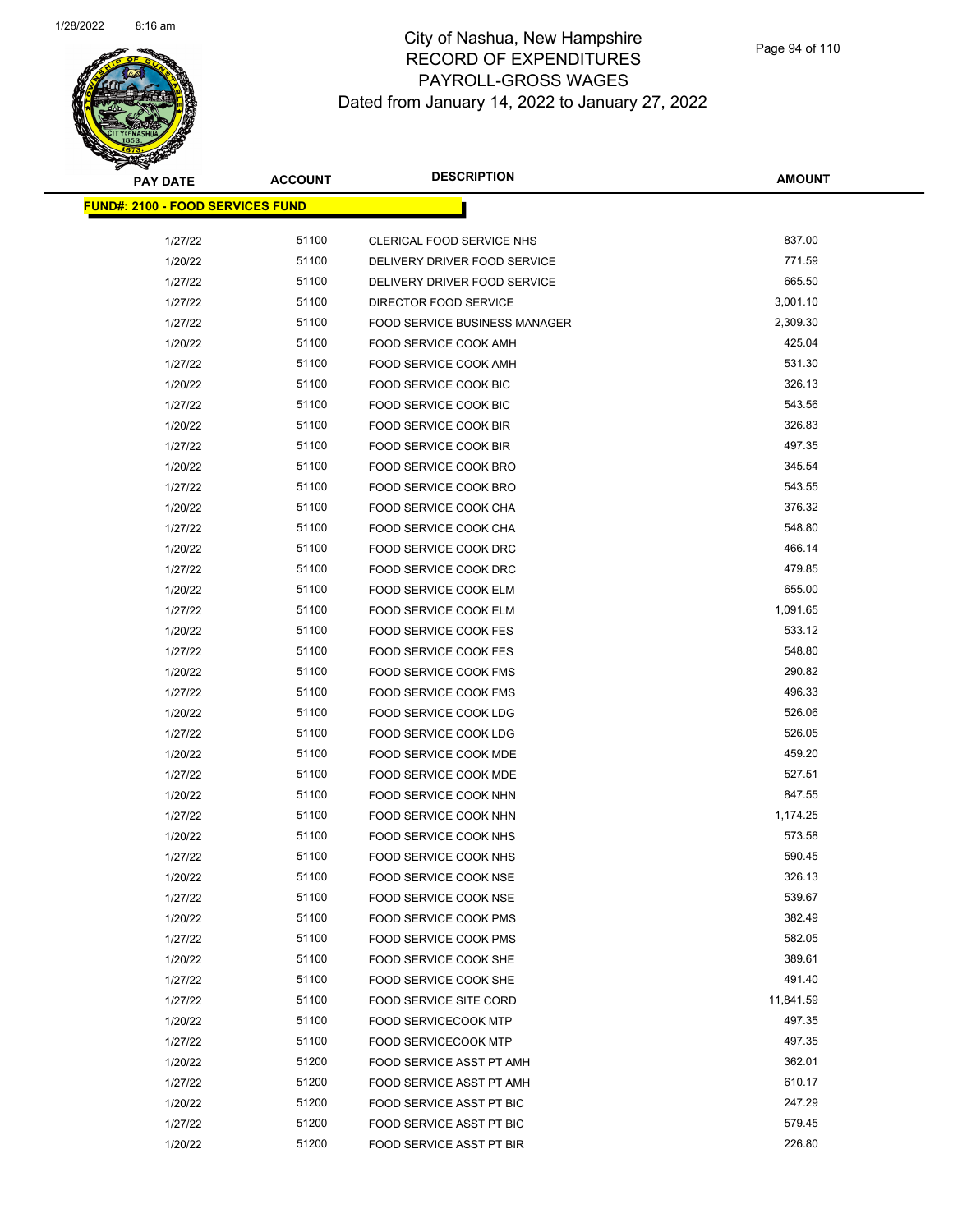City of Nashua, New Hampshire
RECORD OF EXPENDITURES
PAYROLL-GROSS WAGES
Dated from January 14, 2022 to January 27, 2022

| PAY DATE | ACCOUNT | DESCRIPTION | AMOUNT |
|---|---|---|---|
| **FUND#: 2100 - FOOD SERVICES FUND** | | | |
| 1/27/22 | 51100 | CLERICAL FOOD SERVICE NHS | 837.00 |
| 1/20/22 | 51100 | DELIVERY DRIVER FOOD SERVICE | 771.59 |
| 1/27/22 | 51100 | DELIVERY DRIVER FOOD SERVICE | 665.50 |
| 1/27/22 | 51100 | DIRECTOR FOOD SERVICE | 3,001.10 |
| 1/27/22 | 51100 | FOOD SERVICE BUSINESS MANAGER | 2,309.30 |
| 1/20/22 | 51100 | FOOD SERVICE COOK AMH | 425.04 |
| 1/27/22 | 51100 | FOOD SERVICE COOK AMH | 531.30 |
| 1/20/22 | 51100 | FOOD SERVICE COOK BIC | 326.13 |
| 1/27/22 | 51100 | FOOD SERVICE COOK BIC | 543.56 |
| 1/20/22 | 51100 | FOOD SERVICE COOK BIR | 326.83 |
| 1/27/22 | 51100 | FOOD SERVICE COOK BIR | 497.35 |
| 1/20/22 | 51100 | FOOD SERVICE COOK BRO | 345.54 |
| 1/27/22 | 51100 | FOOD SERVICE COOK BRO | 543.55 |
| 1/20/22 | 51100 | FOOD SERVICE COOK CHA | 376.32 |
| 1/27/22 | 51100 | FOOD SERVICE COOK CHA | 548.80 |
| 1/20/22 | 51100 | FOOD SERVICE COOK DRC | 466.14 |
| 1/27/22 | 51100 | FOOD SERVICE COOK DRC | 479.85 |
| 1/20/22 | 51100 | FOOD SERVICE COOK ELM | 655.00 |
| 1/27/22 | 51100 | FOOD SERVICE COOK ELM | 1,091.65 |
| 1/20/22 | 51100 | FOOD SERVICE COOK FES | 533.12 |
| 1/27/22 | 51100 | FOOD SERVICE COOK FES | 548.80 |
| 1/20/22 | 51100 | FOOD SERVICE COOK FMS | 290.82 |
| 1/27/22 | 51100 | FOOD SERVICE COOK FMS | 496.33 |
| 1/20/22 | 51100 | FOOD SERVICE COOK LDG | 526.06 |
| 1/27/22 | 51100 | FOOD SERVICE COOK LDG | 526.05 |
| 1/20/22 | 51100 | FOOD SERVICE COOK MDE | 459.20 |
| 1/27/22 | 51100 | FOOD SERVICE COOK MDE | 527.51 |
| 1/20/22 | 51100 | FOOD SERVICE COOK NHN | 847.55 |
| 1/27/22 | 51100 | FOOD SERVICE COOK NHN | 1,174.25 |
| 1/20/22 | 51100 | FOOD SERVICE COOK NHS | 573.58 |
| 1/27/22 | 51100 | FOOD SERVICE COOK NHS | 590.45 |
| 1/20/22 | 51100 | FOOD SERVICE COOK NSE | 326.13 |
| 1/27/22 | 51100 | FOOD SERVICE COOK NSE | 539.67 |
| 1/20/22 | 51100 | FOOD SERVICE COOK PMS | 382.49 |
| 1/27/22 | 51100 | FOOD SERVICE COOK PMS | 582.05 |
| 1/20/22 | 51100 | FOOD SERVICE COOK SHE | 389.61 |
| 1/27/22 | 51100 | FOOD SERVICE COOK SHE | 491.40 |
| 1/27/22 | 51100 | FOOD SERVICE SITE CORD | 11,841.59 |
| 1/20/22 | 51100 | FOOD SERVICECOOK MTP | 497.35 |
| 1/27/22 | 51100 | FOOD SERVICECOOK MTP | 497.35 |
| 1/20/22 | 51200 | FOOD SERVICE ASST PT AMH | 362.01 |
| 1/27/22 | 51200 | FOOD SERVICE ASST PT AMH | 610.17 |
| 1/20/22 | 51200 | FOOD SERVICE ASST PT BIC | 247.29 |
| 1/27/22 | 51200 | FOOD SERVICE ASST PT BIC | 579.45 |
| 1/20/22 | 51200 | FOOD SERVICE ASST PT BIR | 226.80 |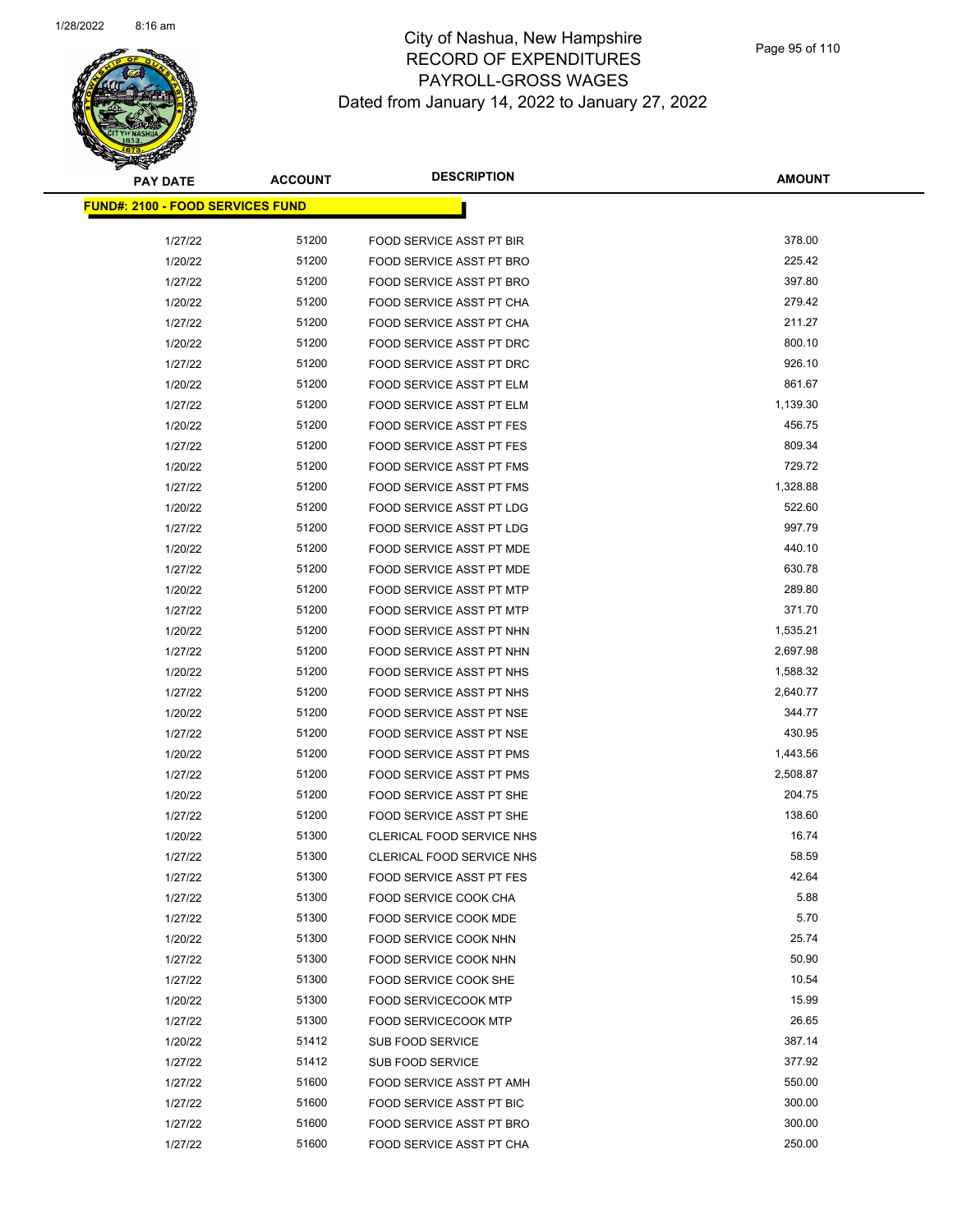# City of Nashua, New Hampshire
## RECORD OF EXPENDITURES
## PAYROLL-GROSS WAGES
## Dated from January 14, 2022 to January 27, 2022

| PAY DATE | ACCOUNT | DESCRIPTION | AMOUNT |
|---|---|---|---|
| **FUND#: 2100 - FOOD SERVICES FUND** | | | |
| 1/27/22 | 51200 | FOOD SERVICE ASST PT BIR | 378.00 |
| 1/20/22 | 51200 | FOOD SERVICE ASST PT BRO | 225.42 |
| 1/27/22 | 51200 | FOOD SERVICE ASST PT BRO | 397.80 |
| 1/20/22 | 51200 | FOOD SERVICE ASST PT CHA | 279.42 |
| 1/27/22 | 51200 | FOOD SERVICE ASST PT CHA | 211.27 |
| 1/20/22 | 51200 | FOOD SERVICE ASST PT DRC | 800.10 |
| 1/27/22 | 51200 | FOOD SERVICE ASST PT DRC | 926.10 |
| 1/20/22 | 51200 | FOOD SERVICE ASST PT ELM | 861.67 |
| 1/27/22 | 51200 | FOOD SERVICE ASST PT ELM | 1,139.30 |
| 1/20/22 | 51200 | FOOD SERVICE ASST PT FES | 456.75 |
| 1/27/22 | 51200 | FOOD SERVICE ASST PT FES | 809.34 |
| 1/20/22 | 51200 | FOOD SERVICE ASST PT FMS | 729.72 |
| 1/27/22 | 51200 | FOOD SERVICE ASST PT FMS | 1,328.88 |
| 1/20/22 | 51200 | FOOD SERVICE ASST PT LDG | 522.60 |
| 1/27/22 | 51200 | FOOD SERVICE ASST PT LDG | 997.79 |
| 1/20/22 | 51200 | FOOD SERVICE ASST PT MDE | 440.10 |
| 1/27/22 | 51200 | FOOD SERVICE ASST PT MDE | 630.78 |
| 1/20/22 | 51200 | FOOD SERVICE ASST PT MTP | 289.80 |
| 1/27/22 | 51200 | FOOD SERVICE ASST PT MTP | 371.70 |
| 1/20/22 | 51200 | FOOD SERVICE ASST PT NHN | 1,535.21 |
| 1/27/22 | 51200 | FOOD SERVICE ASST PT NHN | 2,697.98 |
| 1/20/22 | 51200 | FOOD SERVICE ASST PT NHS | 1,588.32 |
| 1/27/22 | 51200 | FOOD SERVICE ASST PT NHS | 2,640.77 |
| 1/20/22 | 51200 | FOOD SERVICE ASST PT NSE | 344.77 |
| 1/27/22 | 51200 | FOOD SERVICE ASST PT NSE | 430.95 |
| 1/20/22 | 51200 | FOOD SERVICE ASST PT PMS | 1,443.56 |
| 1/27/22 | 51200 | FOOD SERVICE ASST PT PMS | 2,508.87 |
| 1/20/22 | 51200 | FOOD SERVICE ASST PT SHE | 204.75 |
| 1/27/22 | 51200 | FOOD SERVICE ASST PT SHE | 138.60 |
| 1/20/22 | 51300 | CLERICAL FOOD SERVICE NHS | 16.74 |
| 1/27/22 | 51300 | CLERICAL FOOD SERVICE NHS | 58.59 |
| 1/27/22 | 51300 | FOOD SERVICE ASST PT FES | 42.64 |
| 1/27/22 | 51300 | FOOD SERVICE COOK CHA | 5.88 |
| 1/27/22 | 51300 | FOOD SERVICE COOK MDE | 5.70 |
| 1/20/22 | 51300 | FOOD SERVICE COOK NHN | 25.74 |
| 1/27/22 | 51300 | FOOD SERVICE COOK NHN | 50.90 |
| 1/27/22 | 51300 | FOOD SERVICE COOK SHE | 10.54 |
| 1/20/22 | 51300 | FOOD SERVICECOOK MTP | 15.99 |
| 1/27/22 | 51300 | FOOD SERVICECOOK MTP | 26.65 |
| 1/20/22 | 51412 | SUB FOOD SERVICE | 387.14 |
| 1/27/22 | 51412 | SUB FOOD SERVICE | 377.92 |
| 1/27/22 | 51600 | FOOD SERVICE ASST PT AMH | 550.00 |
| 1/27/22 | 51600 | FOOD SERVICE ASST PT BIC | 300.00 |
| 1/27/22 | 51600 | FOOD SERVICE ASST PT BRO | 300.00 |
| 1/27/22 | 51600 | FOOD SERVICE ASST PT CHA | 250.00 |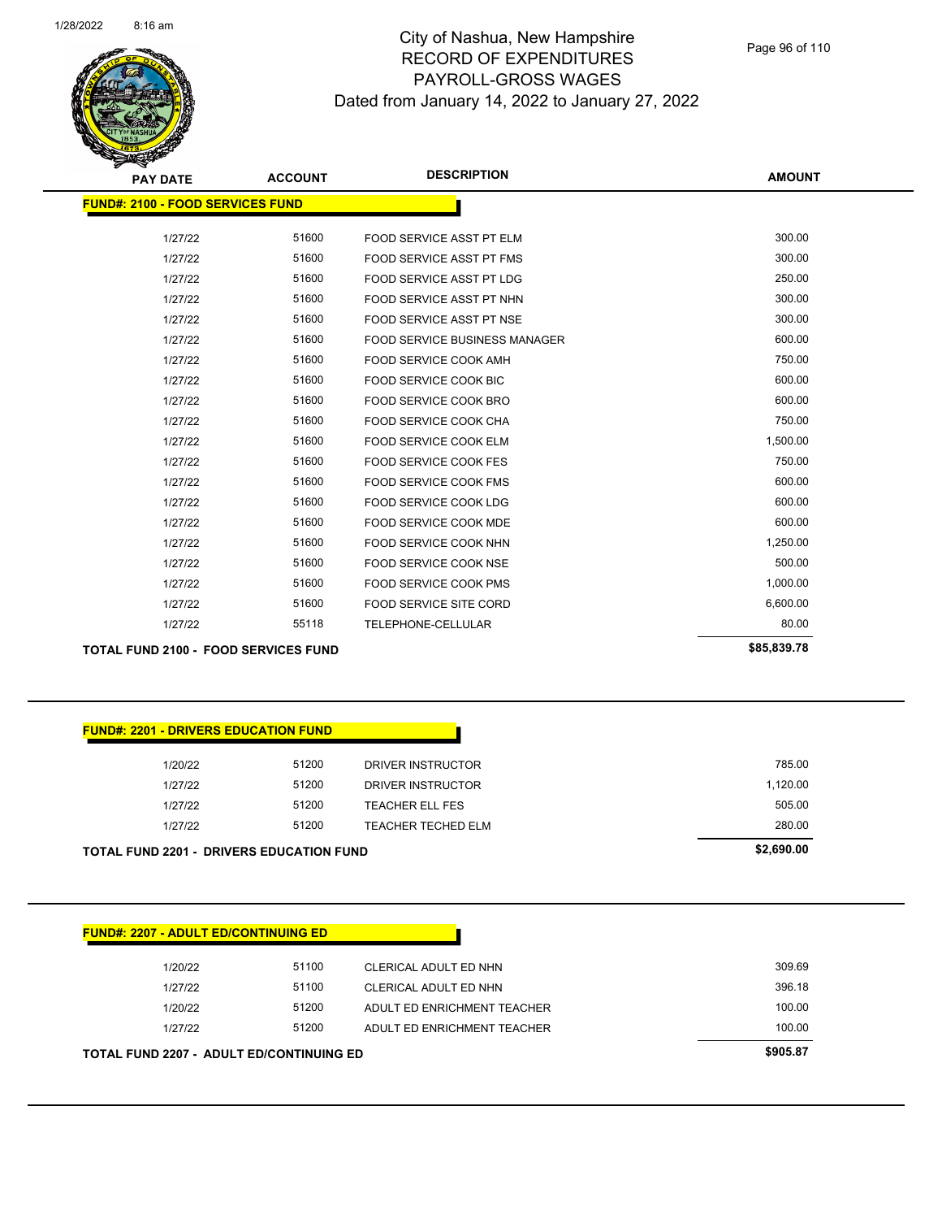# City of Nashua, New Hampshire
## RECORD OF EXPENDITURES
## PAYROLL-GROSS WAGES
### Dated from January 14, 2022 to January 27, 2022

| PAY DATE | ACCOUNT | DESCRIPTION | AMOUNT |
|---|---|---|---|
| **FUND#: 2100 - FOOD SERVICES FUND** | | | |
| 1/27/22 | 51600 | FOOD SERVICE ASST PT ELM | 300.00 |
| 1/27/22 | 51600 | FOOD SERVICE ASST PT FMS | 300.00 |
| 1/27/22 | 51600 | FOOD SERVICE ASST PT LDG | 250.00 |
| 1/27/22 | 51600 | FOOD SERVICE ASST PT NHN | 300.00 |
| 1/27/22 | 51600 | FOOD SERVICE ASST PT NSE | 300.00 |
| 1/27/22 | 51600 | FOOD SERVICE BUSINESS MANAGER | 600.00 |
| 1/27/22 | 51600 | FOOD SERVICE COOK AMH | 750.00 |
| 1/27/22 | 51600 | FOOD SERVICE COOK BIC | 600.00 |
| 1/27/22 | 51600 | FOOD SERVICE COOK BRO | 600.00 |
| 1/27/22 | 51600 | FOOD SERVICE COOK CHA | 750.00 |
| 1/27/22 | 51600 | FOOD SERVICE COOK ELM | 1,500.00 |
| 1/27/22 | 51600 | FOOD SERVICE COOK FES | 750.00 |
| 1/27/22 | 51600 | FOOD SERVICE COOK FMS | 600.00 |
| 1/27/22 | 51600 | FOOD SERVICE COOK LDG | 600.00 |
| 1/27/22 | 51600 | FOOD SERVICE COOK MDE | 600.00 |
| 1/27/22 | 51600 | FOOD SERVICE COOK NHN | 1,250.00 |
| 1/27/22 | 51600 | FOOD SERVICE COOK NSE | 500.00 |
| 1/27/22 | 51600 | FOOD SERVICE COOK PMS | 1,000.00 |
| 1/27/22 | 51600 | FOOD SERVICE SITE CORD | 6,600.00 |
| 1/27/22 | 55118 | TELEPHONE-CELLULAR | 80.00 |
| **TOTAL FUND 2100 - FOOD SERVICES FUND** | | | **$85,839.78** |

| PAY DATE | ACCOUNT | DESCRIPTION | AMOUNT |
|---|---|---|---|
| **FUND#: 2201 - DRIVERS EDUCATION FUND** | | | |
| 1/20/22 | 51200 | DRIVER INSTRUCTOR | 785.00 |
| 1/27/22 | 51200 | DRIVER INSTRUCTOR | 1,120.00 |
| 1/27/22 | 51200 | TEACHER ELL FES | 505.00 |
| 1/27/22 | 51200 | TEACHER TECHED ELM | 280.00 |
| **TOTAL FUND 2201 - DRIVERS EDUCATION FUND** | | | **$2,690.00** |

| PAY DATE | ACCOUNT | DESCRIPTION | AMOUNT |
|---|---|---|---|
| **FUND#: 2207 - ADULT ED/CONTINUING ED** | | | |
| 1/20/22 | 51100 | CLERICAL ADULT ED NHN | 309.69 |
| 1/27/22 | 51100 | CLERICAL ADULT ED NHN | 396.18 |
| 1/20/22 | 51200 | ADULT ED ENRICHMENT TEACHER | 100.00 |
| 1/27/22 | 51200 | ADULT ED ENRICHMENT TEACHER | 100.00 |
| **TOTAL FUND 2207 - ADULT ED/CONTINUING ED** | | | **$905.87** |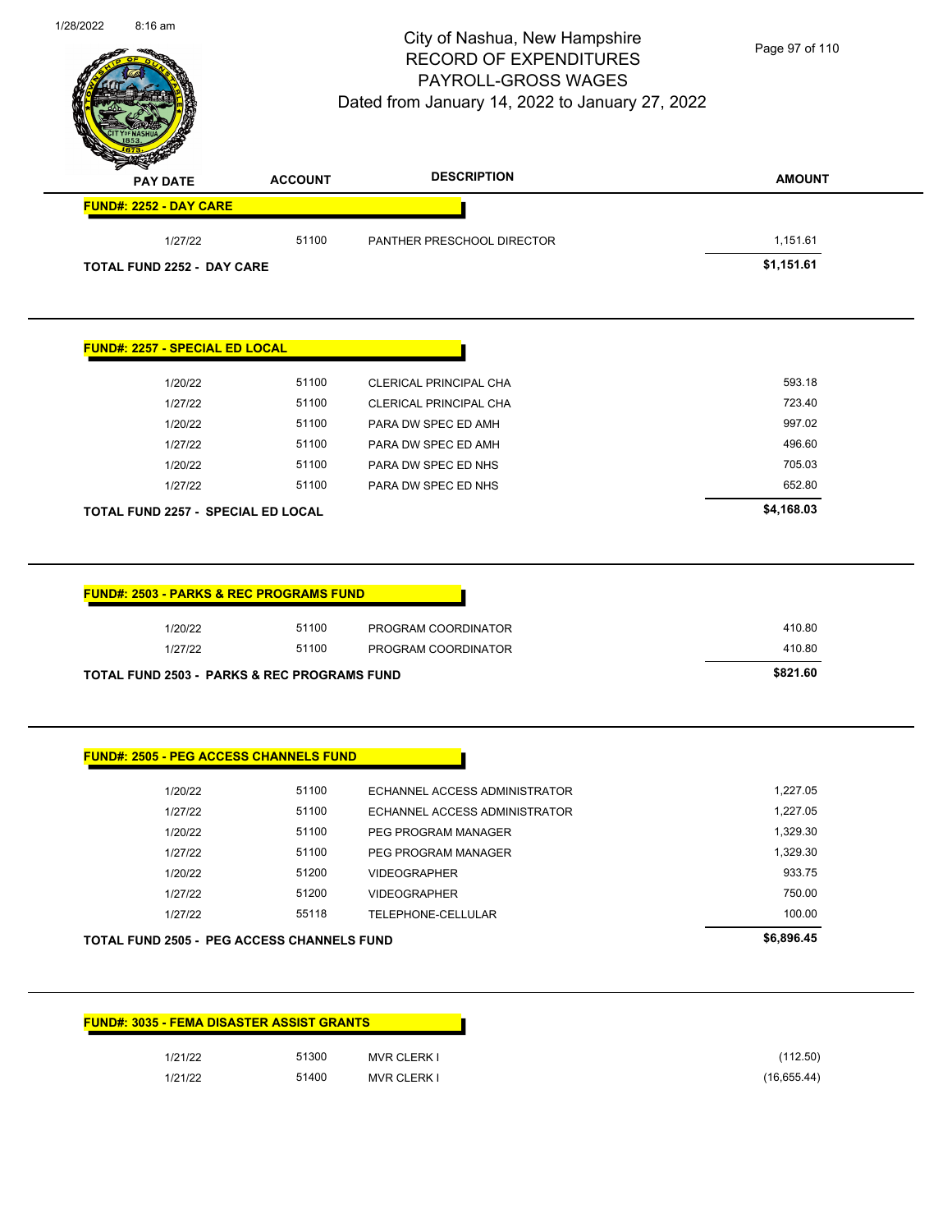# City of Nashua, New Hampshire
## RECORD OF EXPENDITURES
## PAYROLL-GROSS WAGES
### Dated from January 14, 2022 to January 27, 2022

| PAY DATE | ACCOUNT | DESCRIPTION | AMOUNT |
|---|---|---|---|
| **FUND#: 2252 - DAY CARE** | | | |
| 1/27/22 | 51100 | PANTHER PRESCHOOL DIRECTOR | 1,151.61 |
| **TOTAL FUND 2252 - DAY CARE** | | | **$1,151.61** |

| PAY DATE | ACCOUNT | DESCRIPTION | AMOUNT |
|---|---|---|---|
| **FUND#: 2257 - SPECIAL ED LOCAL** | | | |
| 1/20/22 | 51100 | CLERICAL PRINCIPAL CHA | 593.18 |
| 1/27/22 | 51100 | CLERICAL PRINCIPAL CHA | 723.40 |
| 1/20/22 | 51100 | PARA DW SPEC ED AMH | 997.02 |
| 1/27/22 | 51100 | PARA DW SPEC ED AMH | 496.60 |
| 1/20/22 | 51100 | PARA DW SPEC ED NHS | 705.03 |
| 1/27/22 | 51100 | PARA DW SPEC ED NHS | 652.80 |
| **TOTAL FUND 2257 - SPECIAL ED LOCAL** | | | **$4,168.03** |

| PAY DATE | ACCOUNT | DESCRIPTION | AMOUNT |
|---|---|---|---|
| **FUND#: 2503 - PARKS & REC PROGRAMS FUND** | | | |
| 1/20/22 | 51100 | PROGRAM COORDINATOR | 410.80 |
| 1/27/22 | 51100 | PROGRAM COORDINATOR | 410.80 |
| **TOTAL FUND 2503 - PARKS & REC PROGRAMS FUND** | | | **$821.60** |

| PAY DATE | ACCOUNT | DESCRIPTION | AMOUNT |
|---|---|---|---|
| **FUND#: 2505 - PEG ACCESS CHANNELS FUND** | | | |
| 1/20/22 | 51100 | ECHANNEL ACCESS ADMINISTRATOR | 1,227.05 |
| 1/27/22 | 51100 | ECHANNEL ACCESS ADMINISTRATOR | 1,227.05 |
| 1/20/22 | 51100 | PEG PROGRAM MANAGER | 1,329.30 |
| 1/27/22 | 51100 | PEG PROGRAM MANAGER | 1,329.30 |
| 1/20/22 | 51200 | VIDEOGRAPHER | 933.75 |
| 1/27/22 | 51200 | VIDEOGRAPHER | 750.00 |
| 1/27/22 | 55118 | TELEPHONE-CELLULAR | 100.00 |
| **TOTAL FUND 2505 - PEG ACCESS CHANNELS FUND** | | | **$6,896.45** |

| PAY DATE | ACCOUNT | DESCRIPTION | AMOUNT |
|---|---|---|---|
| **FUND#: 3035 - FEMA DISASTER ASSIST GRANTS** | | | |
| 1/21/22 | 51300 | MVR CLERK I | (112.50) |
| 1/21/22 | 51400 | MVR CLERK I | (16,655.44) |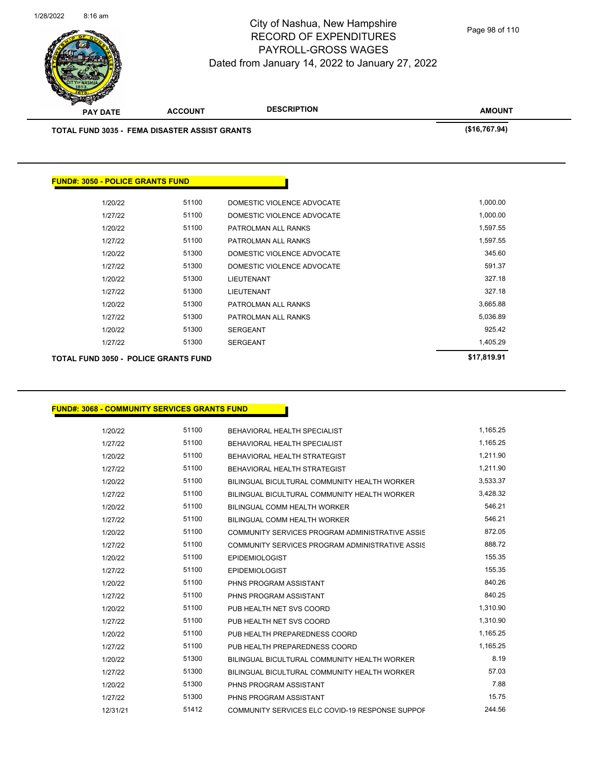# City of Nashua, New Hampshire
## RECORD OF EXPENDITURES
## PAYROLL-GROSS WAGES
### Dated from January 14, 2022 to January 27, 2022

| PAY DATE | ACCOUNT | DESCRIPTION | AMOUNT |
|---|---|---|---|
| **TOTAL FUND 3035 - FEMA DISASTER ASSIST GRANTS** | | | **($16,767.94)** |

**FUND#: 3050 - POLICE GRANTS FUND**

| PAY DATE | ACCOUNT | DESCRIPTION | AMOUNT |
|---|---|---|---|
| 1/20/22 | 51100 | DOMESTIC VIOLENCE ADVOCATE | 1,000.00 |
| 1/27/22 | 51100 | DOMESTIC VIOLENCE ADVOCATE | 1,000.00 |
| 1/20/22 | 51100 | PATROLMAN ALL RANKS | 1,597.55 |
| 1/27/22 | 51100 | PATROLMAN ALL RANKS | 1,597.55 |
| 1/20/22 | 51300 | DOMESTIC VIOLENCE ADVOCATE | 345.60 |
| 1/27/22 | 51300 | DOMESTIC VIOLENCE ADVOCATE | 591.37 |
| 1/20/22 | 51300 | LIEUTENANT | 327.18 |
| 1/27/22 | 51300 | LIEUTENANT | 327.18 |
| 1/20/22 | 51300 | PATROLMAN ALL RANKS | 3,665.88 |
| 1/27/22 | 51300 | PATROLMAN ALL RANKS | 5,036.89 |
| 1/20/22 | 51300 | SERGEANT | 925.42 |
| 1/27/22 | 51300 | SERGEANT | 1,405.29 |
| **TOTAL FUND 3050 - POLICE GRANTS FUND** | | | **$17,819.91** |

**FUND#: 3068 - COMMUNITY SERVICES GRANTS FUND**

| PAY DATE | ACCOUNT | DESCRIPTION | AMOUNT |
|---|---|---|---|
| 1/20/22 | 51100 | BEHAVIORAL HEALTH SPECIALIST | 1,165.25 |
| 1/27/22 | 51100 | BEHAVIORAL HEALTH SPECIALIST | 1,165.25 |
| 1/20/22 | 51100 | BEHAVIORAL HEALTH STRATEGIST | 1,211.90 |
| 1/27/22 | 51100 | BEHAVIORAL HEALTH STRATEGIST | 1,211.90 |
| 1/20/22 | 51100 | BILINGUAL BICULTURAL COMMUNITY HEALTH WORKER | 3,533.37 |
| 1/27/22 | 51100 | BILINGUAL BICULTURAL COMMUNITY HEALTH WORKER | 3,428.32 |
| 1/20/22 | 51100 | BILINGUAL COMM HEALTH WORKER | 546.21 |
| 1/27/22 | 51100 | BILINGUAL COMM HEALTH WORKER | 546.21 |
| 1/20/22 | 51100 | COMMUNITY SERVICES PROGRAM ADMINISTRATIVE ASSIS | 872.05 |
| 1/27/22 | 51100 | COMMUNITY SERVICES PROGRAM ADMINISTRATIVE ASSIS | 888.72 |
| 1/20/22 | 51100 | EPIDEMIOLOGIST | 155.35 |
| 1/27/22 | 51100 | EPIDEMIOLOGIST | 155.35 |
| 1/20/22 | 51100 | PHNS PROGRAM ASSISTANT | 840.26 |
| 1/27/22 | 51100 | PHNS PROGRAM ASSISTANT | 840.25 |
| 1/20/22 | 51100 | PUB HEALTH NET SVS COORD | 1,310.90 |
| 1/27/22 | 51100 | PUB HEALTH NET SVS COORD | 1,310.90 |
| 1/20/22 | 51100 | PUB HEALTH PREPAREDNESS COORD | 1,165.25 |
| 1/27/22 | 51100 | PUB HEALTH PREPAREDNESS COORD | 1,165.25 |
| 1/20/22 | 51300 | BILINGUAL BICULTURAL COMMUNITY HEALTH WORKER | 8.19 |
| 1/27/22 | 51300 | BILINGUAL BICULTURAL COMMUNITY HEALTH WORKER | 57.03 |
| 1/20/22 | 51300 | PHNS PROGRAM ASSISTANT | 7.88 |
| 1/27/22 | 51300 | PHNS PROGRAM ASSISTANT | 15.75 |
| 12/31/21 | 51412 | COMMUNITY SERVICES ELC COVID-19 RESPONSE SUPPOF | 244.56 |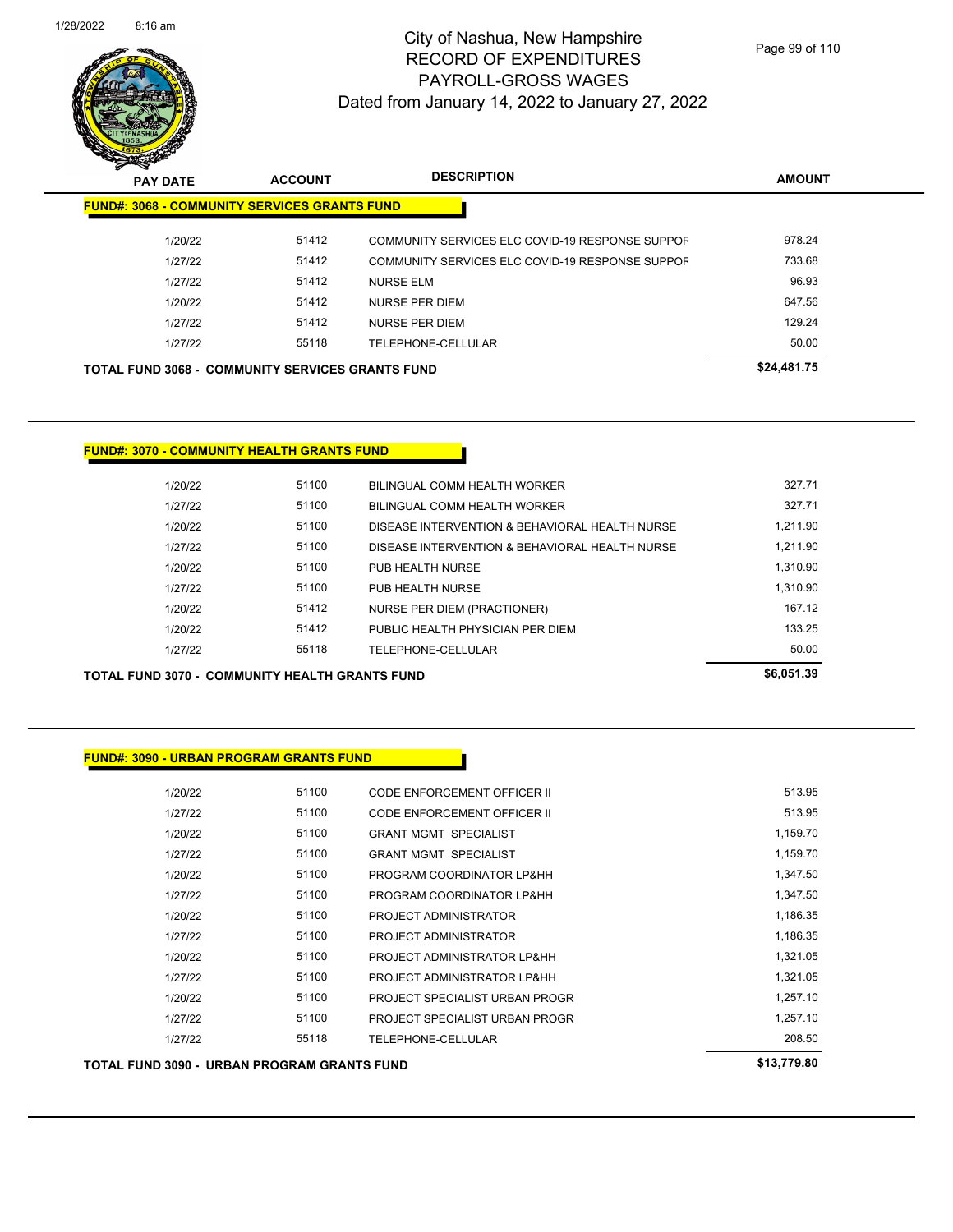# City of Nashua, New Hampshire
## RECORD OF EXPENDITURES
## PAYROLL-GROSS WAGES
## Dated from January 14, 2022 to January 27, 2022

**FUND#: 3068 - COMMUNITY SERVICES GRANTS FUND**

| PAY DATE | ACCOUNT | DESCRIPTION | AMOUNT |
|---|---|---|---|
| 1/20/22 | 51412 | COMMUNITY SERVICES ELC COVID-19 RESPONSE SUPPOF | 978.24 |
| 1/27/22 | 51412 | COMMUNITY SERVICES ELC COVID-19 RESPONSE SUPPOF | 733.68 |
| 1/27/22 | 51412 | NURSE ELM | 96.93 |
| 1/20/22 | 51412 | NURSE PER DIEM | 647.56 |
| 1/27/22 | 51412 | NURSE PER DIEM | 129.24 |
| 1/27/22 | 55118 | TELEPHONE-CELLULAR | 50.00 |
| **TOTAL FUND 3068 - COMMUNITY SERVICES GRANTS FUND** | | | **$24,481.75** |

**FUND#: 3070 - COMMUNITY HEALTH GRANTS FUND**

| PAY DATE | ACCOUNT | DESCRIPTION | AMOUNT |
|---|---|---|---|
| 1/20/22 | 51100 | BILINGUAL COMM HEALTH WORKER | 327.71 |
| 1/27/22 | 51100 | BILINGUAL COMM HEALTH WORKER | 327.71 |
| 1/20/22 | 51100 | DISEASE INTERVENTION & BEHAVIORAL HEALTH NURSE | 1,211.90 |
| 1/27/22 | 51100 | DISEASE INTERVENTION & BEHAVIORAL HEALTH NURSE | 1,211.90 |
| 1/20/22 | 51100 | PUB HEALTH NURSE | 1,310.90 |
| 1/27/22 | 51100 | PUB HEALTH NURSE | 1,310.90 |
| 1/20/22 | 51412 | NURSE PER DIEM (PRACTIONER) | 167.12 |
| 1/20/22 | 51412 | PUBLIC HEALTH PHYSICIAN PER DIEM | 133.25 |
| 1/27/22 | 55118 | TELEPHONE-CELLULAR | 50.00 |
| **TOTAL FUND 3070 - COMMUNITY HEALTH GRANTS FUND** | | | **$6,051.39** |

**FUND#: 3090 - URBAN PROGRAM GRANTS FUND**

| PAY DATE | ACCOUNT | DESCRIPTION | AMOUNT |
|---|---|---|---|
| 1/20/22 | 51100 | CODE ENFORCEMENT OFFICER II | 513.95 |
| 1/27/22 | 51100 | CODE ENFORCEMENT OFFICER II | 513.95 |
| 1/20/22 | 51100 | GRANT MGMT SPECIALIST | 1,159.70 |
| 1/27/22 | 51100 | GRANT MGMT SPECIALIST | 1,159.70 |
| 1/20/22 | 51100 | PROGRAM COORDINATOR LP&HH | 1,347.50 |
| 1/27/22 | 51100 | PROGRAM COORDINATOR LP&HH | 1,347.50 |
| 1/20/22 | 51100 | PROJECT ADMINISTRATOR | 1,186.35 |
| 1/27/22 | 51100 | PROJECT ADMINISTRATOR | 1,186.35 |
| 1/20/22 | 51100 | PROJECT ADMINISTRATOR LP&HH | 1,321.05 |
| 1/27/22 | 51100 | PROJECT ADMINISTRATOR LP&HH | 1,321.05 |
| 1/20/22 | 51100 | PROJECT SPECIALIST URBAN PROGR | 1,257.10 |
| 1/27/22 | 51100 | PROJECT SPECIALIST URBAN PROGR | 1,257.10 |
| 1/27/22 | 55118 | TELEPHONE-CELLULAR | 208.50 |
| **TOTAL FUND 3090 - URBAN PROGRAM GRANTS FUND** | | | **$13,779.80** |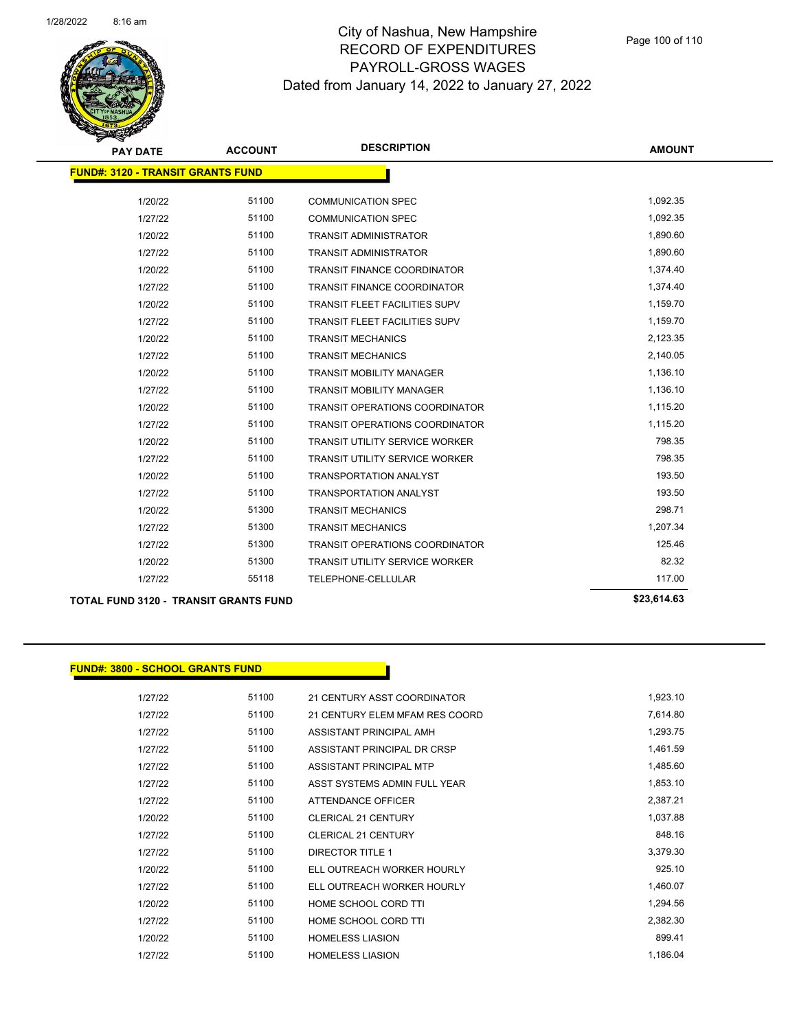# City of Nashua, New Hampshire
## RECORD OF EXPENDITURES
## PAYROLL-GROSS WAGES
## Dated from January 14, 2022 to January 27, 2022

**FUND#: 3120 - TRANSIT GRANTS FUND**

| PAY DATE | ACCOUNT | DESCRIPTION | AMOUNT |
|---|---|---|---|
| 1/20/22 | 51100 | COMMUNICATION SPEC | 1,092.35 |
| 1/27/22 | 51100 | COMMUNICATION SPEC | 1,092.35 |
| 1/20/22 | 51100 | TRANSIT ADMINISTRATOR | 1,890.60 |
| 1/27/22 | 51100 | TRANSIT ADMINISTRATOR | 1,890.60 |
| 1/20/22 | 51100 | TRANSIT FINANCE COORDINATOR | 1,374.40 |
| 1/27/22 | 51100 | TRANSIT FINANCE COORDINATOR | 1,374.40 |
| 1/20/22 | 51100 | TRANSIT FLEET FACILITIES SUPV | 1,159.70 |
| 1/27/22 | 51100 | TRANSIT FLEET FACILITIES SUPV | 1,159.70 |
| 1/20/22 | 51100 | TRANSIT MECHANICS | 2,123.35 |
| 1/27/22 | 51100 | TRANSIT MECHANICS | 2,140.05 |
| 1/20/22 | 51100 | TRANSIT MOBILITY MANAGER | 1,136.10 |
| 1/27/22 | 51100 | TRANSIT MOBILITY MANAGER | 1,136.10 |
| 1/20/22 | 51100 | TRANSIT OPERATIONS COORDINATOR | 1,115.20 |
| 1/27/22 | 51100 | TRANSIT OPERATIONS COORDINATOR | 1,115.20 |
| 1/20/22 | 51100 | TRANSIT UTILITY SERVICE WORKER | 798.35 |
| 1/27/22 | 51100 | TRANSIT UTILITY SERVICE WORKER | 798.35 |
| 1/20/22 | 51100 | TRANSPORTATION ANALYST | 193.50 |
| 1/27/22 | 51100 | TRANSPORTATION ANALYST | 193.50 |
| 1/20/22 | 51300 | TRANSIT MECHANICS | 298.71 |
| 1/27/22 | 51300 | TRANSIT MECHANICS | 1,207.34 |
| 1/27/22 | 51300 | TRANSIT OPERATIONS COORDINATOR | 125.46 |
| 1/20/22 | 51300 | TRANSIT UTILITY SERVICE WORKER | 82.32 |
| 1/27/22 | 55118 | TELEPHONE-CELLULAR | 117.00 |
| **TOTAL FUND 3120 - TRANSIT GRANTS FUND** | | | **$23,614.63** |

**FUND#: 3800 - SCHOOL GRANTS FUND**

| PAY DATE | ACCOUNT | DESCRIPTION | AMOUNT |
|---|---|---|---|
| 1/27/22 | 51100 | 21 CENTURY ASST COORDINATOR | 1,923.10 |
| 1/27/22 | 51100 | 21 CENTURY ELEM MFAM RES COORD | 7,614.80 |
| 1/27/22 | 51100 | ASSISTANT PRINCIPAL AMH | 1,293.75 |
| 1/27/22 | 51100 | ASSISTANT PRINCIPAL DR CRSP | 1,461.59 |
| 1/27/22 | 51100 | ASSISTANT PRINCIPAL MTP | 1,485.60 |
| 1/27/22 | 51100 | ASST SYSTEMS ADMIN FULL YEAR | 1,853.10 |
| 1/27/22 | 51100 | ATTENDANCE OFFICER | 2,387.21 |
| 1/20/22 | 51100 | CLERICAL 21 CENTURY | 1,037.88 |
| 1/27/22 | 51100 | CLERICAL 21 CENTURY | 848.16 |
| 1/27/22 | 51100 | DIRECTOR TITLE 1 | 3,379.30 |
| 1/20/22 | 51100 | ELL OUTREACH WORKER HOURLY | 925.10 |
| 1/27/22 | 51100 | ELL OUTREACH WORKER HOURLY | 1,460.07 |
| 1/20/22 | 51100 | HOME SCHOOL CORD TTI | 1,294.56 |
| 1/27/22 | 51100 | HOME SCHOOL CORD TTI | 2,382.30 |
| 1/20/22 | 51100 | HOMELESS LIASION | 899.41 |
| 1/27/22 | 51100 | HOMELESS LIASION | 1,186.04 |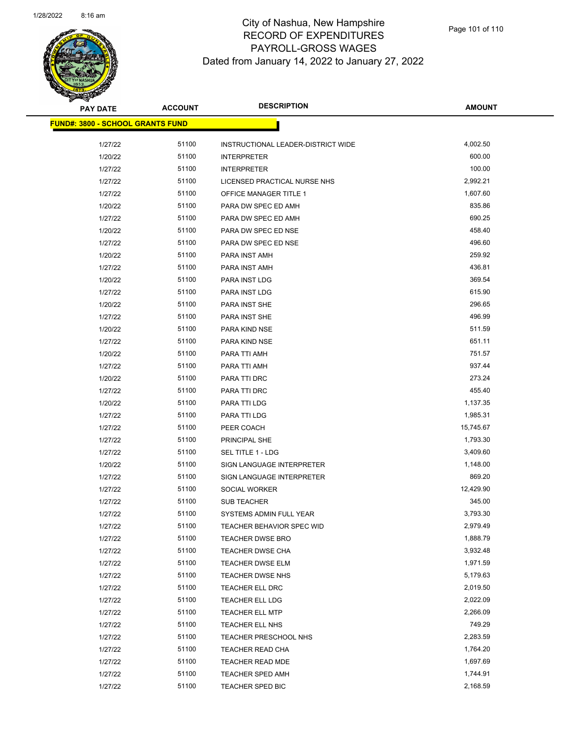# City of Nashua, New Hampshire
## RECORD OF EXPENDITURES
## PAYROLL-GROSS WAGES
### Dated from January 14, 2022 to January 27, 2022

| PAY DATE | ACCOUNT | DESCRIPTION | AMOUNT |
|---|---|---|---|
| **FUND#: 3800 - SCHOOL GRANTS FUND** | | | |
| 1/27/22 | 51100 | INSTRUCTIONAL LEADER-DISTRICT WIDE | 4,002.50 |
| 1/20/22 | 51100 | INTERPRETER | 600.00 |
| 1/27/22 | 51100 | INTERPRETER | 100.00 |
| 1/27/22 | 51100 | LICENSED PRACTICAL NURSE NHS | 2,992.21 |
| 1/27/22 | 51100 | OFFICE MANAGER TITLE 1 | 1,607.60 |
| 1/20/22 | 51100 | PARA DW SPEC ED AMH | 835.86 |
| 1/27/22 | 51100 | PARA DW SPEC ED AMH | 690.25 |
| 1/20/22 | 51100 | PARA DW SPEC ED NSE | 458.40 |
| 1/27/22 | 51100 | PARA DW SPEC ED NSE | 496.60 |
| 1/20/22 | 51100 | PARA INST AMH | 259.92 |
| 1/27/22 | 51100 | PARA INST AMH | 436.81 |
| 1/20/22 | 51100 | PARA INST LDG | 369.54 |
| 1/27/22 | 51100 | PARA INST LDG | 615.90 |
| 1/20/22 | 51100 | PARA INST SHE | 296.65 |
| 1/27/22 | 51100 | PARA INST SHE | 496.99 |
| 1/20/22 | 51100 | PARA KIND NSE | 511.59 |
| 1/27/22 | 51100 | PARA KIND NSE | 651.11 |
| 1/20/22 | 51100 | PARA TTI AMH | 751.57 |
| 1/27/22 | 51100 | PARA TTI AMH | 937.44 |
| 1/20/22 | 51100 | PARA TTI DRC | 273.24 |
| 1/27/22 | 51100 | PARA TTI DRC | 455.40 |
| 1/20/22 | 51100 | PARA TTI LDG | 1,137.35 |
| 1/27/22 | 51100 | PARA TTI LDG | 1,985.31 |
| 1/27/22 | 51100 | PEER COACH | 15,745.67 |
| 1/27/22 | 51100 | PRINCIPAL SHE | 1,793.30 |
| 1/27/22 | 51100 | SEL TITLE 1 - LDG | 3,409.60 |
| 1/20/22 | 51100 | SIGN LANGUAGE INTERPRETER | 1,148.00 |
| 1/27/22 | 51100 | SIGN LANGUAGE INTERPRETER | 869.20 |
| 1/27/22 | 51100 | SOCIAL WORKER | 12,429.90 |
| 1/27/22 | 51100 | SUB TEACHER | 345.00 |
| 1/27/22 | 51100 | SYSTEMS ADMIN FULL YEAR | 3,793.30 |
| 1/27/22 | 51100 | TEACHER BEHAVIOR SPEC WID | 2,979.49 |
| 1/27/22 | 51100 | TEACHER DWSE BRO | 1,888.79 |
| 1/27/22 | 51100 | TEACHER DWSE CHA | 3,932.48 |
| 1/27/22 | 51100 | TEACHER DWSE ELM | 1,971.59 |
| 1/27/22 | 51100 | TEACHER DWSE NHS | 5,179.63 |
| 1/27/22 | 51100 | TEACHER ELL DRC | 2,019.50 |
| 1/27/22 | 51100 | TEACHER ELL LDG | 2,022.09 |
| 1/27/22 | 51100 | TEACHER ELL MTP | 2,266.09 |
| 1/27/22 | 51100 | TEACHER ELL NHS | 749.29 |
| 1/27/22 | 51100 | TEACHER PRESCHOOL NHS | 2,283.59 |
| 1/27/22 | 51100 | TEACHER READ CHA | 1,764.20 |
| 1/27/22 | 51100 | TEACHER READ MDE | 1,697.69 |
| 1/27/22 | 51100 | TEACHER SPED AMH | 1,744.91 |
| 1/27/22 | 51100 | TEACHER SPED BIC | 2,168.59 |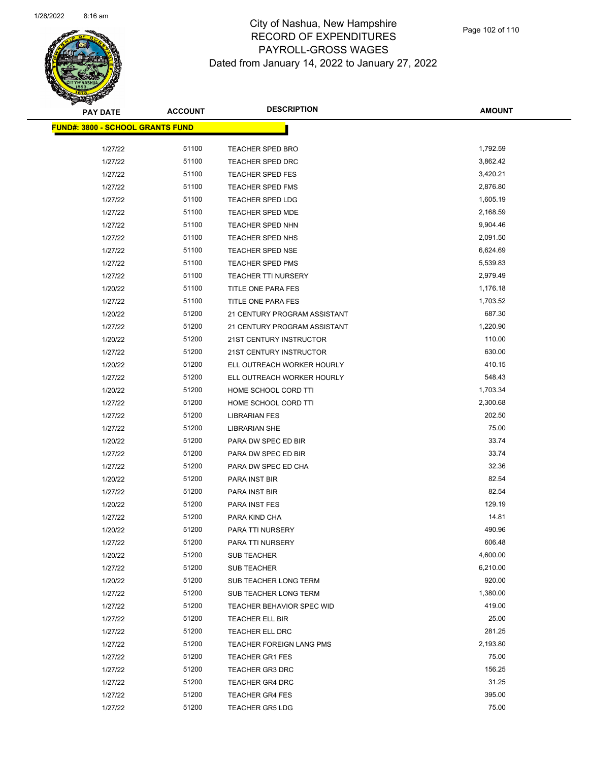City of Nashua, New Hampshire
RECORD OF EXPENDITURES
PAYROLL-GROSS WAGES
Dated from January 14, 2022 to January 27, 2022

| PAY DATE | ACCOUNT | DESCRIPTION | AMOUNT |
|---|---|---|---|
| **FUND#: 3800 - SCHOOL GRANTS FUND** | | | |
| 1/27/22 | 51100 | TEACHER SPED BRO | 1,792.59 |
| 1/27/22 | 51100 | TEACHER SPED DRC | 3,862.42 |
| 1/27/22 | 51100 | TEACHER SPED FES | 3,420.21 |
| 1/27/22 | 51100 | TEACHER SPED FMS | 2,876.80 |
| 1/27/22 | 51100 | TEACHER SPED LDG | 1,605.19 |
| 1/27/22 | 51100 | TEACHER SPED MDE | 2,168.59 |
| 1/27/22 | 51100 | TEACHER SPED NHN | 9,904.46 |
| 1/27/22 | 51100 | TEACHER SPED NHS | 2,091.50 |
| 1/27/22 | 51100 | TEACHER SPED NSE | 6,624.69 |
| 1/27/22 | 51100 | TEACHER SPED PMS | 5,539.83 |
| 1/27/22 | 51100 | TEACHER TTI NURSERY | 2,979.49 |
| 1/20/22 | 51100 | TITLE ONE PARA FES | 1,176.18 |
| 1/27/22 | 51100 | TITLE ONE PARA FES | 1,703.52 |
| 1/20/22 | 51200 | 21 CENTURY PROGRAM ASSISTANT | 687.30 |
| 1/27/22 | 51200 | 21 CENTURY PROGRAM ASSISTANT | 1,220.90 |
| 1/20/22 | 51200 | 21ST CENTURY INSTRUCTOR | 110.00 |
| 1/27/22 | 51200 | 21ST CENTURY INSTRUCTOR | 630.00 |
| 1/20/22 | 51200 | ELL OUTREACH WORKER HOURLY | 410.15 |
| 1/27/22 | 51200 | ELL OUTREACH WORKER HOURLY | 548.43 |
| 1/20/22 | 51200 | HOME SCHOOL CORD TTI | 1,703.34 |
| 1/27/22 | 51200 | HOME SCHOOL CORD TTI | 2,300.68 |
| 1/27/22 | 51200 | LIBRARIAN FES | 202.50 |
| 1/27/22 | 51200 | LIBRARIAN SHE | 75.00 |
| 1/20/22 | 51200 | PARA DW SPEC ED BIR | 33.74 |
| 1/27/22 | 51200 | PARA DW SPEC ED BIR | 33.74 |
| 1/27/22 | 51200 | PARA DW SPEC ED CHA | 32.36 |
| 1/20/22 | 51200 | PARA INST BIR | 82.54 |
| 1/27/22 | 51200 | PARA INST BIR | 82.54 |
| 1/20/22 | 51200 | PARA INST FES | 129.19 |
| 1/27/22 | 51200 | PARA KIND CHA | 14.81 |
| 1/20/22 | 51200 | PARA TTI NURSERY | 490.96 |
| 1/27/22 | 51200 | PARA TTI NURSERY | 606.48 |
| 1/20/22 | 51200 | SUB TEACHER | 4,600.00 |
| 1/27/22 | 51200 | SUB TEACHER | 6,210.00 |
| 1/20/22 | 51200 | SUB TEACHER LONG TERM | 920.00 |
| 1/27/22 | 51200 | SUB TEACHER LONG TERM | 1,380.00 |
| 1/27/22 | 51200 | TEACHER BEHAVIOR SPEC WID | 419.00 |
| 1/27/22 | 51200 | TEACHER ELL BIR | 25.00 |
| 1/27/22 | 51200 | TEACHER ELL DRC | 281.25 |
| 1/27/22 | 51200 | TEACHER FOREIGN LANG PMS | 2,193.80 |
| 1/27/22 | 51200 | TEACHER GR1 FES | 75.00 |
| 1/27/22 | 51200 | TEACHER GR3 DRC | 156.25 |
| 1/27/22 | 51200 | TEACHER GR4 DRC | 31.25 |
| 1/27/22 | 51200 | TEACHER GR4 FES | 395.00 |
| 1/27/22 | 51200 | TEACHER GR5 LDG | 75.00 |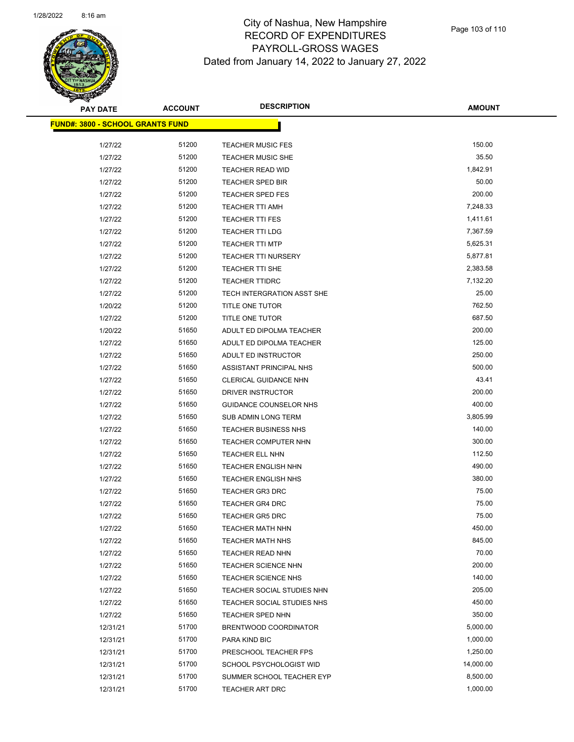City of Nashua, New Hampshire
RECORD OF EXPENDITURES
PAYROLL-GROSS WAGES
Dated from January 14, 2022 to January 27, 2022

| PAY DATE | ACCOUNT | DESCRIPTION | AMOUNT |
|---|---|---|---|
| **FUND#: 3800 - SCHOOL GRANTS FUND** | | | |
| 1/27/22 | 51200 | TEACHER MUSIC FES | 150.00 |
| 1/27/22 | 51200 | TEACHER MUSIC SHE | 35.50 |
| 1/27/22 | 51200 | TEACHER READ WID | 1,842.91 |
| 1/27/22 | 51200 | TEACHER SPED BIR | 50.00 |
| 1/27/22 | 51200 | TEACHER SPED FES | 200.00 |
| 1/27/22 | 51200 | TEACHER TTI AMH | 7,248.33 |
| 1/27/22 | 51200 | TEACHER TTI FES | 1,411.61 |
| 1/27/22 | 51200 | TEACHER TTI LDG | 7,367.59 |
| 1/27/22 | 51200 | TEACHER TTI MTP | 5,625.31 |
| 1/27/22 | 51200 | TEACHER TTI NURSERY | 5,877.81 |
| 1/27/22 | 51200 | TEACHER TTI SHE | 2,383.58 |
| 1/27/22 | 51200 | TEACHER TTIDRC | 7,132.20 |
| 1/27/22 | 51200 | TECH INTERGRATION ASST SHE | 25.00 |
| 1/20/22 | 51200 | TITLE ONE TUTOR | 762.50 |
| 1/27/22 | 51200 | TITLE ONE TUTOR | 687.50 |
| 1/20/22 | 51650 | ADULT ED DIPOLMA TEACHER | 200.00 |
| 1/27/22 | 51650 | ADULT ED DIPOLMA TEACHER | 125.00 |
| 1/27/22 | 51650 | ADULT ED INSTRUCTOR | 250.00 |
| 1/27/22 | 51650 | ASSISTANT PRINCIPAL NHS | 500.00 |
| 1/27/22 | 51650 | CLERICAL GUIDANCE NHN | 43.41 |
| 1/27/22 | 51650 | DRIVER INSTRUCTOR | 200.00 |
| 1/27/22 | 51650 | GUIDANCE COUNSELOR NHS | 400.00 |
| 1/27/22 | 51650 | SUB ADMIN LONG TERM | 3,805.99 |
| 1/27/22 | 51650 | TEACHER BUSINESS NHS | 140.00 |
| 1/27/22 | 51650 | TEACHER COMPUTER NHN | 300.00 |
| 1/27/22 | 51650 | TEACHER ELL NHN | 112.50 |
| 1/27/22 | 51650 | TEACHER ENGLISH NHN | 490.00 |
| 1/27/22 | 51650 | TEACHER ENGLISH NHS | 380.00 |
| 1/27/22 | 51650 | TEACHER GR3 DRC | 75.00 |
| 1/27/22 | 51650 | TEACHER GR4 DRC | 75.00 |
| 1/27/22 | 51650 | TEACHER GR5 DRC | 75.00 |
| 1/27/22 | 51650 | TEACHER MATH NHN | 450.00 |
| 1/27/22 | 51650 | TEACHER MATH NHS | 845.00 |
| 1/27/22 | 51650 | TEACHER READ NHN | 70.00 |
| 1/27/22 | 51650 | TEACHER SCIENCE NHN | 200.00 |
| 1/27/22 | 51650 | TEACHER SCIENCE NHS | 140.00 |
| 1/27/22 | 51650 | TEACHER SOCIAL STUDIES NHN | 205.00 |
| 1/27/22 | 51650 | TEACHER SOCIAL STUDIES NHS | 450.00 |
| 1/27/22 | 51650 | TEACHER SPED NHN | 350.00 |
| 12/31/21 | 51700 | BRENTWOOD COORDINATOR | 5,000.00 |
| 12/31/21 | 51700 | PARA KIND BIC | 1,000.00 |
| 12/31/21 | 51700 | PRESCHOOL TEACHER FPS | 1,250.00 |
| 12/31/21 | 51700 | SCHOOL PSYCHOLOGIST WID | 14,000.00 |
| 12/31/21 | 51700 | SUMMER SCHOOL TEACHER EYP | 8,500.00 |
| 12/31/21 | 51700 | TEACHER ART DRC | 1,000.00 |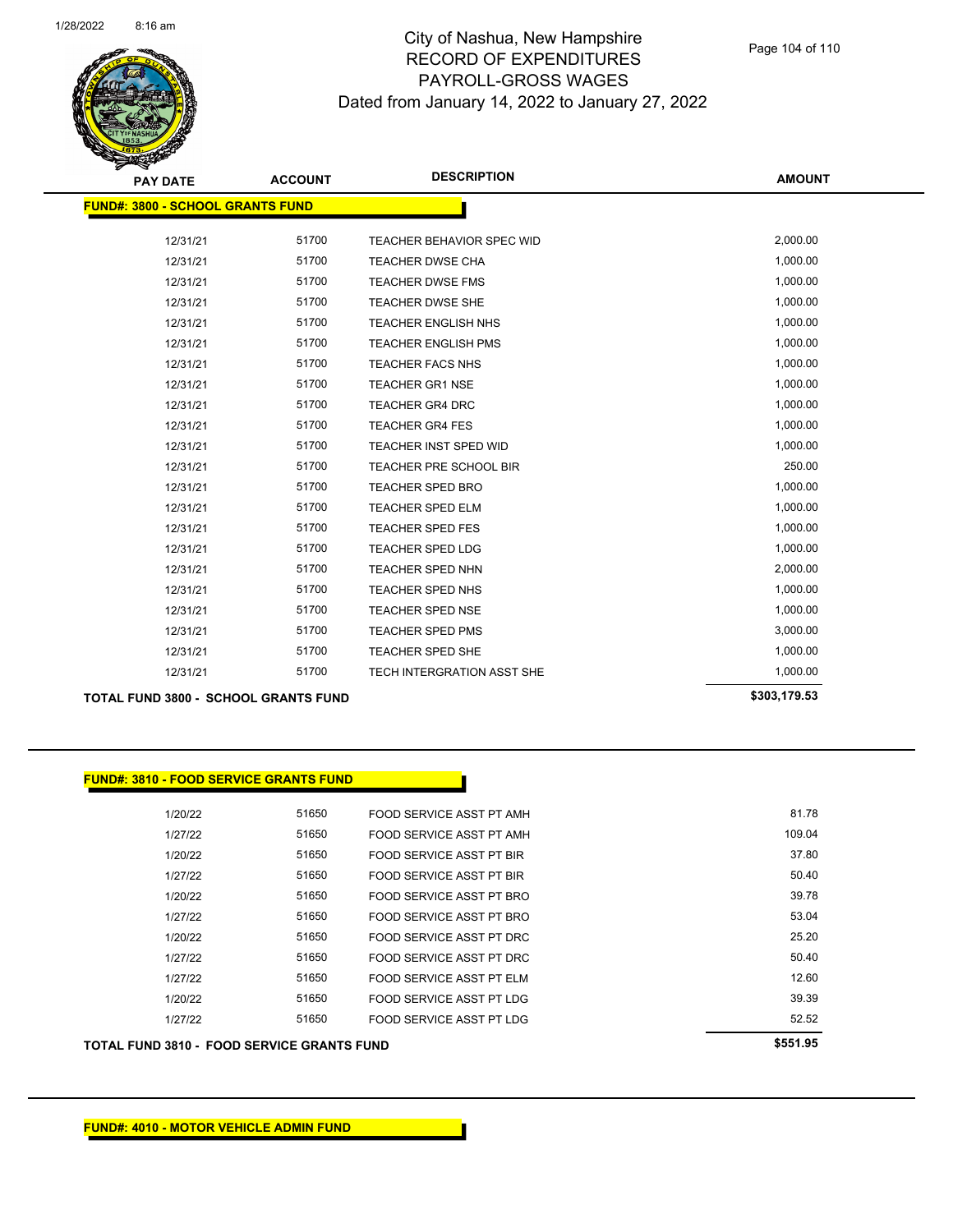# City of Nashua, New Hampshire
# RECORD OF EXPENDITURES
# PAYROLL-GROSS WAGES
## Dated from January 14, 2022 to January 27, 2022

**FUND#: 3800 - SCHOOL GRANTS FUND**

| PAY DATE | ACCOUNT | DESCRIPTION | AMOUNT |
|---|---|---|---|
| 12/31/21 | 51700 | TEACHER BEHAVIOR SPEC WID | 2,000.00 |
| 12/31/21 | 51700 | TEACHER DWSE CHA | 1,000.00 |
| 12/31/21 | 51700 | TEACHER DWSE FMS | 1,000.00 |
| 12/31/21 | 51700 | TEACHER DWSE SHE | 1,000.00 |
| 12/31/21 | 51700 | TEACHER ENGLISH NHS | 1,000.00 |
| 12/31/21 | 51700 | TEACHER ENGLISH PMS | 1,000.00 |
| 12/31/21 | 51700 | TEACHER FACS NHS | 1,000.00 |
| 12/31/21 | 51700 | TEACHER GR1 NSE | 1,000.00 |
| 12/31/21 | 51700 | TEACHER GR4 DRC | 1,000.00 |
| 12/31/21 | 51700 | TEACHER GR4 FES | 1,000.00 |
| 12/31/21 | 51700 | TEACHER INST SPED WID | 1,000.00 |
| 12/31/21 | 51700 | TEACHER PRE SCHOOL BIR | 250.00 |
| 12/31/21 | 51700 | TEACHER SPED BRO | 1,000.00 |
| 12/31/21 | 51700 | TEACHER SPED ELM | 1,000.00 |
| 12/31/21 | 51700 | TEACHER SPED FES | 1,000.00 |
| 12/31/21 | 51700 | TEACHER SPED LDG | 1,000.00 |
| 12/31/21 | 51700 | TEACHER SPED NHN | 2,000.00 |
| 12/31/21 | 51700 | TEACHER SPED NHS | 1,000.00 |
| 12/31/21 | 51700 | TEACHER SPED NSE | 1,000.00 |
| 12/31/21 | 51700 | TEACHER SPED PMS | 3,000.00 |
| 12/31/21 | 51700 | TEACHER SPED SHE | 1,000.00 |
| 12/31/21 | 51700 | TECH INTERGRATION ASST SHE | 1,000.00 |

**TOTAL FUND 3800 - SCHOOL GRANTS FUND** **$303,179.53**

**FUND#: 3810 - FOOD SERVICE GRANTS FUND**

| PAY DATE | ACCOUNT | DESCRIPTION | AMOUNT |
|---|---|---|---|
| 1/20/22 | 51650 | FOOD SERVICE ASST PT AMH | 81.78 |
| 1/27/22 | 51650 | FOOD SERVICE ASST PT AMH | 109.04 |
| 1/20/22 | 51650 | FOOD SERVICE ASST PT BIR | 37.80 |
| 1/27/22 | 51650 | FOOD SERVICE ASST PT BIR | 50.40 |
| 1/20/22 | 51650 | FOOD SERVICE ASST PT BRO | 39.78 |
| 1/27/22 | 51650 | FOOD SERVICE ASST PT BRO | 53.04 |
| 1/20/22 | 51650 | FOOD SERVICE ASST PT DRC | 25.20 |
| 1/27/22 | 51650 | FOOD SERVICE ASST PT DRC | 50.40 |
| 1/27/22 | 51650 | FOOD SERVICE ASST PT ELM | 12.60 |
| 1/20/22 | 51650 | FOOD SERVICE ASST PT LDG | 39.39 |
| 1/27/22 | 51650 | FOOD SERVICE ASST PT LDG | 52.52 |

**TOTAL FUND 3810 - FOOD SERVICE GRANTS FUND** **$551.95**

**FUND#: 4010 - MOTOR VEHICLE ADMIN FUND**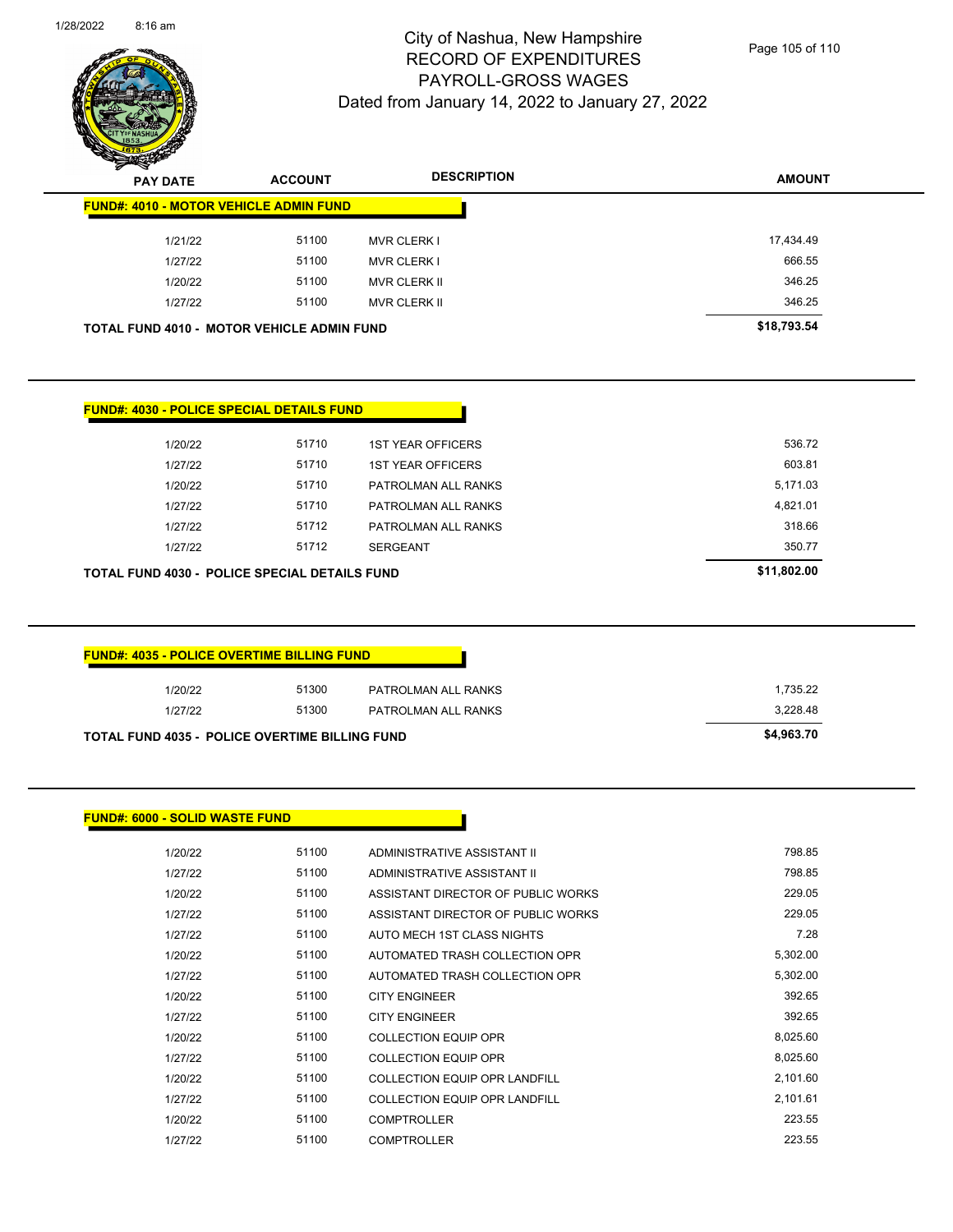# City of Nashua, New Hampshire
## RECORD OF EXPENDITURES
## PAYROLL-GROSS WAGES
## Dated from January 14, 2022 to January 27, 2022

**FUND#: 4010 - MOTOR VEHICLE ADMIN FUND**

| PAY DATE | ACCOUNT | DESCRIPTION | AMOUNT |
|---|---|---|---|
| 1/21/22 | 51100 | MVR CLERK I | 17,434.49 |
| 1/27/22 | 51100 | MVR CLERK I | 666.55 |
| 1/20/22 | 51100 | MVR CLERK II | 346.25 |
| 1/27/22 | 51100 | MVR CLERK II | 346.25 |
| **TOTAL FUND 4010 - MOTOR VEHICLE ADMIN FUND** | | | **$18,793.54** |

**FUND#: 4030 - POLICE SPECIAL DETAILS FUND**

| PAY DATE | ACCOUNT | DESCRIPTION | AMOUNT |
|---|---|---|---|
| 1/20/22 | 51710 | 1ST YEAR OFFICERS | 536.72 |
| 1/27/22 | 51710 | 1ST YEAR OFFICERS | 603.81 |
| 1/20/22 | 51710 | PATROLMAN ALL RANKS | 5,171.03 |
| 1/27/22 | 51710 | PATROLMAN ALL RANKS | 4,821.01 |
| 1/27/22 | 51712 | PATROLMAN ALL RANKS | 318.66 |
| 1/27/22 | 51712 | SERGEANT | 350.77 |
| **TOTAL FUND 4030 - POLICE SPECIAL DETAILS FUND** | | | **$11,802.00** |

**FUND#: 4035 - POLICE OVERTIME BILLING FUND**

| PAY DATE | ACCOUNT | DESCRIPTION | AMOUNT |
|---|---|---|---|
| 1/20/22 | 51300 | PATROLMAN ALL RANKS | 1,735.22 |
| 1/27/22 | 51300 | PATROLMAN ALL RANKS | 3,228.48 |
| **TOTAL FUND 4035 - POLICE OVERTIME BILLING FUND** | | | **$4,963.70** |

**FUND#: 6000 - SOLID WASTE FUND**

| PAY DATE | ACCOUNT | DESCRIPTION | AMOUNT |
|---|---|---|---|
| 1/20/22 | 51100 | ADMINISTRATIVE ASSISTANT II | 798.85 |
| 1/27/22 | 51100 | ADMINISTRATIVE ASSISTANT II | 798.85 |
| 1/20/22 | 51100 | ASSISTANT DIRECTOR OF PUBLIC WORKS | 229.05 |
| 1/27/22 | 51100 | ASSISTANT DIRECTOR OF PUBLIC WORKS | 229.05 |
| 1/27/22 | 51100 | AUTO MECH 1ST CLASS NIGHTS | 7.28 |
| 1/20/22 | 51100 | AUTOMATED TRASH COLLECTION OPR | 5,302.00 |
| 1/27/22 | 51100 | AUTOMATED TRASH COLLECTION OPR | 5,302.00 |
| 1/20/22 | 51100 | CITY ENGINEER | 392.65 |
| 1/27/22 | 51100 | CITY ENGINEER | 392.65 |
| 1/20/22 | 51100 | COLLECTION EQUIP OPR | 8,025.60 |
| 1/27/22 | 51100 | COLLECTION EQUIP OPR | 8,025.60 |
| 1/20/22 | 51100 | COLLECTION EQUIP OPR LANDFILL | 2,101.60 |
| 1/27/22 | 51100 | COLLECTION EQUIP OPR LANDFILL | 2,101.61 |
| 1/20/22 | 51100 | COMPTROLLER | 223.55 |
| 1/27/22 | 51100 | COMPTROLLER | 223.55 |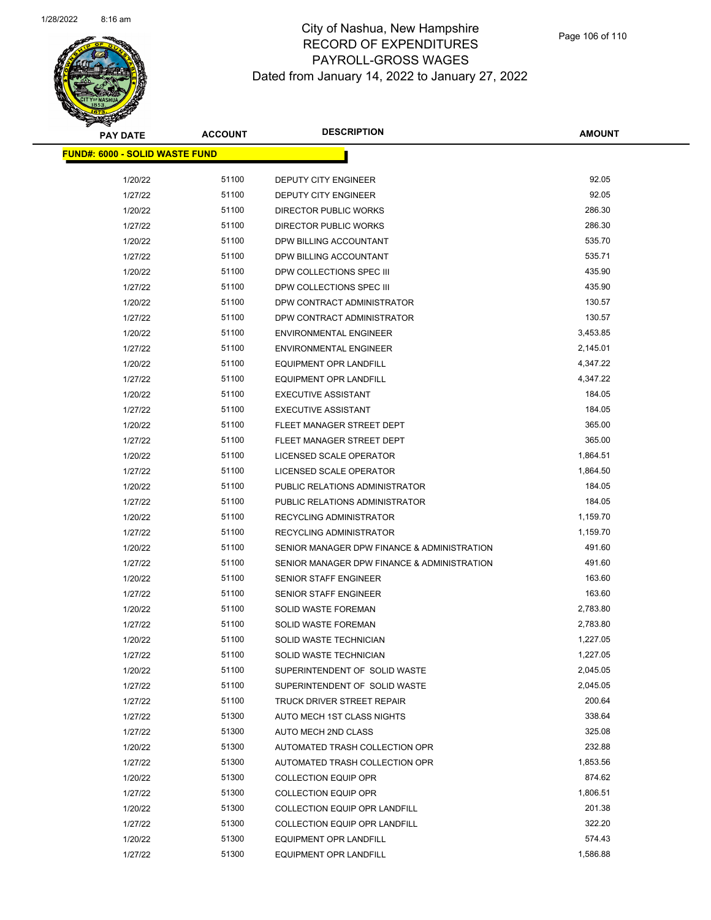# City of Nashua, New Hampshire
## RECORD OF EXPENDITURES
## PAYROLL-GROSS WAGES
## Dated from January 14, 2022 to January 27, 2022

**FUND#: 6000 - SOLID WASTE FUND**

| PAY DATE | ACCOUNT | DESCRIPTION | AMOUNT |
|---|---|---|---|
| 1/20/22 | 51100 | DEPUTY CITY ENGINEER | 92.05 |
| 1/27/22 | 51100 | DEPUTY CITY ENGINEER | 92.05 |
| 1/20/22 | 51100 | DIRECTOR PUBLIC WORKS | 286.30 |
| 1/27/22 | 51100 | DIRECTOR PUBLIC WORKS | 286.30 |
| 1/20/22 | 51100 | DPW BILLING ACCOUNTANT | 535.70 |
| 1/27/22 | 51100 | DPW BILLING ACCOUNTANT | 535.71 |
| 1/20/22 | 51100 | DPW COLLECTIONS SPEC III | 435.90 |
| 1/27/22 | 51100 | DPW COLLECTIONS SPEC III | 435.90 |
| 1/20/22 | 51100 | DPW CONTRACT ADMINISTRATOR | 130.57 |
| 1/27/22 | 51100 | DPW CONTRACT ADMINISTRATOR | 130.57 |
| 1/20/22 | 51100 | ENVIRONMENTAL ENGINEER | 3,453.85 |
| 1/27/22 | 51100 | ENVIRONMENTAL ENGINEER | 2,145.01 |
| 1/20/22 | 51100 | EQUIPMENT OPR LANDFILL | 4,347.22 |
| 1/27/22 | 51100 | EQUIPMENT OPR LANDFILL | 4,347.22 |
| 1/20/22 | 51100 | EXECUTIVE ASSISTANT | 184.05 |
| 1/27/22 | 51100 | EXECUTIVE ASSISTANT | 184.05 |
| 1/20/22 | 51100 | FLEET MANAGER STREET DEPT | 365.00 |
| 1/27/22 | 51100 | FLEET MANAGER STREET DEPT | 365.00 |
| 1/20/22 | 51100 | LICENSED SCALE OPERATOR | 1,864.51 |
| 1/27/22 | 51100 | LICENSED SCALE OPERATOR | 1,864.50 |
| 1/20/22 | 51100 | PUBLIC RELATIONS ADMINISTRATOR | 184.05 |
| 1/27/22 | 51100 | PUBLIC RELATIONS ADMINISTRATOR | 184.05 |
| 1/20/22 | 51100 | RECYCLING ADMINISTRATOR | 1,159.70 |
| 1/27/22 | 51100 | RECYCLING ADMINISTRATOR | 1,159.70 |
| 1/20/22 | 51100 | SENIOR MANAGER DPW FINANCE & ADMINISTRATION | 491.60 |
| 1/27/22 | 51100 | SENIOR MANAGER DPW FINANCE & ADMINISTRATION | 491.60 |
| 1/20/22 | 51100 | SENIOR STAFF ENGINEER | 163.60 |
| 1/27/22 | 51100 | SENIOR STAFF ENGINEER | 163.60 |
| 1/20/22 | 51100 | SOLID WASTE FOREMAN | 2,783.80 |
| 1/27/22 | 51100 | SOLID WASTE FOREMAN | 2,783.80 |
| 1/20/22 | 51100 | SOLID WASTE TECHNICIAN | 1,227.05 |
| 1/27/22 | 51100 | SOLID WASTE TECHNICIAN | 1,227.05 |
| 1/20/22 | 51100 | SUPERINTENDENT OF SOLID WASTE | 2,045.05 |
| 1/27/22 | 51100 | SUPERINTENDENT OF SOLID WASTE | 2,045.05 |
| 1/27/22 | 51100 | TRUCK DRIVER STREET REPAIR | 200.64 |
| 1/27/22 | 51300 | AUTO MECH 1ST CLASS NIGHTS | 338.64 |
| 1/27/22 | 51300 | AUTO MECH 2ND CLASS | 325.08 |
| 1/20/22 | 51300 | AUTOMATED TRASH COLLECTION OPR | 232.88 |
| 1/27/22 | 51300 | AUTOMATED TRASH COLLECTION OPR | 1,853.56 |
| 1/20/22 | 51300 | COLLECTION EQUIP OPR | 874.62 |
| 1/27/22 | 51300 | COLLECTION EQUIP OPR | 1,806.51 |
| 1/20/22 | 51300 | COLLECTION EQUIP OPR LANDFILL | 201.38 |
| 1/27/22 | 51300 | COLLECTION EQUIP OPR LANDFILL | 322.20 |
| 1/20/22 | 51300 | EQUIPMENT OPR LANDFILL | 574.43 |
| 1/27/22 | 51300 | EQUIPMENT OPR LANDFILL | 1,586.88 |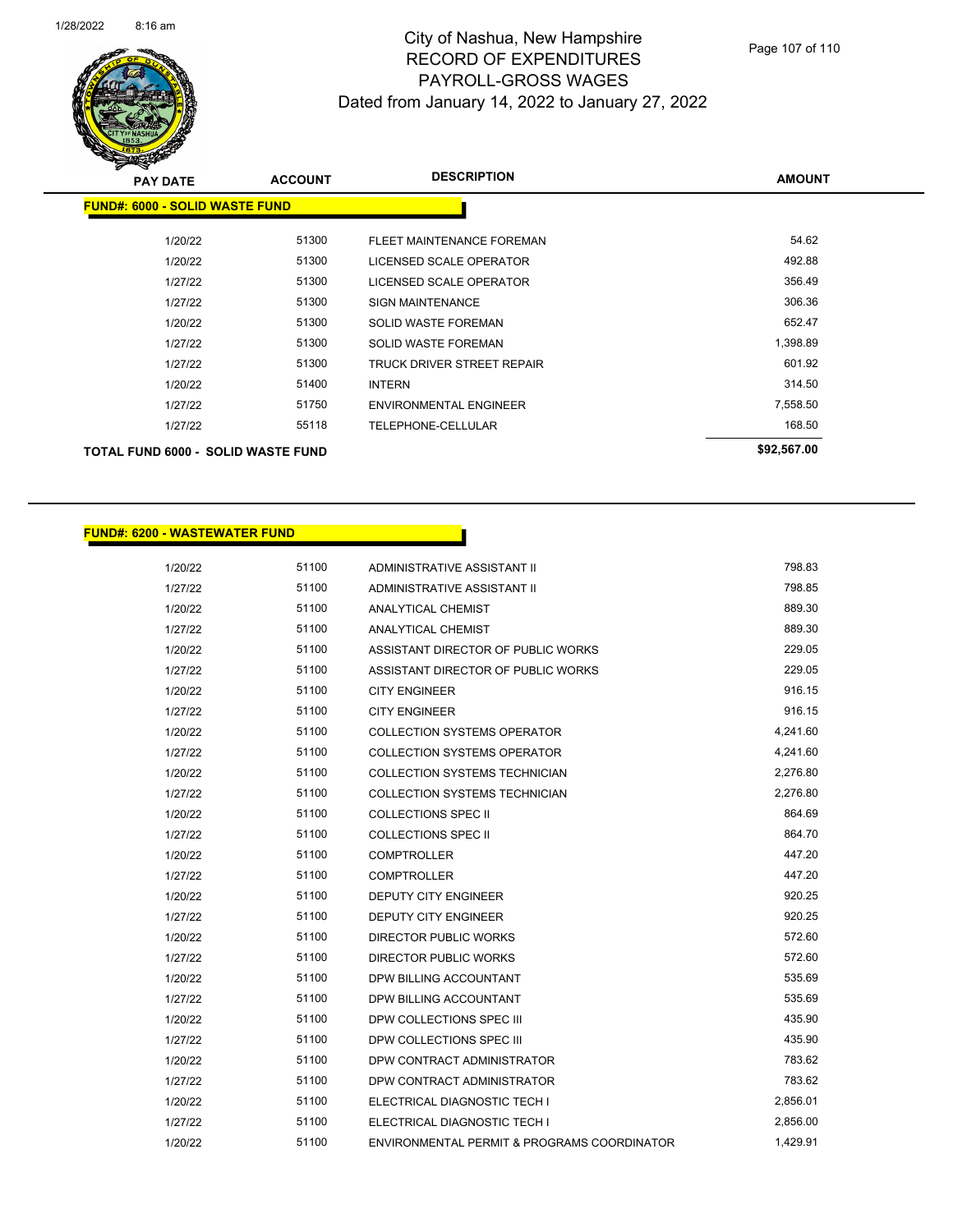# City of Nashua, New Hampshire
## RECORD OF EXPENDITURES
## PAYROLL-GROSS WAGES
### Dated from January 14, 2022 to January 27, 2022

| PAY DATE | ACCOUNT | DESCRIPTION | AMOUNT |
|---|---|---|---|
| **FUND#: 6000 - SOLID WASTE FUND** | | | |
| 1/20/22 | 51300 | FLEET MAINTENANCE FOREMAN | 54.62 |
| 1/20/22 | 51300 | LICENSED SCALE OPERATOR | 492.88 |
| 1/27/22 | 51300 | LICENSED SCALE OPERATOR | 356.49 |
| 1/27/22 | 51300 | SIGN MAINTENANCE | 306.36 |
| 1/20/22 | 51300 | SOLID WASTE FOREMAN | 652.47 |
| 1/27/22 | 51300 | SOLID WASTE FOREMAN | 1,398.89 |
| 1/27/22 | 51300 | TRUCK DRIVER STREET REPAIR | 601.92 |
| 1/20/22 | 51400 | INTERN | 314.50 |
| 1/27/22 | 51750 | ENVIRONMENTAL ENGINEER | 7,558.50 |
| 1/27/22 | 55118 | TELEPHONE-CELLULAR | 168.50 |
| **TOTAL FUND 6000 - SOLID WASTE FUND** | | | **$92,567.00** |

| PAY DATE | ACCOUNT | DESCRIPTION | AMOUNT |
|---|---|---|---|
| **FUND#: 6200 - WASTEWATER FUND** | | | |
| 1/20/22 | 51100 | ADMINISTRATIVE ASSISTANT II | 798.83 |
| 1/27/22 | 51100 | ADMINISTRATIVE ASSISTANT II | 798.85 |
| 1/20/22 | 51100 | ANALYTICAL CHEMIST | 889.30 |
| 1/27/22 | 51100 | ANALYTICAL CHEMIST | 889.30 |
| 1/20/22 | 51100 | ASSISTANT DIRECTOR OF PUBLIC WORKS | 229.05 |
| 1/27/22 | 51100 | ASSISTANT DIRECTOR OF PUBLIC WORKS | 229.05 |
| 1/20/22 | 51100 | CITY ENGINEER | 916.15 |
| 1/27/22 | 51100 | CITY ENGINEER | 916.15 |
| 1/20/22 | 51100 | COLLECTION SYSTEMS OPERATOR | 4,241.60 |
| 1/27/22 | 51100 | COLLECTION SYSTEMS OPERATOR | 4,241.60 |
| 1/20/22 | 51100 | COLLECTION SYSTEMS TECHNICIAN | 2,276.80 |
| 1/27/22 | 51100 | COLLECTION SYSTEMS TECHNICIAN | 2,276.80 |
| 1/20/22 | 51100 | COLLECTIONS SPEC II | 864.69 |
| 1/27/22 | 51100 | COLLECTIONS SPEC II | 864.70 |
| 1/20/22 | 51100 | COMPTROLLER | 447.20 |
| 1/27/22 | 51100 | COMPTROLLER | 447.20 |
| 1/20/22 | 51100 | DEPUTY CITY ENGINEER | 920.25 |
| 1/27/22 | 51100 | DEPUTY CITY ENGINEER | 920.25 |
| 1/20/22 | 51100 | DIRECTOR PUBLIC WORKS | 572.60 |
| 1/27/22 | 51100 | DIRECTOR PUBLIC WORKS | 572.60 |
| 1/20/22 | 51100 | DPW BILLING ACCOUNTANT | 535.69 |
| 1/27/22 | 51100 | DPW BILLING ACCOUNTANT | 535.69 |
| 1/20/22 | 51100 | DPW COLLECTIONS SPEC III | 435.90 |
| 1/27/22 | 51100 | DPW COLLECTIONS SPEC III | 435.90 |
| 1/20/22 | 51100 | DPW CONTRACT ADMINISTRATOR | 783.62 |
| 1/27/22 | 51100 | DPW CONTRACT ADMINISTRATOR | 783.62 |
| 1/20/22 | 51100 | ELECTRICAL DIAGNOSTIC TECH I | 2,856.01 |
| 1/27/22 | 51100 | ELECTRICAL DIAGNOSTIC TECH I | 2,856.00 |
| 1/20/22 | 51100 | ENVIRONMENTAL PERMIT & PROGRAMS COORDINATOR | 1,429.91 |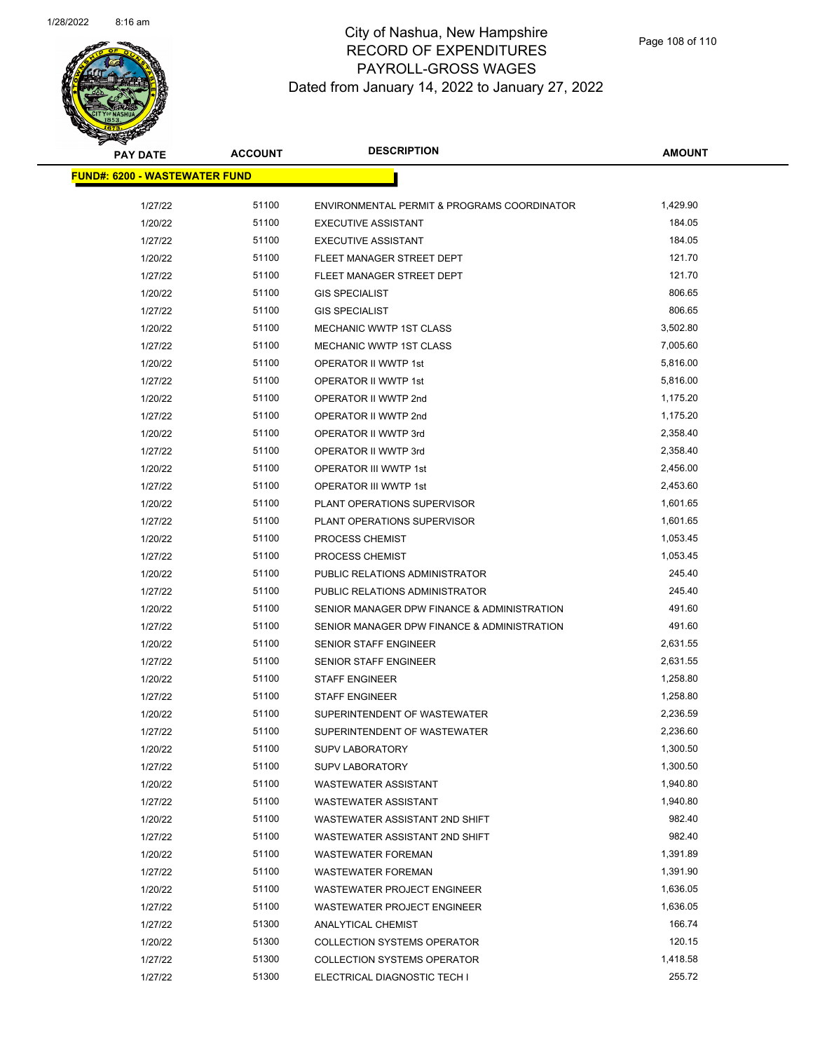# City of Nashua, New Hampshire
## RECORD OF EXPENDITURES
## PAYROLL-GROSS WAGES
## Dated from January 14, 2022 to January 27, 2022

**FUND#: 6200 - WASTEWATER FUND**

| PAY DATE | ACCOUNT | DESCRIPTION | AMOUNT |
|---|---|---|---|
| 1/27/22 | 51100 | ENVIRONMENTAL PERMIT & PROGRAMS COORDINATOR | 1,429.90 |
| 1/20/22 | 51100 | EXECUTIVE ASSISTANT | 184.05 |
| 1/27/22 | 51100 | EXECUTIVE ASSISTANT | 184.05 |
| 1/20/22 | 51100 | FLEET MANAGER STREET DEPT | 121.70 |
| 1/27/22 | 51100 | FLEET MANAGER STREET DEPT | 121.70 |
| 1/20/22 | 51100 | GIS SPECIALIST | 806.65 |
| 1/27/22 | 51100 | GIS SPECIALIST | 806.65 |
| 1/20/22 | 51100 | MECHANIC WWTP 1ST CLASS | 3,502.80 |
| 1/27/22 | 51100 | MECHANIC WWTP 1ST CLASS | 7,005.60 |
| 1/20/22 | 51100 | OPERATOR II WWTP 1st | 5,816.00 |
| 1/27/22 | 51100 | OPERATOR II WWTP 1st | 5,816.00 |
| 1/20/22 | 51100 | OPERATOR II WWTP 2nd | 1,175.20 |
| 1/27/22 | 51100 | OPERATOR II WWTP 2nd | 1,175.20 |
| 1/20/22 | 51100 | OPERATOR II WWTP 3rd | 2,358.40 |
| 1/27/22 | 51100 | OPERATOR II WWTP 3rd | 2,358.40 |
| 1/20/22 | 51100 | OPERATOR III WWTP 1st | 2,456.00 |
| 1/27/22 | 51100 | OPERATOR III WWTP 1st | 2,453.60 |
| 1/20/22 | 51100 | PLANT OPERATIONS SUPERVISOR | 1,601.65 |
| 1/27/22 | 51100 | PLANT OPERATIONS SUPERVISOR | 1,601.65 |
| 1/20/22 | 51100 | PROCESS CHEMIST | 1,053.45 |
| 1/27/22 | 51100 | PROCESS CHEMIST | 1,053.45 |
| 1/20/22 | 51100 | PUBLIC RELATIONS ADMINISTRATOR | 245.40 |
| 1/27/22 | 51100 | PUBLIC RELATIONS ADMINISTRATOR | 245.40 |
| 1/20/22 | 51100 | SENIOR MANAGER DPW FINANCE & ADMINISTRATION | 491.60 |
| 1/27/22 | 51100 | SENIOR MANAGER DPW FINANCE & ADMINISTRATION | 491.60 |
| 1/20/22 | 51100 | SENIOR STAFF ENGINEER | 2,631.55 |
| 1/27/22 | 51100 | SENIOR STAFF ENGINEER | 2,631.55 |
| 1/20/22 | 51100 | STAFF ENGINEER | 1,258.80 |
| 1/27/22 | 51100 | STAFF ENGINEER | 1,258.80 |
| 1/20/22 | 51100 | SUPERINTENDENT OF WASTEWATER | 2,236.59 |
| 1/27/22 | 51100 | SUPERINTENDENT OF WASTEWATER | 2,236.60 |
| 1/20/22 | 51100 | SUPV LABORATORY | 1,300.50 |
| 1/27/22 | 51100 | SUPV LABORATORY | 1,300.50 |
| 1/20/22 | 51100 | WASTEWATER ASSISTANT | 1,940.80 |
| 1/27/22 | 51100 | WASTEWATER ASSISTANT | 1,940.80 |
| 1/20/22 | 51100 | WASTEWATER ASSISTANT 2ND SHIFT | 982.40 |
| 1/27/22 | 51100 | WASTEWATER ASSISTANT 2ND SHIFT | 982.40 |
| 1/20/22 | 51100 | WASTEWATER FOREMAN | 1,391.89 |
| 1/27/22 | 51100 | WASTEWATER FOREMAN | 1,391.90 |
| 1/20/22 | 51100 | WASTEWATER PROJECT ENGINEER | 1,636.05 |
| 1/27/22 | 51100 | WASTEWATER PROJECT ENGINEER | 1,636.05 |
| 1/27/22 | 51300 | ANALYTICAL CHEMIST | 166.74 |
| 1/20/22 | 51300 | COLLECTION SYSTEMS OPERATOR | 120.15 |
| 1/27/22 | 51300 | COLLECTION SYSTEMS OPERATOR | 1,418.58 |
| 1/27/22 | 51300 | ELECTRICAL DIAGNOSTIC TECH I | 255.72 |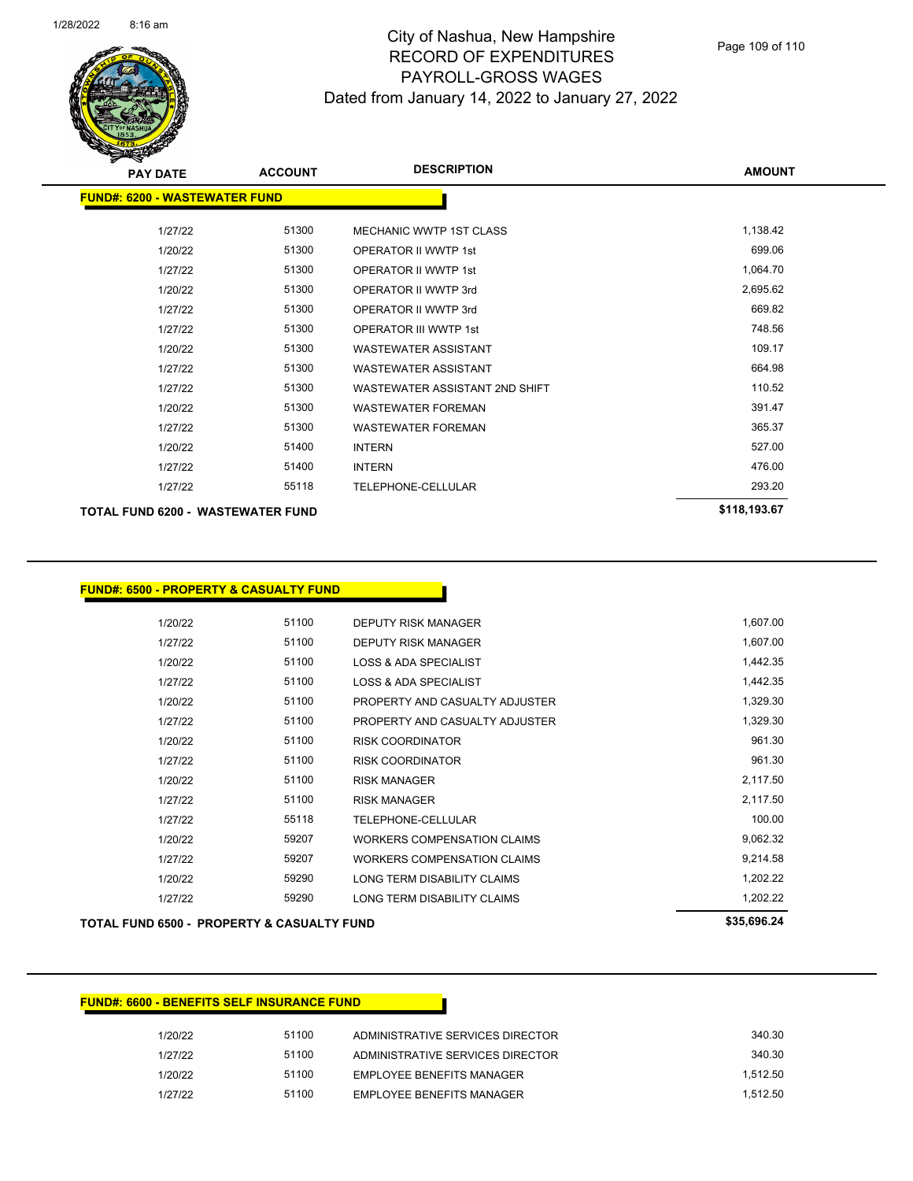# City of Nashua, New Hampshire
## RECORD OF EXPENDITURES
## PAYROLL-GROSS WAGES
## Dated from January 14, 2022 to January 27, 2022

| PAY DATE | ACCOUNT | DESCRIPTION | AMOUNT |
|---|---|---|---|
| **FUND#: 6200 - WASTEWATER FUND** | | | |
| 1/27/22 | 51300 | MECHANIC WWTP 1ST CLASS | 1,138.42 |
| 1/20/22 | 51300 | OPERATOR II WWTP 1st | 699.06 |
| 1/27/22 | 51300 | OPERATOR II WWTP 1st | 1,064.70 |
| 1/20/22 | 51300 | OPERATOR II WWTP 3rd | 2,695.62 |
| 1/27/22 | 51300 | OPERATOR II WWTP 3rd | 669.82 |
| 1/27/22 | 51300 | OPERATOR III WWTP 1st | 748.56 |
| 1/20/22 | 51300 | WASTEWATER ASSISTANT | 109.17 |
| 1/27/22 | 51300 | WASTEWATER ASSISTANT | 664.98 |
| 1/27/22 | 51300 | WASTEWATER ASSISTANT 2ND SHIFT | 110.52 |
| 1/20/22 | 51300 | WASTEWATER FOREMAN | 391.47 |
| 1/27/22 | 51300 | WASTEWATER FOREMAN | 365.37 |
| 1/20/22 | 51400 | INTERN | 527.00 |
| 1/27/22 | 51400 | INTERN | 476.00 |
| 1/27/22 | 55118 | TELEPHONE-CELLULAR | 293.20 |
| **TOTAL FUND 6200 - WASTEWATER FUND** | | | **$118,193.67** |

| PAY DATE | ACCOUNT | DESCRIPTION | AMOUNT |
|---|---|---|---|
| **FUND#: 6500 - PROPERTY & CASUALTY FUND** | | | |
| 1/20/22 | 51100 | DEPUTY RISK MANAGER | 1,607.00 |
| 1/27/22 | 51100 | DEPUTY RISK MANAGER | 1,607.00 |
| 1/20/22 | 51100 | LOSS & ADA SPECIALIST | 1,442.35 |
| 1/27/22 | 51100 | LOSS & ADA SPECIALIST | 1,442.35 |
| 1/20/22 | 51100 | PROPERTY AND CASUALTY ADJUSTER | 1,329.30 |
| 1/27/22 | 51100 | PROPERTY AND CASUALTY ADJUSTER | 1,329.30 |
| 1/20/22 | 51100 | RISK COORDINATOR | 961.30 |
| 1/27/22 | 51100 | RISK COORDINATOR | 961.30 |
| 1/20/22 | 51100 | RISK MANAGER | 2,117.50 |
| 1/27/22 | 51100 | RISK MANAGER | 2,117.50 |
| 1/27/22 | 55118 | TELEPHONE-CELLULAR | 100.00 |
| 1/20/22 | 59207 | WORKERS COMPENSATION CLAIMS | 9,062.32 |
| 1/27/22 | 59207 | WORKERS COMPENSATION CLAIMS | 9,214.58 |
| 1/20/22 | 59290 | LONG TERM DISABILITY CLAIMS | 1,202.22 |
| 1/27/22 | 59290 | LONG TERM DISABILITY CLAIMS | 1,202.22 |
| **TOTAL FUND 6500 - PROPERTY & CASUALTY FUND** | | | **$35,696.24** |

| PAY DATE | ACCOUNT | DESCRIPTION | AMOUNT |
|---|---|---|---|
| **FUND#: 6600 - BENEFITS SELF INSURANCE FUND** | | | |
| 1/20/22 | 51100 | ADMINISTRATIVE SERVICES DIRECTOR | 340.30 |
| 1/27/22 | 51100 | ADMINISTRATIVE SERVICES DIRECTOR | 340.30 |
| 1/20/22 | 51100 | EMPLOYEE BENEFITS MANAGER | 1,512.50 |
| 1/27/22 | 51100 | EMPLOYEE BENEFITS MANAGER | 1,512.50 |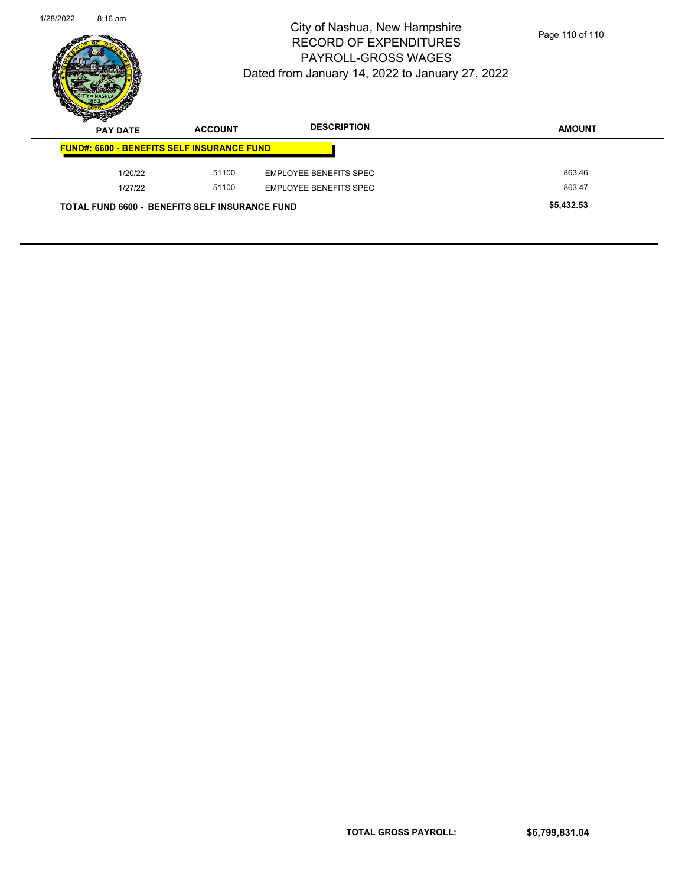# City of Nashua, New Hampshire
## RECORD OF EXPENDITURES
## PAYROLL-GROSS WAGES
Dated from January 14, 2022 to January 27, 2022

| PAY DATE | ACCOUNT | DESCRIPTION | AMOUNT |
|---|---|---|---|
| **FUND#: 6600 - BENEFITS SELF INSURANCE FUND** | | | |
| 1/20/22 | 51100 | EMPLOYEE BENEFITS SPEC | 863.46 |
| 1/27/22 | 51100 | EMPLOYEE BENEFITS SPEC | 863.47 |
| **TOTAL FUND 6600 - BENEFITS SELF INSURANCE FUND** | | | **$5,432.53** |

**TOTAL GROSS PAYROLL: $6,799,831.04**